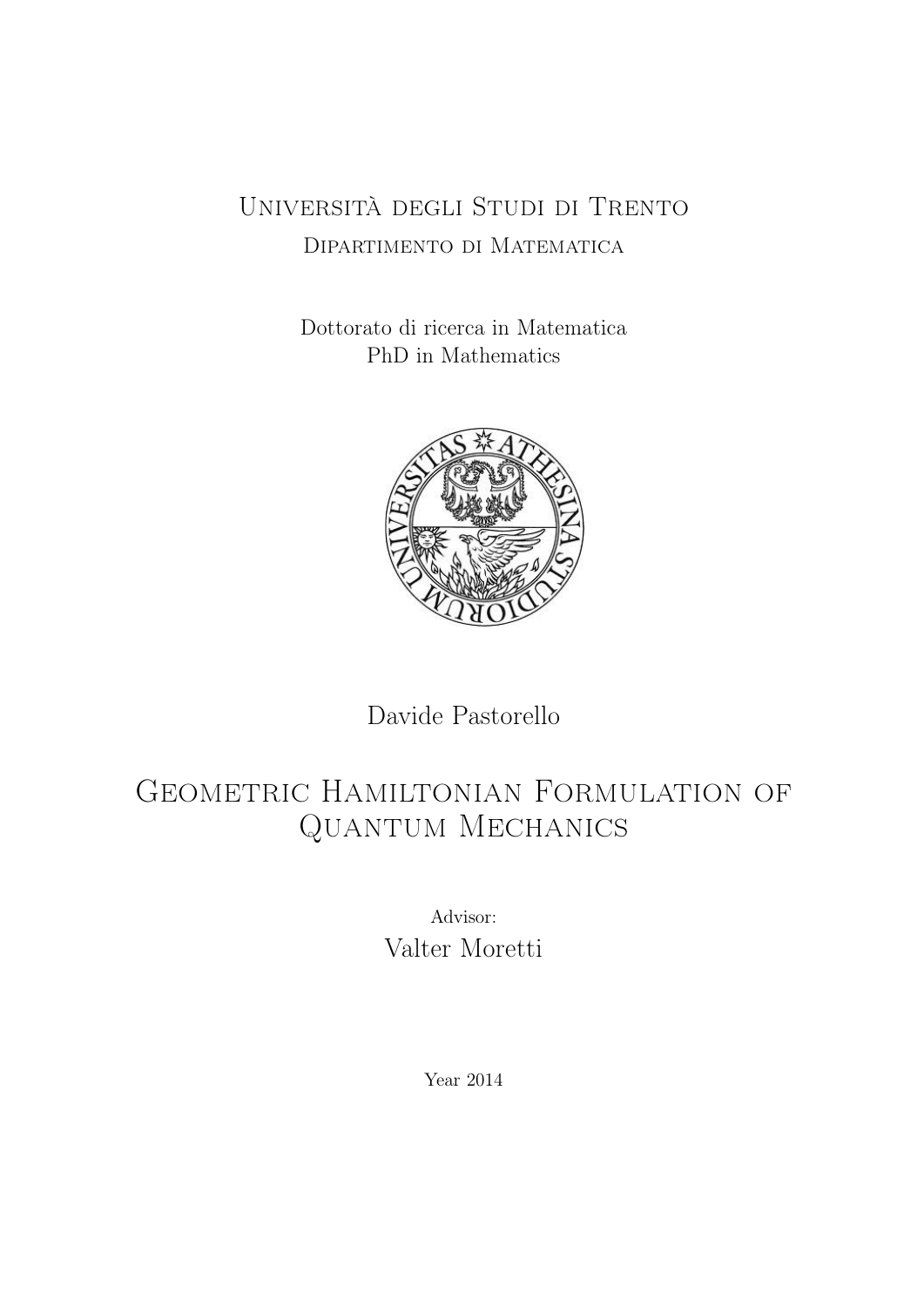Università degli Studi di Trento

Dipartimento di Matematica

Dottorato di ricerca in Matematica

PhD in Mathematics

Davide Pastorello

# Geometric Hamiltonian Formulation of Quantum Mechanics

Advisor:

Valter Moretti

Year 2014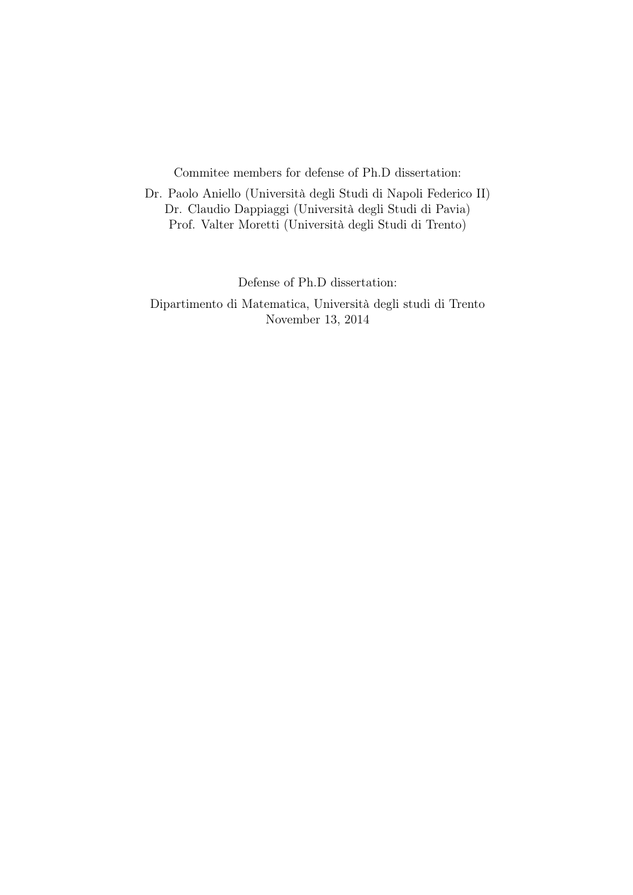Commitee members for defense of Ph.D dissertation:

Dr. Paolo Aniello (Università degli Studi di Napoli Federico II)
Dr. Claudio Dappiaggi (Università degli Studi di Pavia)
Prof. Valter Moretti (Università degli Studi di Trento)

Defense of Ph.D dissertation:

Dipartimento di Matematica, Università degli studi di Trento
November 13, 2014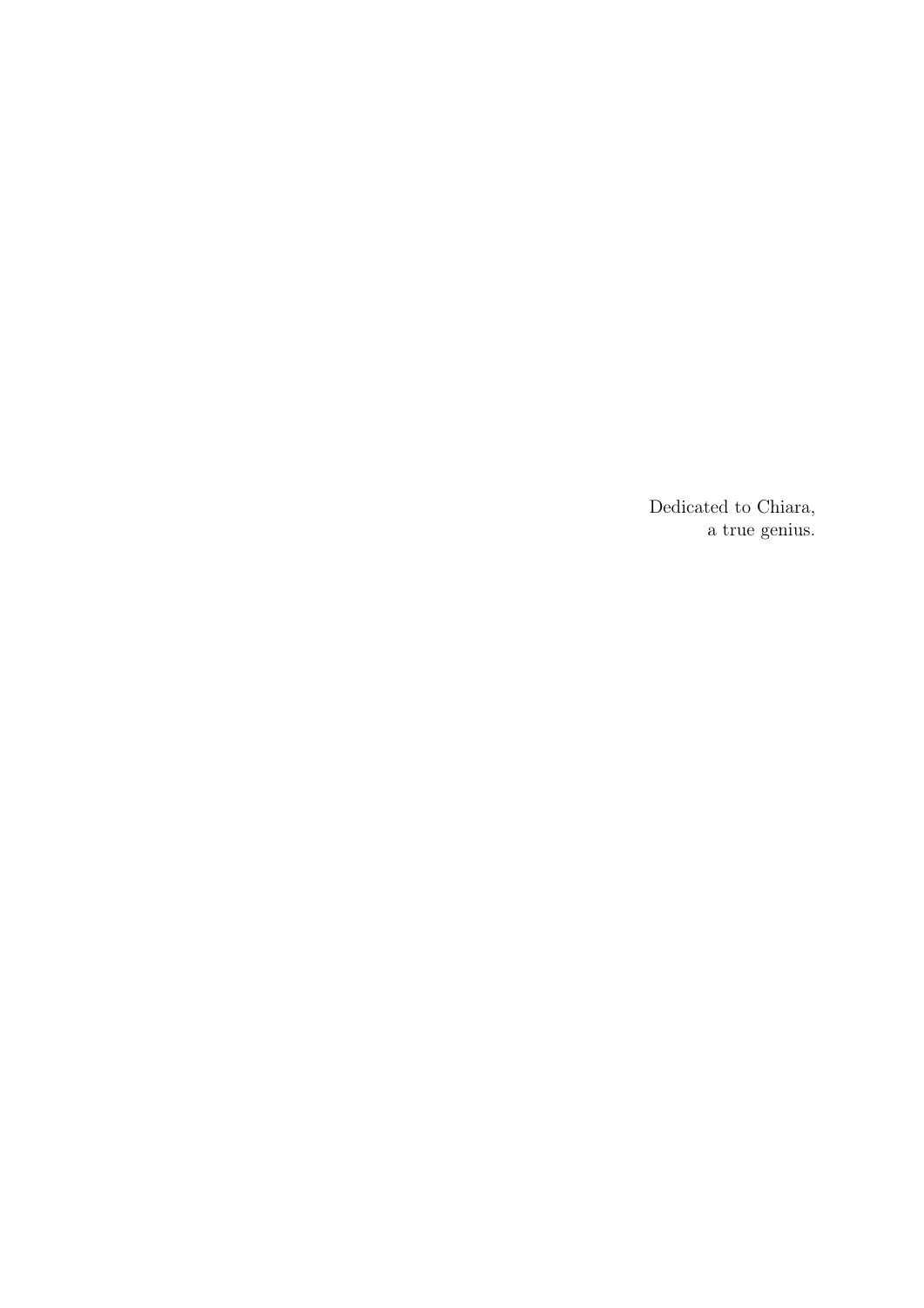Dedicated to Chiara,
a true genius.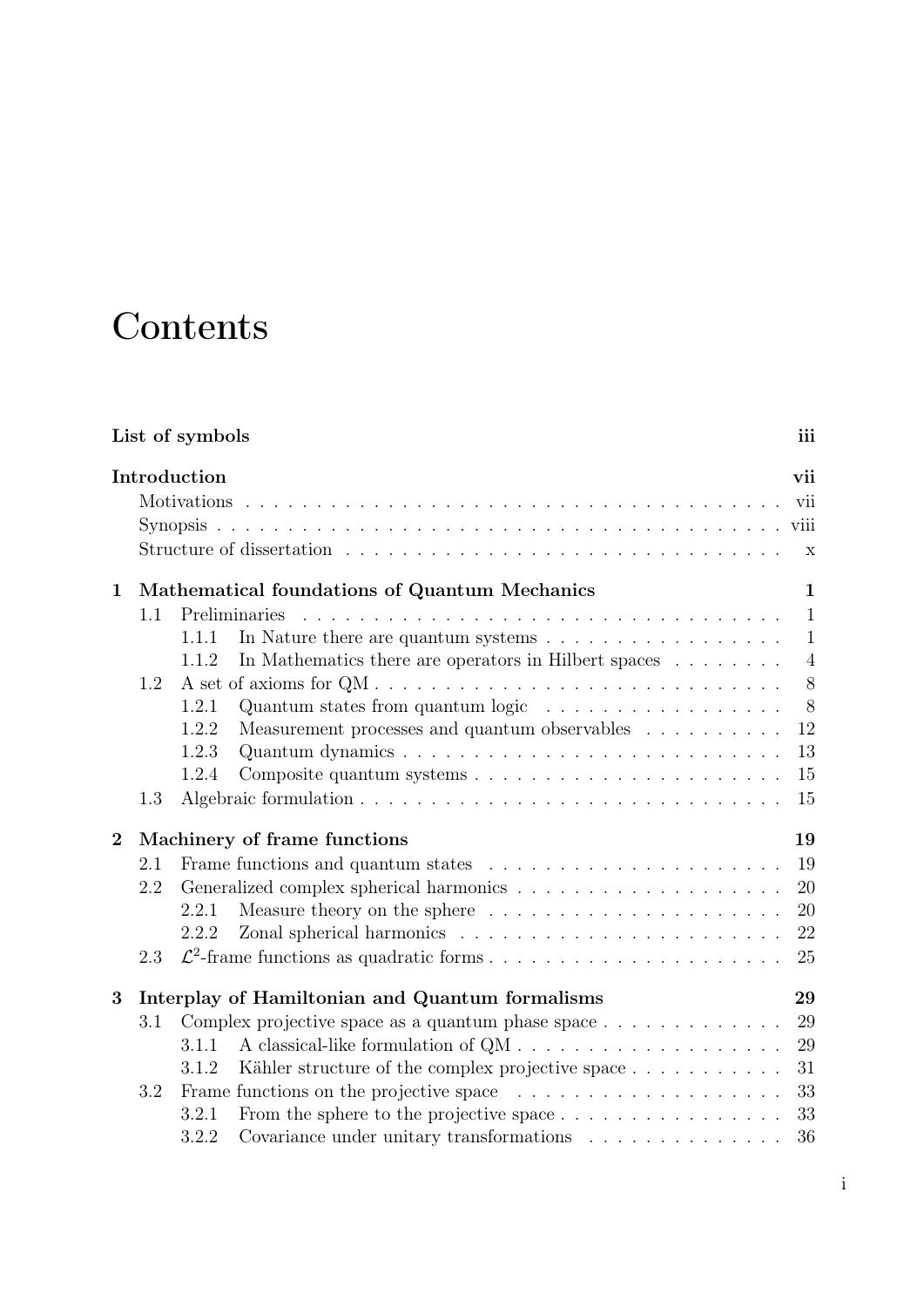# Contents

**List of symbols** — **iii**

**Introduction** — **vii**

- Motivations — vii
- Synopsis — viii
- Structure of dissertation — x

**1 Mathematical foundations of Quantum Mechanics** — **1**

- 1.1 Preliminaries — 1
  - 1.1.1 In Nature there are quantum systems — 1
  - 1.1.2 In Mathematics there are operators in Hilbert spaces — 4
- 1.2 A set of axioms for QM — 8
  - 1.2.1 Quantum states from quantum logic — 8
  - 1.2.2 Measurement processes and quantum observables — 12
  - 1.2.3 Quantum dynamics — 13
  - 1.2.4 Composite quantum systems — 15
- 1.3 Algebraic formulation — 15

**2 Machinery of frame functions** — **19**

- 2.1 Frame functions and quantum states — 19
- 2.2 Generalized complex spherical harmonics — 20
  - 2.2.1 Measure theory on the sphere — 20
  - 2.2.2 Zonal spherical harmonics — 22
- 2.3 $\mathcal{L}^2$-frame functions as quadratic forms — 25

**3 Interplay of Hamiltonian and Quantum formalisms** — **29**

- 3.1 Complex projective space as a quantum phase space — 29
  - 3.1.1 A classical-like formulation of QM — 29
  - 3.1.2 Kähler structure of the complex projective space — 31
- 3.2 Frame functions on the projective space — 33
  - 3.2.1 From the sphere to the projective space — 33
  - 3.2.2 Covariance under unitary transformations — 36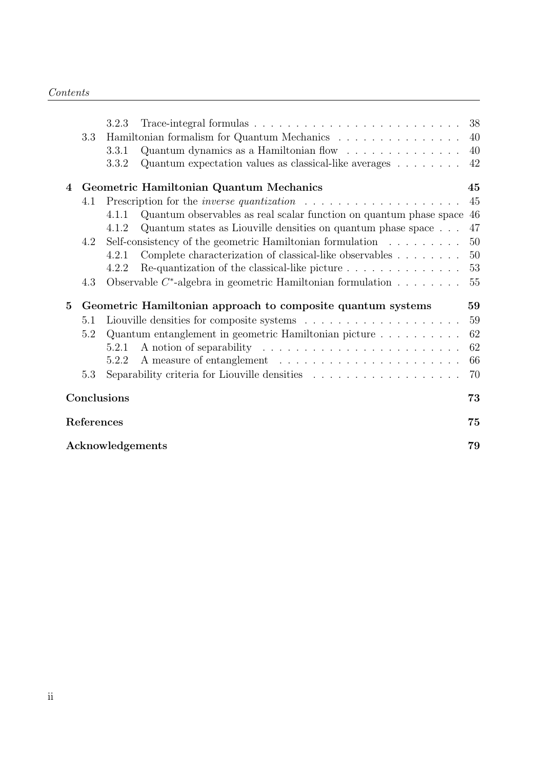3.2.3 Trace-integral formulas . . . . . . . . . . . . . . . . . . . . . . . . 38

3.3 Hamiltonian formalism for Quantum Mechanics . . . . . . . . . . . . . . . 40

3.3.1 Quantum dynamics as a Hamiltonian flow . . . . . . . . . . . . . . 40

3.3.2 Quantum expectation values as classical-like averages . . . . . . . . 42

**4 Geometric Hamiltonian Quantum Mechanics 45**

4.1 Prescription for the *inverse quantization* . . . . . . . . . . . . . . . . . . . 45

4.1.1 Quantum observables as real scalar function on quantum phase space 46

4.1.2 Quantum states as Liouville densities on quantum phase space . . . 47

4.2 Self-consistency of the geometric Hamiltonian formulation . . . . . . . . . 50

4.2.1 Complete characterization of classical-like observables . . . . . . . . 50

4.2.2 Re-quantization of the classical-like picture . . . . . . . . . . . . . . 53

4.3 Observable $C^*$-algebra in geometric Hamiltonian formulation . . . . . . . . 55

**5 Geometric Hamiltonian approach to composite quantum systems 59**

5.1 Liouville densities for composite systems . . . . . . . . . . . . . . . . . . . 59

5.2 Quantum entanglement in geometric Hamiltonian picture . . . . . . . . . . 62

5.2.1 A notion of separability . . . . . . . . . . . . . . . . . . . . . . . . 62

5.2.2 A measure of entanglement . . . . . . . . . . . . . . . . . . . . . . 66

5.3 Separability criteria for Liouville densities . . . . . . . . . . . . . . . . . . 70

**Conclusions 73**

**References 75**

**Acknowledgements 79**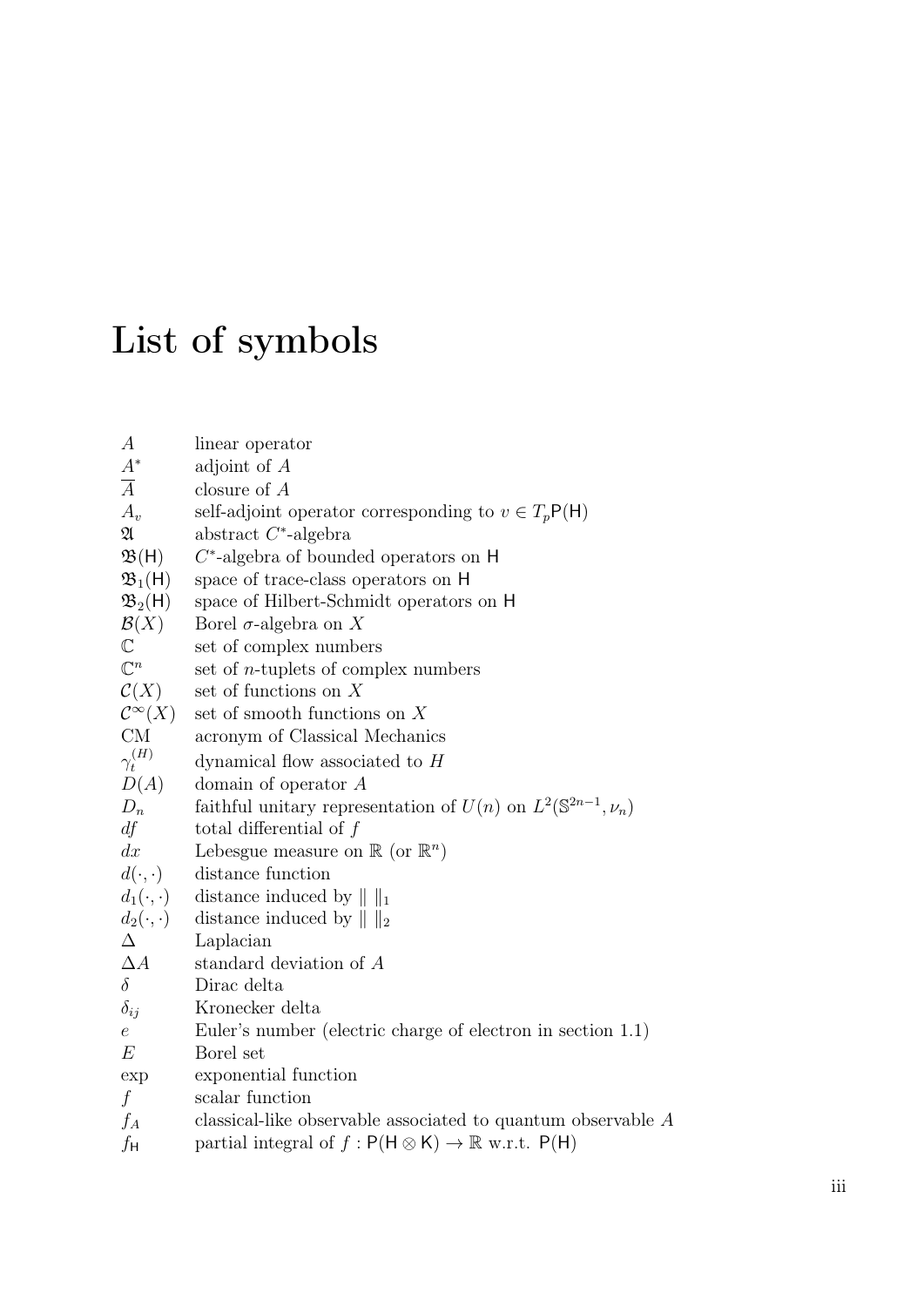# List of symbols

| | |
|---|---|
| $A$ | linear operator |
| $A^*$ | adjoint of $A$ |
| $\overline{A}$ | closure of $A$ |
| $A_v$ | self-adjoint operator corresponding to $v \in T_p\mathsf{P}(\mathsf{H})$ |
| $\mathfrak{A}$ | abstract $C^*$-algebra |
| $\mathfrak{B}(\mathsf{H})$ | $C^*$-algebra of bounded operators on $\mathsf{H}$ |
| $\mathfrak{B}_1(\mathsf{H})$ | space of trace-class operators on $\mathsf{H}$ |
| $\mathfrak{B}_2(\mathsf{H})$ | space of Hilbert-Schmidt operators on $\mathsf{H}$ |
| $\mathcal{B}(X)$ | Borel $\sigma$-algebra on $X$ |
| $\mathbb{C}$ | set of complex numbers |
| $\mathbb{C}^n$ | set of $n$-tuplets of complex numbers |
| $\mathcal{C}(X)$ | set of functions on $X$ |
| $\mathcal{C}^\infty(X)$ | set of smooth functions on $X$ |
| CM | acronym of Classical Mechanics |
| $\gamma_t^{(H)}$ | dynamical flow associated to $H$ |
| $D(A)$ | domain of operator $A$ |
| $D_n$ | faithful unitary representation of $U(n)$ on $L^2(\mathbb{S}^{2n-1}, \nu_n)$ |
| $df$ | total differential of $f$ |
| $dx$ | Lebesgue measure on $\mathbb{R}$ (or $\mathbb{R}^n$) |
| $d(\cdot,\cdot)$ | distance function |
| $d_1(\cdot,\cdot)$ | distance induced by $\\| \\|_1$ |
| $d_2(\cdot,\cdot)$ | distance induced by $\\| \\|_2$ |
| $\Delta$ | Laplacian |
| $\Delta A$ | standard deviation of $A$ |
| $\delta$ | Dirac delta |
| $\delta_{ij}$ | Kronecker delta |
| $e$ | Euler's number (electric charge of electron in section 1.1) |
| $E$ | Borel set |
| exp | exponential function |
| $f$ | scalar function |
| $f_A$ | classical-like observable associated to quantum observable $A$ |
| $f_{\mathsf{H}}$ | partial integral of $f : \mathsf{P}(\mathsf{H} \otimes \mathsf{K}) \to \mathbb{R}$ w.r.t. $\mathsf{P}(\mathsf{H})$ |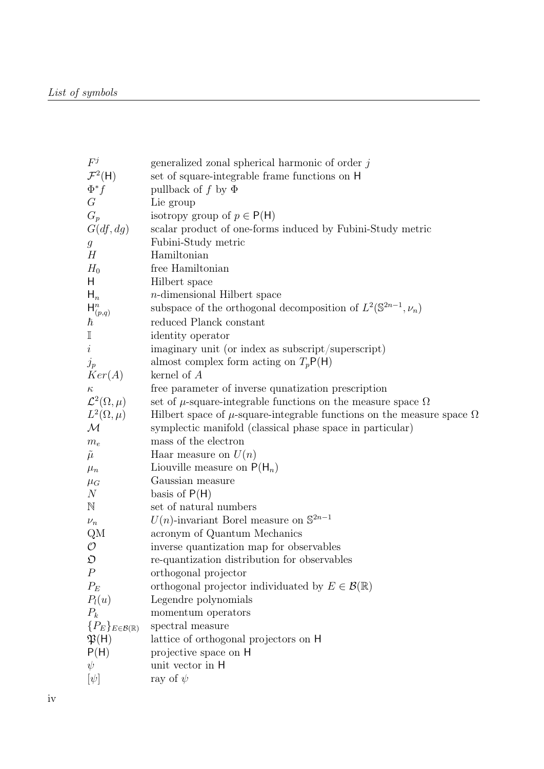| | |
|---|---|
| $F^j$ | generalized zonal spherical harmonic of order $j$ |
| $\mathcal{F}^2(\mathsf{H})$ | set of square-integrable frame functions on $\mathsf{H}$ |
| $\Phi^* f$ | pullback of $f$ by $\Phi$ |
| $G$ | Lie group |
| $G_p$ | isotropy group of $p \in \mathsf{P}(\mathsf{H})$ |
| $G(df, dg)$ | scalar product of one-forms induced by Fubini-Study metric |
| $g$ | Fubini-Study metric |
| $H$ | Hamiltonian |
| $H_0$ | free Hamiltonian |
| $\mathsf{H}$ | Hilbert space |
| $\mathsf{H}_n$ | $n$-dimensional Hilbert space |
| $\mathsf{H}^n_{(p,q)}$ | subspace of the orthogonal decomposition of $L^2(\mathbb{S}^{2n-1}, \nu_n)$ |
| $\hbar$ | reduced Planck constant |
| $\mathbb{I}$ | identity operator |
| $i$ | imaginary unit (or index as subscript/superscript) |
| $j_p$ | almost complex form acting on $T_p\mathsf{P}(\mathsf{H})$ |
| $Ker(A)$ | kernel of $A$ |
| $\kappa$ | free parameter of inverse qunatization prescription |
| $\mathcal{L}^2(\Omega, \mu)$ | set of $\mu$-square-integrable functions on the measure space $\Omega$ |
| $L^2(\Omega, \mu)$ | Hilbert space of $\mu$-square-integrable functions on the measure space $\Omega$ |
| $\mathcal{M}$ | symplectic manifold (classical phase space in particular) |
| $m_e$ | mass of the electron |
| $\tilde{\mu}$ | Haar measure on $U(n)$ |
| $\mu_n$ | Liouville measure on $\mathsf{P}(\mathsf{H}_n)$ |
| $\mu_G$ | Gaussian measure |
| $N$ | basis of $\mathsf{P}(\mathsf{H})$ |
| $\mathbb{N}$ | set of natural numbers |
| $\nu_n$ | $U(n)$-invariant Borel measure on $\mathbb{S}^{2n-1}$ |
| QM | acronym of Quantum Mechanics |
| $\mathcal{O}$ | inverse quantization map for observables |
| $\mathfrak{O}$ | re-quantization distribution for observables |
| $P$ | orthogonal projector |
| $P_E$ | orthogonal projector individuated by $E \in \mathcal{B}(\mathbb{R})$ |
| $P_l(u)$ | Legendre polynomials |
| $P_k$ | momentum operators |
| $\{P_E\}_{E \in \mathcal{B}(\mathbb{R})}$ | spectral measure |
| $\mathfrak{P}(\mathsf{H})$ | lattice of orthogonal projectors on $\mathsf{H}$ |
| $\mathsf{P}(\mathsf{H})$ | projective space on $\mathsf{H}$ |
| $\psi$ | unit vector in $\mathsf{H}$ |
| $[\psi]$ | ray of $\psi$ |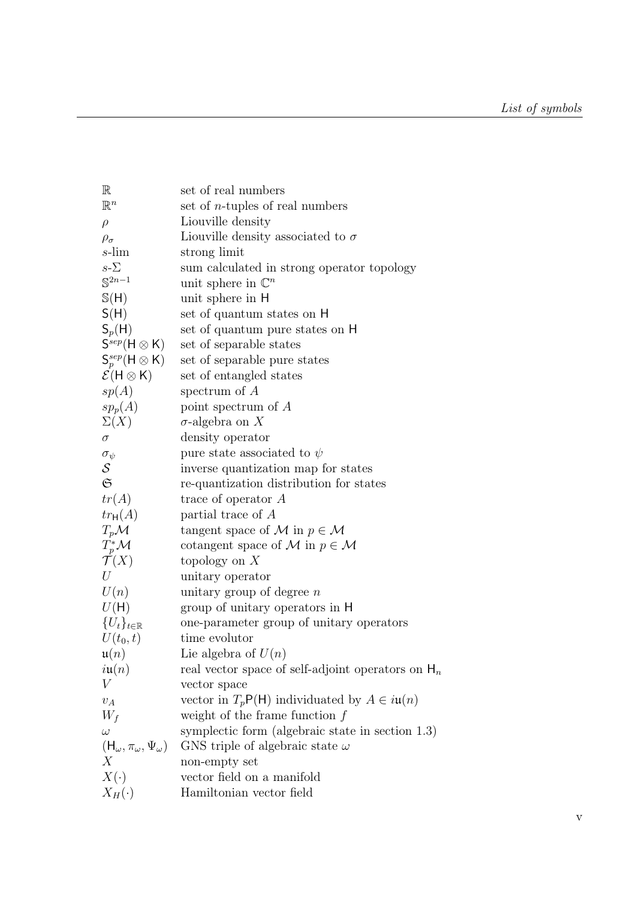| | |
|---|---|
| $\mathbb{R}$ | set of real numbers |
| $\mathbb{R}^n$ | set of $n$-tuples of real numbers |
| $\rho$ | Liouville density |
| $\rho_\sigma$ | Liouville density associated to $\sigma$ |
| $s$-lim | strong limit |
| $s$-$\Sigma$ | sum calculated in strong operator topology |
| $\mathbb{S}^{2n-1}$ | unit sphere in $\mathbb{C}^n$ |
| $\mathbb{S}(\mathsf{H})$ | unit sphere in $\mathsf{H}$ |
| $\mathsf{S}(\mathsf{H})$ | set of quantum states on $\mathsf{H}$ |
| $\mathsf{S}_p(\mathsf{H})$ | set of quantum pure states on $\mathsf{H}$ |
| $\mathsf{S}^{sep}(\mathsf{H} \otimes \mathsf{K})$ | set of separable states |
| $\mathsf{S}_p^{sep}(\mathsf{H} \otimes \mathsf{K})$ | set of separable pure states |
| $\mathcal{E}(\mathsf{H} \otimes \mathsf{K})$ | set of entangled states |
| $sp(A)$ | spectrum of $A$ |
| $sp_p(A)$ | point spectrum of $A$ |
| $\Sigma(X)$ | $\sigma$-algebra on $X$ |
| $\sigma$ | density operator |
| $\sigma_\psi$ | pure state associated to $\psi$ |
| $\mathcal{S}$ | inverse quantization map for states |
| $\mathfrak{S}$ | re-quantization distribution for states |
| $tr(A)$ | trace of operator $A$ |
| $tr_{\mathsf{H}}(A)$ | partial trace of $A$ |
| $T_p\mathcal{M}$ | tangent space of $\mathcal{M}$ in $p \in \mathcal{M}$ |
| $T_p^*\mathcal{M}$ | cotangent space of $\mathcal{M}$ in $p \in \mathcal{M}$ |
| $\mathcal{T}(X)$ | topology on $X$ |
| $U$ | unitary operator |
| $U(n)$ | unitary group of degree $n$ |
| $U(\mathsf{H})$ | group of unitary operators in $\mathsf{H}$ |
| $\{U_t\}_{t\in\mathbb{R}}$ | one-parameter group of unitary operators |
| $U(t_0, t)$ | time evolutor |
| $\mathfrak{u}(n)$ | Lie algebra of $U(n)$ |
| $i\mathfrak{u}(n)$ | real vector space of self-adjoint operators on $\mathsf{H}_n$ |
| $V$ | vector space |
| $v_A$ | vector in $T_p\mathsf{P}(\mathsf{H})$ individuated by $A \in i\mathfrak{u}(n)$ |
| $W_f$ | weight of the frame function $f$ |
| $\omega$ | symplectic form (algebraic state in section 1.3) |
| $(\mathsf{H}_\omega, \pi_\omega, \Psi_\omega)$ | GNS triple of algebraic state $\omega$ |
| $X$ | non-empty set |
| $X(\cdot)$ | vector field on a manifold |
| $X_H(\cdot)$ | Hamiltonian vector field |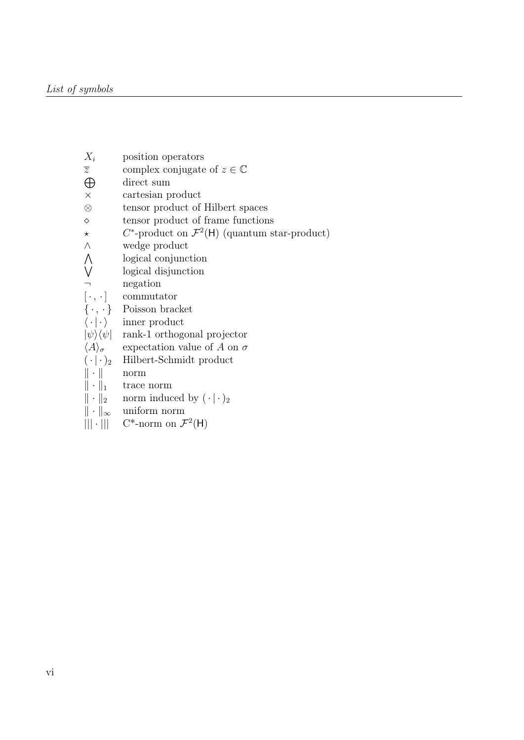| | |
|---|---|
| $X_i$ | position operators |
| $\overline{z}$ | complex conjugate of $z \in \mathbb{C}$ |
| $\bigoplus$ | direct sum |
| $\times$ | cartesian product |
| $\otimes$ | tensor product of Hilbert spaces |
| $\diamond$ | tensor product of frame functions |
| $\star$ | $C^*$-product on $\mathcal{F}^2(\mathsf{H})$ (quantum star-product) |
| $\wedge$ | wedge product |
| $\bigwedge$ | logical conjunction |
| $\bigvee$ | logical disjunction |
| $\neg$ | negation |
| $[\,\cdot\,,\,\cdot\,]$ | commutator |
| $\{\,\cdot\,,\,\cdot\,\}$ | Poisson bracket |
| $\langle\,\cdot\,\|\,\cdot\,\rangle$ | inner product |
| $\|\psi\rangle\langle\psi\|$ | rank-1 orthogonal projector |
| $\langle A\rangle_\sigma$ | expectation value of $A$ on $\sigma$ |
| $(\,\cdot\,\|\,\cdot\,)_2$ | Hilbert-Schmidt product |
| $\\|\cdot\\|$ | norm |
| $\\|\cdot\\|_1$ | trace norm |
| $\\|\cdot\\|_2$ | norm induced by $(\,\cdot\,\|\,\cdot\,)_2$ |
| $\\|\cdot\\|_\infty$ | uniform norm |
| $\|\|\|\cdot\|\|\|$ | C*-norm on $\mathcal{F}^2(\mathsf{H})$ |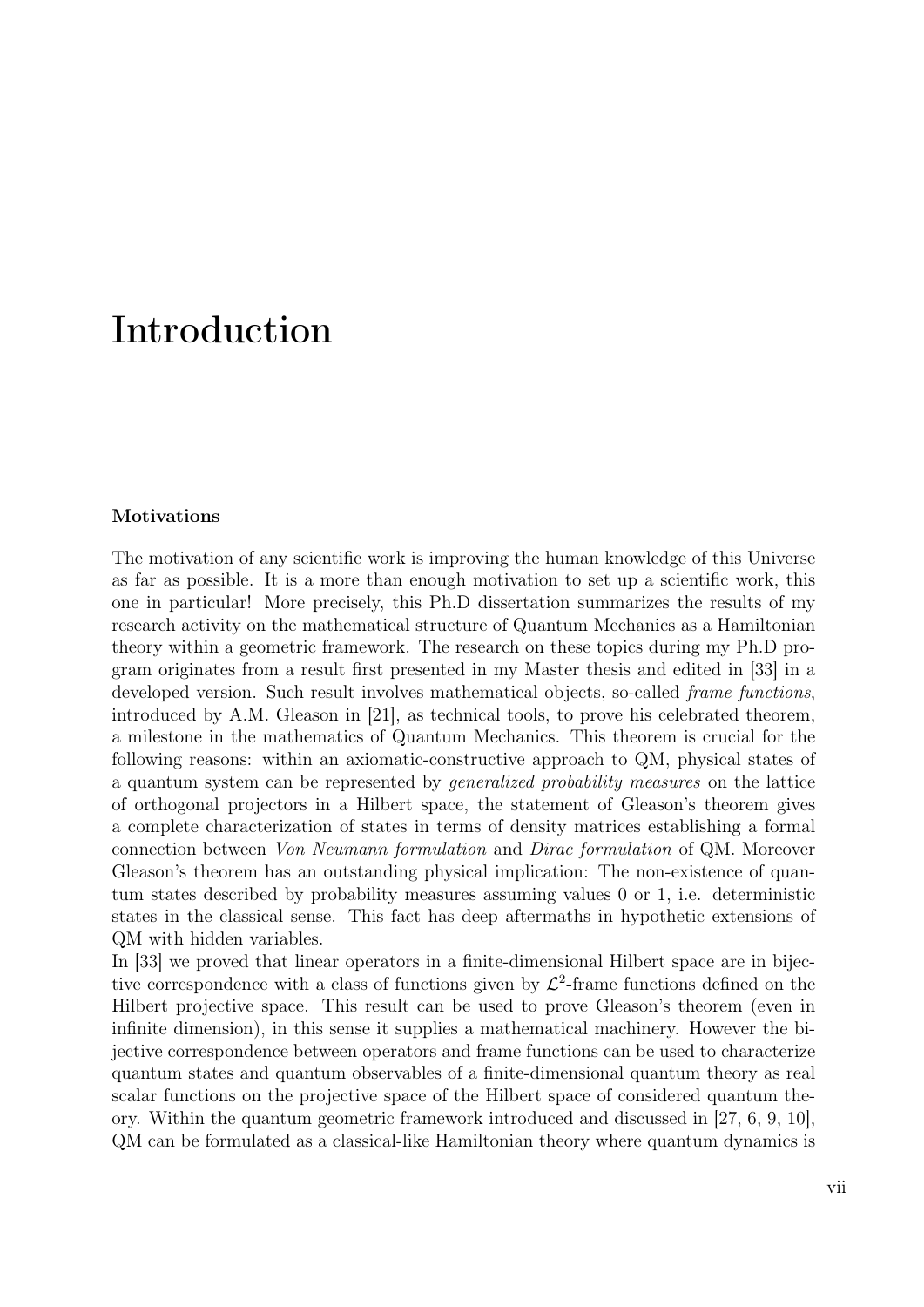# Introduction

### Motivations

The motivation of any scientific work is improving the human knowledge of this Universe as far as possible. It is a more than enough motivation to set up a scientific work, this one in particular! More precisely, this Ph.D dissertation summarizes the results of my research activity on the mathematical structure of Quantum Mechanics as a Hamiltonian theory within a geometric framework. The research on these topics during my Ph.D program originates from a result first presented in my Master thesis and edited in [33] in a developed version. Such result involves mathematical objects, so-called *frame functions*, introduced by A.M. Gleason in [21], as technical tools, to prove his celebrated theorem, a milestone in the mathematics of Quantum Mechanics. This theorem is crucial for the following reasons: within an axiomatic-constructive approach to QM, physical states of a quantum system can be represented by *generalized probability measures* on the lattice of orthogonal projectors in a Hilbert space, the statement of Gleason's theorem gives a complete characterization of states in terms of density matrices establishing a formal connection between *Von Neumann formulation* and *Dirac formulation* of QM. Moreover Gleason's theorem has an outstanding physical implication: The non-existence of quantum states described by probability measures assuming values 0 or 1, i.e. deterministic states in the classical sense. This fact has deep aftermaths in hypothetic extensions of QM with hidden variables.

In [33] we proved that linear operators in a finite-dimensional Hilbert space are in bijective correspondence with a class of functions given by $\mathcal{L}^2$-frame functions defined on the Hilbert projective space. This result can be used to prove Gleason's theorem (even in infinite dimension), in this sense it supplies a mathematical machinery. However the bijective correspondence between operators and frame functions can be used to characterize quantum states and quantum observables of a finite-dimensional quantum theory as real scalar functions on the projective space of the Hilbert space of considered quantum theory. Within the quantum geometric framework introduced and discussed in [27, 6, 9, 10], QM can be formulated as a classical-like Hamiltonian theory where quantum dynamics is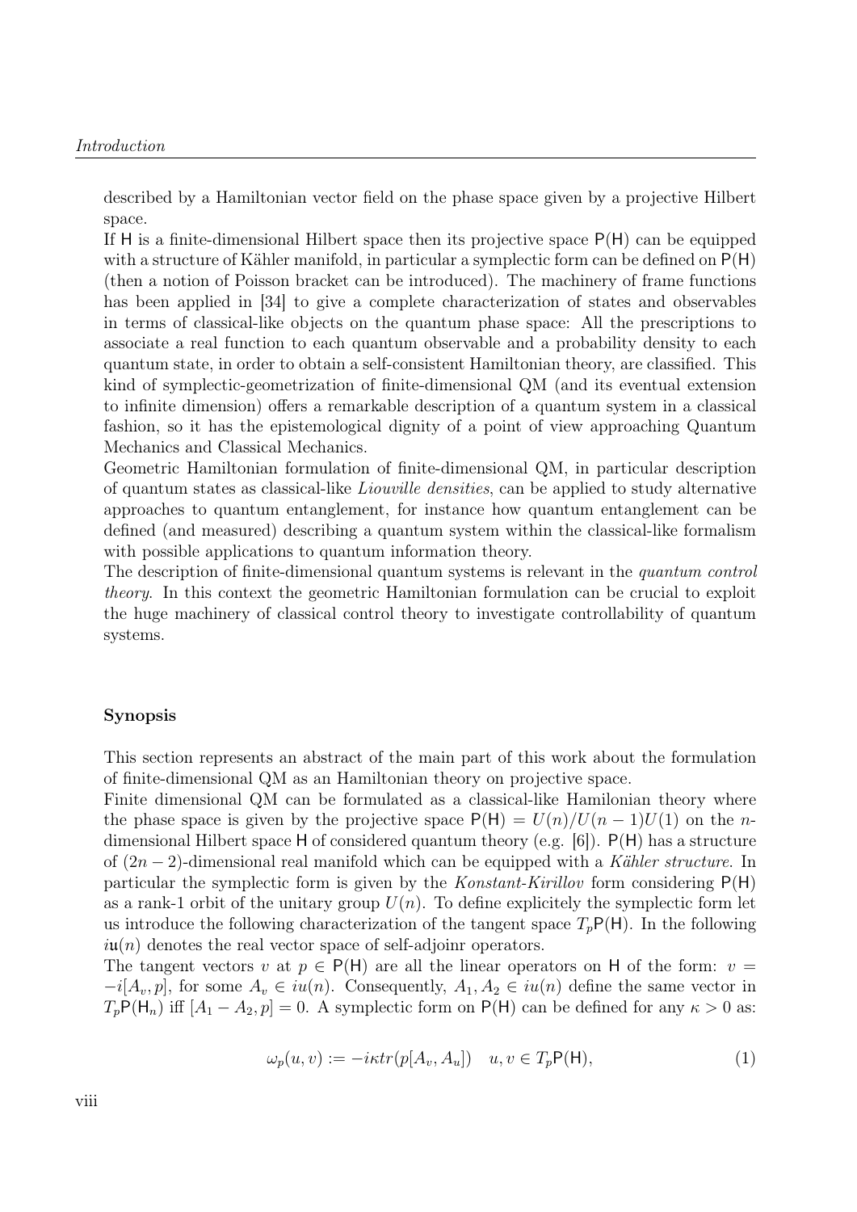described by a Hamiltonian vector field on the phase space given by a projective Hilbert space.

If $\mathsf{H}$ is a finite-dimensional Hilbert space then its projective space $\mathsf{P}(\mathsf{H})$ can be equipped with a structure of Kähler manifold, in particular a symplectic form can be defined on $\mathsf{P}(\mathsf{H})$ (then a notion of Poisson bracket can be introduced). The machinery of frame functions has been applied in [34] to give a complete characterization of states and observables in terms of classical-like objects on the quantum phase space: All the prescriptions to associate a real function to each quantum observable and a probability density to each quantum state, in order to obtain a self-consistent Hamiltonian theory, are classified. This kind of symplectic-geometrization of finite-dimensional QM (and its eventual extension to infinite dimension) offers a remarkable description of a quantum system in a classical fashion, so it has the epistemological dignity of a point of view approaching Quantum Mechanics and Classical Mechanics.

Geometric Hamiltonian formulation of finite-dimensional QM, in particular description of quantum states as classical-like *Liouville densities*, can be applied to study alternative approaches to quantum entanglement, for instance how quantum entanglement can be defined (and measured) describing a quantum system within the classical-like formalism with possible applications to quantum information theory.

The description of finite-dimensional quantum systems is relevant in the *quantum control theory*. In this context the geometric Hamiltonian formulation can be crucial to exploit the huge machinery of classical control theory to investigate controllability of quantum systems.

### Synopsis

This section represents an abstract of the main part of this work about the formulation of finite-dimensional QM as an Hamiltonian theory on projective space.

Finite dimensional QM can be formulated as a classical-like Hamilonian theory where the phase space is given by the projective space $\mathsf{P}(\mathsf{H}) = U(n)/U(n-1)U(1)$ on the $n$-dimensional Hilbert space $\mathsf{H}$ of considered quantum theory (e.g. [6]). $\mathsf{P}(\mathsf{H})$ has a structure of $(2n-2)$-dimensional real manifold which can be equipped with a *Kähler structure*. In particular the symplectic form is given by the *Konstant-Kirillov* form considering $\mathsf{P}(\mathsf{H})$ as a rank-1 orbit of the unitary group $U(n)$. To define explicitely the symplectic form let us introduce the following characterization of the tangent space $T_p\mathsf{P}(\mathsf{H})$. In the following $i\mathfrak{u}(n)$ denotes the real vector space of self-adjoinr operators.

The tangent vectors $v$ at $p \in \mathsf{P}(\mathsf{H})$ are all the linear operators on $\mathsf{H}$ of the form: $v = -i[A_v, p]$, for some $A_v \in iu(n)$. Consequently, $A_1, A_2 \in iu(n)$ define the same vector in $T_p\mathsf{P}(\mathsf{H}_n)$ iff $[A_1 - A_2, p] = 0$. A symplectic form on $\mathsf{P}(\mathsf{H})$ can be defined for any $\kappa > 0$ as:

$$\omega_p(u, v) := -i\kappa tr(p[A_v, A_u]) \quad u, v \in T_p\mathsf{P}(\mathsf{H}), \tag{1}$$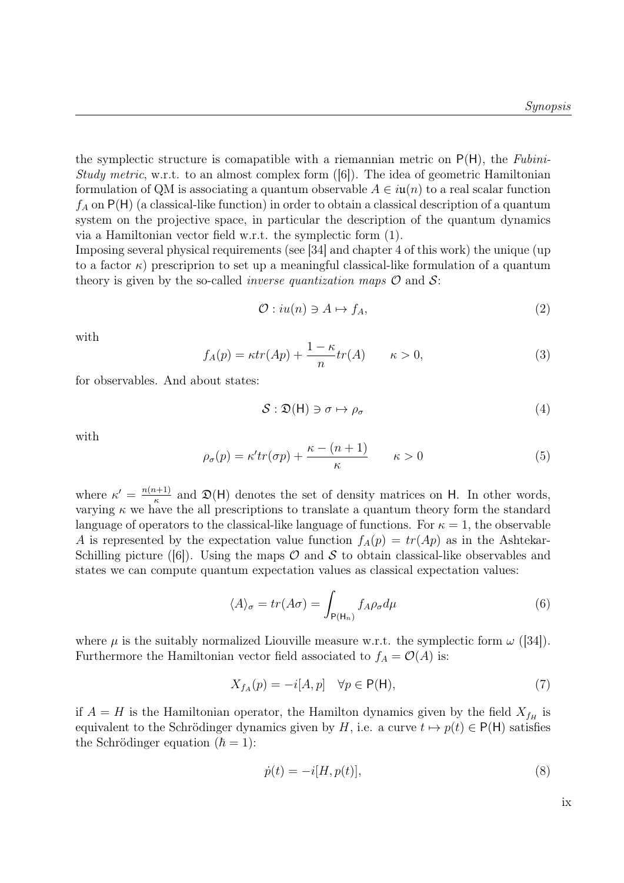the symplectic structure is comapatible with a riemannian metric on $\mathsf{P}(\mathsf{H})$, the *Fubini-Study metric*, w.r.t. to an almost complex form ([6]). The idea of geometric Hamiltonian formulation of QM is associating a quantum observable $A \in i\mathfrak{u}(n)$ to a real scalar function $f_A$ on $\mathsf{P}(\mathsf{H})$ (a classical-like function) in order to obtain a classical description of a quantum system on the projective space, in particular the description of the quantum dynamics via a Hamiltonian vector field w.r.t. the symplectic form (1).
Imposing several physical requirements (see [34] and chapter 4 of this work) the unique (up to a factor $\kappa$) prescriprion to set up a meaningful classical-like formulation of a quantum theory is given by the so-called *inverse quantization maps* $\mathcal{O}$ and $\mathcal{S}$:

$$\mathcal{O} : iu(n) \ni A \mapsto f_A, \tag{2}$$

with

$$f_A(p) = \kappa tr(Ap) + \frac{1-\kappa}{n} tr(A) \qquad \kappa > 0, \tag{3}$$

for observables. And about states:

$$\mathcal{S} : \mathfrak{D}(\mathsf{H}) \ni \sigma \mapsto \rho_\sigma \tag{4}$$

with

$$\rho_\sigma(p) = \kappa' tr(\sigma p) + \frac{\kappa - (n+1)}{\kappa} \qquad \kappa > 0 \tag{5}$$

where $\kappa' = \frac{n(n+1)}{\kappa}$ and $\mathfrak{D}(\mathsf{H})$ denotes the set of density matrices on $\mathsf{H}$. In other words, varying $\kappa$ we have the all prescriptions to translate a quantum theory form the standard language of operators to the classical-like language of functions. For $\kappa = 1$, the observable $A$ is represented by the expectation value function $f_A(p) = tr(Ap)$ as in the Ashtekar-Schilling picture ([6]). Using the maps $\mathcal{O}$ and $\mathcal{S}$ to obtain classical-like observables and states we can compute quantum expectation values as classical expectation values:

$$\langle A \rangle_\sigma = tr(A\sigma) = \int_{\mathsf{P}(\mathsf{H}_n)} f_A \rho_\sigma d\mu \tag{6}$$

where $\mu$ is the suitably normalized Liouville measure w.r.t. the symplectic form $\omega$ ([34]). Furthermore the Hamiltonian vector field associated to $f_A = \mathcal{O}(A)$ is:

$$X_{f_A}(p) = -i[A, p] \quad \forall p \in \mathsf{P}(\mathsf{H}), \tag{7}$$

if $A = H$ is the Hamiltonian operator, the Hamilton dynamics given by the field $X_{f_H}$ is equivalent to the Schrödinger dynamics given by $H$, i.e. a curve $t \mapsto p(t) \in \mathsf{P}(\mathsf{H})$ satisfies the Schrödinger equation ($\hbar = 1$):

$$\dot{p}(t) = -i[H, p(t)], \tag{8}$$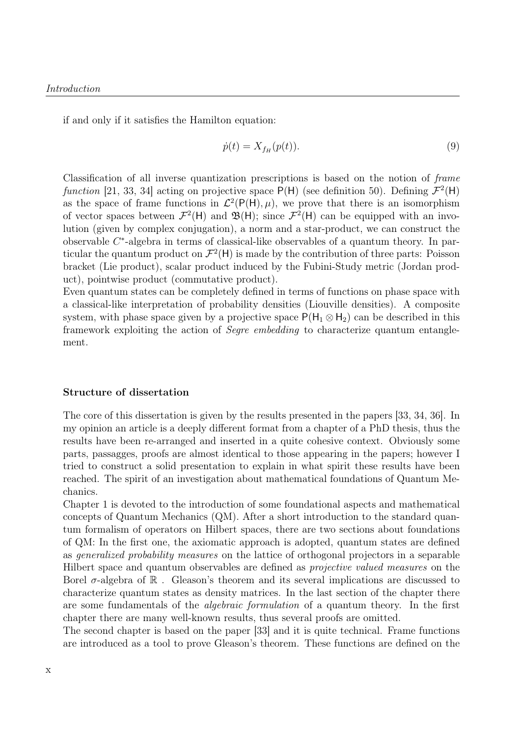if and only if it satisfies the Hamilton equation:

$$\dot{p}(t) = X_{f_H}(p(t)). \tag{9}$$

Classification of all inverse quantization prescriptions is based on the notion of *frame function* [21, 33, 34] acting on projective space $\mathsf{P}(\mathsf{H})$ (see definition 50). Defining $\mathcal{F}^2(\mathsf{H})$ as the space of frame functions in $\mathcal{L}^2(\mathsf{P}(\mathsf{H}), \mu)$, we prove that there is an isomorphism of vector spaces between $\mathcal{F}^2(\mathsf{H})$ and $\mathfrak{B}(\mathsf{H})$; since $\mathcal{F}^2(\mathsf{H})$ can be equipped with an involution (given by complex conjugation), a norm and a star-product, we can construct the observable $C^*$-algebra in terms of classical-like observables of a quantum theory. In particular the quantum product on $\mathcal{F}^2(\mathsf{H})$ is made by the contribution of three parts: Poisson bracket (Lie product), scalar product induced by the Fubini-Study metric (Jordan product), pointwise product (commutative product).

Even quantum states can be completely defined in terms of functions on phase space with a classical-like interpretation of probability densities (Liouville densities). A composite system, with phase space given by a projective space $\mathsf{P}(\mathsf{H}_1 \otimes \mathsf{H}_2)$ can be described in this framework exploiting the action of *Segre embedding* to characterize quantum entanglement.

**Structure of dissertation**

The core of this dissertation is given by the results presented in the papers [33, 34, 36]. In my opinion an article is a deeply different format from a chapter of a PhD thesis, thus the results have been re-arranged and inserted in a quite cohesive context. Obviously some parts, passagges, proofs are almost identical to those appearing in the papers; however I tried to construct a solid presentation to explain in what spirit these results have been reached. The spirit of an investigation about mathematical foundations of Quantum Mechanics.

Chapter 1 is devoted to the introduction of some foundational aspects and mathematical concepts of Quantum Mechanics (QM). After a short introduction to the standard quantum formalism of operators on Hilbert spaces, there are two sections about foundations of QM: In the first one, the axiomatic approach is adopted, quantum states are defined as *generalized probability measures* on the lattice of orthogonal projectors in a separable Hilbert space and quantum observables are defined as *projective valued measures* on the Borel $\sigma$-algebra of $\mathbb{R}$ . Gleason's theorem and its several implications are discussed to characterize quantum states as density matrices. In the last section of the chapter there are some fundamentals of the *algebraic formulation* of a quantum theory. In the first chapter there are many well-known results, thus several proofs are omitted.

The second chapter is based on the paper [33] and it is quite technical. Frame functions are introduced as a tool to prove Gleason's theorem. These functions are defined on the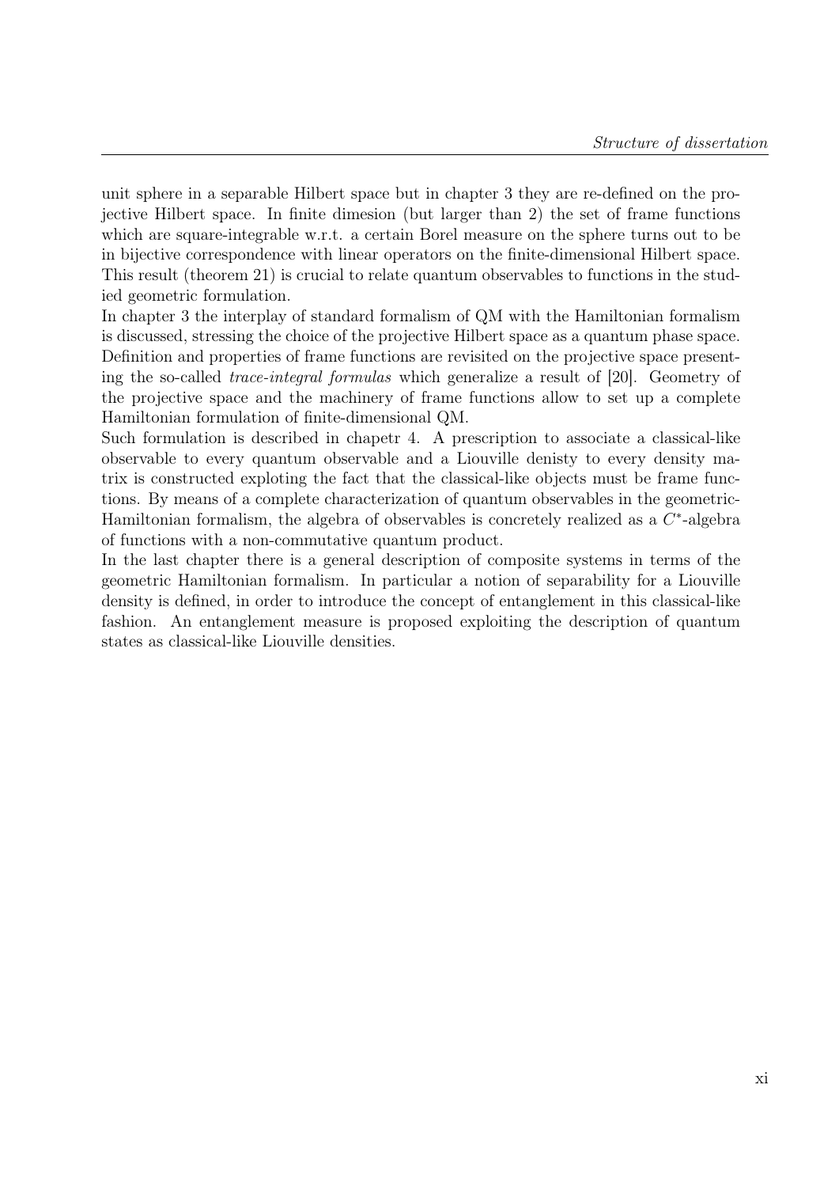unit sphere in a separable Hilbert space but in chapter 3 they are re-defined on the projective Hilbert space. In finite dimesion (but larger than 2) the set of frame functions which are square-integrable w.r.t. a certain Borel measure on the sphere turns out to be in bijective correspondence with linear operators on the finite-dimensional Hilbert space. This result (theorem 21) is crucial to relate quantum observables to functions in the studied geometric formulation.

In chapter 3 the interplay of standard formalism of QM with the Hamiltonian formalism is discussed, stressing the choice of the projective Hilbert space as a quantum phase space. Definition and properties of frame functions are revisited on the projective space presenting the so-called *trace-integral formulas* which generalize a result of [20]. Geometry of the projective space and the machinery of frame functions allow to set up a complete Hamiltonian formulation of finite-dimensional QM.

Such formulation is described in chapetr 4. A prescription to associate a classical-like observable to every quantum observable and a Liouville denisty to every density matrix is constructed exploting the fact that the classical-like objects must be frame functions. By means of a complete characterization of quantum observables in the geometric-Hamiltonian formalism, the algebra of observables is concretely realized as a $C^*$-algebra of functions with a non-commutative quantum product.

In the last chapter there is a general description of composite systems in terms of the geometric Hamiltonian formalism. In particular a notion of separability for a Liouville density is defined, in order to introduce the concept of entanglement in this classical-like fashion. An entanglement measure is proposed exploiting the description of quantum states as classical-like Liouville densities.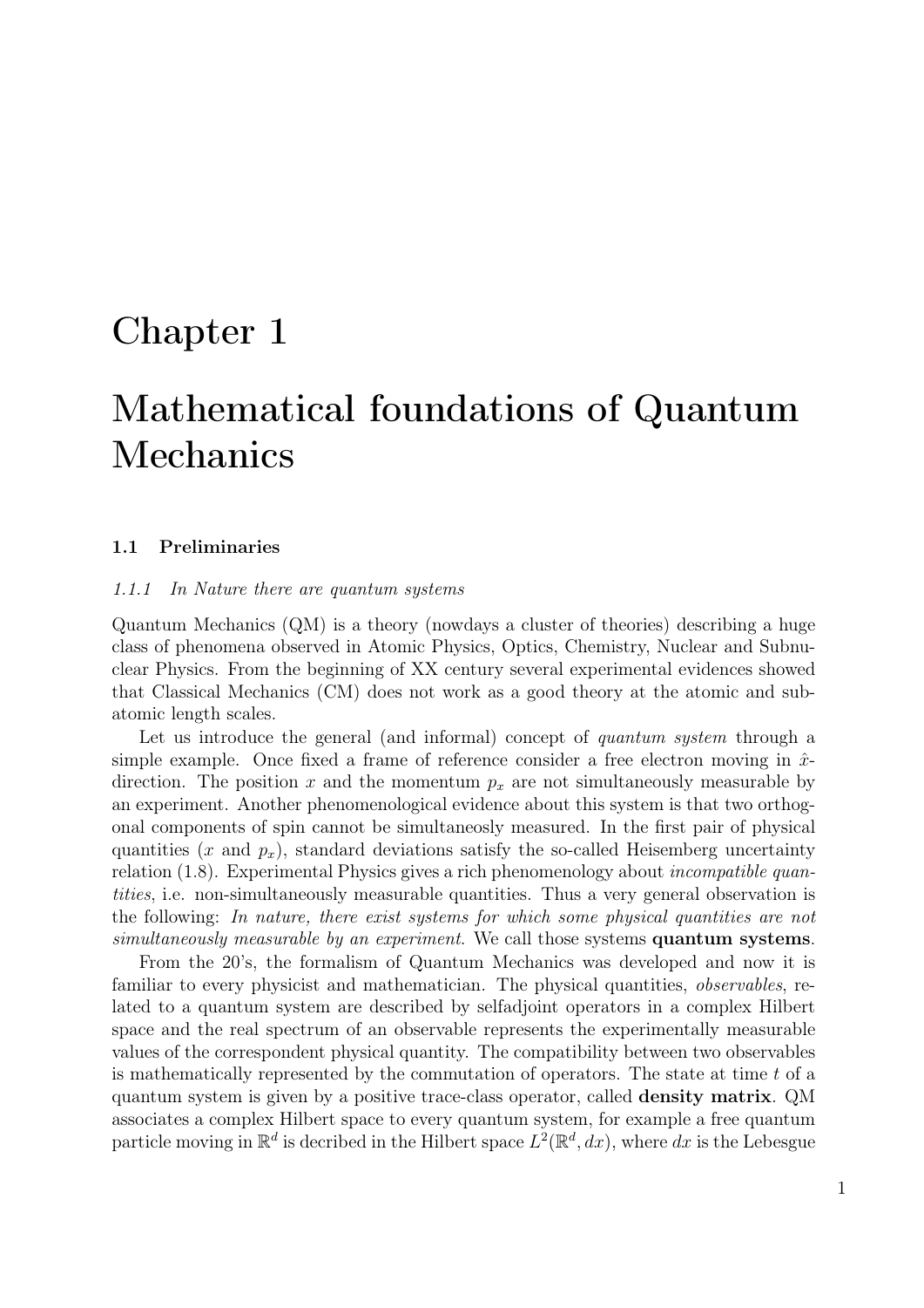# Chapter 1

# Mathematical foundations of Quantum Mechanics

## 1.1 Preliminaries

### *1.1.1 In Nature there are quantum systems*

Quantum Mechanics (QM) is a theory (nowdays a cluster of theories) describing a huge class of phenomena observed in Atomic Physics, Optics, Chemistry, Nuclear and Subnuclear Physics. From the beginning of XX century several experimental evidences showed that Classical Mechanics (CM) does not work as a good theory at the atomic and subatomic length scales.

Let us introduce the general (and informal) concept of *quantum system* through a simple example. Once fixed a frame of reference consider a free electron moving in $\hat{x}$-direction. The position $x$ and the momentum $p_x$ are not simultaneously measurable by an experiment. Another phenomenological evidence about this system is that two orthogonal components of spin cannot be simultaneosly measured. In the first pair of physical quantities ($x$ and $p_x$), standard deviations satisfy the so-called Heisemberg uncertainty relation (1.8). Experimental Physics gives a rich phenomenology about *incompatible quantities*, i.e. non-simultaneously measurable quantities. Thus a very general observation is the following: *In nature, there exist systems for which some physical quantities are not simultaneously measurable by an experiment*. We call those systems **quantum systems**.

From the 20's, the formalism of Quantum Mechanics was developed and now it is familiar to every physicist and mathematician. The physical quantities, *observables*, related to a quantum system are described by selfadjoint operators in a complex Hilbert space and the real spectrum of an observable represents the experimentally measurable values of the correspondent physical quantity. The compatibility between two observables is mathematically represented by the commutation of operators. The state at time $t$ of a quantum system is given by a positive trace-class operator, called **density matrix**. QM associates a complex Hilbert space to every quantum system, for example a free quantum particle moving in $\mathbb{R}^d$ is decribed in the Hilbert space $L^2(\mathbb{R}^d, dx)$, where $dx$ is the Lebesgue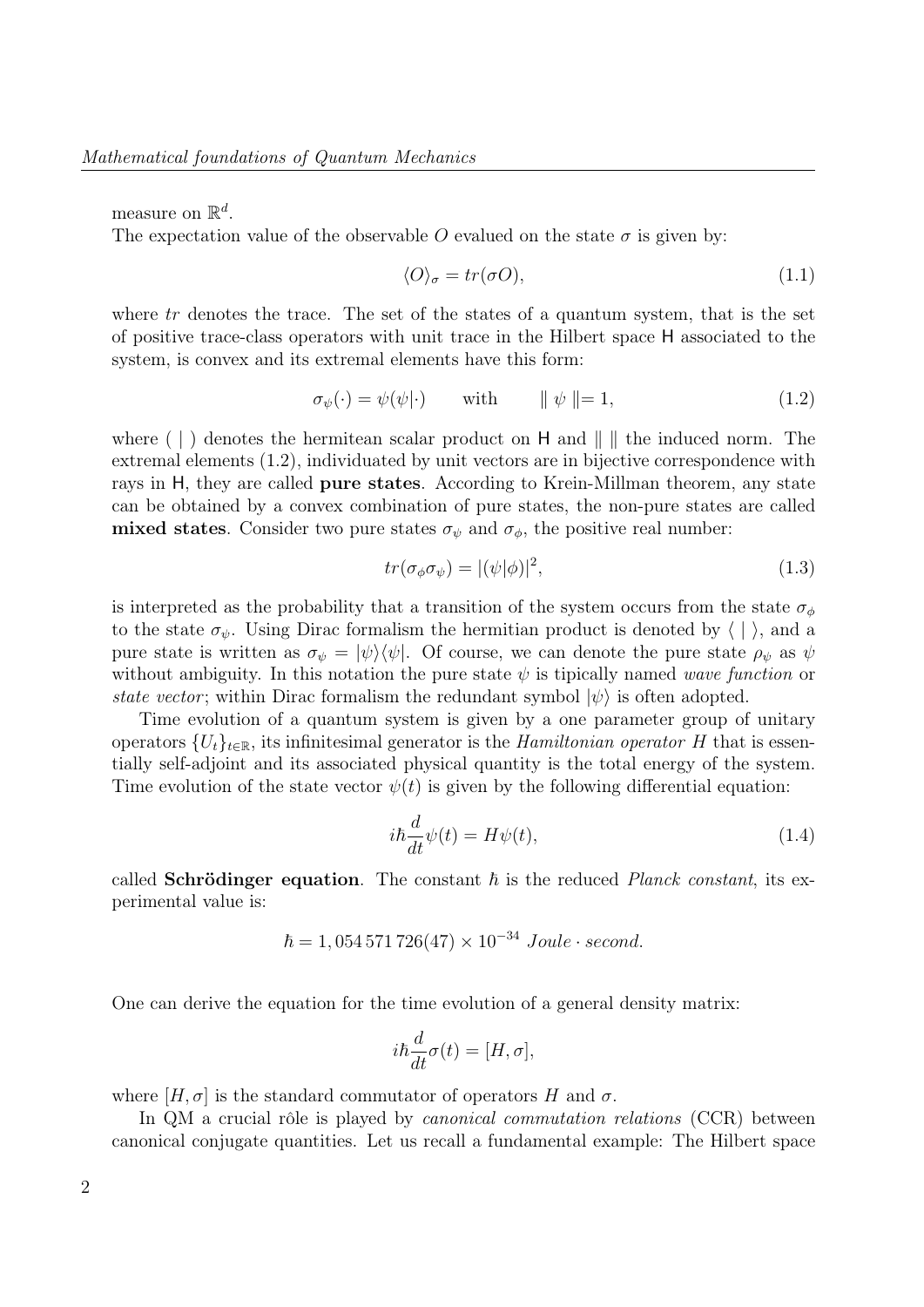measure on $\mathbb{R}^d$.
The expectation value of the observable $O$ evalued on the state $\sigma$ is given by:

$$\langle O \rangle_\sigma = tr(\sigma O), \tag{1.1}$$

where $tr$ denotes the trace. The set of the states of a quantum system, that is the set of positive trace-class operators with unit trace in the Hilbert space $\mathsf{H}$ associated to the system, is convex and its extremal elements have this form:

$$\sigma_\psi(\cdot) = \psi(\psi|\cdot) \qquad \text{with} \qquad \| \psi \| = 1, \tag{1.2}$$

where $(\ |\ )$ denotes the hermitean scalar product on $\mathsf{H}$ and $\|\ \|$ the induced norm. The extremal elements (1.2), individuated by unit vectors are in bijective correspondence with rays in $\mathsf{H}$, they are called **pure states**. According to Krein-Millman theorem, any state can be obtained by a convex combination of pure states, the non-pure states are called **mixed states**. Consider two pure states $\sigma_\psi$ and $\sigma_\phi$, the positive real number:

$$tr(\sigma_\phi \sigma_\psi) = |(\psi|\phi)|^2, \tag{1.3}$$

is interpreted as the probability that a transition of the system occurs from the state $\sigma_\phi$ to the state $\sigma_\psi$. Using Dirac formalism the hermitian product is denoted by $\langle\ |\ \rangle$, and a pure state is written as $\sigma_\psi = |\psi\rangle\langle\psi|$. Of course, we can denote the pure state $\rho_\psi$ as $\psi$ without ambiguity. In this notation the pure state $\psi$ is tipically named *wave function* or *state vector*; within Dirac formalism the redundant symbol $|\psi\rangle$ is often adopted.

Time evolution of a quantum system is given by a one parameter group of unitary operators $\{U_t\}_{t\in\mathbb{R}}$, its infinitesimal generator is the *Hamiltonian operator* $H$ that is essentially self-adjoint and its associated physical quantity is the total energy of the system. Time evolution of the state vector $\psi(t)$ is given by the following differential equation:

$$i\hbar \frac{d}{dt}\psi(t) = H\psi(t), \tag{1.4}$$

called **Schrödinger equation**. The constant $\hbar$ is the reduced *Planck constant*, its experimental value is:

$$\hbar = 1,054\,571\,726(47) \times 10^{-34}\ Joule \cdot second.$$

One can derive the equation for the time evolution of a general density matrix:

$$i\hbar \frac{d}{dt}\sigma(t) = [H, \sigma],$$

where $[H, \sigma]$ is the standard commutator of operators $H$ and $\sigma$.

In QM a crucial rôle is played by *canonical commutation relations* (CCR) between canonical conjugate quantities. Let us recall a fundamental example: The Hilbert space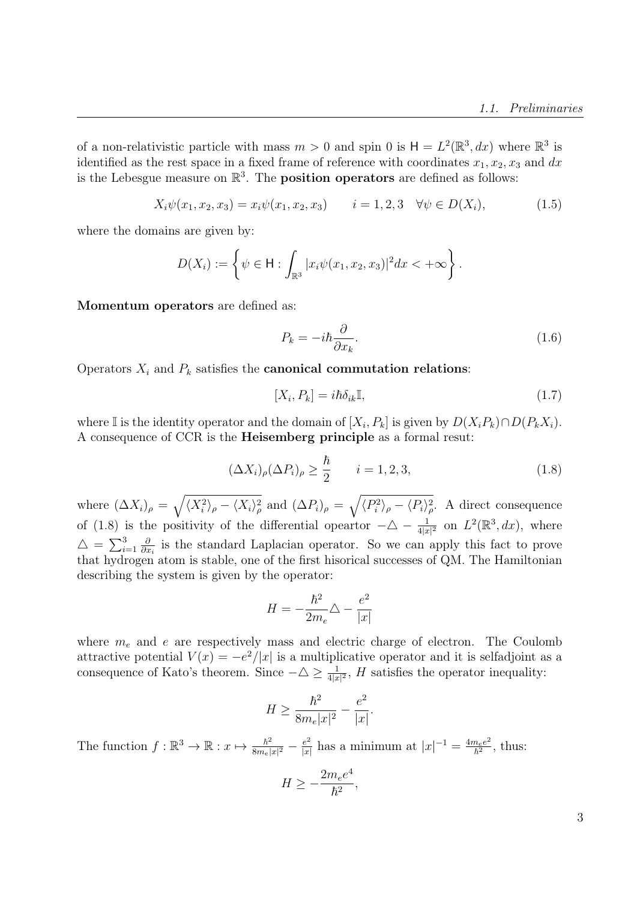of a non-relativistic particle with mass $m > 0$ and spin 0 is $\mathsf{H} = L^2(\mathbb{R}^3, dx)$ where $\mathbb{R}^3$ is identified as the rest space in a fixed frame of reference with coordinates $x_1, x_2, x_3$ and $dx$ is the Lebesgue measure on $\mathbb{R}^3$. The **position operators** are defined as follows:

$$X_i\psi(x_1, x_2, x_3) = x_i\psi(x_1, x_2, x_3) \qquad i = 1, 2, 3 \quad \forall \psi \in D(X_i), \tag{1.5}$$

where the domains are given by:

$$D(X_i) := \left\{ \psi \in \mathsf{H} : \int_{\mathbb{R}^3} |x_i\psi(x_1, x_2, x_3)|^2 dx < +\infty \right\}.$$

**Momentum operators** are defined as:

$$P_k = -i\hbar \frac{\partial}{\partial x_k}. \tag{1.6}$$

Operators $X_i$ and $P_k$ satisfies the **canonical commutation relations**:

$$[X_i, P_k] = i\hbar\delta_{ik}\mathbb{I}, \tag{1.7}$$

where $\mathbb{I}$ is the identity operator and the domain of $[X_i, P_k]$ is given by $D(X_iP_k) \cap D(P_kX_i)$. A consequence of CCR is the **Heisemberg principle** as a formal resut:

$$(\Delta X_i)_\rho (\Delta P_i)_\rho \geq \frac{\hbar}{2} \qquad i = 1, 2, 3, \tag{1.8}$$

where $(\Delta X_i)_\rho = \sqrt{\langle X_i^2 \rangle_\rho - \langle X_i \rangle_\rho^2}$ and $(\Delta P_i)_\rho = \sqrt{\langle P_i^2 \rangle_\rho - \langle P_i \rangle_\rho^2}$. A direct consequence of (1.8) is the positivity of the differential opeartor $-\triangle - \frac{1}{4|x|^2}$ on $L^2(\mathbb{R}^3, dx)$, where $\triangle = \sum_{i=1}^3 \frac{\partial}{\partial x_i}$ is the standard Laplacian operator. So we can apply this fact to prove that hydrogen atom is stable, one of the first hisorical successes of QM. The Hamiltonian describing the system is given by the operator:

$$H = -\frac{\hbar^2}{2m_e}\triangle - \frac{e^2}{|x|}$$

where $m_e$ and $e$ are respectively mass and electric charge of electron. The Coulomb attractive potential $V(x) = -e^2/|x|$ is a multiplicative operator and it is selfadjoint as a consequence of Kato's theorem. Since $-\triangle \geq \frac{1}{4|x|^2}$, $H$ satisfies the operator inequality:

$$H \geq \frac{\hbar^2}{8m_e|x|^2} - \frac{e^2}{|x|}.$$

The function $f : \mathbb{R}^3 \to \mathbb{R} : x \mapsto \frac{\hbar^2}{8m_e|x|^2} - \frac{e^2}{|x|}$ has a minimum at $|x|^{-1} = \frac{4m_e e^2}{\hbar^2}$, thus:

$$H \geq -\frac{2m_e e^4}{\hbar^2},$$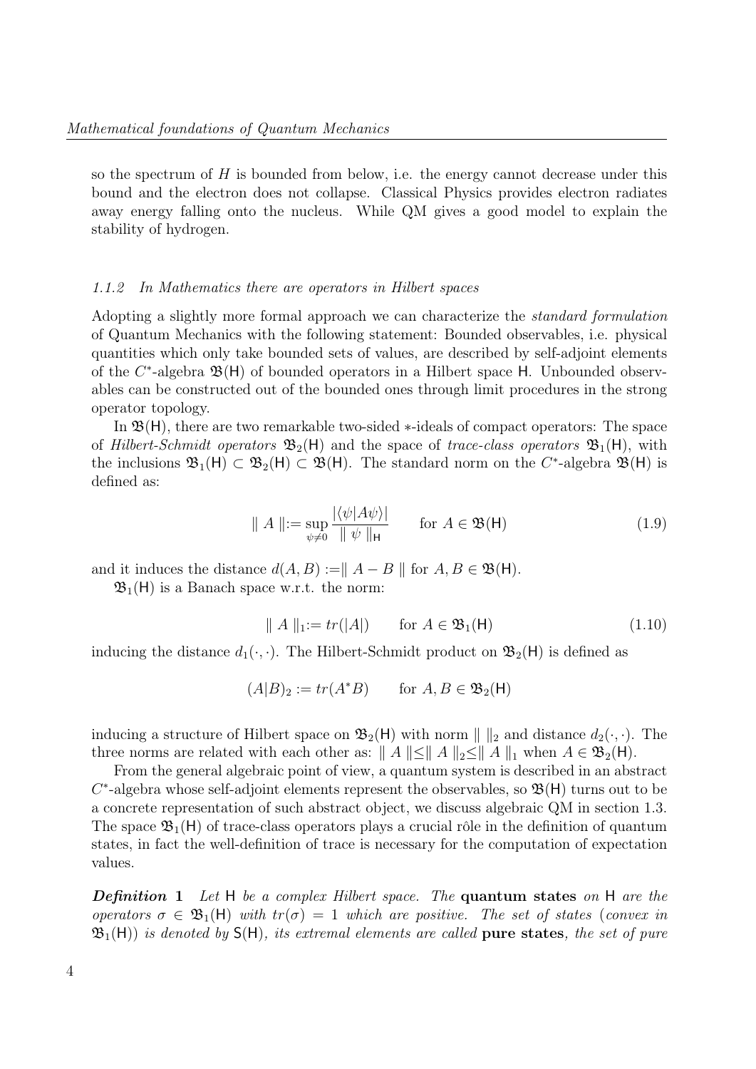so the spectrum of $H$ is bounded from below, i.e. the energy cannot decrease under this bound and the electron does not collapse. Classical Physics provides electron radiates away energy falling onto the nucleus. While QM gives a good model to explain the stability of hydrogen.

### *1.1.2 In Mathematics there are operators in Hilbert spaces*

Adopting a slightly more formal approach we can characterize the *standard formulation* of Quantum Mechanics with the following statement: Bounded observables, i.e. physical quantities which only take bounded sets of values, are described by self-adjoint elements of the $C^*$-algebra $\mathfrak{B}(\mathsf{H})$ of bounded operators in a Hilbert space $\mathsf{H}$. Unbounded observables can be constructed out of the bounded ones through limit procedures in the strong operator topology.

In $\mathfrak{B}(\mathsf{H})$, there are two remarkable two-sided $*$-ideals of compact operators: The space of *Hilbert-Schmidt operators* $\mathfrak{B}_2(\mathsf{H})$ and the space of *trace-class operators* $\mathfrak{B}_1(\mathsf{H})$, with the inclusions $\mathfrak{B}_1(\mathsf{H}) \subset \mathfrak{B}_2(\mathsf{H}) \subset \mathfrak{B}(\mathsf{H})$. The standard norm on the $C^*$-algebra $\mathfrak{B}(\mathsf{H})$ is defined as:

$$\| A \| := \sup_{\psi \neq 0} \frac{|\langle \psi | A \psi \rangle|}{\| \psi \|_{\mathsf{H}}} \qquad \text{for } A \in \mathfrak{B}(\mathsf{H}) \tag{1.9}$$

and it induces the distance $d(A,B) := \| A - B \|$ for $A, B \in \mathfrak{B}(\mathsf{H})$.

$\mathfrak{B}_1(\mathsf{H})$ is a Banach space w.r.t. the norm:

$$\| A \|_1 := tr(|A|) \qquad \text{for } A \in \mathfrak{B}_1(\mathsf{H}) \tag{1.10}$$

inducing the distance $d_1(\cdot,\cdot)$. The Hilbert-Schmidt product on $\mathfrak{B}_2(\mathsf{H})$ is defined as

$$(A|B)_2 := tr(A^* B) \qquad \text{for } A, B \in \mathfrak{B}_2(\mathsf{H})$$

inducing a structure of Hilbert space on $\mathfrak{B}_2(\mathsf{H})$ with norm $\| \, \|_2$ and distance $d_2(\cdot,\cdot)$. The three norms are related with each other as: $\| A \| \leq \| A \|_2 \leq \| A \|_1$ when $A \in \mathfrak{B}_2(\mathsf{H})$.

From the general algebraic point of view, a quantum system is described in an abstract $C^*$-algebra whose self-adjoint elements represent the observables, so $\mathfrak{B}(\mathsf{H})$ turns out to be a concrete representation of such abstract object, we discuss algebraic QM in section 1.3. The space $\mathfrak{B}_1(\mathsf{H})$ of trace-class operators plays a crucial rôle in the definition of quantum states, in fact the well-definition of trace is necessary for the computation of expectation values.

***Definition* 1** *Let $\mathsf{H}$ be a complex Hilbert space. The* **quantum states** *on $\mathsf{H}$ are the operators $\sigma \in \mathfrak{B}_1(\mathsf{H})$ with $tr(\sigma) = 1$ which are positive. The set of states (convex in $\mathfrak{B}_1(\mathsf{H})$) is denoted by $\mathsf{S}(\mathsf{H})$, its extremal elements are called* **pure states***, the set of pure*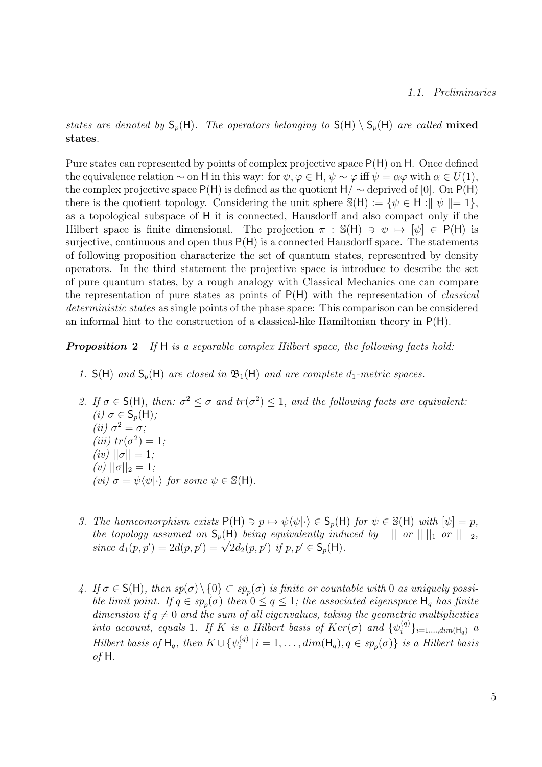*states are denoted by $\mathsf{S}_p(\mathsf{H})$. The operators belonging to $\mathsf{S}(\mathsf{H}) \setminus \mathsf{S}_p(\mathsf{H})$ are called* **mixed states**.

Pure states can represented by points of complex projective space $\mathsf{P}(\mathsf{H})$ on $\mathsf{H}$. Once defined the equivalence relation $\sim$ on $\mathsf{H}$ in this way: for $\psi, \varphi \in \mathsf{H}$, $\psi \sim \varphi$ iff $\psi = \alpha\varphi$ with $\alpha \in U(1)$, the complex projective space $\mathsf{P}(\mathsf{H})$ is defined as the quotient $\mathsf{H}/\sim$ deprived of $[0]$. On $\mathsf{P}(\mathsf{H})$ there is the quotient topology. Considering the unit sphere $\mathbb{S}(\mathsf{H}) := \{\psi \in \mathsf{H} : \parallel \psi \parallel = 1\}$, as a topological subspace of $\mathsf{H}$ it is connected, Hausdorff and also compact only if the Hilbert space is finite dimensional. The projection $\pi : \mathbb{S}(\mathsf{H}) \ni \psi \mapsto [\psi] \in \mathsf{P}(\mathsf{H})$ is surjective, continuous and open thus $\mathsf{P}(\mathsf{H})$ is a connected Hausdorff space. The statements of following proposition characterize the set of quantum states, representred by density operators. In the third statement the projective space is introduce to describe the set of pure quantum states, by a rough analogy with Classical Mechanics one can compare the representation of pure states as points of $\mathsf{P}(\mathsf{H})$ with the representation of *classical deterministic states* as single points of the phase space: This comparison can be considered an informal hint to the construction of a classical-like Hamiltonian theory in $\mathsf{P}(\mathsf{H})$.

***Proposition 2*** *If $\mathsf{H}$ is a separable complex Hilbert space, the following facts hold:*

1. *$\mathsf{S}(\mathsf{H})$ and $\mathsf{S}_p(\mathsf{H})$ are closed in $\mathfrak{B}_1(\mathsf{H})$ and are complete $d_1$-metric spaces.*

2. *If $\sigma \in \mathsf{S}(\mathsf{H})$, then: $\sigma^2 \leq \sigma$ and $tr(\sigma^2) \leq 1$, and the following facts are equivalent:*
   *(i) $\sigma \in \mathsf{S}_p(\mathsf{H})$;*
   *(ii) $\sigma^2 = \sigma$;*
   *(iii) $tr(\sigma^2) = 1$;*
   *(iv) $||\sigma|| = 1$;*
   *(v) $||\sigma||_2 = 1$;*
   *(vi) $\sigma = \psi\langle\psi|\cdot\rangle$ for some $\psi \in \mathbb{S}(\mathsf{H})$.*

3. *The homeomorphism exists $\mathsf{P}(\mathsf{H}) \ni p \mapsto \psi\langle\psi|\cdot\rangle \in \mathsf{S}_p(\mathsf{H})$ for $\psi \in \mathbb{S}(\mathsf{H})$ with $[\psi] = p$, the topology assumed on $\mathsf{S}_p(\mathsf{H})$ being equivalently induced by $||\ ||$ or $||\ ||_1$ or $||\ ||_2$, since $d_1(p,p') = 2d(p,p') = \sqrt{2}d_2(p,p')$ if $p, p' \in \mathsf{S}_p(\mathsf{H})$.*

4. *If $\sigma \in \mathsf{S}(\mathsf{H})$, then $sp(\sigma) \setminus \{0\} \subset sp_p(\sigma)$ is finite or countable with $0$ as uniquely possible limit point. If $q \in sp_p(\sigma)$ then $0 \leq q \leq 1$; the associated eigenspace $\mathsf{H}_q$ has finite dimension if $q \neq 0$ and the sum of all eigenvalues, taking the geometric multiplicities into account, equals $1$. If $K$ is a Hilbert basis of $Ker(\sigma)$ and $\{\psi_i^{(q)}\}_{i=1,\ldots,dim(\mathsf{H}_q)}$ a Hilbert basis of $\mathsf{H}_q$, then $K \cup \{\psi_i^{(q)}\,|\, i = 1, \ldots, dim(\mathsf{H}_q), q \in sp_p(\sigma)\}$ is a Hilbert basis of $\mathsf{H}$.*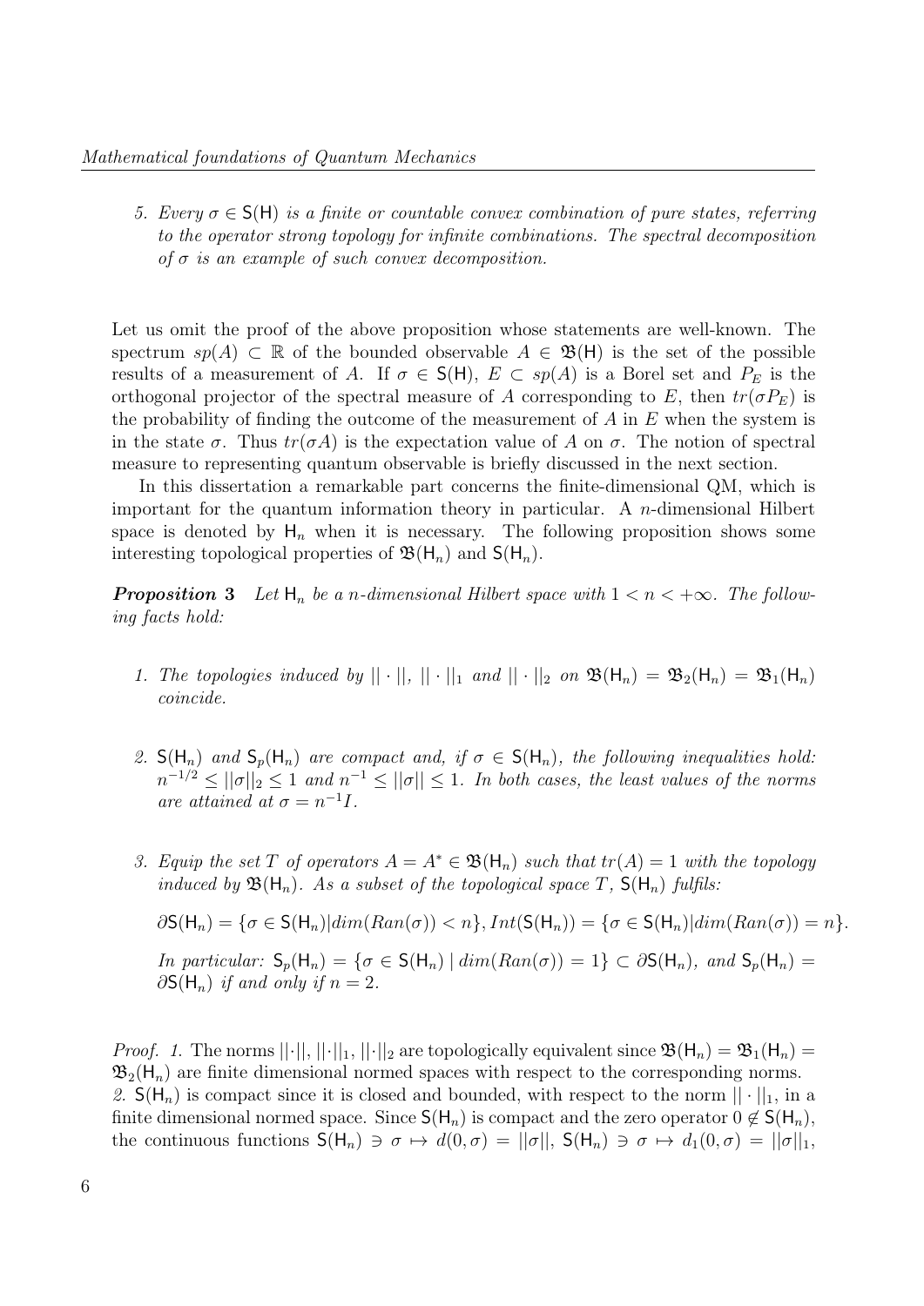5. *Every $\sigma \in \mathsf{S}(\mathsf{H})$ is a finite or countable convex combination of pure states, referring to the operator strong topology for infinite combinations. The spectral decomposition of $\sigma$ is an example of such convex decomposition.*

Let us omit the proof of the above proposition whose statements are well-known. The spectrum $sp(A) \subset \mathbb{R}$ of the bounded observable $A \in \mathfrak{B}(\mathsf{H})$ is the set of the possible results of a measurement of $A$. If $\sigma \in \mathsf{S}(\mathsf{H})$, $E \subset sp(A)$ is a Borel set and $P_E$ is the orthogonal projector of the spectral measure of $A$ corresponding to $E$, then $tr(\sigma P_E)$ is the probability of finding the outcome of the measurement of $A$ in $E$ when the system is in the state $\sigma$. Thus $tr(\sigma A)$ is the expectation value of $A$ on $\sigma$. The notion of spectral measure to representing quantum observable is briefly discussed in the next section.

In this dissertation a remarkable part concerns the finite-dimensional QM, which is important for the quantum information theory in particular. A $n$-dimensional Hilbert space is denoted by $\mathsf{H}_n$ when it is necessary. The following proposition shows some interesting topological properties of $\mathfrak{B}(\mathsf{H}_n)$ and $\mathsf{S}(\mathsf{H}_n)$.

***Proposition 3*** *Let $\mathsf{H}_n$ be a $n$-dimensional Hilbert space with $1 < n < +\infty$. The following facts hold:*

1. *The topologies induced by $||\cdot||$, $||\cdot||_1$ and $||\cdot||_2$ on $\mathfrak{B}(\mathsf{H}_n) = \mathfrak{B}_2(\mathsf{H}_n) = \mathfrak{B}_1(\mathsf{H}_n)$ coincide.*

2. *$\mathsf{S}(\mathsf{H}_n)$ and $\mathsf{S}_p(\mathsf{H}_n)$ are compact and, if $\sigma \in \mathsf{S}(\mathsf{H}_n)$, the following inequalities hold: $n^{-1/2} \leq ||\sigma||_2 \leq 1$ and $n^{-1} \leq ||\sigma|| \leq 1$. In both cases, the least values of the norms are attained at $\sigma = n^{-1}I$.*

3. *Equip the set $T$ of operators $A = A^* \in \mathfrak{B}(\mathsf{H}_n)$ such that $tr(A) = 1$ with the topology induced by $\mathfrak{B}(\mathsf{H}_n)$. As a subset of the topological space $T$, $\mathsf{S}(\mathsf{H}_n)$ fulfils:*

   $\partial \mathsf{S}(\mathsf{H}_n) = \{\sigma \in \mathsf{S}(\mathsf{H}_n) | dim(Ran(\sigma)) < n\}, Int(\mathsf{S}(\mathsf{H}_n)) = \{\sigma \in \mathsf{S}(\mathsf{H}_n) | dim(Ran(\sigma)) = n\}.$

   *In particular: $\mathsf{S}_p(\mathsf{H}_n) = \{\sigma \in \mathsf{S}(\mathsf{H}_n) \mid dim(Ran(\sigma)) = 1\} \subset \partial \mathsf{S}(\mathsf{H}_n)$, and $\mathsf{S}_p(\mathsf{H}_n) = \partial \mathsf{S}(\mathsf{H}_n)$ if and only if $n = 2$.*

*Proof. 1.* The norms $||\cdot||$, $||\cdot||_1$, $||\cdot||_2$ are topologically equivalent since $\mathfrak{B}(\mathsf{H}_n) = \mathfrak{B}_1(\mathsf{H}_n) = \mathfrak{B}_2(\mathsf{H}_n)$ are finite dimensional normed spaces with respect to the corresponding norms.
*2.* $\mathsf{S}(\mathsf{H}_n)$ is compact since it is closed and bounded, with respect to the norm $||\cdot||_1$, in a finite dimensional normed space. Since $\mathsf{S}(\mathsf{H}_n)$ is compact and the zero operator $0 \notin \mathsf{S}(\mathsf{H}_n)$, the continuous functions $\mathsf{S}(\mathsf{H}_n) \ni \sigma \mapsto d(0, \sigma) = ||\sigma||$, $\mathsf{S}(\mathsf{H}_n) \ni \sigma \mapsto d_1(0, \sigma) = ||\sigma||_1$,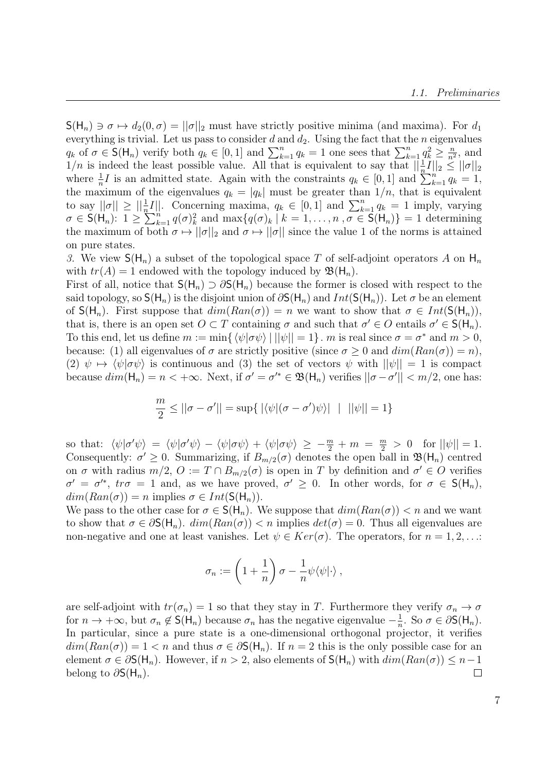$\mathsf{S}(\mathsf{H}_n) \ni \sigma \mapsto d_2(0,\sigma) = ||\sigma||_2$ must have strictly positive minima (and maxima). For $d_1$ everything is trivial. Let us pass to consider $d$ and $d_2$. Using the fact that the $n$ eigenvalues $q_k$ of $\sigma \in \mathsf{S}(\mathsf{H}_n)$ verify both $q_k \in [0,1]$ and $\sum_{k=1}^n q_k = 1$ one sees that $\sum_{k=1}^n q_k^2 \geq \frac{n}{n^2}$, and $1/n$ is indeed the least possible value. All that is equivalent to say that $||\frac{1}{n}I||_2 \leq ||\sigma||_2$ where $\frac{1}{n}I$ is an admitted state. Again with the constraints $q_k \in [0,1]$ and $\sum_{k=1}^n q_k = 1$, the maximum of the eigenvalues $q_k = |q_k|$ must be greater than $1/n$, that is equivalent to say $||\sigma|| \geq ||\frac{1}{n}I||$. Concerning maxima, $q_k \in [0,1]$ and $\sum_{k=1}^n q_k = 1$ imply, varying $\sigma \in \mathsf{S}(\mathsf{H}_n)$: $1 \geq \sum_{k=1}^n q(\sigma)_k^2$ and $\max\{q(\sigma)_k \mid k = 1,\ldots,n\,, \sigma \in \mathsf{S}(\mathsf{H}_n)\} = 1$ determining the maximum of both $\sigma \mapsto ||\sigma||_2$ and $\sigma \mapsto ||\sigma||$ since the value 1 of the norms is attained on pure states.

*3.* We view $\mathsf{S}(\mathsf{H}_n)$ a subset of the topological space $T$ of self-adjoint operators $A$ on $\mathsf{H}_n$ with $tr(A) = 1$ endowed with the topology induced by $\mathfrak{B}(\mathsf{H}_n)$.

First of all, notice that $\mathsf{S}(\mathsf{H}_n) \supset \partial\mathsf{S}(\mathsf{H}_n)$ because the former is closed with respect to the said topology, so $\mathsf{S}(\mathsf{H}_n)$ is the disjoint union of $\partial\mathsf{S}(\mathsf{H}_n)$ and $Int(\mathsf{S}(\mathsf{H}_n))$. Let $\sigma$ be an element of $\mathsf{S}(\mathsf{H}_n)$. First suppose that $dim(Ran(\sigma)) = n$ we want to show that $\sigma \in Int(\mathsf{S}(\mathsf{H}_n))$, that is, there is an open set $O \subset T$ containing $\sigma$ and such that $\sigma' \in O$ entails $\sigma' \in \mathsf{S}(\mathsf{H}_n)$. To this end, let us define $m := \min\{\,\langle\psi|\sigma\psi\rangle \mid ||\psi|| = 1\}$. $m$ is real since $\sigma = \sigma^*$ and $m > 0$, because: (1) all eigenvalues of $\sigma$ are strictly positive (since $\sigma \geq 0$ and $dim(Ran(\sigma)) = n$), (2) $\psi \mapsto \langle\psi|\sigma\psi\rangle$ is continuous and (3) the set of vectors $\psi$ with $||\psi|| = 1$ is compact because $dim(\mathsf{H}_n) = n < +\infty$. Next, if $\sigma' = \sigma'^* \in \mathfrak{B}(\mathsf{H}_n)$ verifies $||\sigma - \sigma'|| < m/2$, one has:

$$\frac{m}{2} \leq ||\sigma - \sigma'|| = \sup\{\,|\langle\psi|(\sigma - \sigma')\psi\rangle| \;\mid\; ||\psi|| = 1\}$$

so that: $\langle\psi|\sigma'\psi\rangle = \langle\psi|\sigma'\psi\rangle - \langle\psi|\sigma\psi\rangle + \langle\psi|\sigma\psi\rangle \geq -\frac{m}{2} + m = \frac{m}{2} > 0$ for $||\psi|| = 1$. Consequently: $\sigma' \geq 0$. Summarizing, if $B_{m/2}(\sigma)$ denotes the open ball in $\mathfrak{B}(\mathsf{H}_n)$ centred on $\sigma$ with radius $m/2$, $O := T \cap B_{m/2}(\sigma)$ is open in $T$ by definition and $\sigma' \in O$ verifies $\sigma' = \sigma'^*$, $tr\sigma = 1$ and, as we have proved, $\sigma' \geq 0$. In other words, for $\sigma \in \mathsf{S}(\mathsf{H}_n)$, $dim(Ran(\sigma)) = n$ implies $\sigma \in Int(\mathsf{S}(\mathsf{H}_n))$.

We pass to the other case for $\sigma \in \mathsf{S}(\mathsf{H}_n)$. We suppose that $dim(Ran(\sigma)) < n$ and we want to show that $\sigma \in \partial\mathsf{S}(\mathsf{H}_n)$. $dim(Ran(\sigma)) < n$ implies $det(\sigma) = 0$. Thus all eigenvalues are non-negative and one at least vanishes. Let $\psi \in Ker(\sigma)$. The operators, for $n = 1, 2, \ldots$:

$$\sigma_n := \left(1 + \frac{1}{n}\right)\sigma - \frac{1}{n}\psi\langle\psi|\cdot\rangle\,,$$

are self-adjoint with $tr(\sigma_n) = 1$ so that they stay in $T$. Furthermore they verify $\sigma_n \to \sigma$ for $n \to +\infty$, but $\sigma_n \notin \mathsf{S}(\mathsf{H}_n)$ because $\sigma_n$ has the negative eigenvalue $-\frac{1}{n}$. So $\sigma \in \partial\mathsf{S}(\mathsf{H}_n)$. In particular, since a pure state is a one-dimensional orthogonal projector, it verifies $dim(Ran(\sigma)) = 1 < n$ and thus $\sigma \in \partial\mathsf{S}(\mathsf{H}_n)$. If $n = 2$ this is the only possible case for an element $\sigma \in \partial\mathsf{S}(\mathsf{H}_n)$. However, if $n > 2$, also elements of $\mathsf{S}(\mathsf{H}_n)$ with $dim(Ran(\sigma)) \leq n-1$ belong to $\partial\mathsf{S}(\mathsf{H}_n)$. $\square$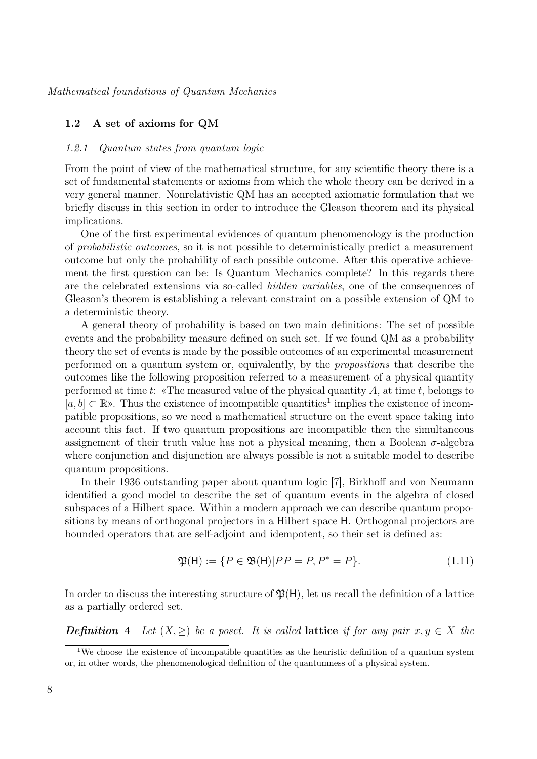## 1.2 A set of axioms for QM

### 1.2.1 *Quantum states from quantum logic*

From the point of view of the mathematical structure, for any scientific theory there is a set of fundamental statements or axioms from which the whole theory can be derived in a very general manner. Nonrelativistic QM has an accepted axiomatic formulation that we briefly discuss in this section in order to introduce the Gleason theorem and its physical implications.

One of the first experimental evidences of quantum phenomenology is the production of *probabilistic outcomes*, so it is not possible to deterministically predict a measurement outcome but only the probability of each possible outcome. After this operative achievement the first question can be: Is Quantum Mechanics complete? In this regards there are the celebrated extensions via so-called *hidden variables*, one of the consequences of Gleason's theorem is establishing a relevant constraint on a possible extension of QM to a deterministic theory.

A general theory of probability is based on two main definitions: The set of possible events and the probability measure defined on such set. If we found QM as a probability theory the set of events is made by the possible outcomes of an experimental measurement performed on a quantum system or, equivalently, by the *propositions* that describe the outcomes like the following proposition referred to a measurement of a physical quantity performed at time $t$: «The measured value of the physical quantity $A$, at time $t$, belongs to $[a, b] \subset \mathbb{R}$». Thus the existence of incompatible quantities[1] implies the existence of incompatible propositions, so we need a mathematical structure on the event space taking into account this fact. If two quantum propositions are incompatible then the simultaneous assignement of their truth value has not a physical meaning, then a Boolean $\sigma$-algebra where conjunction and disjunction are always possible is not a suitable model to describe quantum propositions.

In their 1936 outstanding paper about quantum logic [7], Birkhoff and von Neumann identified a good model to describe the set of quantum events in the algebra of closed subspaces of a Hilbert space. Within a modern approach we can describe quantum propositions by means of orthogonal projectors in a Hilbert space $\mathsf{H}$. Orthogonal projectors are bounded operators that are self-adjoint and idempotent, so their set is defined as:

$$\mathfrak{P}(\mathsf{H}) := \{P \in \mathfrak{B}(\mathsf{H}) | PP = P, P^* = P\}. \tag{1.11}$$

In order to discuss the interesting structure of $\mathfrak{P}(\mathsf{H})$, let us recall the definition of a lattice as a partially ordered set.

***Definition* 4** *Let $(X, \geq)$ be a poset. It is called* **lattice** *if for any pair $x, y \in X$ the*

[1] We choose the existence of incompatible quantities as the heuristic definition of a quantum system or, in other words, the phenomenological definition of the quantumness of a physical system.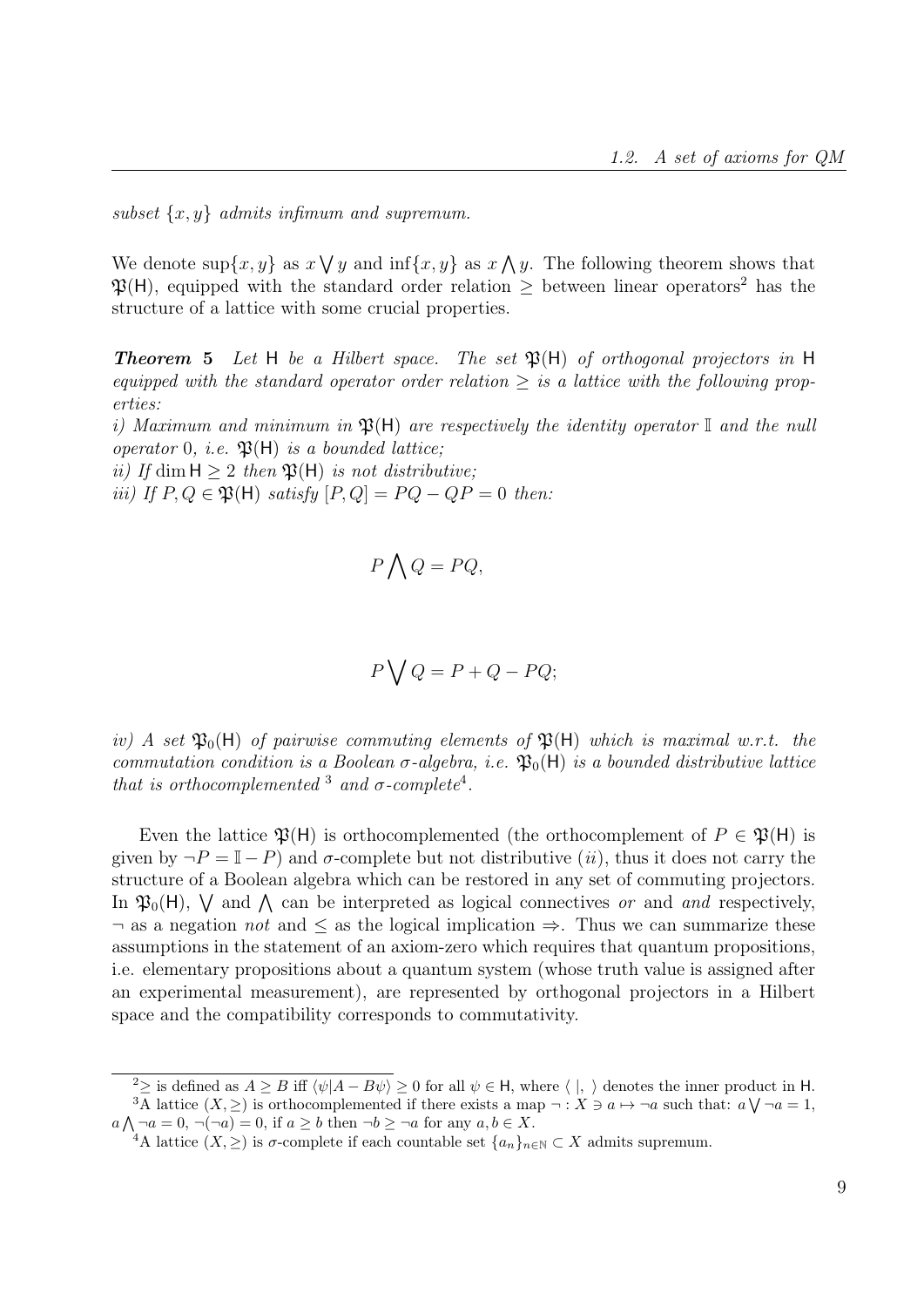*subset $\{x, y\}$ admits infimum and supremum.*

We denote $\sup\{x, y\}$ as $x \bigvee y$ and $\inf\{x, y\}$ as $x \bigwedge y$. The following theorem shows that $\mathfrak{P}(\mathsf{H})$, equipped with the standard order relation $\geq$ between linear operators[2] has the structure of a lattice with some crucial properties.

***Theorem 5*** *Let $\mathsf{H}$ be a Hilbert space. The set $\mathfrak{P}(\mathsf{H})$ of orthogonal projectors in $\mathsf{H}$ equipped with the standard operator order relation $\geq$ is a lattice with the following properties:*

*i) Maximum and minimum in $\mathfrak{P}(\mathsf{H})$ are respectively the identity operator $\mathbb{I}$ and the null operator $0$, i.e. $\mathfrak{P}(\mathsf{H})$ is a bounded lattice;*

*ii) If $\dim \mathsf{H} \geq 2$ then $\mathfrak{P}(\mathsf{H})$ is not distributive;*

*iii) If $P, Q \in \mathfrak{P}(\mathsf{H})$ satisfy $[P, Q] = PQ - QP = 0$ then:*

$$P \bigwedge Q = PQ,$$

$$P \bigvee Q = P + Q - PQ;$$

*iv) A set $\mathfrak{P}_0(\mathsf{H})$ of pairwise commuting elements of $\mathfrak{P}(\mathsf{H})$ which is maximal w.r.t. the commutation condition is a Boolean $\sigma$-algebra, i.e. $\mathfrak{P}_0(\mathsf{H})$ is a bounded distributive lattice that is orthocomplemented [3] and $\sigma$-complete[4].*

Even the lattice $\mathfrak{P}(\mathsf{H})$ is orthocomplemented (the orthocomplement of $P \in \mathfrak{P}(\mathsf{H})$ is given by $\neg P = \mathbb{I} - P$) and $\sigma$-complete but not distributive ($ii$), thus it does not carry the structure of a Boolean algebra which can be restored in any set of commuting projectors. In $\mathfrak{P}_0(\mathsf{H})$, $\bigvee$ and $\bigwedge$ can be interpreted as logical connectives *or* and *and* respectively, $\neg$ as a negation *not* and $\leq$ as the logical implication $\Rightarrow$. Thus we can summarize these assumptions in the statement of an axiom-zero which requires that quantum propositions, i.e. elementary propositions about a quantum system (whose truth value is assigned after an experimental measurement), are represented by orthogonal projectors in a Hilbert space and the compatibility corresponds to commutativity.

---

[2] $\geq$ is defined as $A \geq B$ iff $\langle \psi | A - B\psi \rangle \geq 0$ for all $\psi \in \mathsf{H}$, where $\langle \,|\, \rangle$ denotes the inner product in $\mathsf{H}$.

[3] A lattice $(X, \geq)$ is orthocomplemented if there exists a map $\neg : X \ni a \mapsto \neg a$ such that: $a \bigvee \neg a = 1$, $a \bigwedge \neg a = 0$, $\neg(\neg a) = 0$, if $a \geq b$ then $\neg b \geq \neg a$ for any $a, b \in X$.

[4] A lattice $(X, \geq)$ is $\sigma$-complete if each countable set $\{a_n\}_{n \in \mathbb{N}} \subset X$ admits supremum.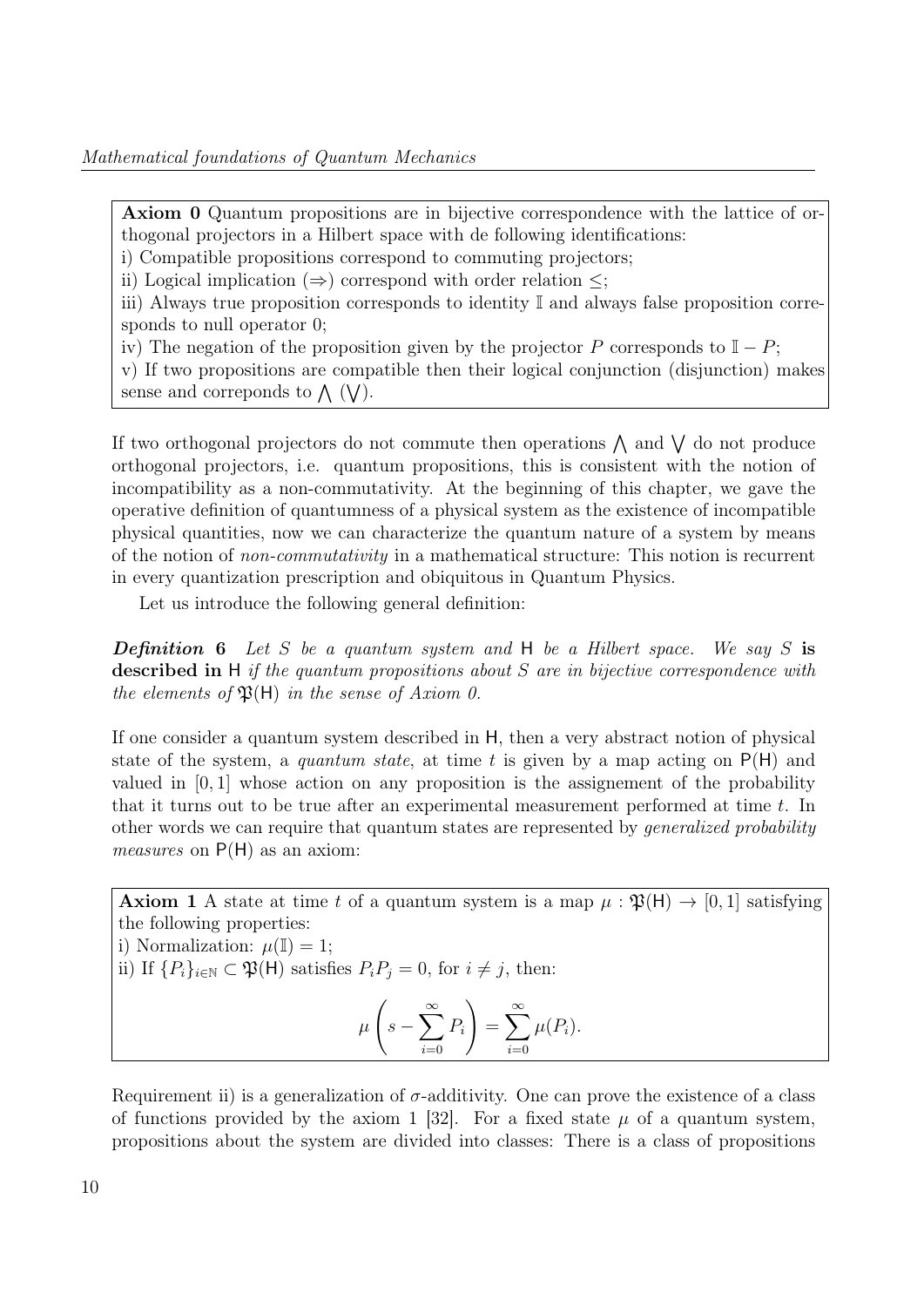**Axiom 0** Quantum propositions are in bijective correspondence with the lattice of orthogonal projectors in a Hilbert space with de following identifications:
i) Compatible propositions correspond to commuting projectors;
ii) Logical implication ($\Rightarrow$) correspond with order relation $\leq$;
iii) Always true proposition corresponds to identity $\mathbb{I}$ and always false proposition corresponds to null operator 0;
iv) The negation of the proposition given by the projector $P$ corresponds to $\mathbb{I} - P$;
v) If two propositions are compatible then their logical conjunction (disjunction) makes sense and correponds to $\bigwedge$ ($\bigvee$).

If two orthogonal projectors do not commute then operations $\bigwedge$ and $\bigvee$ do not produce orthogonal projectors, i.e. quantum propositions, this is consistent with the notion of incompatibility as a non-commutativity. At the beginning of this chapter, we gave the operative definition of quantumness of a physical system as the existence of incompatible physical quantities, now we can characterize the quantum nature of a system by means of the notion of *non-commutativity* in a mathematical structure: This notion is recurrent in every quantization prescription and obiquitous in Quantum Physics.

Let us introduce the following general definition:

***Definition* 6** *Let $S$ be a quantum system and $\mathsf{H}$ be a Hilbert space. We say $S$* **is described in** $\mathsf{H}$ *if the quantum propositions about $S$ are in bijective correspondence with the elements of $\mathfrak{P}(\mathsf{H})$ in the sense of Axiom 0.*

If one consider a quantum system described in $\mathsf{H}$, then a very abstract notion of physical state of the system, a *quantum state*, at time $t$ is given by a map acting on $\mathsf{P}(\mathsf{H})$ and valued in $[0, 1]$ whose action on any proposition is the assignement of the probability that it turns out to be true after an experimental measurement performed at time $t$. In other words we can require that quantum states are represented by *generalized probability measures* on $\mathsf{P}(\mathsf{H})$ as an axiom:

**Axiom 1** A state at time $t$ of a quantum system is a map $\mu : \mathfrak{P}(\mathsf{H}) \to [0, 1]$ satisfying the following properties:
i) Normalization: $\mu(\mathbb{I}) = 1$;
ii) If $\{P_i\}_{i \in \mathbb{N}} \subset \mathfrak{P}(\mathsf{H})$ satisfies $P_i P_j = 0$, for $i \neq j$, then:

$$\mu\left(s - \sum_{i=0}^{\infty} P_i\right) = \sum_{i=0}^{\infty} \mu(P_i).$$

Requirement ii) is a generalization of $\sigma$-additivity. One can prove the existence of a class of functions provided by the axiom 1 [32]. For a fixed state $\mu$ of a quantum system, propositions about the system are divided into classes: There is a class of propositions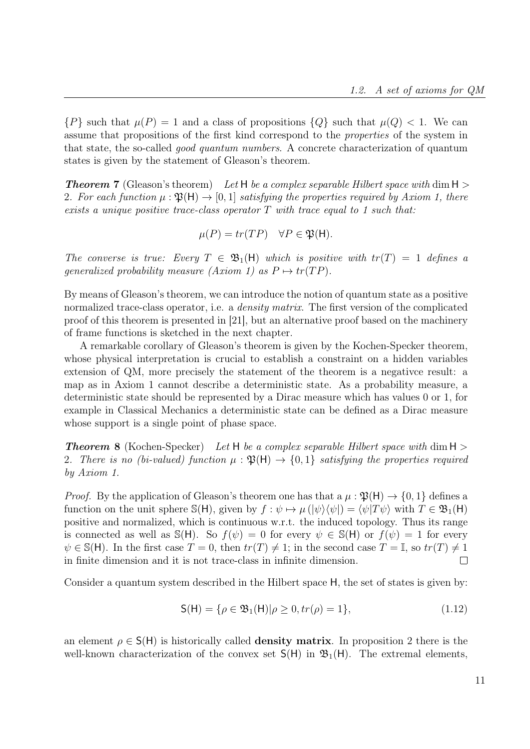$\{P\}$ such that $\mu(P) = 1$ and a class of propositions $\{Q\}$ such that $\mu(Q) < 1$. We can assume that propositions of the first kind correspond to the *properties* of the system in that state, the so-called *good quantum numbers*. A concrete characterization of quantum states is given by the statement of Gleason's theorem.

***Theorem 7*** (Gleason's theorem) *Let $\mathsf{H}$ be a complex separable Hilbert space with $\dim \mathsf{H} > 2$. For each function $\mu : \mathfrak{P}(\mathsf{H}) \to [0, 1]$ satisfying the properties required by Axiom 1, there exists a unique positive trace-class operator $T$ with trace equal to 1 such that:*

$$\mu(P) = tr(TP) \quad \forall P \in \mathfrak{P}(\mathsf{H}).$$

*The converse is true: Every $T \in \mathfrak{B}_1(\mathsf{H})$ which is positive with $tr(T) = 1$ defines a generalized probability measure (Axiom 1) as $P \mapsto tr(TP)$.*

By means of Gleason's theorem, we can introduce the notion of quantum state as a positive normalized trace-class operator, i.e. a *density matrix*. The first version of the complicated proof of this theorem is presented in [21], but an alternative proof based on the machinery of frame functions is sketched in the next chapter.

A remarkable corollary of Gleason's theorem is given by the Kochen-Specker theorem, whose physical interpretation is crucial to establish a constraint on a hidden variables extension of QM, more precisely the statement of the theorem is a negativce result: a map as in Axiom 1 cannot describe a deterministic state. As a probability measure, a deterministic state should be represented by a Dirac measure which has values 0 or 1, for example in Classical Mechanics a deterministic state can be defined as a Dirac measure whose support is a single point of phase space.

***Theorem 8*** (Kochen-Specker) *Let $\mathsf{H}$ be a complex separable Hilbert space with $\dim \mathsf{H} > 2$. There is no (bi-valued) function $\mu : \mathfrak{P}(\mathsf{H}) \to \{0, 1\}$ satisfying the properties required by Axiom 1.*

*Proof.* By the application of Gleason's theorem one has that a $\mu : \mathfrak{P}(\mathsf{H}) \to \{0, 1\}$ defines a function on the unit sphere $\mathbb{S}(\mathsf{H})$, given by $f : \psi \mapsto \mu(|\psi\rangle\langle\psi|) = \langle\psi|T\psi\rangle$ with $T \in \mathfrak{B}_1(\mathsf{H})$ positive and normalized, which is continuous w.r.t. the induced topology. Thus its range is connected as well as $\mathbb{S}(\mathsf{H})$. So $f(\psi) = 0$ for every $\psi \in \mathbb{S}(\mathsf{H})$ or $f(\psi) = 1$ for every $\psi \in \mathbb{S}(\mathsf{H})$. In the first case $T = 0$, then $tr(T) \neq 1$; in the second case $T = \mathbb{I}$, so $tr(T) \neq 1$ in finite dimension and it is not trace-class in infinite dimension. $\square$

Consider a quantum system described in the Hilbert space $\mathsf{H}$, the set of states is given by:

$$\mathsf{S}(\mathsf{H}) = \{\rho \in \mathfrak{B}_1(\mathsf{H}) | \rho \geq 0, tr(\rho) = 1\}, \tag{1.12}$$

an element $\rho \in \mathsf{S}(\mathsf{H})$ is historically called **density matrix**. In proposition 2 there is the well-known characterization of the convex set $\mathsf{S}(\mathsf{H})$ in $\mathfrak{B}_1(\mathsf{H})$. The extremal elements,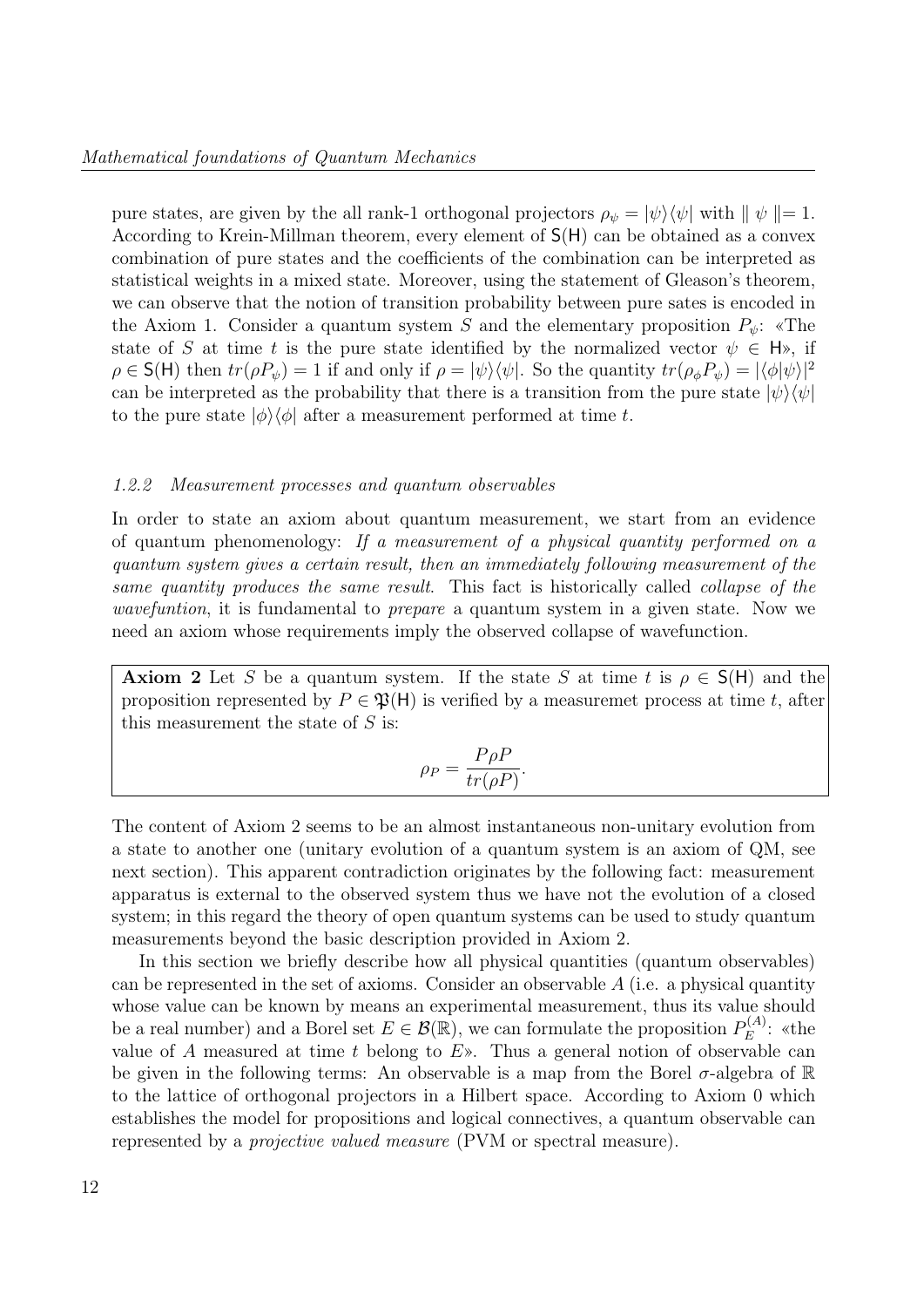pure states, are given by the all rank-1 orthogonal projectors $\rho_\psi = |\psi\rangle\langle\psi|$ with $\| \psi \| = 1$. According to Krein-Millman theorem, every element of $\mathsf{S}(\mathsf{H})$ can be obtained as a convex combination of pure states and the coefficients of the combination can be interpreted as statistical weights in a mixed state. Moreover, using the statement of Gleason's theorem, we can observe that the notion of transition probability between pure sates is encoded in the Axiom 1. Consider a quantum system $S$ and the elementary proposition $P_\psi$: «The state of $S$ at time $t$ is the pure state identified by the normalized vector $\psi \in \mathsf{H}$», if $\rho \in \mathsf{S}(\mathsf{H})$ then $tr(\rho P_\psi) = 1$ if and only if $\rho = |\psi\rangle\langle\psi|$. So the quantity $tr(\rho_\phi P_\psi) = |\langle\phi|\psi\rangle|^2$ can be interpreted as the probability that there is a transition from the pure state $|\psi\rangle\langle\psi|$ to the pure state $|\phi\rangle\langle\phi|$ after a measurement performed at time $t$.

#### 1.2.2 Measurement processes and quantum observables

In order to state an axiom about quantum measurement, we start from an evidence of quantum phenomenology: *If a measurement of a physical quantity performed on a quantum system gives a certain result, then an immediately following measurement of the same quantity produces the same result*. This fact is historically called *collapse of the wavefuntion*, it is fundamental to *prepare* a quantum system in a given state. Now we need an axiom whose requirements imply the observed collapse of wavefunction.

**Axiom 2** Let $S$ be a quantum system. If the state $S$ at time $t$ is $\rho \in \mathsf{S}(\mathsf{H})$ and the proposition represented by $P \in \mathfrak{P}(\mathsf{H})$ is verified by a measuremet process at time $t$, after this measurement the state of $S$ is:

$$\rho_P = \frac{P\rho P}{tr(\rho P)}.$$

The content of Axiom 2 seems to be an almost instantaneous non-unitary evolution from a state to another one (unitary evolution of a quantum system is an axiom of QM, see next section). This apparent contradiction originates by the following fact: measurement apparatus is external to the observed system thus we have not the evolution of a closed system; in this regard the theory of open quantum systems can be used to study quantum measurements beyond the basic description provided in Axiom 2.

In this section we briefly describe how all physical quantities (quantum observables) can be represented in the set of axioms. Consider an observable $A$ (i.e. a physical quantity whose value can be known by means an experimental measurement, thus its value should be a real number) and a Borel set $E \in \mathcal{B}(\mathbb{R})$, we can formulate the proposition $P_E^{(A)}$: «the value of $A$ measured at time $t$ belong to $E$». Thus a general notion of observable can be given in the following terms: An observable is a map from the Borel $\sigma$-algebra of $\mathbb{R}$ to the lattice of orthogonal projectors in a Hilbert space. According to Axiom 0 which establishes the model for propositions and logical connectives, a quantum observable can represented by a *projective valued measure* (PVM or spectral measure).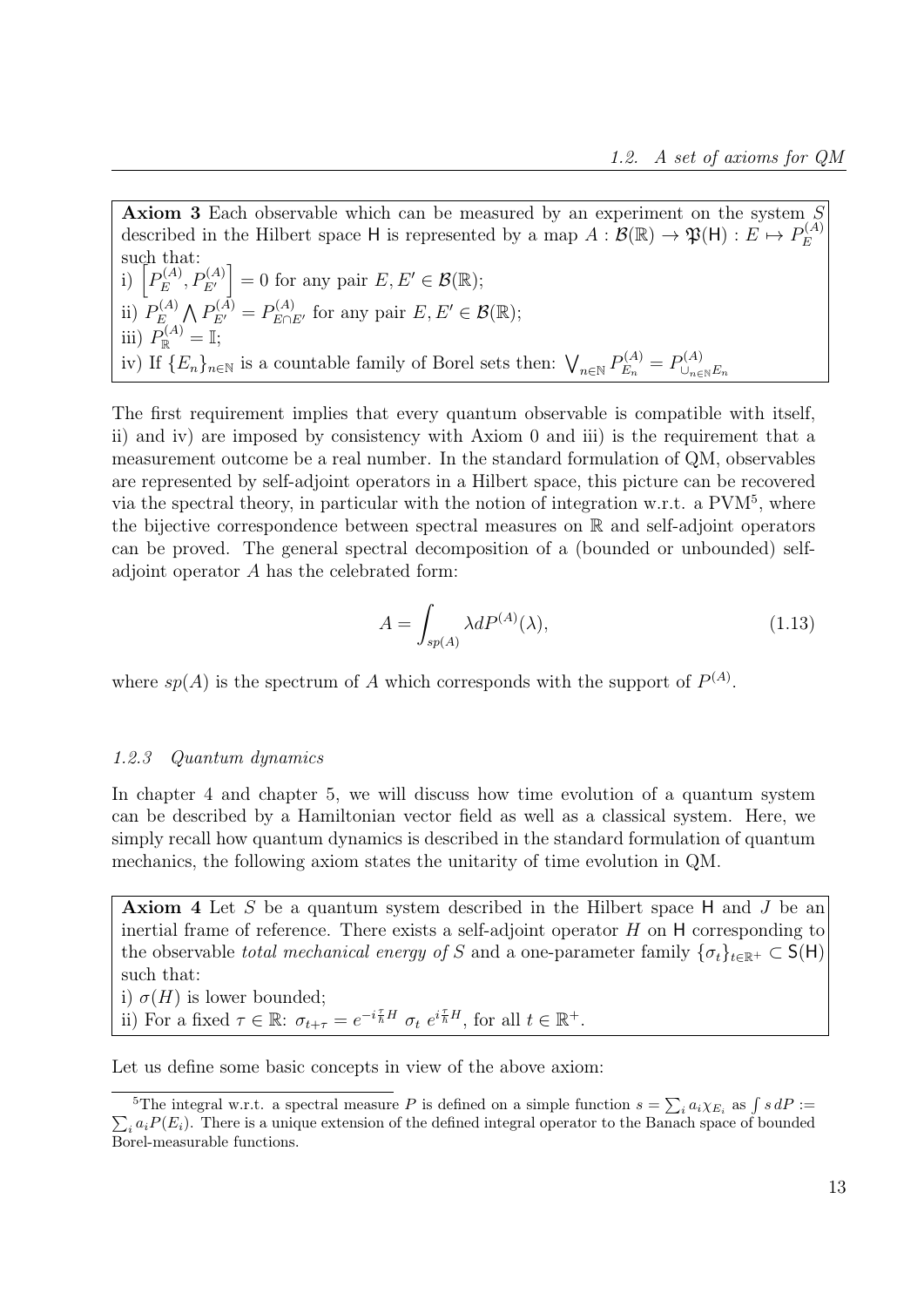**Axiom 3** Each observable which can be measured by an experiment on the system $S$ described in the Hilbert space $\mathsf{H}$ is represented by a map $A : \mathcal{B}(\mathbb{R}) \to \mathfrak{P}(\mathsf{H}) : E \mapsto P_E^{(A)}$ such that:
i) $\left[P_E^{(A)}, P_{E'}^{(A)}\right] = 0$ for any pair $E, E' \in \mathcal{B}(\mathbb{R})$;
ii) $P_E^{(A)} \bigwedge P_{E'}^{(A)} = P_{E \cap E'}^{(A)}$ for any pair $E, E' \in \mathcal{B}(\mathbb{R})$;
iii) $P_{\mathbb{R}}^{(A)} = \mathbb{I}$;
iv) If $\{E_n\}_{n\in\mathbb{N}}$ is a countable family of Borel sets then: $\bigvee_{n\in\mathbb{N}} P_{E_n}^{(A)} = P_{\cup_{n\in\mathbb{N}} E_n}^{(A)}$

The first requirement implies that every quantum observable is compatible with itself, ii) and iv) are imposed by consistency with Axiom 0 and iii) is the requirement that a measurement outcome be a real number. In the standard formulation of QM, observables are represented by self-adjoint operators in a Hilbert space, this picture can be recovered via the spectral theory, in particular with the notion of integration w.r.t. a PVM[5], where the bijective correspondence between spectral measures on $\mathbb{R}$ and self-adjoint operators can be proved. The general spectral decomposition of a (bounded or unbounded) self-adjoint operator $A$ has the celebrated form:

$$A = \int_{sp(A)} \lambda dP^{(A)}(\lambda), \tag{1.13}$$

where $sp(A)$ is the spectrum of $A$ which corresponds with the support of $P^{(A)}$.

### *1.2.3 Quantum dynamics*

In chapter 4 and chapter 5, we will discuss how time evolution of a quantum system can be described by a Hamiltonian vector field as well as a classical system. Here, we simply recall how quantum dynamics is described in the standard formulation of quantum mechanics, the following axiom states the unitarity of time evolution in QM.

**Axiom 4** Let $S$ be a quantum system described in the Hilbert space $\mathsf{H}$ and $J$ be an inertial frame of reference. There exists a self-adjoint operator $H$ on $\mathsf{H}$ corresponding to the observable *total mechanical energy of* $S$ and a one-parameter family $\{\sigma_t\}_{t\in\mathbb{R}^+} \subset \mathsf{S}(\mathsf{H})$ such that:
i) $\sigma(H)$ is lower bounded;
ii) For a fixed $\tau \in \mathbb{R}$: $\sigma_{t+\tau} = e^{-i\frac{\tau}{\hbar}H}\ \sigma_t\ e^{i\frac{\tau}{\hbar}H}$, for all $t \in \mathbb{R}^+$.

Let us define some basic concepts in view of the above axiom:

[5]The integral w.r.t. a spectral measure $P$ is defined on a simple function $s = \sum_i a_i \chi_{E_i}$ as $\int s\, dP := \sum_i a_i P(E_i)$. There is a unique extension of the defined integral operator to the Banach space of bounded Borel-measurable functions.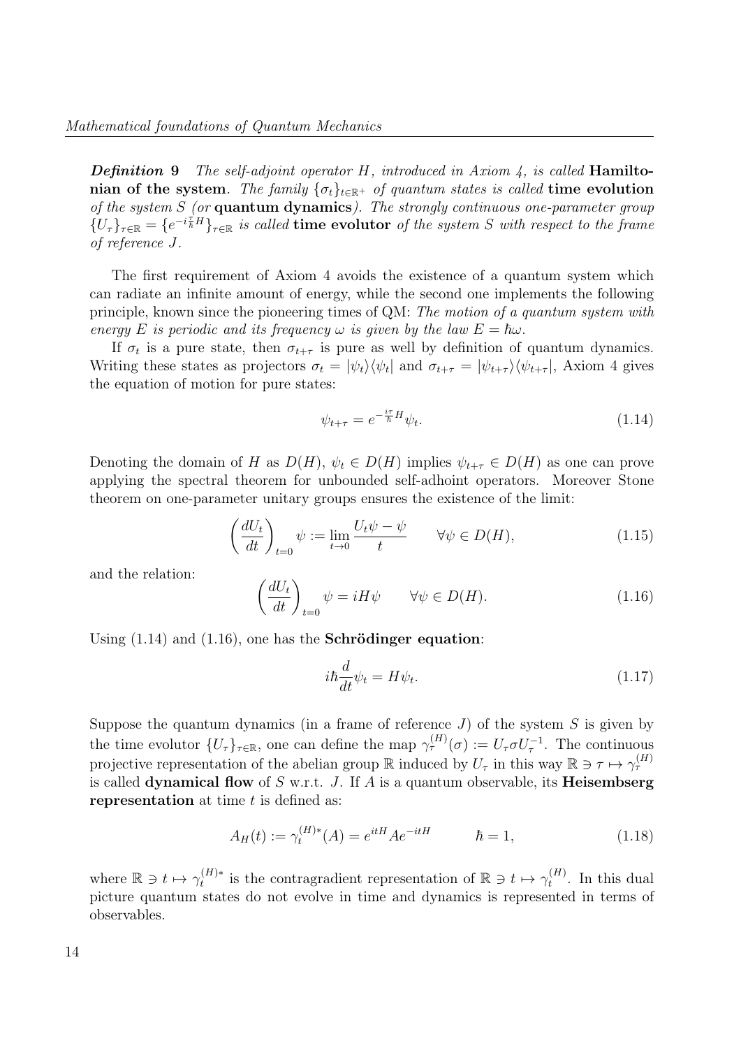***Definition* 9** *The self-adjoint operator $H$, introduced in Axiom 4, is called* **Hamiltonian of the system**. *The family $\{\sigma_t\}_{t\in\mathbb{R}^+}$ of quantum states is called* **time evolution** *of the system $S$ (or* **quantum dynamics***). The strongly continuous one-parameter group $\{U_\tau\}_{\tau\in\mathbb{R}} = \{e^{-i\frac{\tau}{\hbar}H}\}_{\tau\in\mathbb{R}}$ is called* **time evolutor** *of the system $S$ with respect to the frame of reference $J$.*

The first requirement of Axiom 4 avoids the existence of a quantum system which can radiate an infinite amount of energy, while the second one implements the following principle, known since the pioneering times of QM: *The motion of a quantum system with energy $E$ is periodic and its frequency $\omega$ is given by the law $E = \hbar\omega$.*

If $\sigma_t$ is a pure state, then $\sigma_{t+\tau}$ is pure as well by definition of quantum dynamics. Writing these states as projectors $\sigma_t = |\psi_t\rangle\langle\psi_t|$ and $\sigma_{t+\tau} = |\psi_{t+\tau}\rangle\langle\psi_{t+\tau}|$, Axiom 4 gives the equation of motion for pure states:

$$\psi_{t+\tau} = e^{-\frac{i\tau}{\hbar}H}\psi_t. \tag{1.14}$$

Denoting the domain of $H$ as $D(H)$, $\psi_t \in D(H)$ implies $\psi_{t+\tau} \in D(H)$ as one can prove applying the spectral theorem for unbounded self-adhoint operators. Moreover Stone theorem on one-parameter unitary groups ensures the existence of the limit:

$$\left(\frac{dU_t}{dt}\right)_{t=0}\psi := \lim_{t\to 0}\frac{U_t\psi - \psi}{t} \qquad \forall\psi \in D(H), \tag{1.15}$$

and the relation:

$$\left(\frac{dU_t}{dt}\right)_{t=0}\psi = iH\psi \qquad \forall\psi \in D(H). \tag{1.16}$$

Using (1.14) and (1.16), one has the **Schrödinger equation**:

$$i\hbar\frac{d}{dt}\psi_t = H\psi_t. \tag{1.17}$$

Suppose the quantum dynamics (in a frame of reference $J$) of the system $S$ is given by the time evolutor $\{U_\tau\}_{\tau\in\mathbb{R}}$, one can define the map $\gamma_\tau^{(H)}(\sigma) := U_\tau\sigma U_\tau^{-1}$. The continuous projective representation of the abelian group $\mathbb{R}$ induced by $U_\tau$ in this way $\mathbb{R} \ni \tau \mapsto \gamma_\tau^{(H)}$ is called **dynamical flow** of $S$ w.r.t. $J$. If $A$ is a quantum observable, its **Heisembserg representation** at time $t$ is defined as:

$$A_H(t) := \gamma_t^{(H)*}(A) = e^{itH}Ae^{-itH} \qquad \hbar = 1, \tag{1.18}$$

where $\mathbb{R} \ni t \mapsto \gamma_t^{(H)*}$ is the contragradient representation of $\mathbb{R} \ni t \mapsto \gamma_t^{(H)}$. In this dual picture quantum states do not evolve in time and dynamics is represented in terms of observables.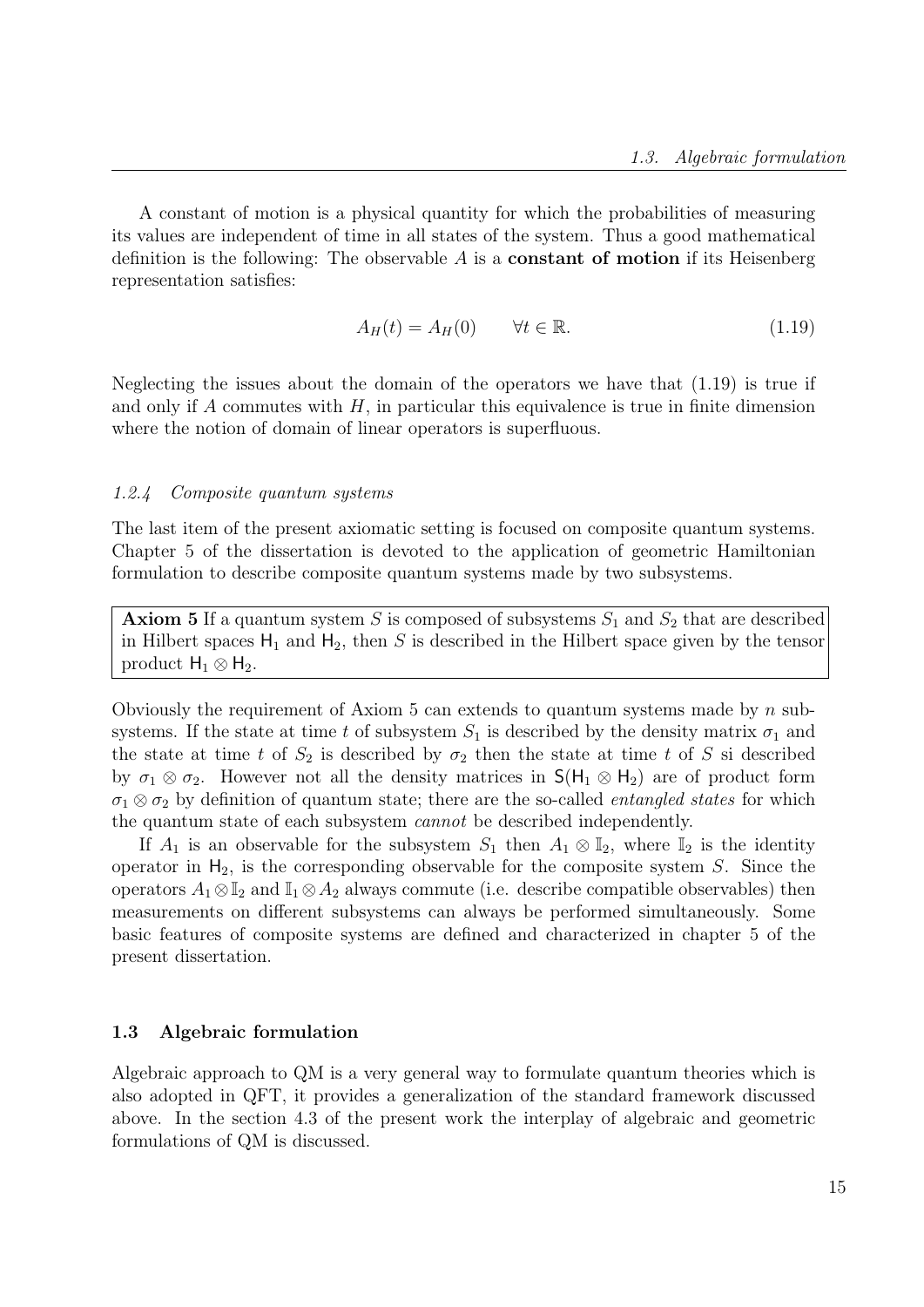A constant of motion is a physical quantity for which the probabilities of measuring its values are independent of time in all states of the system. Thus a good mathematical definition is the following: The observable $A$ is a **constant of motion** if its Heisenberg representation satisfies:

$$A_H(t) = A_H(0) \qquad \forall t \in \mathbb{R}. \tag{1.19}$$

Neglecting the issues about the domain of the operators we have that (1.19) is true if and only if $A$ commutes with $H$, in particular this equivalence is true in finite dimension where the notion of domain of linear operators is superfluous.

### *1.2.4 Composite quantum systems*

The last item of the present axiomatic setting is focused on composite quantum systems. Chapter 5 of the dissertation is devoted to the application of geometric Hamiltonian formulation to describe composite quantum systems made by two subsystems.

> **Axiom 5** If a quantum system $S$ is composed of subsystems $S_1$ and $S_2$ that are described in Hilbert spaces $\mathsf{H}_1$ and $\mathsf{H}_2$, then $S$ is described in the Hilbert space given by the tensor product $\mathsf{H}_1 \otimes \mathsf{H}_2$.

Obviously the requirement of Axiom 5 can extends to quantum systems made by $n$ subsystems. If the state at time $t$ of subsystem $S_1$ is described by the density matrix $\sigma_1$ and the state at time $t$ of $S_2$ is described by $\sigma_2$ then the state at time $t$ of $S$ si described by $\sigma_1 \otimes \sigma_2$. However not all the density matrices in $\mathsf{S}(\mathsf{H}_1 \otimes \mathsf{H}_2)$ are of product form $\sigma_1 \otimes \sigma_2$ by definition of quantum state; there are the so-called *entangled states* for which the quantum state of each subsystem *cannot* be described independently.

If $A_1$ is an observable for the subsystem $S_1$ then $A_1 \otimes \mathbb{I}_2$, where $\mathbb{I}_2$ is the identity operator in $\mathsf{H}_2$, is the corresponding observable for the composite system $S$. Since the operators $A_1 \otimes \mathbb{I}_2$ and $\mathbb{I}_1 \otimes A_2$ always commute (i.e. describe compatible observables) then measurements on different subsystems can always be performed simultaneously. Some basic features of composite systems are defined and characterized in chapter 5 of the present dissertation.

## 1.3 Algebraic formulation

Algebraic approach to QM is a very general way to formulate quantum theories which is also adopted in QFT, it provides a generalization of the standard framework discussed above. In the section 4.3 of the present work the interplay of algebraic and geometric formulations of QM is discussed.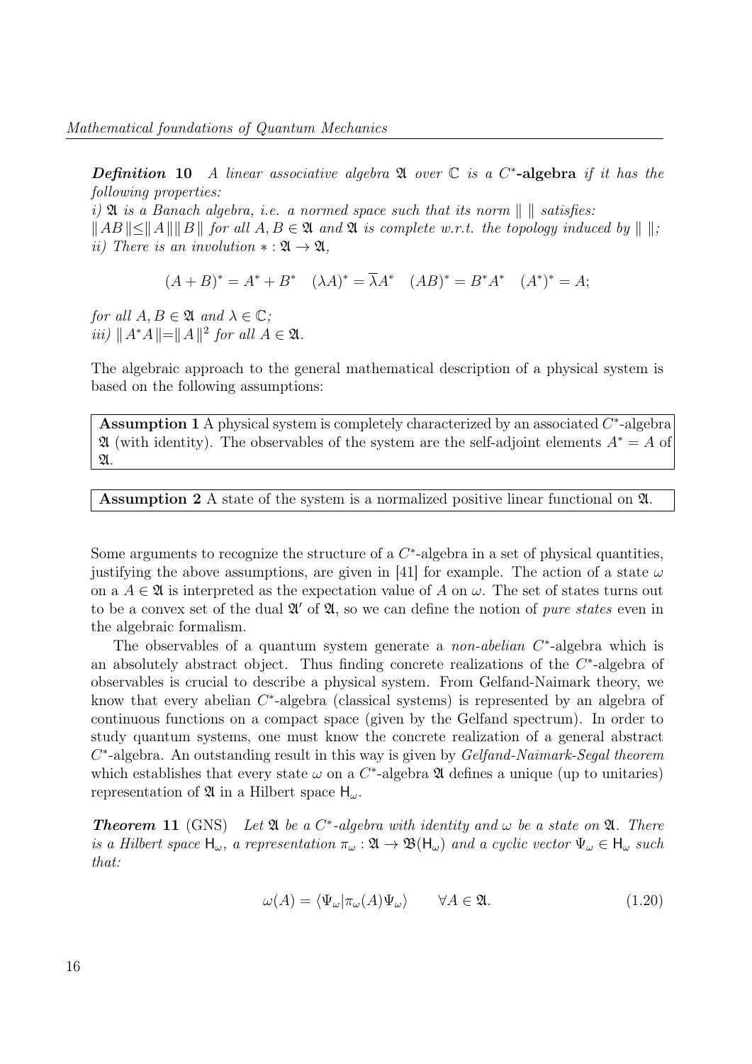***Definition* 10** *A linear associative algebra $\mathfrak{A}$ over $\mathbb{C}$ is a* **$C^*$-algebra** *if it has the following properties:*

*i) $\mathfrak{A}$ is a Banach algebra, i.e. a normed space such that its norm $\|\ \|$ satisfies:*
*$\| AB \| \leq \| A \| \| B \|$ for all $A, B \in \mathfrak{A}$ and $\mathfrak{A}$ is complete w.r.t. the topology induced by $\|\ \|$;*
*ii) There is an involution $* : \mathfrak{A} \to \mathfrak{A}$,*

$$(A+B)^* = A^* + B^* \quad (\lambda A)^* = \overline{\lambda} A^* \quad (AB)^* = B^* A^* \quad (A^*)^* = A;$$

*for all $A, B \in \mathfrak{A}$ and $\lambda \in \mathbb{C}$;*
*iii) $\| A^* A \| = \| A \|^2$ for all $A \in \mathfrak{A}$.*

The algebraic approach to the general mathematical description of a physical system is based on the following assumptions:

**Assumption 1** A physical system is completely characterized by an associated $C^*$-algebra $\mathfrak{A}$ (with identity). The observables of the system are the self-adjoint elements $A^* = A$ of $\mathfrak{A}$.

**Assumption 2** A state of the system is a normalized positive linear functional on $\mathfrak{A}$.

Some arguments to recognize the structure of a $C^*$-algebra in a set of physical quantities, justifying the above assumptions, are given in [41] for example. The action of a state $\omega$ on a $A \in \mathfrak{A}$ is interpreted as the expectation value of $A$ on $\omega$. The set of states turns out to be a convex set of the dual $\mathfrak{A}'$ of $\mathfrak{A}$, so we can define the notion of *pure states* even in the algebraic formalism.

The observables of a quantum system generate a *non-abelian* $C^*$-algebra which is an absolutely abstract object. Thus finding concrete realizations of the $C^*$-algebra of observables is crucial to describe a physical system. From Gelfand-Naimark theory, we know that every abelian $C^*$-algebra (classical systems) is represented by an algebra of continuous functions on a compact space (given by the Gelfand spectrum). In order to study quantum systems, one must know the concrete realization of a general abstract $C^*$-algebra. An outstanding result in this way is given by *Gelfand-Naimark-Segal theorem* which establishes that every state $\omega$ on a $C^*$-algebra $\mathfrak{A}$ defines a unique (up to unitaries) representation of $\mathfrak{A}$ in a Hilbert space $\mathsf{H}_\omega$.

***Theorem* 11** (GNS) *Let $\mathfrak{A}$ be a $C^*$-algebra with identity and $\omega$ be a state on $\mathfrak{A}$. There is a Hilbert space $\mathsf{H}_\omega$, a representation $\pi_\omega : \mathfrak{A} \to \mathfrak{B}(\mathsf{H}_\omega)$ and a cyclic vector $\Psi_\omega \in \mathsf{H}_\omega$ such that:*

$$\omega(A) = \langle \Psi_\omega | \pi_\omega(A) \Psi_\omega \rangle \qquad \forall A \in \mathfrak{A}. \tag{1.20}$$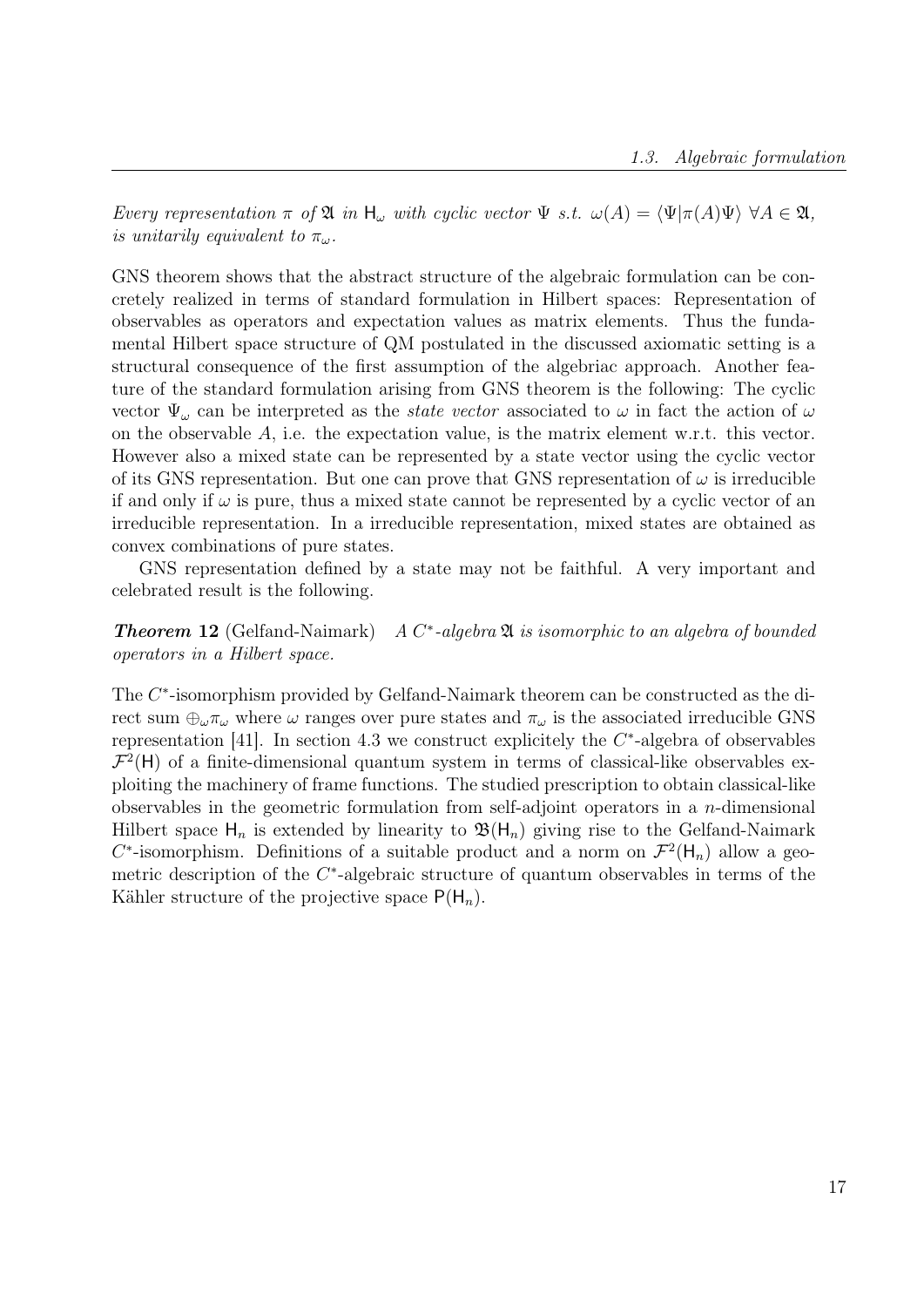*Every representation $\pi$ of $\mathfrak{A}$ in $\mathsf{H}_\omega$ with cyclic vector $\Psi$ s.t. $\omega(A) = \langle\Psi|\pi(A)\Psi\rangle$ $\forall A \in \mathfrak{A}$, is unitarily equivalent to $\pi_\omega$.*

GNS theorem shows that the abstract structure of the algebraic formulation can be concretely realized in terms of standard formulation in Hilbert spaces: Representation of observables as operators and expectation values as matrix elements. Thus the fundamental Hilbert space structure of QM postulated in the discussed axiomatic setting is a structural consequence of the first assumption of the algebriac approach. Another feature of the standard formulation arising from GNS theorem is the following: The cyclic vector $\Psi_\omega$ can be interpreted as the *state vector* associated to $\omega$ in fact the action of $\omega$ on the observable $A$, i.e. the expectation value, is the matrix element w.r.t. this vector. However also a mixed state can be represented by a state vector using the cyclic vector of its GNS representation. But one can prove that GNS representation of $\omega$ is irreducible if and only if $\omega$ is pure, thus a mixed state cannot be represented by a cyclic vector of an irreducible representation. In a irreducible representation, mixed states are obtained as convex combinations of pure states.

GNS representation defined by a state may not be faithful. A very important and celebrated result is the following.

***Theorem* 12** (Gelfand-Naimark) *A $C^*$-algebra $\mathfrak{A}$ is isomorphic to an algebra of bounded operators in a Hilbert space.*

The $C^*$-isomorphism provided by Gelfand-Naimark theorem can be constructed as the direct sum $\oplus_\omega \pi_\omega$ where $\omega$ ranges over pure states and $\pi_\omega$ is the associated irreducible GNS representation [41]. In section 4.3 we construct explicitely the $C^*$-algebra of observables $\mathcal{F}^2(\mathsf{H})$ of a finite-dimensional quantum system in terms of classical-like observables exploiting the machinery of frame functions. The studied prescription to obtain classical-like observables in the geometric formulation from self-adjoint operators in a $n$-dimensional Hilbert space $\mathsf{H}_n$ is extended by linearity to $\mathfrak{B}(\mathsf{H}_n)$ giving rise to the Gelfand-Naimark $C^*$-isomorphism. Definitions of a suitable product and a norm on $\mathcal{F}^2(\mathsf{H}_n)$ allow a geometric description of the $C^*$-algebraic structure of quantum observables in terms of the Kähler structure of the projective space $\mathsf{P}(\mathsf{H}_n)$.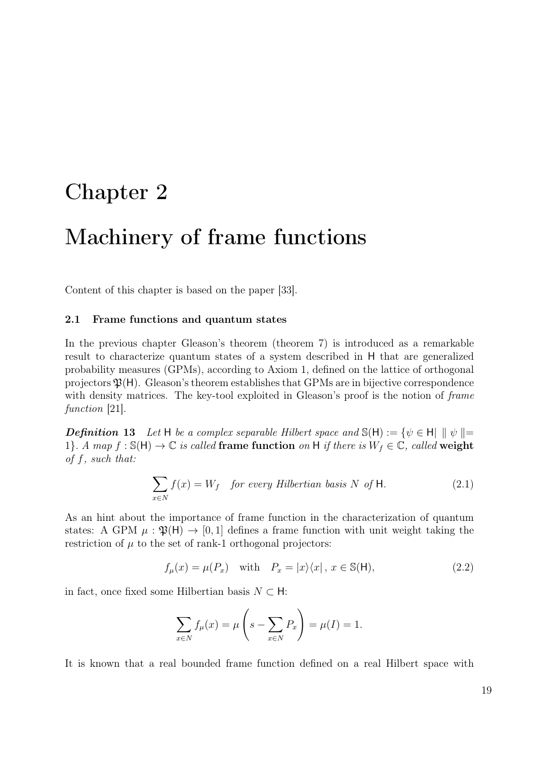# Chapter 2

# Machinery of frame functions

Content of this chapter is based on the paper [33].

### 2.1 Frame functions and quantum states

In the previous chapter Gleason's theorem (theorem 7) is introduced as a remarkable result to characterize quantum states of a system described in $\mathsf{H}$ that are generalized probability measures (GPMs), according to Axiom 1, defined on the lattice of orthogonal projectors $\mathfrak{P}(\mathsf{H})$. Gleason's theorem establishes that GPMs are in bijective correspondence with density matrices. The key-tool exploited in Gleason's proof is the notion of *frame function* [21].

***Definition 13*** *Let $\mathsf{H}$ be a complex separable Hilbert space and $\mathbb{S}(\mathsf{H}) := \{\psi \in \mathsf{H} | \parallel \psi \parallel = 1\}$. A map $f : \mathbb{S}(\mathsf{H}) \to \mathbb{C}$ is called* **frame function** *on $\mathsf{H}$ if there is $W_f \in \mathbb{C}$, called* **weight** *of $f$, such that:*

$$\sum_{x \in N} f(x) = W_f \quad \textit{for every Hilbertian basis } N \textit{ of } \mathsf{H}. \tag{2.1}$$

As an hint about the importance of frame function in the characterization of quantum states: A GPM $\mu : \mathfrak{P}(\mathsf{H}) \to [0,1]$ defines a frame function with unit weight taking the restriction of $\mu$ to the set of rank-1 orthogonal projectors:

$$f_\mu(x) = \mu(P_x) \quad \text{with} \quad P_x = |x\rangle\langle x|\,,\, x \in \mathbb{S}(\mathsf{H}), \tag{2.2}$$

in fact, once fixed some Hilbertian basis $N \subset \mathsf{H}$:

$$\sum_{x \in N} f_\mu(x) = \mu\left(s - \sum_{x \in N} P_x\right) = \mu(I) = 1.$$

It is known that a real bounded frame function defined on a real Hilbert space with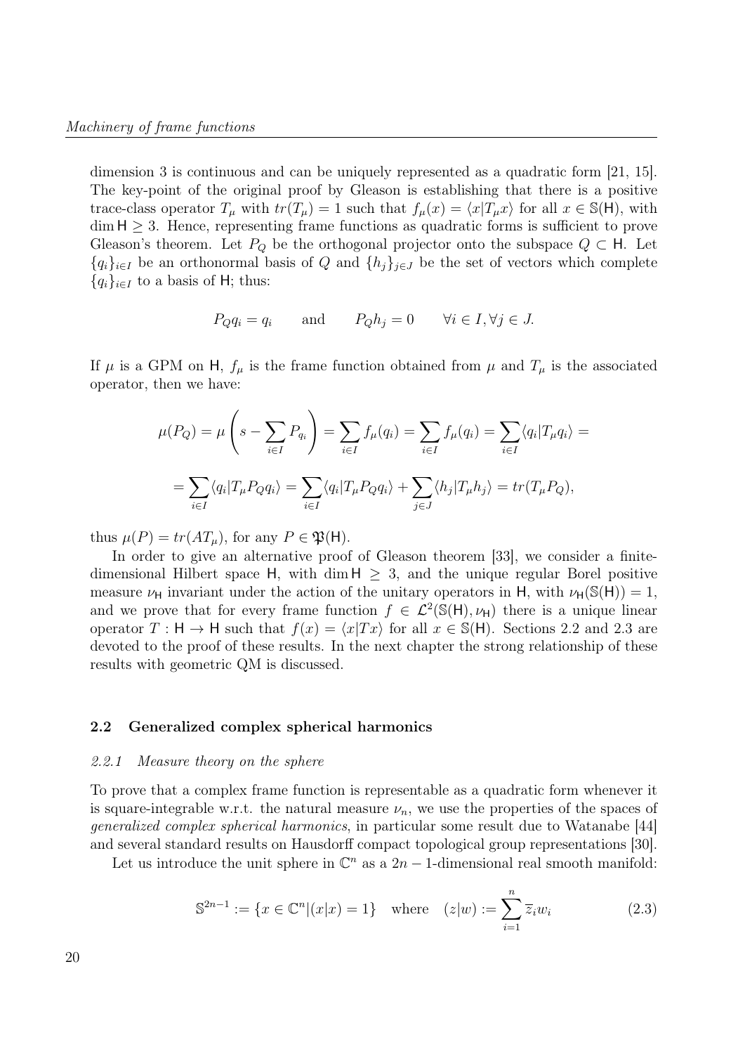dimension 3 is continuous and can be uniquely represented as a quadratic form [21, 15]. The key-point of the original proof by Gleason is establishing that there is a positive trace-class operator $T_\mu$ with $tr(T_\mu) = 1$ such that $f_\mu(x) = \langle x|T_\mu x\rangle$ for all $x \in \mathbb{S}(\mathsf{H})$, with $\dim \mathsf{H} \geq 3$. Hence, representing frame functions as quadratic forms is sufficient to prove Gleason's theorem. Let $P_Q$ be the orthogonal projector onto the subspace $Q \subset \mathsf{H}$. Let $\{q_i\}_{i\in I}$ be an orthonormal basis of $Q$ and $\{h_j\}_{j\in J}$ be the set of vectors which complete $\{q_i\}_{i\in I}$ to a basis of $\mathsf{H}$; thus:

$$P_Q q_i = q_i \qquad \text{and} \qquad P_Q h_j = 0 \qquad \forall i \in I, \forall j \in J.$$

If $\mu$ is a GPM on $\mathsf{H}$, $f_\mu$ is the frame function obtained from $\mu$ and $T_\mu$ is the associated operator, then we have:

$$\mu(P_Q) = \mu\left(s - \sum_{i\in I} P_{q_i}\right) = \sum_{i\in I} f_\mu(q_i) = \sum_{i\in I} f_\mu(q_i) = \sum_{i\in I}\langle q_i|T_\mu q_i\rangle =$$

$$= \sum_{i\in I}\langle q_i|T_\mu P_Q q_i\rangle = \sum_{i\in I}\langle q_i|T_\mu P_Q q_i\rangle + \sum_{j\in J}\langle h_j|T_\mu h_j\rangle = tr(T_\mu P_Q),$$

thus $\mu(P) = tr(AT_\mu)$, for any $P \in \mathfrak{P}(\mathsf{H})$.

In order to give an alternative proof of Gleason theorem [33], we consider a finite-dimensional Hilbert space $\mathsf{H}$, with $\dim \mathsf{H} \geq 3$, and the unique regular Borel positive measure $\nu_\mathsf{H}$ invariant under the action of the unitary operators in $\mathsf{H}$, with $\nu_\mathsf{H}(\mathbb{S}(\mathsf{H})) = 1$, and we prove that for every frame function $f \in \mathcal{L}^2(\mathbb{S}(\mathsf{H}), \nu_\mathsf{H})$ there is a unique linear operator $T : \mathsf{H} \to \mathsf{H}$ such that $f(x) = \langle x|Tx\rangle$ for all $x \in \mathbb{S}(\mathsf{H})$. Sections 2.2 and 2.3 are devoted to the proof of these results. In the next chapter the strong relationship of these results with geometric QM is discussed.

## 2.2 Generalized complex spherical harmonics

### *2.2.1 Measure theory on the sphere*

To prove that a complex frame function is representable as a quadratic form whenever it is square-integrable w.r.t. the natural measure $\nu_n$, we use the properties of the spaces of *generalized complex spherical harmonics*, in particular some result due to Watanabe [44] and several standard results on Hausdorff compact topological group representations [30].

Let us introduce the unit sphere in $\mathbb{C}^n$ as a $2n-1$-dimensional real smooth manifold:

$$\mathbb{S}^{2n-1} := \{x \in \mathbb{C}^n | (x|x) = 1\} \quad \text{where} \quad (z|w) := \sum_{i=1}^{n} \overline{z}_i w_i \tag{2.3}$$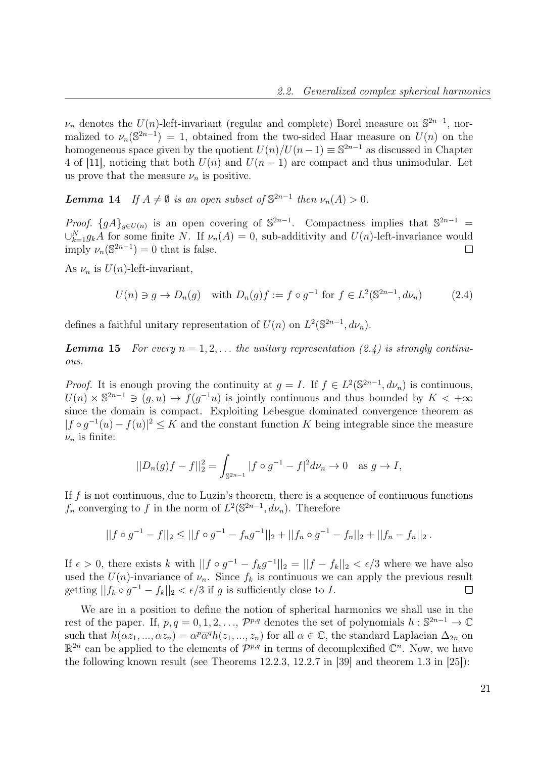$\nu_n$ denotes the $U(n)$-left-invariant (regular and complete) Borel measure on $\mathbb{S}^{2n-1}$, normalized to $\nu_n(\mathbb{S}^{2n-1}) = 1$, obtained from the two-sided Haar measure on $U(n)$ on the homogeneous space given by the quotient $U(n)/U(n-1) \equiv \mathbb{S}^{2n-1}$ as discussed in Chapter 4 of [11], noticing that both $U(n)$ and $U(n-1)$ are compact and thus unimodular. Let us prove that the measure $\nu_n$ is positive.

**Lemma 14** *If $A \neq \emptyset$ is an open subset of $\mathbb{S}^{2n-1}$ then $\nu_n(A) > 0$.*

*Proof.* $\{gA\}_{g\in U(n)}$ is an open covering of $\mathbb{S}^{2n-1}$. Compactness implies that $\mathbb{S}^{2n-1} = \cup_{k=1}^{N} g_k A$ for some finite $N$. If $\nu_n(A) = 0$, sub-additivity and $U(n)$-left-invariance would imply $\nu_n(\mathbb{S}^{2n-1}) = 0$ that is false. □

As $\nu_n$ is $U(n)$-left-invariant,

$$U(n) \ni g \to D_n(g) \quad \text{with } D_n(g)f := f \circ g^{-1} \text{ for } f \in L^2(\mathbb{S}^{2n-1}, d\nu_n) \tag{2.4}$$

defines a faithful unitary representation of $U(n)$ on $L^2(\mathbb{S}^{2n-1}, d\nu_n)$.

**Lemma 15** *For every $n = 1, 2, \ldots$ the unitary representation (2.4) is strongly continuous.*

*Proof.* It is enough proving the continuity at $g = I$. If $f \in L^2(\mathbb{S}^{2n-1}, d\nu_n)$ is continuous, $U(n) \times \mathbb{S}^{2n-1} \ni (g, u) \mapsto f(g^{-1}u)$ is jointly continuous and thus bounded by $K < +\infty$ since the domain is compact. Exploiting Lebesgue dominated convergence theorem as $|f \circ g^{-1}(u) - f(u)|^2 \leq K$ and the constant function $K$ being integrable since the measure $\nu_n$ is finite:

$$||D_n(g)f - f||_2^2 = \int_{\mathbb{S}^{2n-1}} |f \circ g^{-1} - f|^2 d\nu_n \to 0 \quad \text{as } g \to I,$$

If $f$ is not continuous, due to Luzin's theorem, there is a sequence of continuous functions $f_n$ converging to $f$ in the norm of $L^2(\mathbb{S}^{2n-1}, d\nu_n)$. Therefore

$$||f \circ g^{-1} - f||_2 \leq ||f \circ g^{-1} - f_n g^{-1}||_2 + ||f_n \circ g^{-1} - f_n||_2 + ||f_n - f_n||_2 \,.$$

If $\epsilon > 0$, there exists $k$ with $||f \circ g^{-1} - f_k g^{-1}||_2 = ||f - f_k||_2 < \epsilon/3$ where we have also used the $U(n)$-invariance of $\nu_n$. Since $f_k$ is continuous we can apply the previous result getting $||f_k \circ g^{-1} - f_k||_2 < \epsilon/3$ if $g$ is sufficiently close to $I$. □

We are in a position to define the notion of spherical harmonics we shall use in the rest of the paper. If, $p, q = 0, 1, 2, \ldots$, $\mathcal{P}^{p,q}$ denotes the set of polynomials $h : \mathbb{S}^{2n-1} \to \mathbb{C}$ such that $h(\alpha z_1, ..., \alpha z_n) = \alpha^p \overline{\alpha}^q h(z_1, ..., z_n)$ for all $\alpha \in \mathbb{C}$, the standard Laplacian $\Delta_{2n}$ on $\mathbb{R}^{2n}$ can be applied to the elements of $\mathcal{P}^{p,q}$ in terms of decomplexified $\mathbb{C}^n$. Now, we have the following known result (see Theorems 12.2.3, 12.2.7 in [39] and theorem 1.3 in [25]):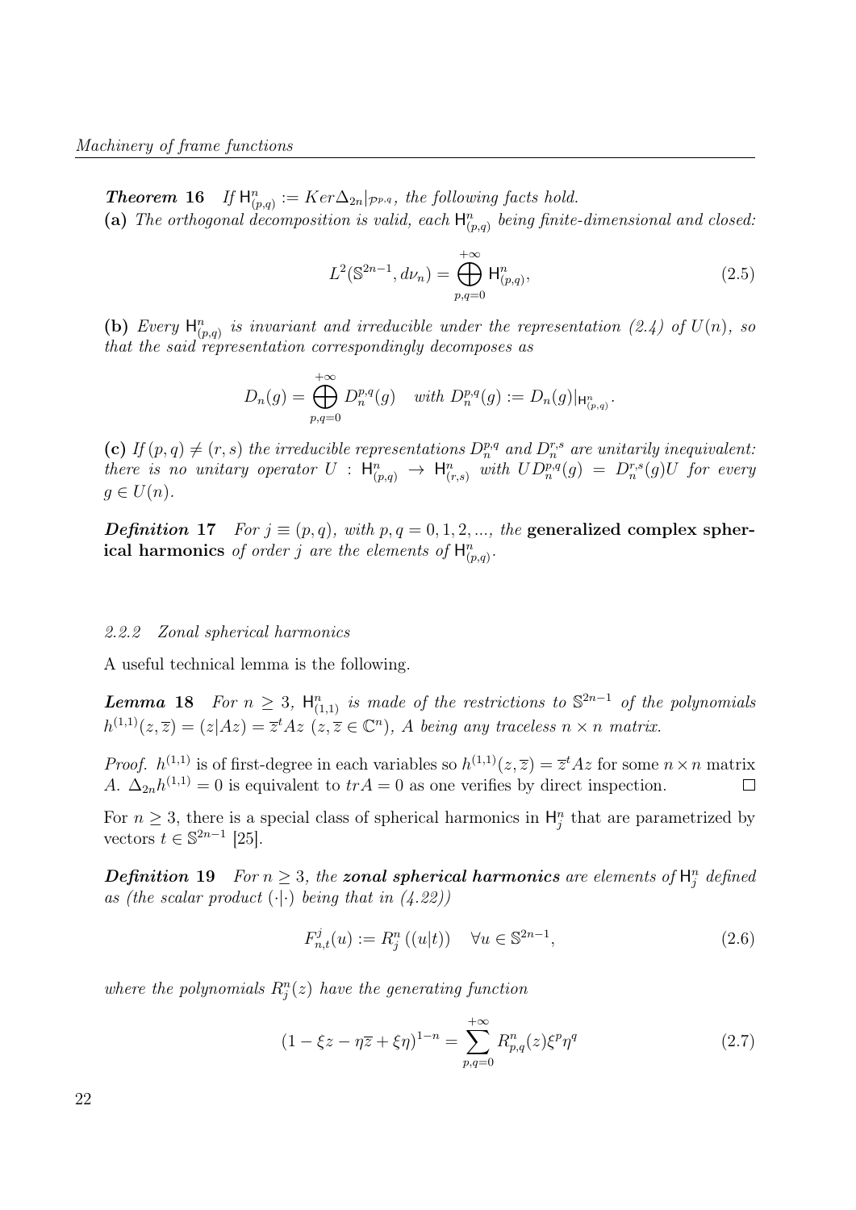***Theorem 16*** *If $\mathsf{H}^n_{(p,q)} := Ker\Delta_{2n}|_{\mathcal{P}^{p,q}}$, the following facts hold.*

**(a)** *The orthogonal decomposition is valid, each $\mathsf{H}^n_{(p,q)}$ being finite-dimensional and closed:*

$$L^2(\mathbb{S}^{2n-1}, d\nu_n) = \bigoplus_{p,q=0}^{+\infty} \mathsf{H}^n_{(p,q)}, \tag{2.5}$$

**(b)** *Every $\mathsf{H}^n_{(p,q)}$ is invariant and irreducible under the representation (2.4) of $U(n)$, so that the said representation correspondingly decomposes as*

$$D_n(g) = \bigoplus_{p,q=0}^{+\infty} D_n^{p,q}(g) \quad \text{with } D_n^{p,q}(g) := D_n(g)|_{\mathsf{H}^n_{(p,q)}}.$$

**(c)** *If $(p,q) \neq (r,s)$ the irreducible representations $D_n^{p,q}$ and $D_n^{r,s}$ are unitarily inequivalent: there is no unitary operator $U : \mathsf{H}^n_{(p,q)} \to \mathsf{H}^n_{(r,s)}$ with $UD_n^{p,q}(g) = D_n^{r,s}(g)U$ for every $g \in U(n)$.*

***Definition 17*** *For $j \equiv (p,q)$, with $p,q = 0,1,2,...$, the* **generalized complex spherical harmonics** *of order $j$ are the elements of $\mathsf{H}^n_{(p,q)}$.*

#### *2.2.2 Zonal spherical harmonics*

A useful technical lemma is the following.

***Lemma 18*** *For $n \geq 3$, $\mathsf{H}^n_{(1,1)}$ is made of the restrictions to $\mathbb{S}^{2n-1}$ of the polynomials $h^{(1,1)}(z,\overline{z}) = (z|Az) = \overline{z}^t Az$ ($z, \overline{z} \in \mathbb{C}^n$), $A$ being any traceless $n \times n$ matrix.*

*Proof.* $h^{(1,1)}$ is of first-degree in each variables so $h^{(1,1)}(z,\overline{z}) = \overline{z}^t Az$ for some $n \times n$ matrix $A$. $\Delta_{2n} h^{(1,1)} = 0$ is equivalent to $trA = 0$ as one verifies by direct inspection. □

For $n \geq 3$, there is a special class of spherical harmonics in $\mathsf{H}^n_j$ that are parametrized by vectors $t \in \mathbb{S}^{2n-1}$ [25].

***Definition 19*** *For $n \geq 3$, the* ***zonal spherical harmonics*** *are elements of $\mathsf{H}^n_j$ defined as (the scalar product $(\cdot|\cdot)$ being that in (4.22))*

$$F^j_{n,t}(u) := R^n_j\left((u|t)\right) \quad \forall u \in \mathbb{S}^{2n-1}, \tag{2.6}$$

*where the polynomials $R^n_j(z)$ have the generating function*

$$(1 - \xi z - \eta\overline{z} + \xi\eta)^{1-n} = \sum_{p,q=0}^{+\infty} R^n_{p,q}(z)\xi^p\eta^q \tag{2.7}$$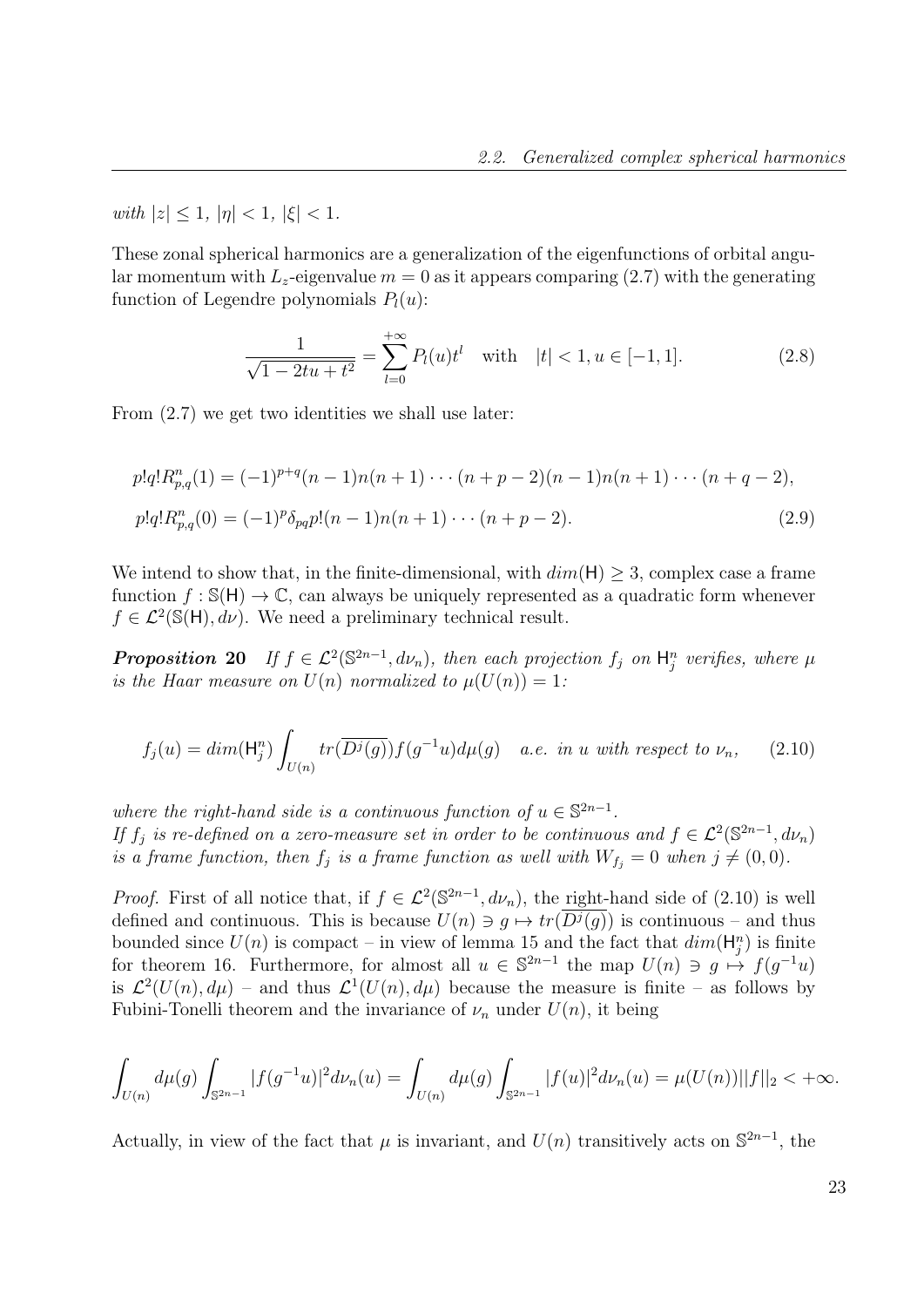*with* $|z| \leq 1$, $|\eta| < 1$, $|\xi| < 1$.

These zonal spherical harmonics are a generalization of the eigenfunctions of orbital angular momentum with $L_z$-eigenvalue $m = 0$ as it appears comparing (2.7) with the generating function of Legendre polynomials $P_l(u)$:

$$\frac{1}{\sqrt{1-2tu+t^2}} = \sum_{l=0}^{+\infty} P_l(u)t^l \quad \text{with} \quad |t| < 1, u \in [-1,1]. \tag{2.8}$$

From (2.7) we get two identities we shall use later:

$$\begin{aligned}
&p!q!R^n_{p,q}(1) = (-1)^{p+q}(n-1)n(n+1)\cdots(n+p-2)(n-1)n(n+1)\cdots(n+q-2), \\
&p!q!R^n_{p,q}(0) = (-1)^p \delta_{pq} p!(n-1)n(n+1)\cdots(n+p-2).
\end{aligned} \tag{2.9}$$

We intend to show that, in the finite-dimensional, with $dim(\mathsf{H}) \geq 3$, complex case a frame function $f : \mathbb{S}(\mathsf{H}) \to \mathbb{C}$, can always be uniquely represented as a quadratic form whenever $f \in \mathcal{L}^2(\mathbb{S}(\mathsf{H}), d\nu)$. We need a preliminary technical result.

***Proposition* 20** *If $f \in \mathcal{L}^2(\mathbb{S}^{2n-1}, d\nu_n)$, then each projection $f_j$ on $\mathsf{H}^n_j$ verifies, where $\mu$ is the Haar measure on $U(n)$ normalized to $\mu(U(n)) = 1$:*

$$f_j(u) = dim(\mathsf{H}^n_j) \int_{U(n)} tr(\overline{D^j(g)}) f(g^{-1}u) d\mu(g) \quad \textit{a.e. in } u \textit{ with respect to } \nu_n, \tag{2.10}$$

*where the right-hand side is a continuous function of $u \in \mathbb{S}^{2n-1}$.*
*If $f_j$ is re-defined on a zero-measure set in order to be continuous and $f \in \mathcal{L}^2(\mathbb{S}^{2n-1}, d\nu_n)$ is a frame function, then $f_j$ is a frame function as well with $W_{f_j} = 0$ when $j \neq (0,0)$.*

*Proof.* First of all notice that, if $f \in \mathcal{L}^2(\mathbb{S}^{2n-1}, d\nu_n)$, the right-hand side of (2.10) is well defined and continuous. This is because $U(n) \ni g \mapsto tr(\overline{D^j(g)})$ is continuous – and thus bounded since $U(n)$ is compact – in view of lemma 15 and the fact that $dim(\mathsf{H}^n_j)$ is finite for theorem 16. Furthermore, for almost all $u \in \mathbb{S}^{2n-1}$ the map $U(n) \ni g \mapsto f(g^{-1}u)$ is $\mathcal{L}^2(U(n), d\mu)$ – and thus $\mathcal{L}^1(U(n), d\mu)$ because the measure is finite – as follows by Fubini-Tonelli theorem and the invariance of $\nu_n$ under $U(n)$, it being

$$\int_{U(n)} d\mu(g) \int_{\mathbb{S}^{2n-1}} |f(g^{-1}u)|^2 d\nu_n(u) = \int_{U(n)} d\mu(g) \int_{\mathbb{S}^{2n-1}} |f(u)|^2 d\nu_n(u) = \mu(U(n))||f||_2 < +\infty.$$

Actually, in view of the fact that $\mu$ is invariant, and $U(n)$ transitively acts on $\mathbb{S}^{2n-1}$, the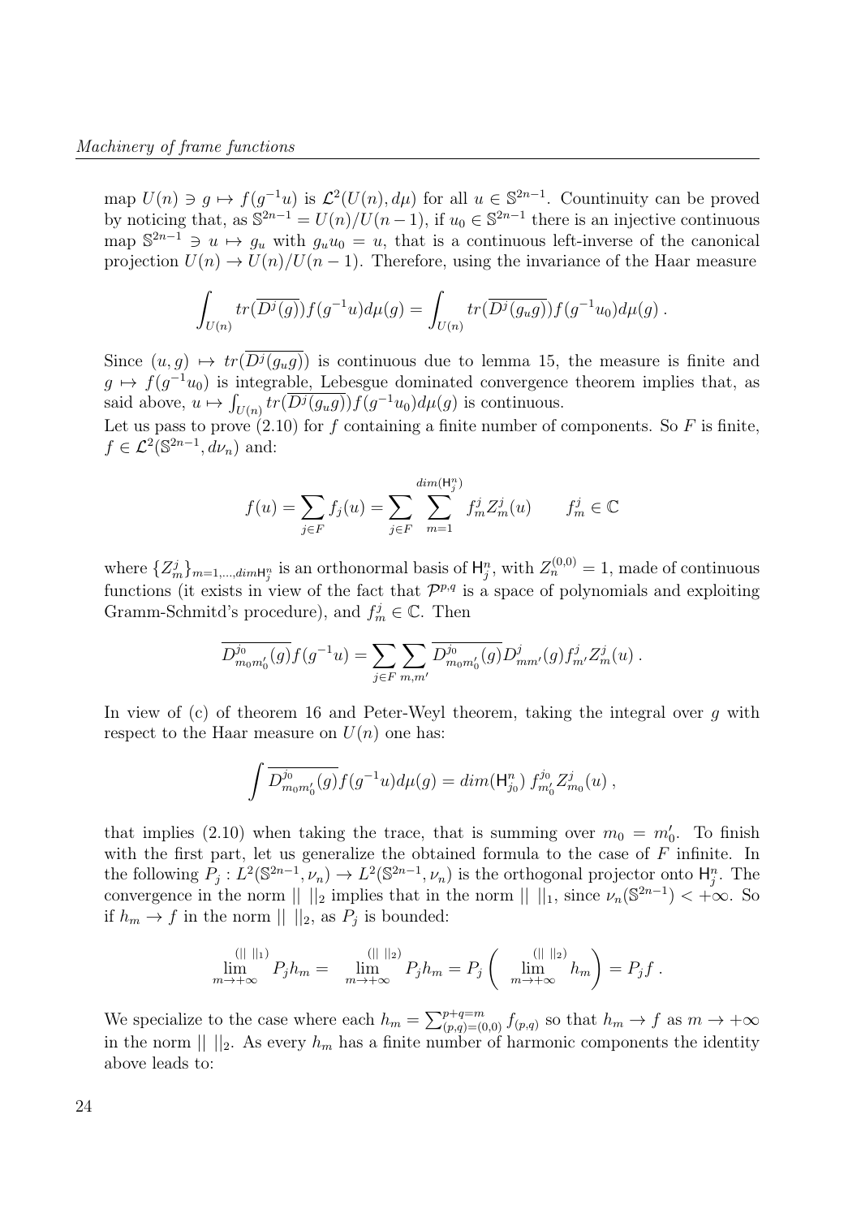map $U(n) \ni g \mapsto f(g^{-1}u)$ is $\mathcal{L}^2(U(n), d\mu)$ for all $u \in \mathbb{S}^{2n-1}$. Countinuity can be proved by noticing that, as $\mathbb{S}^{2n-1} = U(n)/U(n-1)$, if $u_0 \in \mathbb{S}^{2n-1}$ there is an injective continuous map $\mathbb{S}^{2n-1} \ni u \mapsto g_u$ with $g_u u_0 = u$, that is a continuous left-inverse of the canonical projection $U(n) \to U(n)/U(n-1)$. Therefore, using the invariance of the Haar measure

$$\int_{U(n)} tr(\overline{D^j(g)}) f(g^{-1}u) d\mu(g) = \int_{U(n)} tr(\overline{D^j(g_u g)}) f(g^{-1}u_0) d\mu(g) \,.$$

Since $(u, g) \mapsto tr(\overline{D^j(g_u g)})$ is continuous due to lemma 15, the measure is finite and $g \mapsto f(g^{-1}u_0)$ is integrable, Lebesgue dominated convergence theorem implies that, as said above, $u \mapsto \int_{U(n)} tr(\overline{D^j(g_u g)}) f(g^{-1}u_0) d\mu(g)$ is continuous.

Let us pass to prove (2.10) for $f$ containing a finite number of components. So $F$ is finite, $f \in \mathcal{L}^2(\mathbb{S}^{2n-1}, d\nu_n)$ and:

$$f(u) = \sum_{j \in F} f_j(u) = \sum_{j \in F} \sum_{m=1}^{dim(\mathsf{H}_j^n)} f_m^j Z_m^j(u) \qquad f_m^j \in \mathbb{C}$$

where $\{Z_m^j\}_{m=1,\ldots,dim\mathsf{H}_j^n}$ is an orthonormal basis of $\mathsf{H}_j^n$, with $Z_n^{(0,0)} = 1$, made of continuous functions (it exists in view of the fact that $\mathcal{P}^{p,q}$ is a space of polynomials and exploiting Gramm-Schmitd's procedure), and $f_m^j \in \mathbb{C}$. Then

$$\overline{D^{j_0}_{m_0 m_0'}(g)} f(g^{-1}u) = \sum_{j \in F} \sum_{m,m'} \overline{D^{j_0}_{m_0 m_0'}(g)} D^j_{mm'}(g) f^j_{m'} Z^j_m(u) \,.$$

In view of (c) of theorem 16 and Peter-Weyl theorem, taking the integral over $g$ with respect to the Haar measure on $U(n)$ one has:

$$\int \overline{D^{j_0}_{m_0 m_0'}(g)} f(g^{-1}u) d\mu(g) = dim(\mathsf{H}^n_{j_0}) \, f^{j_0}_{m_0'} Z^{j}_{m_0}(u) \,,$$

that implies (2.10) when taking the trace, that is summing over $m_0 = m_0'$. To finish with the first part, let us generalize the obtained formula to the case of $F$ infinite. In the following $P_j : L^2(\mathbb{S}^{2n-1}, \nu_n) \to L^2(\mathbb{S}^{2n-1}, \nu_n)$ is the orthogonal projector onto $\mathsf{H}_j^n$. The convergence in the norm $|| \; ||_2$ implies that in the norm $|| \; ||_1$, since $\nu_n(\mathbb{S}^{2n-1}) < +\infty$. So if $h_m \to f$ in the norm $|| \; ||_2$, as $P_j$ is bounded:

$$\lim_{m \to +\infty}^{(|| \; ||_1)} P_j h_m = \lim_{m \to +\infty}^{(|| \; ||_2)} P_j h_m = P_j \left( \lim_{m \to +\infty}^{(|| \; ||_2)} h_m \right) = P_j f \,.$$

We specialize to the case where each $h_m = \sum_{(p,q)=(0,0)}^{p+q=m} f_{(p,q)}$ so that $h_m \to f$ as $m \to +\infty$ in the norm $|| \; ||_2$. As every $h_m$ has a finite number of harmonic components the identity above leads to: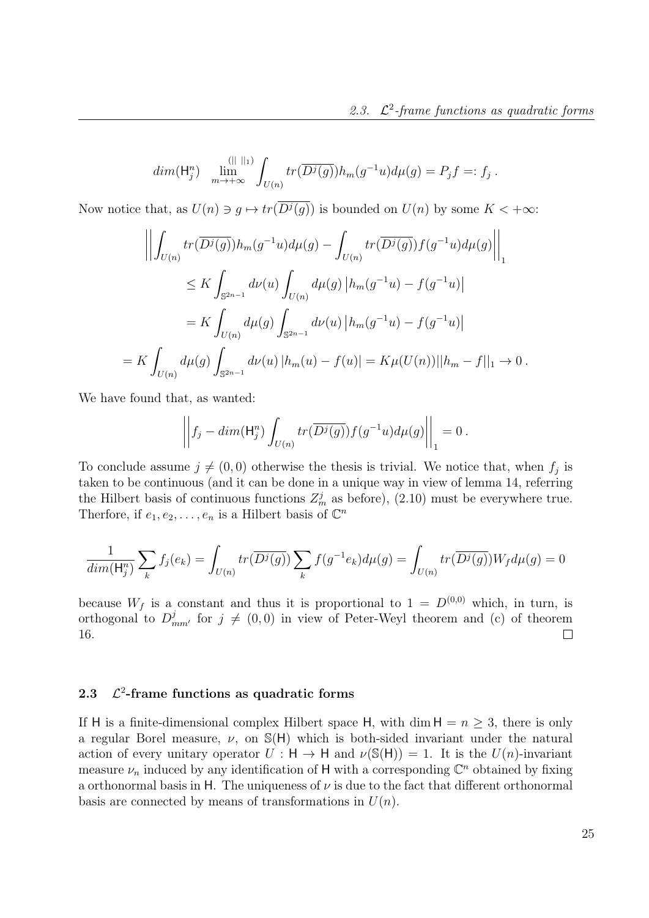$$dim(\mathsf{H}^n_j) \quad \lim_{m\to+\infty}^{(\|\ \|_1)} \int_{U(n)} tr(\overline{D^j(g)}) h_m(g^{-1}u) d\mu(g) = P_j f =: f_j \, .$$

Now notice that, as $U(n) \ni g \mapsto tr(\overline{D^j(g)})$ is bounded on $U(n)$ by some $K < +\infty$:

$$\left|\left| \int_{U(n)} tr(\overline{D^j(g)}) h_m(g^{-1}u) d\mu(g) - \int_{U(n)} tr(\overline{D^j(g)}) f(g^{-1}u) d\mu(g) \right|\right|_1$$

$$\leq K \int_{\mathbb{S}^{2n-1}} d\nu(u) \int_{U(n)} d\mu(g) \left| h_m(g^{-1}u) - f(g^{-1}u) \right|$$

$$= K \int_{U(n)} d\mu(g) \int_{\mathbb{S}^{2n-1}} d\nu(u) \left| h_m(g^{-1}u) - f(g^{-1}u) \right|$$

$$= K \int_{U(n)} d\mu(g) \int_{\mathbb{S}^{2n-1}} d\nu(u) \left| h_m(u) - f(u) \right| = K\mu(U(n)) ||h_m - f||_1 \to 0 \, .$$

We have found that, as wanted:

$$\left|\left| f_j - dim(\mathsf{H}^n_j) \int_{U(n)} tr(\overline{D^j(g)}) f(g^{-1}u) d\mu(g) \right|\right|_1 = 0 \, .$$

To conclude assume $j \neq (0,0)$ otherwise the thesis is trivial. We notice that, when $f_j$ is taken to be continuous (and it can be done in a unique way in view of lemma 14, referring the Hilbert basis of continuous functions $Z^j_m$ as before), (2.10) must be everywhere true. Therfore, if $e_1, e_2, \ldots, e_n$ is a Hilbert basis of $\mathbb{C}^n$

$$\frac{1}{dim(\mathsf{H}^n_j)} \sum_k f_j(e_k) = \int_{U(n)} tr(\overline{D^j(g)}) \sum_k f(g^{-1}e_k) d\mu(g) = \int_{U(n)} tr(\overline{D^j(g)}) W_f d\mu(g) = 0$$

because $W_f$ is a constant and thus it is proportional to $1 = D^{(0,0)}$ which, in turn, is orthogonal to $D^j_{mm'}$ for $j \neq (0,0)$ in view of Peter-Weyl theorem and (c) of theorem 16. $\square$

## 2.3 $\mathcal{L}^2$-frame functions as quadratic forms

If $\mathsf{H}$ is a finite-dimensional complex Hilbert space $\mathsf{H}$, with $\dim \mathsf{H} = n \geq 3$, there is only a regular Borel measure, $\nu$, on $\mathbb{S}(\mathsf{H})$ which is both-sided invariant under the natural action of every unitary operator $U : \mathsf{H} \to \mathsf{H}$ and $\nu(\mathbb{S}(\mathsf{H})) = 1$. It is the $U(n)$-invariant measure $\nu_n$ induced by any identification of $\mathsf{H}$ with a corresponding $\mathbb{C}^n$ obtained by fixing a orthonormal basis in $\mathsf{H}$. The uniqueness of $\nu$ is due to the fact that different orthonormal basis are connected by means of transformations in $U(n)$.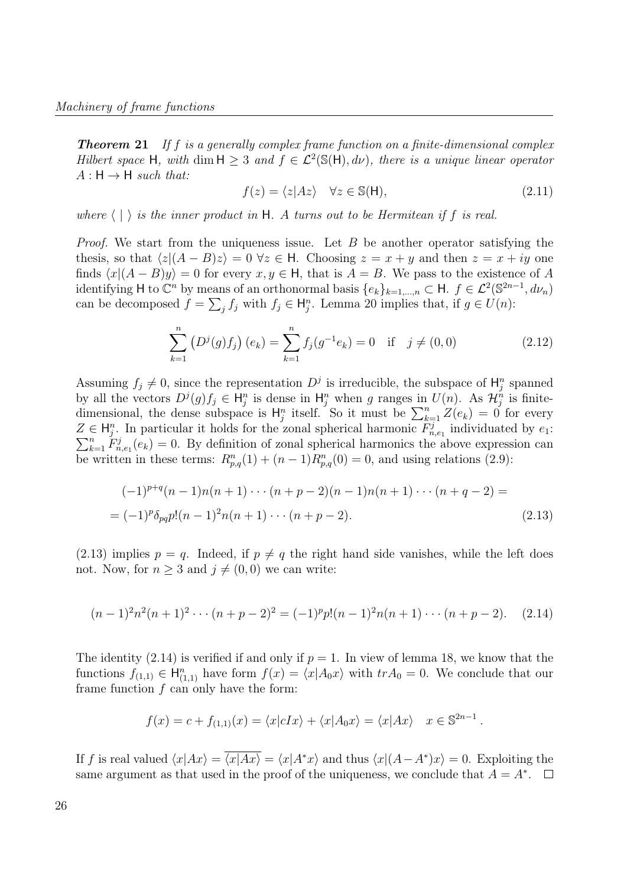**Theorem 21** *If $f$ is a generally complex frame function on a finite-dimensional complex Hilbert space $\mathsf{H}$, with $\dim \mathsf{H} \geq 3$ and $f \in \mathcal{L}^2(\mathbb{S}(\mathsf{H}), d\nu)$, there is a unique linear operator $A : \mathsf{H} \to \mathsf{H}$ such that:*

$$f(z) = \langle z|Az\rangle \quad \forall z \in \mathbb{S}(\mathsf{H}), \tag{2.11}$$

*where $\langle \ | \ \rangle$ is the inner product in $\mathsf{H}$. $A$ turns out to be Hermitean if $f$ is real.*

*Proof.* We start from the uniqueness issue. Let $B$ be another operator satisfying the thesis, so that $\langle z|(A-B)z\rangle = 0 \ \forall z \in \mathsf{H}$. Choosing $z = x + y$ and then $z = x + iy$ one finds $\langle x|(A-B)y\rangle = 0$ for every $x, y \in \mathsf{H}$, that is $A = B$. We pass to the existence of $A$ identifying $\mathsf{H}$ to $\mathbb{C}^n$ by means of an orthonormal basis $\{e_k\}_{k=1,\ldots,n} \subset \mathsf{H}$. $f \in \mathcal{L}^2(\mathbb{S}^{2n-1}, d\nu_n)$ can be decomposed $f = \sum_j f_j$ with $f_j \in \mathsf{H}^n_j$. Lemma 20 implies that, if $g \in U(n)$:

$$\sum_{k=1}^{n} \left(D^j(g) f_j\right)(e_k) = \sum_{k=1}^{n} f_j(g^{-1}e_k) = 0 \quad \text{if} \quad j \neq (0,0) \tag{2.12}$$

Assuming $f_j \neq 0$, since the representation $D^j$ is irreducible, the subspace of $\mathsf{H}^n_j$ spanned by all the vectors $D^j(g)f_j \in \mathsf{H}^n_j$ is dense in $\mathsf{H}^n_j$ when $g$ ranges in $U(n)$. As $\mathcal{H}^n_j$ is finite-dimensional, the dense subspace is $\mathsf{H}^n_j$ itself. So it must be $\sum_{k=1}^n Z(e_k) = 0$ for every $Z \in \mathsf{H}^n_j$. In particular it holds for the zonal spherical harmonic $F^j_{n,e_1}$ individuated by $e_1$: $\sum_{k=1}^n F^j_{n,e_1}(e_k) = 0$. By definition of zonal spherical harmonics the above expression can be written in these terms: $R^n_{p,q}(1) + (n-1)R^n_{p,q}(0) = 0$, and using relations (2.9):

$$\begin{aligned}
&(-1)^{p+q}(n-1)n(n+1)\cdots(n+p-2)(n-1)n(n+1)\cdots(n+q-2) = \\
&= (-1)^p \delta_{pq} p!(n-1)^2 n(n+1)\cdots(n+p-2).
\end{aligned} \tag{2.13}$$

(2.13) implies $p = q$. Indeed, if $p \neq q$ the right hand side vanishes, while the left does not. Now, for $n \geq 3$ and $j \neq (0,0)$ we can write:

$$(n-1)^2 n^2 (n+1)^2 \cdots (n+p-2)^2 = (-1)^p p!(n-1)^2 n(n+1)\cdots(n+p-2). \tag{2.14}$$

The identity (2.14) is verified if and only if $p = 1$. In view of lemma 18, we know that the functions $f_{(1,1)} \in \mathsf{H}^n_{(1,1)}$ have form $f(x) = \langle x|A_0 x\rangle$ with $trA_0 = 0$. We conclude that our frame function $f$ can only have the form:

$$f(x) = c + f_{(1,1)}(x) = \langle x|cIx\rangle + \langle x|A_0 x\rangle = \langle x|Ax\rangle \quad x \in \mathbb{S}^{2n-1}.$$

If $f$ is real valued $\langle x|Ax\rangle = \overline{\langle x|Ax\rangle} = \langle x|A^* x\rangle$ and thus $\langle x|(A - A^*)x\rangle = 0$. Exploiting the same argument as that used in the proof of the uniqueness, we conclude that $A = A^*$. $\square$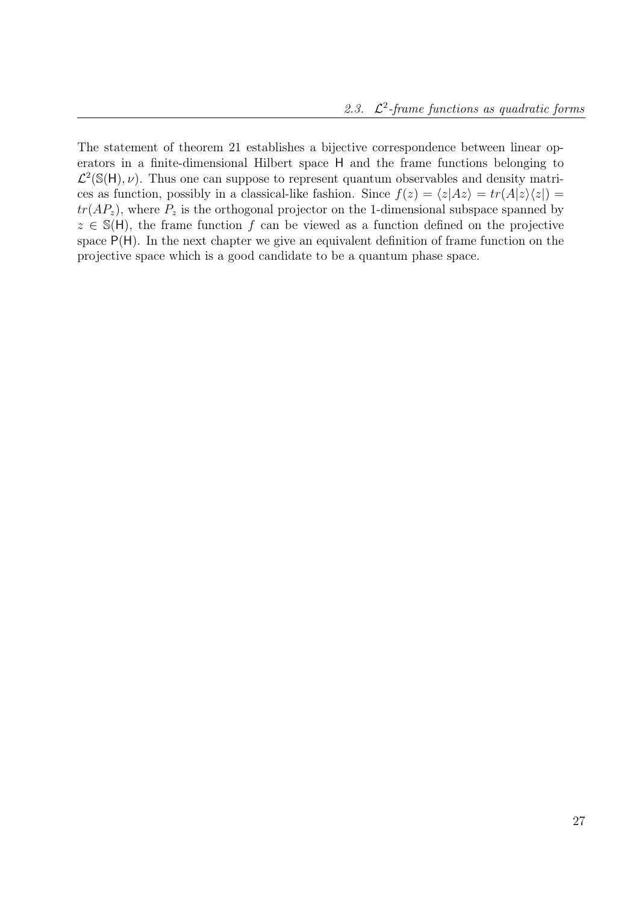The statement of theorem 21 establishes a bijective correspondence between linear operators in a finite-dimensional Hilbert space $\mathsf{H}$ and the frame functions belonging to $\mathcal{L}^2(\mathbb{S}(\mathsf{H}), \nu)$. Thus one can suppose to represent quantum observables and density matrices as function, possibly in a classical-like fashion. Since $f(z) = \langle z|Az\rangle = tr(A|z\rangle\langle z|) = tr(AP_z)$, where $P_z$ is the orthogonal projector on the 1-dimensional subspace spanned by $z \in \mathbb{S}(\mathsf{H})$, the frame function $f$ can be viewed as a function defined on the projective space $\mathsf{P}(\mathsf{H})$. In the next chapter we give an equivalent definition of frame function on the projective space which is a good candidate to be a quantum phase space.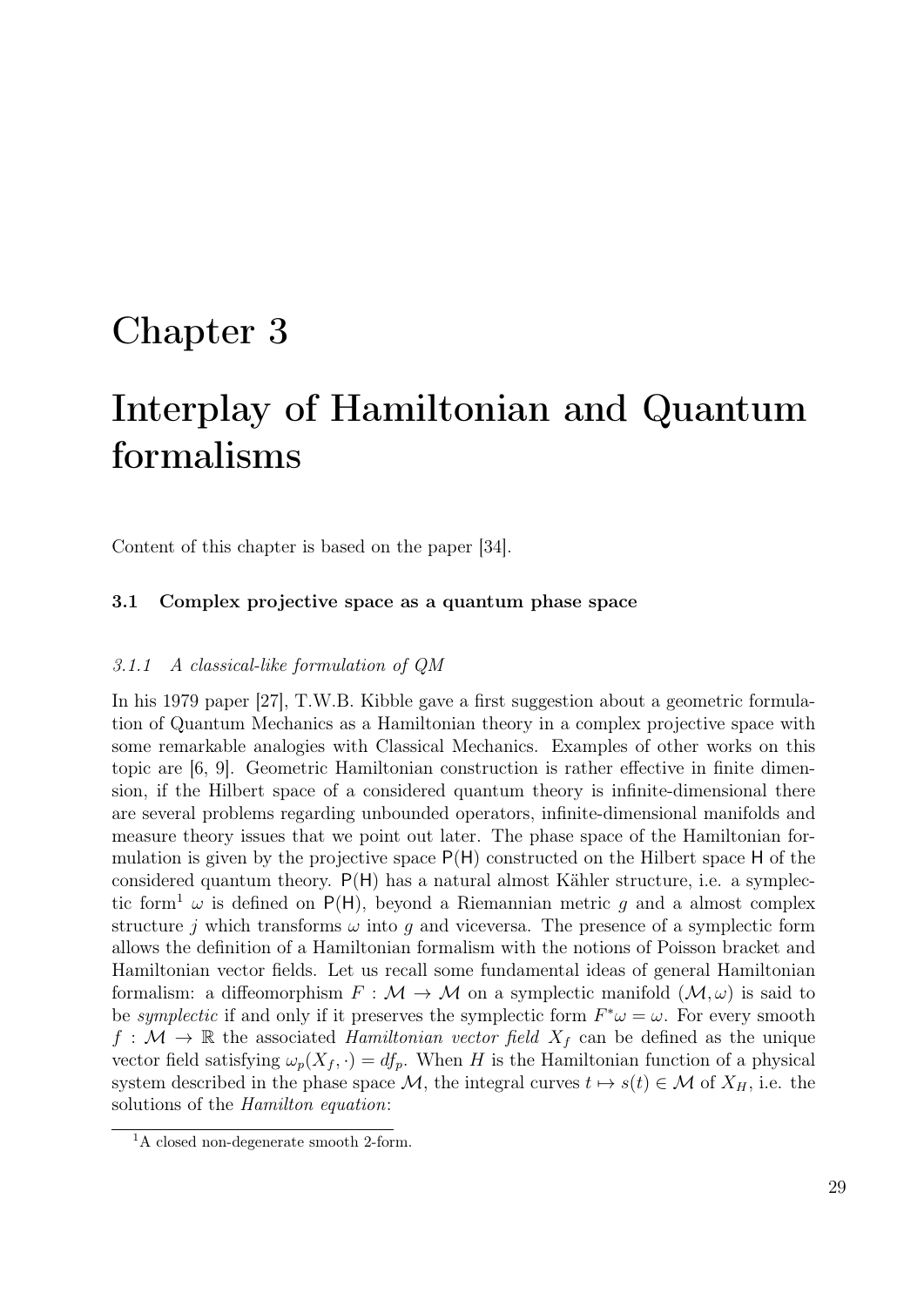# Chapter 3

# Interplay of Hamiltonian and Quantum formalisms

Content of this chapter is based on the paper [34].

### 3.1 Complex projective space as a quantum phase space

#### *3.1.1 A classical-like formulation of QM*

In his 1979 paper [27], T.W.B. Kibble gave a first suggestion about a geometric formulation of Quantum Mechanics as a Hamiltonian theory in a complex projective space with some remarkable analogies with Classical Mechanics. Examples of other works on this topic are [6, 9]. Geometric Hamiltonian construction is rather effective in finite dimension, if the Hilbert space of a considered quantum theory is infinite-dimensional there are several problems regarding unbounded operators, infinite-dimensional manifolds and measure theory issues that we point out later. The phase space of the Hamiltonian formulation is given by the projective space $\mathsf{P}(\mathsf{H})$ constructed on the Hilbert space $\mathsf{H}$ of the considered quantum theory. $\mathsf{P}(\mathsf{H})$ has a natural almost Kähler structure, i.e. a symplectic form[1] $\omega$ is defined on $\mathsf{P}(\mathsf{H})$, beyond a Riemannian metric $g$ and a almost complex structure $j$ which transforms $\omega$ into $g$ and viceversa. The presence of a symplectic form allows the definition of a Hamiltonian formalism with the notions of Poisson bracket and Hamiltonian vector fields. Let us recall some fundamental ideas of general Hamiltonian formalism: a diffeomorphism $F : \mathcal{M} \to \mathcal{M}$ on a symplectic manifold $(\mathcal{M}, \omega)$ is said to be *symplectic* if and only if it preserves the symplectic form $F^*\omega = \omega$. For every smooth $f : \mathcal{M} \to \mathbb{R}$ the associated *Hamiltonian vector field* $X_f$ can be defined as the unique vector field satisfying $\omega_p(X_f, \cdot) = df_p$. When $H$ is the Hamiltonian function of a physical system described in the phase space $\mathcal{M}$, the integral curves $t \mapsto s(t) \in \mathcal{M}$ of $X_H$, i.e. the solutions of the *Hamilton equation*:

---

[1] A closed non-degenerate smooth 2-form.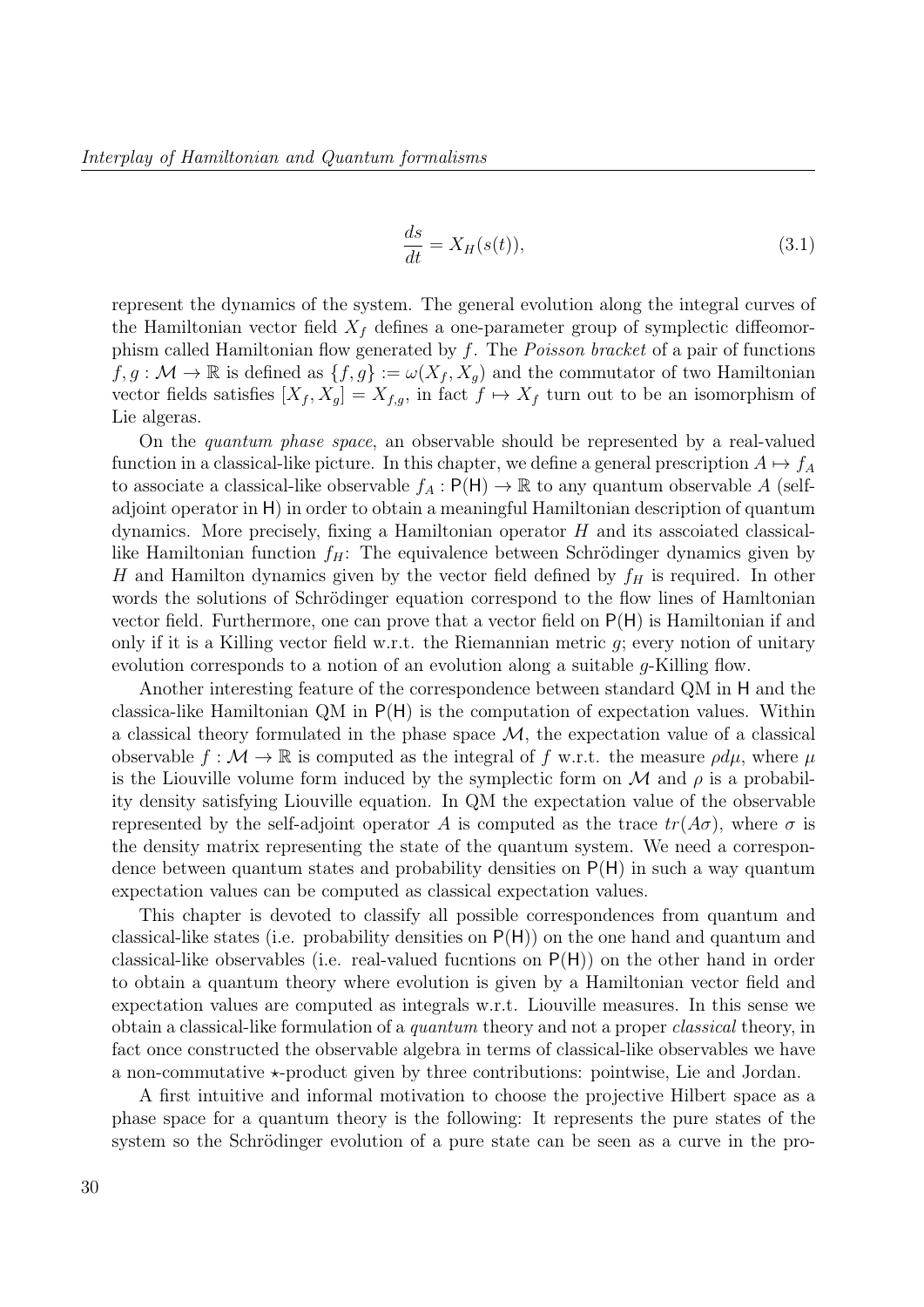$$\frac{ds}{dt} = X_H(s(t)), \tag{3.1}$$

represent the dynamics of the system. The general evolution along the integral curves of the Hamiltonian vector field $X_f$ defines a one-parameter group of symplectic diffeomorphism called Hamiltonian flow generated by $f$. The *Poisson bracket* of a pair of functions $f, g : \mathcal{M} \to \mathbb{R}$ is defined as $\{f, g\} := \omega(X_f, X_g)$ and the commutator of two Hamiltonian vector fields satisfies $[X_f, X_g] = X_{f,g}$, in fact $f \mapsto X_f$ turn out to be an isomorphism of Lie algeras.

On the *quantum phase space*, an observable should be represented by a real-valued function in a classical-like picture. In this chapter, we define a general prescription $A \mapsto f_A$ to associate a classical-like observable $f_A : \mathsf{P}(\mathsf{H}) \to \mathbb{R}$ to any quantum observable $A$ (self-adjoint operator in $\mathsf{H}$) in order to obtain a meaningful Hamiltonian description of quantum dynamics. More precisely, fixing a Hamiltonian operator $H$ and its asscoiated classical-like Hamiltonian function $f_H$: The equivalence between Schrödinger dynamics given by $H$ and Hamilton dynamics given by the vector field defined by $f_H$ is required. In other words the solutions of Schrödinger equation correspond to the flow lines of Hamltonian vector field. Furthermore, one can prove that a vector field on $\mathsf{P}(\mathsf{H})$ is Hamiltonian if and only if it is a Killing vector field w.r.t. the Riemannian metric $g$; every notion of unitary evolution corresponds to a notion of an evolution along a suitable $g$-Killing flow.

Another interesting feature of the correspondence between standard QM in $\mathsf{H}$ and the classica-like Hamiltonian QM in $\mathsf{P}(\mathsf{H})$ is the computation of expectation values. Within a classical theory formulated in the phase space $\mathcal{M}$, the expectation value of a classical observable $f : \mathcal{M} \to \mathbb{R}$ is computed as the integral of $f$ w.r.t. the measure $\rho d\mu$, where $\mu$ is the Liouville volume form induced by the symplectic form on $\mathcal{M}$ and $\rho$ is a probability density satisfying Liouville equation. In QM the expectation value of the observable represented by the self-adjoint operator $A$ is computed as the trace $tr(A\sigma)$, where $\sigma$ is the density matrix representing the state of the quantum system. We need a correspondence between quantum states and probability densities on $\mathsf{P}(\mathsf{H})$ in such a way quantum expectation values can be computed as classical expectation values.

This chapter is devoted to classify all possible correspondences from quantum and classical-like states (i.e. probability densities on $\mathsf{P}(\mathsf{H})$) on the one hand and quantum and classical-like observables (i.e. real-valued fucntions on $\mathsf{P}(\mathsf{H})$) on the other hand in order to obtain a quantum theory where evolution is given by a Hamiltonian vector field and expectation values are computed as integrals w.r.t. Liouville measures. In this sense we obtain a classical-like formulation of a *quantum* theory and not a proper *classical* theory, in fact once constructed the observable algebra in terms of classical-like observables we have a non-commutative $\star$-product given by three contributions: pointwise, Lie and Jordan.

A first intuitive and informal motivation to choose the projective Hilbert space as a phase space for a quantum theory is the following: It represents the pure states of the system so the Schrödinger evolution of a pure state can be seen as a curve in the pro-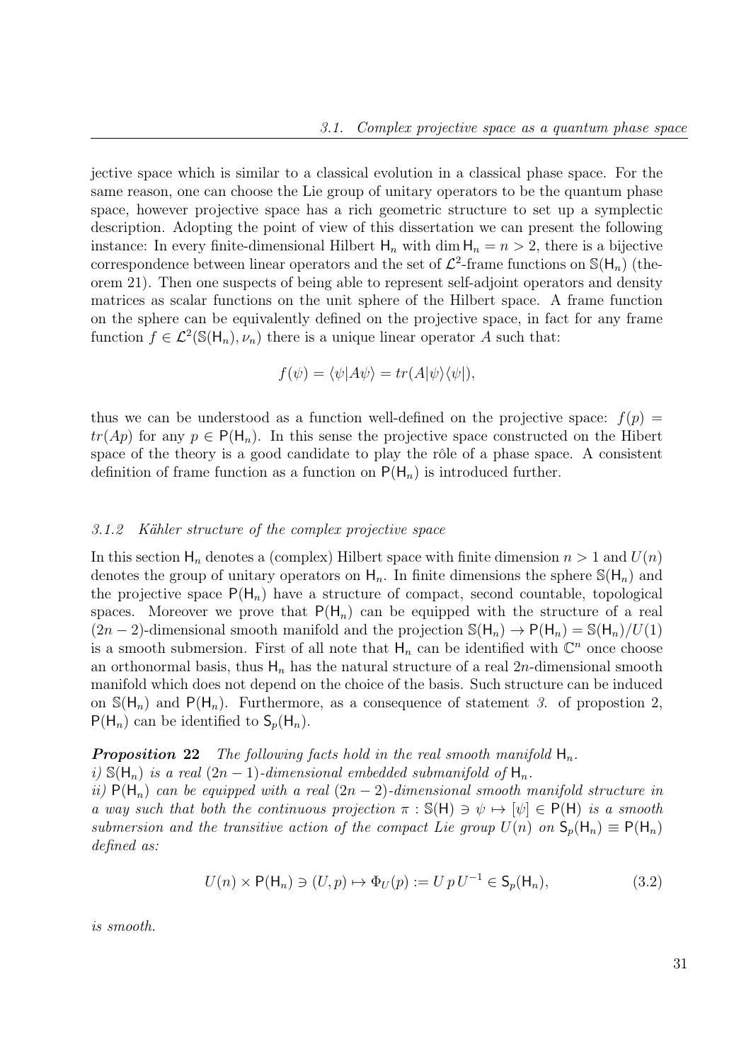jective space which is similar to a classical evolution in a classical phase space. For the same reason, one can choose the Lie group of unitary operators to be the quantum phase space, however projective space has a rich geometric structure to set up a symplectic description. Adopting the point of view of this dissertation we can present the following instance: In every finite-dimensional Hilbert $\mathsf{H}_n$ with $\dim \mathsf{H}_n = n > 2$, there is a bijective correspondence between linear operators and the set of $\mathcal{L}^2$-frame functions on $\mathbb{S}(\mathsf{H}_n)$ (theorem 21). Then one suspects of being able to represent self-adjoint operators and density matrices as scalar functions on the unit sphere of the Hilbert space. A frame function on the sphere can be equivalently defined on the projective space, in fact for any frame function $f \in \mathcal{L}^2(\mathbb{S}(\mathsf{H}_n), \nu_n)$ there is a unique linear operator $A$ such that:

$$f(\psi) = \langle \psi | A \psi \rangle = tr(A|\psi\rangle\langle\psi|),$$

thus we can be understood as a function well-defined on the projective space: $f(p) = tr(Ap)$ for any $p \in \mathsf{P}(\mathsf{H}_n)$. In this sense the projective space constructed on the Hibert space of the theory is a good candidate to play the rôle of a phase space. A consistent definition of frame function as a function on $\mathsf{P}(\mathsf{H}_n)$ is introduced further.

### *3.1.2 Kähler structure of the complex projective space*

In this section $\mathsf{H}_n$ denotes a (complex) Hilbert space with finite dimension $n > 1$ and $U(n)$ denotes the group of unitary operators on $\mathsf{H}_n$. In finite dimensions the sphere $\mathbb{S}(\mathsf{H}_n)$ and the projective space $\mathsf{P}(\mathsf{H}_n)$ have a structure of compact, second countable, topological spaces. Moreover we prove that $\mathsf{P}(\mathsf{H}_n)$ can be equipped with the structure of a real $(2n-2)$-dimensional smooth manifold and the projection $\mathbb{S}(\mathsf{H}_n) \to \mathsf{P}(\mathsf{H}_n) = \mathbb{S}(\mathsf{H}_n)/U(1)$ is a smooth submersion. First of all note that $\mathsf{H}_n$ can be identified with $\mathbb{C}^n$ once choose an orthonormal basis, thus $\mathsf{H}_n$ has the natural structure of a real $2n$-dimensional smooth manifold which does not depend on the choice of the basis. Such structure can be induced on $\mathbb{S}(\mathsf{H}_n)$ and $\mathsf{P}(\mathsf{H}_n)$. Furthermore, as a consequence of statement *3.* of propostion 2, $\mathsf{P}(\mathsf{H}_n)$ can be identified to $\mathsf{S}_p(\mathsf{H}_n)$.

***Proposition* 22** *The following facts hold in the real smooth manifold* $\mathsf{H}_n$.
*i)* $\mathbb{S}(\mathsf{H}_n)$ *is a real* $(2n-1)$*-dimensional embedded submanifold of* $\mathsf{H}_n$.
*ii)* $\mathsf{P}(\mathsf{H}_n)$ *can be equipped with a real* $(2n-2)$*-dimensional smooth manifold structure in a way such that both the continuous projection* $\pi : \mathbb{S}(\mathsf{H}) \ni \psi \mapsto [\psi] \in \mathsf{P}(\mathsf{H})$ *is a smooth submersion and the transitive action of the compact Lie group* $U(n)$ *on* $\mathsf{S}_p(\mathsf{H}_n) \equiv \mathsf{P}(\mathsf{H}_n)$ *defined as:*

$$U(n) \times \mathsf{P}(\mathsf{H}_n) \ni (U, p) \mapsto \Phi_U(p) := U\, p\, U^{-1} \in \mathsf{S}_p(\mathsf{H}_n), \tag{3.2}$$

*is smooth.*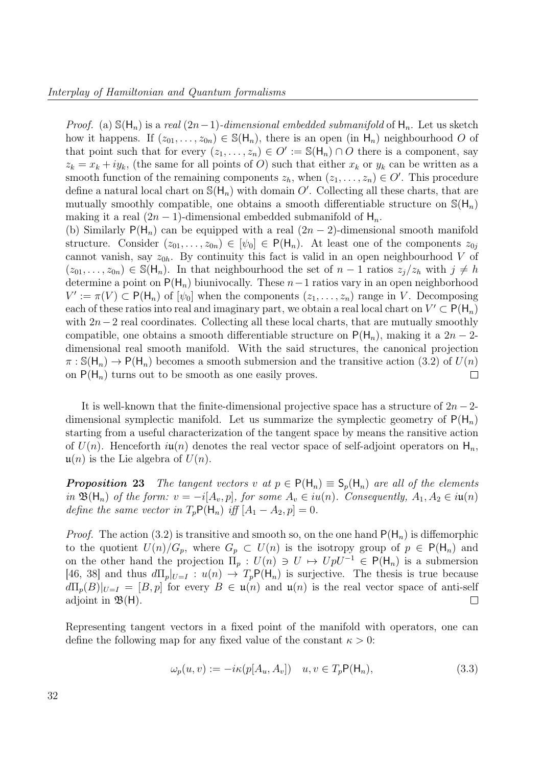*Proof.* (a) $\mathbb{S}(\mathsf{H}_n)$ is a *real* $(2n-1)$*-dimensional embedded submanifold* of $\mathsf{H}_n$. Let us sketch how it happens. If $(z_{01}, \ldots, z_{0n}) \in \mathbb{S}(\mathsf{H}_n)$, there is an open (in $\mathsf{H}_n$) neighbourhood $O$ of that point such that for every $(z_1, \ldots, z_n) \in O' := \mathbb{S}(\mathsf{H}_n) \cap O$ there is a component, say $z_k = x_k + iy_k$, (the same for all points of $O$) such that either $x_k$ or $y_k$ can be written as a smooth function of the remaining components $z_h$, when $(z_1, \ldots, z_n) \in O'$. This procedure define a natural local chart on $\mathbb{S}(\mathsf{H}_n)$ with domain $O'$. Collecting all these charts, that are mutually smoothly compatible, one obtains a smooth differentiable structure on $\mathbb{S}(\mathsf{H}_n)$ making it a real $(2n-1)$-dimensional embedded submanifold of $\mathsf{H}_n$.
(b) Similarly $\mathsf{P}(\mathsf{H}_n)$ can be equipped with a real $(2n-2)$-dimensional smooth manifold structure. Consider $(z_{01}, \ldots, z_{0n}) \in [\psi_0] \in \mathsf{P}(\mathsf{H}_n)$. At least one of the components $z_{0j}$ cannot vanish, say $z_{0h}$. By continuity this fact is valid in an open neighbourhood $V$ of $(z_{01}, \ldots, z_{0n}) \in \mathbb{S}(\mathsf{H}_n)$. In that neighbourhood the set of $n-1$ ratios $z_j/z_h$ with $j \neq h$ determine a point on $\mathsf{P}(\mathsf{H}_n)$ biunivocally. These $n-1$ ratios vary in an open neighborhood $V' := \pi(V) \subset \mathsf{P}(\mathsf{H}_n)$ of $[\psi_0]$ when the components $(z_1, \ldots, z_n)$ range in $V$. Decomposing each of these ratios into real and imaginary part, we obtain a real local chart on $V' \subset \mathsf{P}(\mathsf{H}_n)$ with $2n-2$ real coordinates. Collecting all these local charts, that are mutually smoothly compatible, one obtains a smooth differentiable structure on $\mathsf{P}(\mathsf{H}_n)$, making it a $2n-2$-dimensional real smooth manifold. With the said structures, the canonical projection $\pi : \mathbb{S}(\mathsf{H}_n) \to \mathsf{P}(\mathsf{H}_n)$ becomes a smooth submersion and the transitive action (3.2) of $U(n)$ on $\mathsf{P}(\mathsf{H}_n)$ turns out to be smooth as one easily proves. $\square$

It is well-known that the finite-dimensional projective space has a structure of $2n-2$-dimensional symplectic manifold. Let us summarize the symplectic geometry of $\mathsf{P}(\mathsf{H}_n)$ starting from a useful characterization of the tangent space by means the ransitive action of $U(n)$. Henceforth $i\mathfrak{u}(n)$ denotes the real vector space of self-adjoint operators on $\mathsf{H}_n$, $\mathfrak{u}(n)$ is the Lie algebra of $U(n)$.

***Proposition 23*** *The tangent vectors $v$ at $p \in \mathsf{P}(\mathsf{H}_n) \equiv \mathsf{S}_p(\mathsf{H}_n)$ are all of the elements in $\mathfrak{B}(\mathsf{H}_n)$ of the form: $v = -i[A_v, p]$, for some $A_v \in iu(n)$. Consequently, $A_1, A_2 \in i\mathfrak{u}(n)$ define the same vector in $T_p\mathsf{P}(\mathsf{H}_n)$ iff $[A_1 - A_2, p] = 0$.*

*Proof.* The action (3.2) is transitive and smooth so, on the one hand $\mathsf{P}(\mathsf{H}_n)$ is diffemorphic to the quotient $U(n)/G_p$, where $G_p \subset U(n)$ is the isotropy group of $p \in \mathsf{P}(\mathsf{H}_n)$ and on the other hand the projection $\Pi_p : U(n) \ni U \mapsto UpU^{-1} \in \mathsf{P}(\mathsf{H}_n)$ is a submersion [46, 38] and thus $d\Pi_p|_{U=I} : u(n) \to T_p\mathsf{P}(\mathsf{H}_n)$ is surjective. The thesis is true because $d\Pi_p(B)|_{U=I} = [B, p]$ for every $B \in \mathfrak{u}(n)$ and $\mathfrak{u}(n)$ is the real vector space of anti-self adjoint in $\mathfrak{B}(\mathsf{H})$. $\square$

Representing tangent vectors in a fixed point of the manifold with operators, one can define the following map for any fixed value of the constant $\kappa > 0$:

$$\omega_p(u, v) := -i\kappa(p[A_u, A_v]) \quad u, v \in T_p\mathsf{P}(\mathsf{H}_n), \tag{3.3}$$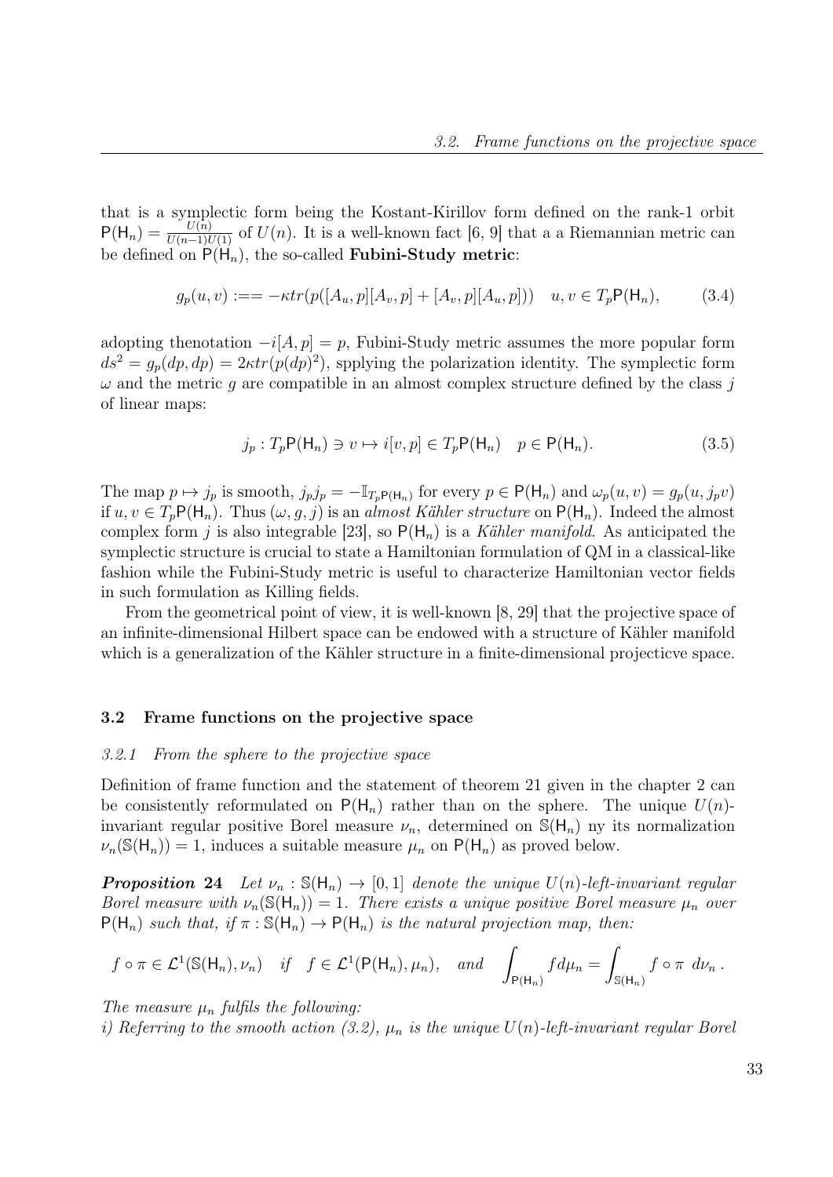that is a symplectic form being the Kostant-Kirillov form defined on the rank-1 orbit $\mathsf{P}(\mathsf{H}_n) = \frac{U(n)}{U(n-1)U(1)}$ of $U(n)$. It is a well-known fact [6, 9] that a a Riemannian metric can be defined on $\mathsf{P}(\mathsf{H}_n)$, the so-called **Fubini-Study metric**:

$$g_p(u,v) :== -\kappa tr(p([A_u,p][A_v,p] + [A_v,p][A_u,p])) \quad u,v \in T_p\mathsf{P}(\mathsf{H}_n), \tag{3.4}$$

adopting thenotation $-i[A,p] = p$, Fubini-Study metric assumes the more popular form $ds^2 = g_p(dp, dp) = 2\kappa tr(p(dp)^2)$, spplying the polarization identity. The symplectic form $\omega$ and the metric $g$ are compatible in an almost complex structure defined by the class $j$ of linear maps:

$$j_p : T_p\mathsf{P}(\mathsf{H}_n) \ni v \mapsto i[v,p] \in T_p\mathsf{P}(\mathsf{H}_n) \quad p \in \mathsf{P}(\mathsf{H}_n). \tag{3.5}$$

The map $p \mapsto j_p$ is smooth, $j_p j_p = -\mathbb{I}_{T_p\mathsf{P}(\mathsf{H}_n)}$ for every $p \in \mathsf{P}(\mathsf{H}_n)$ and $\omega_p(u,v) = g_p(u, j_p v)$ if $u, v \in T_p\mathsf{P}(\mathsf{H}_n)$. Thus $(\omega, g, j)$ is an *almost Kähler structure* on $\mathsf{P}(\mathsf{H}_n)$. Indeed the almost complex form $j$ is also integrable [23], so $\mathsf{P}(\mathsf{H}_n)$ is a *Kähler manifold*. As anticipated the symplectic structure is crucial to state a Hamiltonian formulation of QM in a classical-like fashion while the Fubini-Study metric is useful to characterize Hamiltonian vector fields in such formulation as Killing fields.

From the geometrical point of view, it is well-known [8, 29] that the projective space of an infinite-dimensional Hilbert space can be endowed with a structure of Kähler manifold which is a generalization of the Kähler structure in a finite-dimensional projecticve space.

## 3.2 Frame functions on the projective space

### 3.2.1 From the sphere to the projective space

Definition of frame function and the statement of theorem 21 given in the chapter 2 can be consistently reformulated on $\mathsf{P}(\mathsf{H}_n)$ rather than on the sphere. The unique $U(n)$-invariant regular positive Borel measure $\nu_n$, determined on $\mathbb{S}(\mathsf{H}_n)$ ny its normalization $\nu_n(\mathbb{S}(\mathsf{H}_n)) = 1$, induces a suitable measure $\mu_n$ on $\mathsf{P}(\mathsf{H}_n)$ as proved below.

***Proposition 24*** *Let $\nu_n : \mathbb{S}(\mathsf{H}_n) \to [0,1]$ denote the unique $U(n)$-left-invariant regular Borel measure with $\nu_n(\mathbb{S}(\mathsf{H}_n)) = 1$. There exists a unique positive Borel measure $\mu_n$ over $\mathsf{P}(\mathsf{H}_n)$ such that, if $\pi : \mathbb{S}(\mathsf{H}_n) \to \mathsf{P}(\mathsf{H}_n)$ is the natural projection map, then:*

$$f \circ \pi \in \mathcal{L}^1(\mathbb{S}(\mathsf{H}_n), \nu_n) \quad \text{if} \quad f \in \mathcal{L}^1(\mathsf{P}(\mathsf{H}_n), \mu_n), \quad \text{and} \quad \int_{\mathsf{P}(\mathsf{H}_n)} f d\mu_n = \int_{\mathbb{S}(\mathsf{H}_n)} f \circ \pi \ d\nu_n \,.$$

*The measure $\mu_n$ fulfils the following:*
*i) Referring to the smooth action (3.2), $\mu_n$ is the unique $U(n)$-left-invariant regular Borel*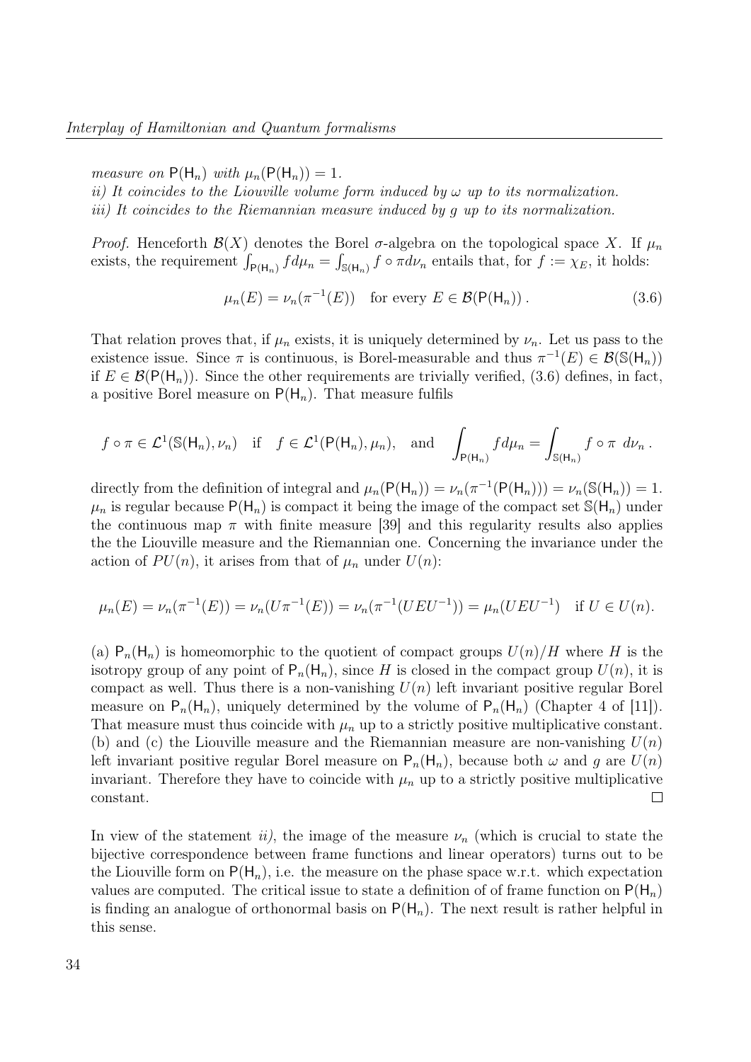*measure on* $\mathsf{P}(\mathsf{H}_n)$ *with* $\mu_n(\mathsf{P}(\mathsf{H}_n)) = 1$.

*ii) It coincides to the Liouville volume form induced by* $\omega$ *up to its normalization.*

*iii) It coincides to the Riemannian measure induced by* $g$ *up to its normalization.*

*Proof.* Henceforth $\mathcal{B}(X)$ denotes the Borel $\sigma$-algebra on the topological space $X$. If $\mu_n$ exists, the requirement $\int_{\mathsf{P}(\mathsf{H}_n)} f d\mu_n = \int_{\mathbb{S}(\mathsf{H}_n)} f \circ \pi d\nu_n$ entails that, for $f := \chi_E$, it holds:

$$\mu_n(E) = \nu_n(\pi^{-1}(E)) \quad \text{for every } E \in \mathcal{B}(\mathsf{P}(\mathsf{H}_n))\,. \tag{3.6}$$

That relation proves that, if $\mu_n$ exists, it is uniquely determined by $\nu_n$. Let us pass to the existence issue. Since $\pi$ is continuous, is Borel-measurable and thus $\pi^{-1}(E) \in \mathcal{B}(\mathbb{S}(\mathsf{H}_n))$ if $E \in \mathcal{B}(\mathsf{P}(\mathsf{H}_n))$. Since the other requirements are trivially verified, (3.6) defines, in fact, a positive Borel measure on $\mathsf{P}(\mathsf{H}_n)$. That measure fulfils

$$f \circ \pi \in \mathcal{L}^1(\mathbb{S}(\mathsf{H}_n), \nu_n) \quad \text{if} \quad f \in \mathcal{L}^1(\mathsf{P}(\mathsf{H}_n), \mu_n), \quad \text{and} \quad \int_{\mathsf{P}(\mathsf{H}_n)} f d\mu_n = \int_{\mathbb{S}(\mathsf{H}_n)} f \circ \pi \; d\nu_n\,.$$

directly from the definition of integral and $\mu_n(\mathsf{P}(\mathsf{H}_n)) = \nu_n(\pi^{-1}(\mathsf{P}(\mathsf{H}_n))) = \nu_n(\mathbb{S}(\mathsf{H}_n)) = 1$. $\mu_n$ is regular because $\mathsf{P}(\mathsf{H}_n)$ is compact it being the image of the compact set $\mathbb{S}(\mathsf{H}_n)$ under the continuous map $\pi$ with finite measure [39] and this regularity results also applies the the Liouville measure and the Riemannian one. Concerning the invariance under the action of $PU(n)$, it arises from that of $\mu_n$ under $U(n)$:

$$\mu_n(E) = \nu_n(\pi^{-1}(E)) = \nu_n(U\pi^{-1}(E)) = \nu_n(\pi^{-1}(UEU^{-1})) = \mu_n(UEU^{-1}) \quad \text{if } U \in U(n).$$

(a) $\mathsf{P}_n(\mathsf{H}_n)$ is homeomorphic to the quotient of compact groups $U(n)/H$ where $H$ is the isotropy group of any point of $\mathsf{P}_n(\mathsf{H}_n)$, since $H$ is closed in the compact group $U(n)$, it is compact as well. Thus there is a non-vanishing $U(n)$ left invariant positive regular Borel measure on $\mathsf{P}_n(\mathsf{H}_n)$, uniquely determined by the volume of $\mathsf{P}_n(\mathsf{H}_n)$ (Chapter 4 of [11]). That measure must thus coincide with $\mu_n$ up to a strictly positive multiplicative constant. (b) and (c) the Liouville measure and the Riemannian measure are non-vanishing $U(n)$ left invariant positive regular Borel measure on $\mathsf{P}_n(\mathsf{H}_n)$, because both $\omega$ and $g$ are $U(n)$ invariant. Therefore they have to coincide with $\mu_n$ up to a strictly positive multiplicative constant. $\square$

In view of the statement *ii)*, the image of the measure $\nu_n$ (which is crucial to state the bijective correspondence between frame functions and linear operators) turns out to be the Liouville form on $\mathsf{P}(\mathsf{H}_n)$, i.e. the measure on the phase space w.r.t. which expectation values are computed. The critical issue to state a definition of of frame function on $\mathsf{P}(\mathsf{H}_n)$ is finding an analogue of orthonormal basis on $\mathsf{P}(\mathsf{H}_n)$. The next result is rather helpful in this sense.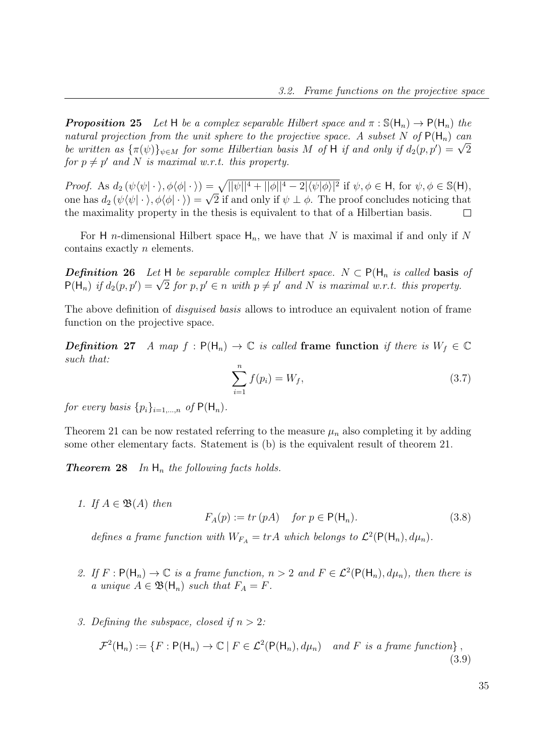***Proposition 25*** *Let* $\mathsf{H}$ *be a complex separable Hilbert space and* $\pi : \mathbb{S}(\mathsf{H}_n) \to \mathsf{P}(\mathsf{H}_n)$ *the natural projection from the unit sphere to the projective space. A subset* $N$ *of* $\mathsf{P}(\mathsf{H}_n)$ *can be written as* $\{\pi(\psi)\}_{\psi \in M}$ *for some Hilbertian basis* $M$ *of* $\mathsf{H}$ *if and only if* $d_2(p, p') = \sqrt{2}$ *for* $p \neq p'$ *and* $N$ *is maximal w.r.t. this property.*

*Proof.* As $d_2(\psi\langle\psi|\cdot\rangle, \phi\langle\phi|\cdot\rangle) = \sqrt{||\psi||^4 + ||\phi||^4 - 2|\langle\psi|\phi\rangle|^2}$ if $\psi, \phi \in \mathsf{H}$, for $\psi, \phi \in \mathbb{S}(\mathsf{H})$, one has $d_2(\psi\langle\psi|\cdot\rangle, \phi\langle\phi|\cdot\rangle) = \sqrt{2}$ if and only if $\psi \perp \phi$. The proof concludes noticing that the maximality property in the thesis is equivalent to that of a Hilbertian basis. $\square$

For $\mathsf{H}$ $n$-dimensional Hilbert space $\mathsf{H}_n$, we have that $N$ is maximal if and only if $N$ contains exactly $n$ elements.

***Definition 26*** *Let* $\mathsf{H}$ *be separable complex Hilbert space.* $N \subset \mathsf{P}(\mathsf{H}_n$ *is called* **basis** *of* $\mathsf{P}(\mathsf{H}_n)$ *if* $d_2(p, p') = \sqrt{2}$ *for* $p, p' \in n$ *with* $p \neq p'$ *and* $N$ *is maximal w.r.t. this property.*

The above definition of *disguised basis* allows to introduce an equivalent notion of frame function on the projective space.

***Definition 27*** *A map* $f : \mathsf{P}(\mathsf{H}_n) \to \mathbb{C}$ *is called* **frame function** *if there is* $W_f \in \mathbb{C}$ *such that:*

$$\sum_{i=1}^{n} f(p_i) = W_f, \tag{3.7}$$

*for every basis* $\{p_i\}_{i=1,\ldots,n}$ *of* $\mathsf{P}(\mathsf{H}_n)$.

Theorem 21 can be now restated referring to the measure $\mu_n$ also completing it by adding some other elementary facts. Statement is (b) is the equivalent result of theorem 21.

***Theorem 28*** *In* $\mathsf{H}_n$ *the following facts holds.*

1. *If* $A \in \mathfrak{B}(A)$ *then*

$$F_A(p) := tr\,(pA) \quad \text{for } p \in \mathsf{P}(\mathsf{H}_n). \tag{3.8}$$

*defines a frame function with* $W_{F_A} = trA$ *which belongs to* $\mathcal{L}^2(\mathsf{P}(\mathsf{H}_n), d\mu_n)$.

2. *If* $F : \mathsf{P}(\mathsf{H}_n) \to \mathbb{C}$ *is a frame function,* $n > 2$ *and* $F \in \mathcal{L}^2(\mathsf{P}(\mathsf{H}_n), d\mu_n)$*, then there is a unique* $A \in \mathfrak{B}(\mathsf{H}_n)$ *such that* $F_A = F$.

3. *Defining the subspace, closed if* $n > 2$*:*

$$\mathcal{F}^2(\mathsf{H}_n) := \{F : \mathsf{P}(\mathsf{H}_n) \to \mathbb{C} \mid F \in \mathcal{L}^2(\mathsf{P}(\mathsf{H}_n), d\mu_n) \quad \text{and } F \text{ is a frame function}\}, \tag{3.9}$$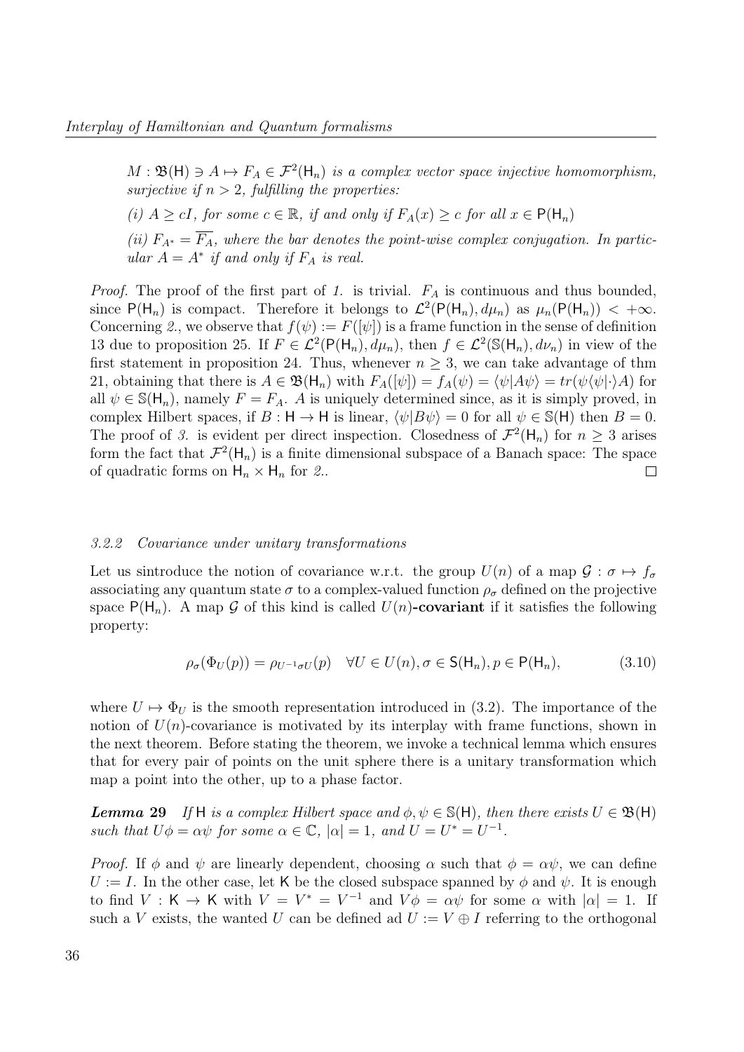*$M : \mathfrak{B}(\mathsf{H}) \ni A \mapsto F_A \in \mathcal{F}^2(\mathsf{H}_n)$ is a complex vector space injective homomorphism, surjective if $n > 2$, fulfilling the properties:*

*(i) $A \geq cI$, for some $c \in \mathbb{R}$, if and only if $F_A(x) \geq c$ for all $x \in \mathsf{P}(\mathsf{H}_n)$*

*(ii) $F_{A^*} = \overline{F_A}$, where the bar denotes the point-wise complex conjugation. In particular $A = A^*$ if and only if $F_A$ is real.*

*Proof.* The proof of the first part of *1.* is trivial. $F_A$ is continuous and thus bounded, since $\mathsf{P}(\mathsf{H}_n)$ is compact. Therefore it belongs to $\mathcal{L}^2(\mathsf{P}(\mathsf{H}_n), d\mu_n)$ as $\mu_n(\mathsf{P}(\mathsf{H}_n)) < +\infty$. Concerning *2.*, we observe that $f(\psi) := F([\psi])$ is a frame function in the sense of definition 13 due to proposition 25. If $F \in \mathcal{L}^2(\mathsf{P}(\mathsf{H}_n), d\mu_n)$, then $f \in \mathcal{L}^2(\mathbb{S}(\mathsf{H}_n), d\nu_n)$ in view of the first statement in proposition 24. Thus, whenever $n \geq 3$, we can take advantage of thm 21, obtaining that there is $A \in \mathfrak{B}(\mathsf{H}_n)$ with $F_A([\psi]) = f_A(\psi) = \langle \psi | A\psi \rangle = tr(\psi\langle\psi|\cdot\rangle A)$ for all $\psi \in \mathbb{S}(\mathsf{H}_n)$, namely $F = F_A$. $A$ is uniquely determined since, as it is simply proved, in complex Hilbert spaces, if $B : \mathsf{H} \to \mathsf{H}$ is linear, $\langle \psi | B\psi \rangle = 0$ for all $\psi \in \mathbb{S}(\mathsf{H})$ then $B = 0$. The proof of *3.* is evident per direct inspection. Closedness of $\mathcal{F}^2(\mathsf{H}_n)$ for $n \geq 3$ arises form the fact that $\mathcal{F}^2(\mathsf{H}_n)$ is a finite dimensional subspace of a Banach space: The space of quadratic forms on $\mathsf{H}_n \times \mathsf{H}_n$ for *2.*. $\square$

### 3.2.2 Covariance under unitary transformations

Let us sintroduce the notion of covariance w.r.t. the group $U(n)$ of a map $\mathcal{G} : \sigma \mapsto f_\sigma$ associating any quantum state $\sigma$ to a complex-valued function $\rho_\sigma$ defined on the projective space $\mathsf{P}(\mathsf{H}_n)$. A map $\mathcal{G}$ of this kind is called $U(n)$**-covariant** if it satisfies the following property:

$$\rho_\sigma(\Phi_U(p)) = \rho_{U^{-1}\sigma U}(p) \quad \forall U \in U(n), \sigma \in \mathsf{S}(\mathsf{H}_n), p \in \mathsf{P}(\mathsf{H}_n), \tag{3.10}$$

where $U \mapsto \Phi_U$ is the smooth representation introduced in (3.2). The importance of the notion of $U(n)$-covariance is motivated by its interplay with frame functions, shown in the next theorem. Before stating the theorem, we invoke a technical lemma which ensures that for every pair of points on the unit sphere there is a unitary transformation which map a point into the other, up to a phase factor.

***Lemma 29*** *If $\mathsf{H}$ is a complex Hilbert space and $\phi, \psi \in \mathbb{S}(\mathsf{H})$, then there exists $U \in \mathfrak{B}(\mathsf{H})$ such that $U\phi = \alpha\psi$ for some $\alpha \in \mathbb{C}$, $|\alpha| = 1$, and $U = U^* = U^{-1}$.*

*Proof.* If $\phi$ and $\psi$ are linearly dependent, choosing $\alpha$ such that $\phi = \alpha\psi$, we can define $U := I$. In the other case, let $\mathsf{K}$ be the closed subspace spanned by $\phi$ and $\psi$. It is enough to find $V : \mathsf{K} \to \mathsf{K}$ with $V = V^* = V^{-1}$ and $V\phi = \alpha\psi$ for some $\alpha$ with $|\alpha| = 1$. If such a $V$ exists, the wanted $U$ can be defined ad $U := V \oplus I$ referring to the orthogonal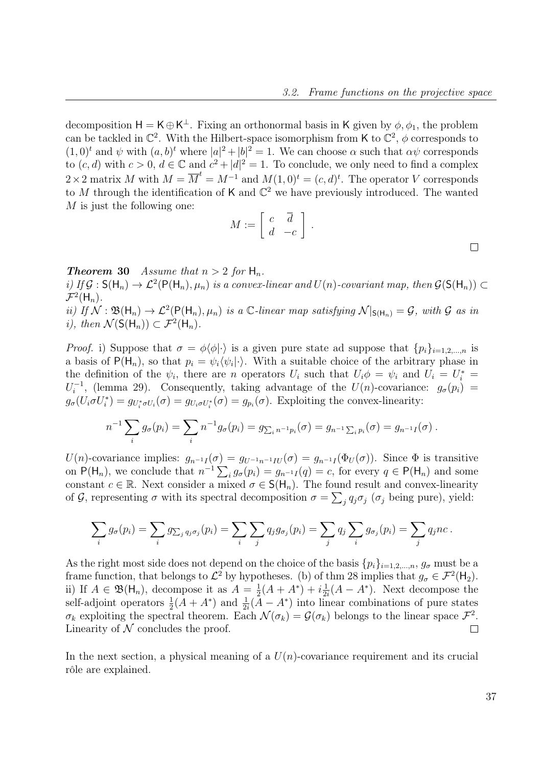decomposition $\mathsf{H} = \mathsf{K} \oplus \mathsf{K}^\perp$. Fixing an orthonormal basis in $\mathsf{K}$ given by $\phi, \phi_1$, the problem can be tackled in $\mathbb{C}^2$. With the Hilbert-space isomorphism from $\mathsf{K}$ to $\mathbb{C}^2$, $\phi$ corresponds to $(1,0)^t$ and $\psi$ with $(a,b)^t$ where $|a|^2 + |b|^2 = 1$. We can choose $\alpha$ such that $\alpha\psi$ corresponds to $(c,d)$ with $c > 0$, $d \in \mathbb{C}$ and $c^2 + |d|^2 = 1$. To conclude, we only need to find a complex $2 \times 2$ matrix $M$ with $M = \overline{M}^t = M^{-1}$ and $M(1,0)^t = (c,d)^t$. The operator $V$ corresponds to $M$ through the identification of $\mathsf{K}$ and $\mathbb{C}^2$ we have previously introduced. The wanted $M$ is just the following one:

$$M := \left[ \begin{array}{cc} c & \overline{d} \\ d & -c \end{array} \right] .$$

□

***Theorem* 30** *Assume that $n > 2$ for $\mathsf{H}_n$.*
*i) If $\mathcal{G} : \mathsf{S}(\mathsf{H}_n) \to \mathcal{L}^2(\mathsf{P}(\mathsf{H}_n), \mu_n)$ is a convex-linear and $U(n)$-covariant map, then $\mathcal{G}(\mathsf{S}(\mathsf{H}_n)) \subset \mathcal{F}^2(\mathsf{H}_n)$.*
*ii) If $\mathcal{N} : \mathfrak{B}(\mathsf{H}_n) \to \mathcal{L}^2(\mathsf{P}(\mathsf{H}_n), \mu_n)$ is a $\mathbb{C}$-linear map satisfying $\mathcal{N}|_{\mathsf{S}(\mathsf{H}_n)} = \mathcal{G}$, with $\mathcal{G}$ as in i), then $\mathcal{N}(\mathsf{S}(\mathsf{H}_n)) \subset \mathcal{F}^2(\mathsf{H}_n)$.*

*Proof.* i) Suppose that $\sigma = \phi\langle\phi|\cdot\rangle$ is a given pure state ad suppose that $\{p_i\}_{i=1,2,\dots,n}$ is a basis of $\mathsf{P}(\mathsf{H}_n)$, so that $p_i = \psi_i\langle\psi_i|\cdot\rangle$. With a suitable choice of the arbitrary phase in the definition of the $\psi_i$, there are $n$ operators $U_i$ such that $U_i\phi = \psi_i$ and $U_i = U_i^* = U_i^{-1}$, (lemma 29). Consequently, taking advantage of the $U(n)$-covariance: $g_\sigma(p_i) = g_\sigma(U_i\sigma U_i^*) = g_{U_i^*\sigma U_i}(\sigma) = g_{U_i\sigma U_i^*}(\sigma) = g_{p_i}(\sigma)$. Exploiting the convex-linearity:

$$n^{-1}\sum_i g_\sigma(p_i) = \sum_i n^{-1} g_\sigma(p_i) = g_{\sum_i n^{-1}p_i}(\sigma) = g_{n^{-1}\sum_i p_i}(\sigma) = g_{n^{-1}I}(\sigma) \,.$$

$U(n)$-covariance implies: $g_{n^{-1}I}(\sigma) = g_{U^{-1}n^{-1}IU}(\sigma) = g_{n^{-1}I}(\Phi_U(\sigma))$. Since $\Phi$ is transitive on $\mathsf{P}(\mathsf{H}_n)$, we conclude that $n^{-1}\sum_i g_\sigma(p_i) = g_{n^{-1}I}(q) = c$, for every $q \in \mathsf{P}(\mathsf{H}_n)$ and some constant $c \in \mathbb{R}$. Next consider a mixed $\sigma \in \mathsf{S}(\mathsf{H}_n)$. The found result and convex-linearity of $\mathcal{G}$, representing $\sigma$ with its spectral decomposition $\sigma = \sum_j q_j\sigma_j$ ($\sigma_j$ being pure), yield:

$$\sum_i g_\sigma(p_i) = \sum_i g_{\sum_j q_j\sigma_j}(p_i) = \sum_i\sum_j q_j g_{\sigma_j}(p_i) = \sum_j q_j \sum_i g_{\sigma_j}(p_i) = \sum_j q_j nc \,.$$

As the right most side does not depend on the choice of the basis $\{p_i\}_{i=1,2,\dots,n}$, $g_\sigma$ must be a frame function, that belongs to $\mathcal{L}^2$ by hypotheses. (b) of thm 28 implies that $g_\sigma \in \mathcal{F}^2(\mathsf{H}_2)$.
ii) If $A \in \mathfrak{B}(\mathsf{H}_n)$, decompose it as $A = \frac{1}{2}(A + A^*) + i\frac{1}{2i}(A - A^*)$. Next decompose the self-adjoint operators $\frac{1}{2}(A + A^*)$ and $\frac{1}{2i}(A - A^*)$ into linear combinations of pure states $\sigma_k$ exploiting the spectral theorem. Each $\mathcal{N}(\sigma_k) = \mathcal{G}(\sigma_k)$ belongs to the linear space $\mathcal{F}^2$. Linearity of $\mathcal{N}$ concludes the proof. □

In the next section, a physical meaning of a $U(n)$-covariance requirement and its crucial rôle are explained.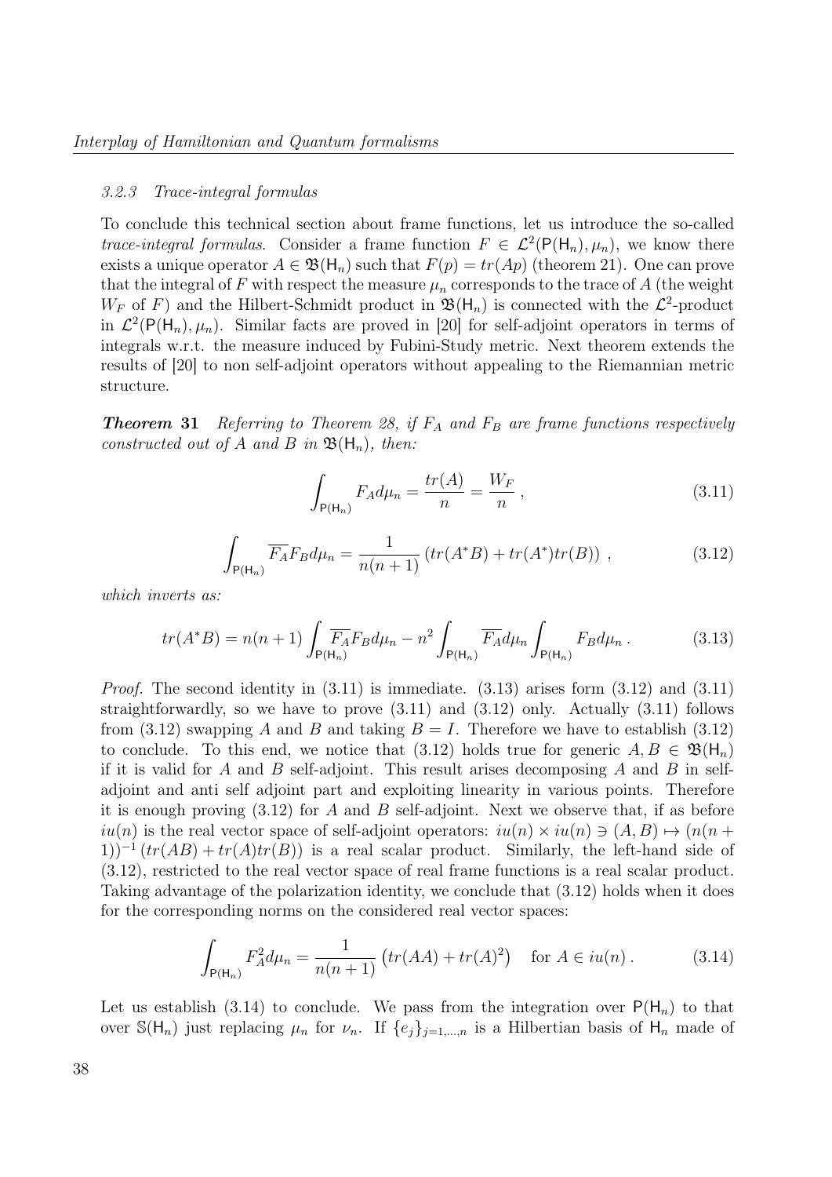### 3.2.3 Trace-integral formulas

To conclude this technical section about frame functions, let us introduce the so-called *trace-integral formulas*. Consider a frame function $F \in \mathcal{L}^2(\mathsf{P}(\mathsf{H}_n), \mu_n)$, we know there exists a unique operator $A \in \mathfrak{B}(\mathsf{H}_n)$ such that $F(p) = tr(Ap)$ (theorem 21). One can prove that the integral of $F$ with respect the measure $\mu_n$ corresponds to the trace of $A$ (the weight $W_F$ of $F$) and the Hilbert-Schmidt product in $\mathfrak{B}(\mathsf{H}_n)$ is connected with the $\mathcal{L}^2$-product in $\mathcal{L}^2(\mathsf{P}(\mathsf{H}_n), \mu_n)$. Similar facts are proved in [20] for self-adjoint operators in terms of integrals w.r.t. the measure induced by Fubini-Study metric. Next theorem extends the results of [20] to non self-adjoint operators without appealing to the Riemannian metric structure.

***Theorem 31*** *Referring to Theorem 28, if $F_A$ and $F_B$ are frame functions respectively constructed out of $A$ and $B$ in $\mathfrak{B}(\mathsf{H}_n)$, then:*

$$\int_{\mathsf{P}(\mathsf{H}_n)} F_A d\mu_n = \frac{tr(A)}{n} = \frac{W_F}{n} \,, \tag{3.11}$$

$$\int_{\mathsf{P}(\mathsf{H}_n)} \overline{F_A} F_B d\mu_n = \frac{1}{n(n+1)} \left( tr(A^*B) + tr(A^*)tr(B) \right) \,, \tag{3.12}$$

*which inverts as:*

$$tr(A^*B) = n(n+1) \int_{\mathsf{P}(\mathsf{H}_n)} \overline{F_A} F_B d\mu_n - n^2 \int_{\mathsf{P}(\mathsf{H}_n)} \overline{F_A} d\mu_n \int_{\mathsf{P}(\mathsf{H}_n)} F_B d\mu_n \,. \tag{3.13}$$

*Proof.* The second identity in (3.11) is immediate. (3.13) arises form (3.12) and (3.11) straightforwardly, so we have to prove (3.11) and (3.12) only. Actually (3.11) follows from (3.12) swapping $A$ and $B$ and taking $B = I$. Therefore we have to establish (3.12) to conclude. To this end, we notice that (3.12) holds true for generic $A, B \in \mathfrak{B}(\mathsf{H}_n)$ if it is valid for $A$ and $B$ self-adjoint. This result arises decomposing $A$ and $B$ in self-adjoint and anti self adjoint part and exploiting linearity in various points. Therefore it is enough proving (3.12) for $A$ and $B$ self-adjoint. Next we observe that, if as before $iu(n)$ is the real vector space of self-adjoint operators: $iu(n) \times iu(n) \ni (A, B) \mapsto (n(n+1))^{-1} (tr(AB) + tr(A)tr(B))$ is a real scalar product. Similarly, the left-hand side of (3.12), restricted to the real vector space of real frame functions is a real scalar product. Taking advantage of the polarization identity, we conclude that (3.12) holds when it does for the corresponding norms on the considered real vector spaces:

$$\int_{\mathsf{P}(\mathsf{H}_n)} F_A^2 d\mu_n = \frac{1}{n(n+1)} \left( tr(AA) + tr(A)^2 \right) \quad \text{for } A \in iu(n) \,. \tag{3.14}$$

Let us establish (3.14) to conclude. We pass from the integration over $\mathsf{P}(\mathsf{H}_n)$ to that over $\mathbb{S}(\mathsf{H}_n)$ just replacing $\mu_n$ for $\nu_n$. If $\{e_j\}_{j=1,\dots,n}$ is a Hilbertian basis of $\mathsf{H}_n$ made of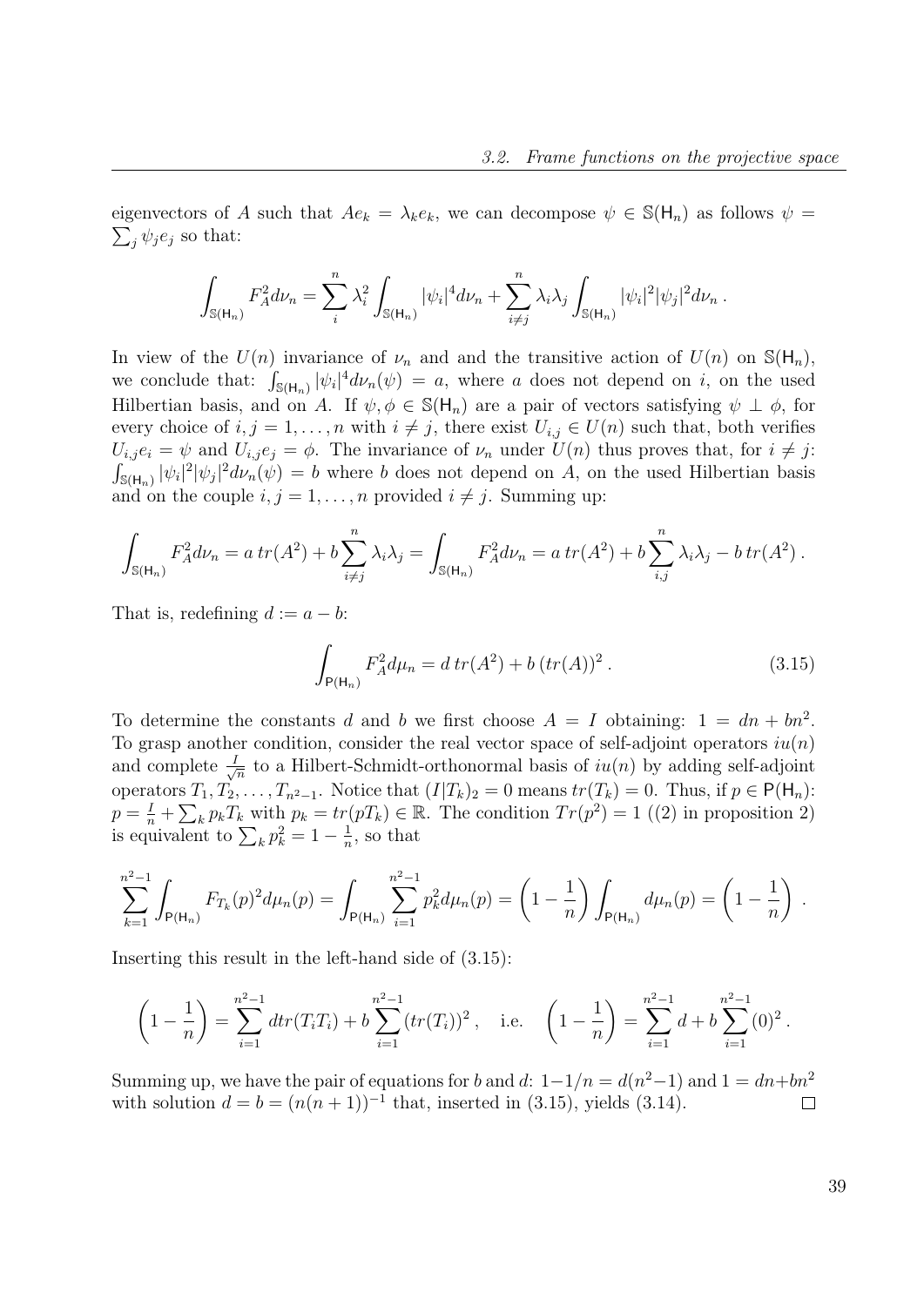eigenvectors of $A$ such that $Ae_k = \lambda_k e_k$, we can decompose $\psi \in \mathbb{S}(\mathsf{H}_n)$ as follows $\psi = \sum_j \psi_j e_j$ so that:

$$\int_{\mathbb{S}(\mathsf{H}_n)} F_A^2 d\nu_n = \sum_i^n \lambda_i^2 \int_{\mathbb{S}(\mathsf{H}_n)} |\psi_i|^4 d\nu_n + \sum_{i \neq j}^n \lambda_i \lambda_j \int_{\mathbb{S}(\mathsf{H}_n)} |\psi_i|^2 |\psi_j|^2 d\nu_n \,.$$

In view of the $U(n)$ invariance of $\nu_n$ and and the transitive action of $U(n)$ on $\mathbb{S}(\mathsf{H}_n)$, we conclude that: $\int_{\mathbb{S}(\mathsf{H}_n)} |\psi_i|^4 d\nu_n(\psi) = a$, where $a$ does not depend on $i$, on the used Hilbertian basis, and on $A$. If $\psi, \phi \in \mathbb{S}(\mathsf{H}_n)$ are a pair of vectors satisfying $\psi \perp \phi$, for every choice of $i, j = 1, \ldots, n$ with $i \neq j$, there exist $U_{i,j} \in U(n)$ such that, both verifies $U_{i,j} e_i = \psi$ and $U_{i,j} e_j = \phi$. The invariance of $\nu_n$ under $U(n)$ thus proves that, for $i \neq j$: $\int_{\mathbb{S}(\mathsf{H}_n)} |\psi_i|^2 |\psi_j|^2 d\nu_n(\psi) = b$ where $b$ does not depend on $A$, on the used Hilbertian basis and on the couple $i, j = 1, \ldots, n$ provided $i \neq j$. Summing up:

$$\int_{\mathbb{S}(\mathsf{H}_n)} F_A^2 d\nu_n = a\, tr(A^2) + b \sum_{i \neq j}^n \lambda_i \lambda_j = \int_{\mathbb{S}(\mathsf{H}_n)} F_A^2 d\nu_n = a\, tr(A^2) + b \sum_{i,j}^n \lambda_i \lambda_j - b\, tr(A^2) \,.$$

That is, redefining $d := a - b$:

$$\int_{\mathsf{P}(\mathsf{H}_n)} F_A^2 d\mu_n = d\, tr(A^2) + b\, (tr(A))^2 \,. \tag{3.15}$$

To determine the constants $d$ and $b$ we first choose $A = I$ obtaining: $1 = dn + bn^2$. To grasp another condition, consider the real vector space of self-adjoint operators $iu(n)$ and complete $\frac{I}{\sqrt{n}}$ to a Hilbert-Schmidt-orthonormal basis of $iu(n)$ by adding self-adjoint operators $T_1, T_2, \ldots, T_{n^2-1}$. Notice that $(I|T_k)_2 = 0$ means $tr(T_k) = 0$. Thus, if $p \in \mathsf{P}(\mathsf{H}_n)$: $p = \frac{I}{n} + \sum_k p_k T_k$ with $p_k = tr(pT_k) \in \mathbb{R}$. The condition $Tr(p^2) = 1$ ((2) in proposition 2) is equivalent to $\sum_k p_k^2 = 1 - \frac{1}{n}$, so that

$$\sum_{k=1}^{n^2-1} \int_{\mathsf{P}(\mathsf{H}_n)} F_{T_k}(p)^2 d\mu_n(p) = \int_{\mathsf{P}(\mathsf{H}_n)} \sum_{i=1}^{n^2-1} p_k^2 d\mu_n(p) = \left(1 - \frac{1}{n}\right) \int_{\mathsf{P}(\mathsf{H}_n)} d\mu_n(p) = \left(1 - \frac{1}{n}\right) \,.$$

Inserting this result in the left-hand side of (3.15):

$$\left(1 - \frac{1}{n}\right) = \sum_{i=1}^{n^2-1} d tr(T_i T_i) + b \sum_{i=1}^{n^2-1} (tr(T_i))^2 \,, \quad \text{i.e.} \quad \left(1 - \frac{1}{n}\right) = \sum_{i=1}^{n^2-1} d + b \sum_{i=1}^{n^2-1} (0)^2 \,.$$

Summing up, we have the pair of equations for $b$ and $d$: $1 - 1/n = d(n^2 - 1)$ and $1 = dn + bn^2$ with solution $d = b = (n(n+1))^{-1}$ that, inserted in (3.15), yields (3.14). $\square$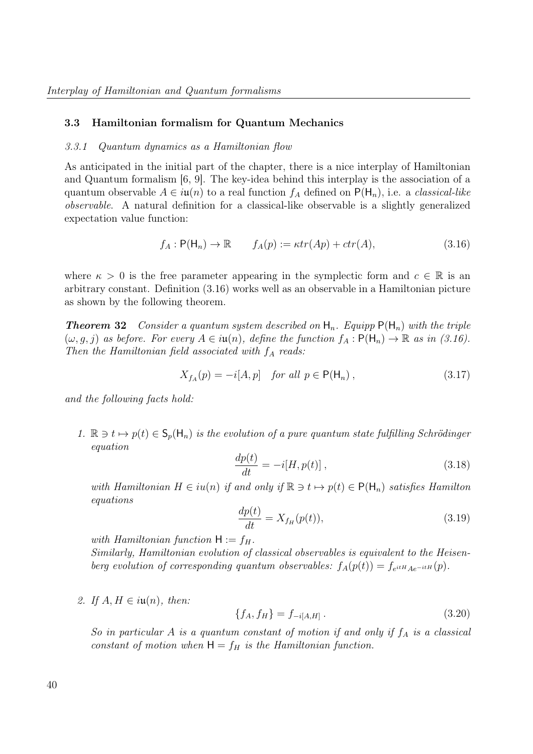### 3.3 Hamiltonian formalism for Quantum Mechanics

#### 3.3.1 Quantum dynamics as a Hamiltonian flow

As anticipated in the initial part of the chapter, there is a nice interplay of Hamiltonian and Quantum formalism [6, 9]. The key-idea behind this interplay is the association of a quantum observable $A \in i\mathfrak{u}(n)$ to a real function $f_A$ defined on $\mathsf{P}(\mathsf{H}_n)$, i.e. a *classical-like observable*. A natural definition for a classical-like observable is a slightly generalized expectation value function:

$$f_A : \mathsf{P}(\mathsf{H}_n) \to \mathbb{R} \qquad f_A(p) := \kappa tr(Ap) + c tr(A), \tag{3.16}$$

where $\kappa > 0$ is the free parameter appearing in the symplectic form and $c \in \mathbb{R}$ is an arbitrary constant. Definition (3.16) works well as an observable in a Hamiltonian picture as shown by the following theorem.

***Theorem 32*** *Consider a quantum system described on $\mathsf{H}_n$. Equipp $\mathsf{P}(\mathsf{H}_n)$ with the triple $(\omega, g, j)$ as before. For every $A \in i\mathfrak{u}(n)$, define the function $f_A : \mathsf{P}(\mathsf{H}_n) \to \mathbb{R}$ as in (3.16). Then the Hamiltonian field associated with $f_A$ reads:*

$$X_{f_A}(p) = -i[A, p] \quad \textit{for all } p \in \mathsf{P}(\mathsf{H}_n)\,, \tag{3.17}$$

*and the following facts hold:*

1. *$\mathbb{R} \ni t \mapsto p(t) \in \mathsf{S}_p(\mathsf{H}_n)$ is the evolution of a pure quantum state fulfilling Schrödinger equation*

$$\frac{dp(t)}{dt} = -i[H, p(t)]\,, \tag{3.18}$$

   *with Hamiltonian $H \in iu(n)$ if and only if $\mathbb{R} \ni t \mapsto p(t) \in \mathsf{P}(\mathsf{H}_n)$ satisfies Hamilton equations*

$$\frac{dp(t)}{dt} = X_{f_H}(p(t)), \tag{3.19}$$

   *with Hamiltonian function $\mathsf{H} := f_H$.*
   *Similarly, Hamiltonian evolution of classical observables is equivalent to the Heisenberg evolution of corresponding quantum observables: $f_A(p(t)) = f_{e^{itH}Ae^{-itH}}(p)$.*

2. *If $A, H \in i\mathfrak{u}(n)$, then:*

$$\{f_A, f_H\} = f_{-i[A,H]}\,. \tag{3.20}$$

   *So in particular $A$ is a quantum constant of motion if and only if $f_A$ is a classical constant of motion when $\mathsf{H} = f_H$ is the Hamiltonian function.*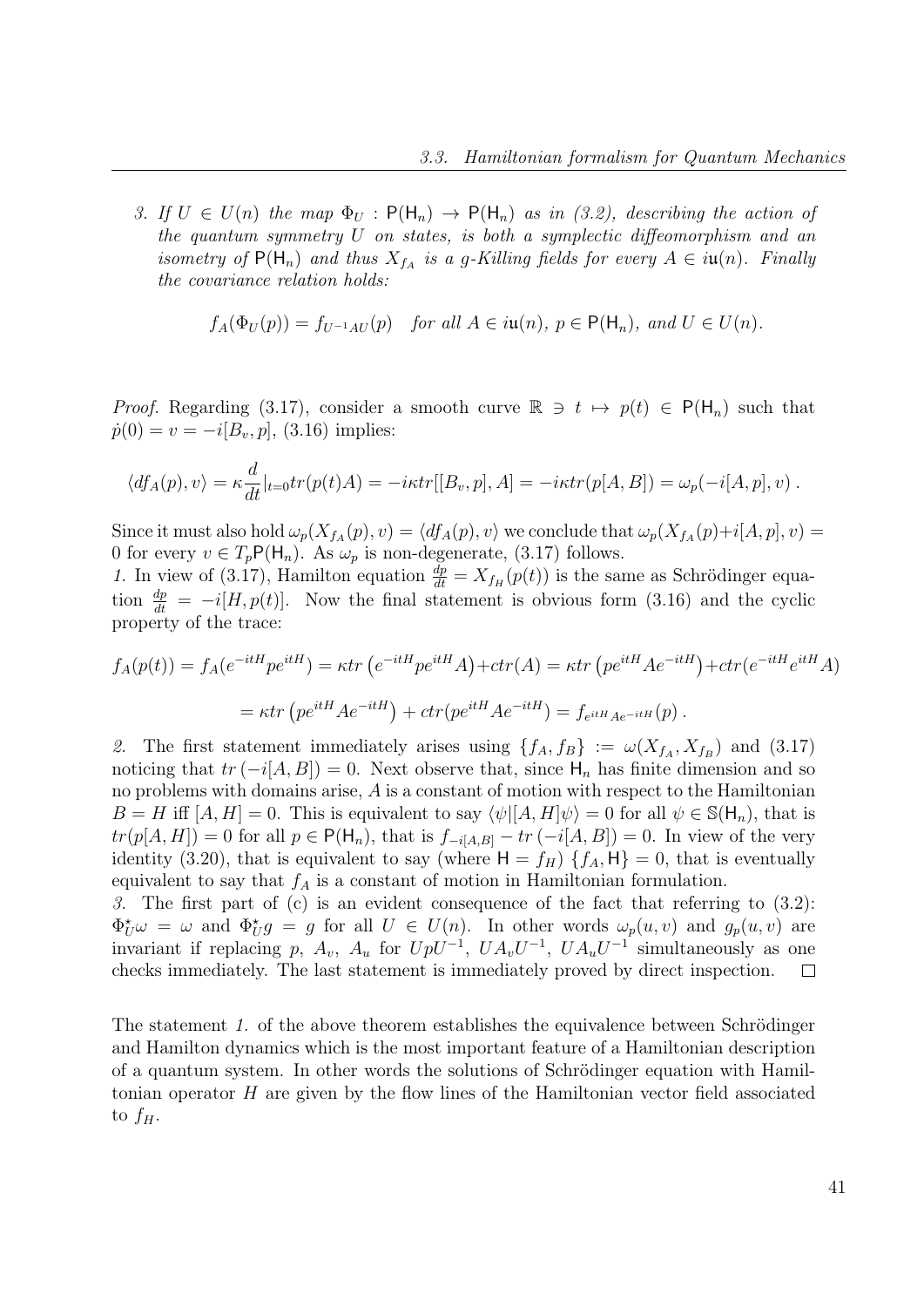*3. If $U \in U(n)$ the map $\Phi_U : \mathsf{P}(\mathsf{H}_n) \to \mathsf{P}(\mathsf{H}_n)$ as in (3.2), describing the action of the quantum symmetry $U$ on states, is both a symplectic diffeomorphism and an isometry of $\mathsf{P}(\mathsf{H}_n)$ and thus $X_{f_A}$ is a g-Killing fields for every $A \in i\mathfrak{u}(n)$. Finally the covariance relation holds:*

$$f_A(\Phi_U(p)) = f_{U^{-1}AU}(p) \quad \textit{for all } A \in i\mathfrak{u}(n),\ p \in \mathsf{P}(\mathsf{H}_n), \textit{ and } U \in U(n).$$

*Proof.* Regarding (3.17), consider a smooth curve $\mathbb{R} \ni t \mapsto p(t) \in \mathsf{P}(\mathsf{H}_n)$ such that $\dot{p}(0) = v = -i[B_v, p]$, (3.16) implies:

$$\langle df_A(p), v\rangle = \kappa \frac{d}{dt}|_{t=0} tr(p(t)A) = -i\kappa tr[[B_v, p], A] = -i\kappa tr(p[A, B]) = \omega_p(-i[A, p], v)\,.$$

Since it must also hold $\omega_p(X_{f_A}(p), v) = \langle df_A(p), v\rangle$ we conclude that $\omega_p(X_{f_A}(p) + i[A, p], v) = 0$ for every $v \in T_p\mathsf{P}(\mathsf{H}_n)$. As $\omega_p$ is non-degenerate, (3.17) follows.

*1.* In view of (3.17), Hamilton equation $\frac{dp}{dt} = X_{f_H}(p(t))$ is the same as Schrödinger equation $\frac{dp}{dt} = -i[H, p(t)]$. Now the final statement is obvious form (3.16) and the cyclic property of the trace:

$$f_A(p(t)) = f_A(e^{-itH} p e^{itH}) = \kappa tr\left(e^{-itH} p e^{itH} A\right) + c tr(A) = \kappa tr\left(p e^{itH} A e^{-itH}\right) + c tr(e^{-itH} e^{itH} A)$$

$$= \kappa tr\left(p e^{itH} A e^{-itH}\right) + c tr(p e^{itH} A e^{-itH}) = f_{e^{itH} A e^{-itH}}(p)\,.$$

*2.* The first statement immediately arises using $\{f_A, f_B\} := \omega(X_{f_A}, X_{f_B})$ and (3.17) noticing that $tr\left(-i[A, B]\right) = 0$. Next observe that, since $\mathsf{H}_n$ has finite dimension and so no problems with domains arise, $A$ is a constant of motion with respect to the Hamiltonian $B = H$ iff $[A, H] = 0$. This is equivalent to say $\langle\psi|[A, H]\psi\rangle = 0$ for all $\psi \in \mathbb{S}(\mathsf{H}_n)$, that is $tr(p[A, H]) = 0$ for all $p \in \mathsf{P}(\mathsf{H}_n)$, that is $f_{-i[A,B]} - tr\left(-i[A, B]\right) = 0$. In view of the very identity (3.20), that is equivalent to say (where $\mathsf{H} = f_H$) $\{f_A, \mathsf{H}\} = 0$, that is eventually equivalent to say that $f_A$ is a constant of motion in Hamiltonian formulation.

*3.* The first part of (c) is an evident consequence of the fact that referring to (3.2): $\Phi_U^\star \omega = \omega$ and $\Phi_U^\star g = g$ for all $U \in U(n)$. In other words $\omega_p(u, v)$ and $g_p(u, v)$ are invariant if replacing $p$, $A_v$, $A_u$ for $UpU^{-1}$, $UA_vU^{-1}$, $UA_uU^{-1}$ simultaneously as one checks immediately. The last statement is immediately proved by direct inspection. $\square$

The statement *1.* of the above theorem establishes the equivalence between Schrödinger and Hamilton dynamics which is the most important feature of a Hamiltonian description of a quantum system. In other words the solutions of Schrödinger equation with Hamiltonian operator $H$ are given by the flow lines of the Hamiltonian vector field associated to $f_H$.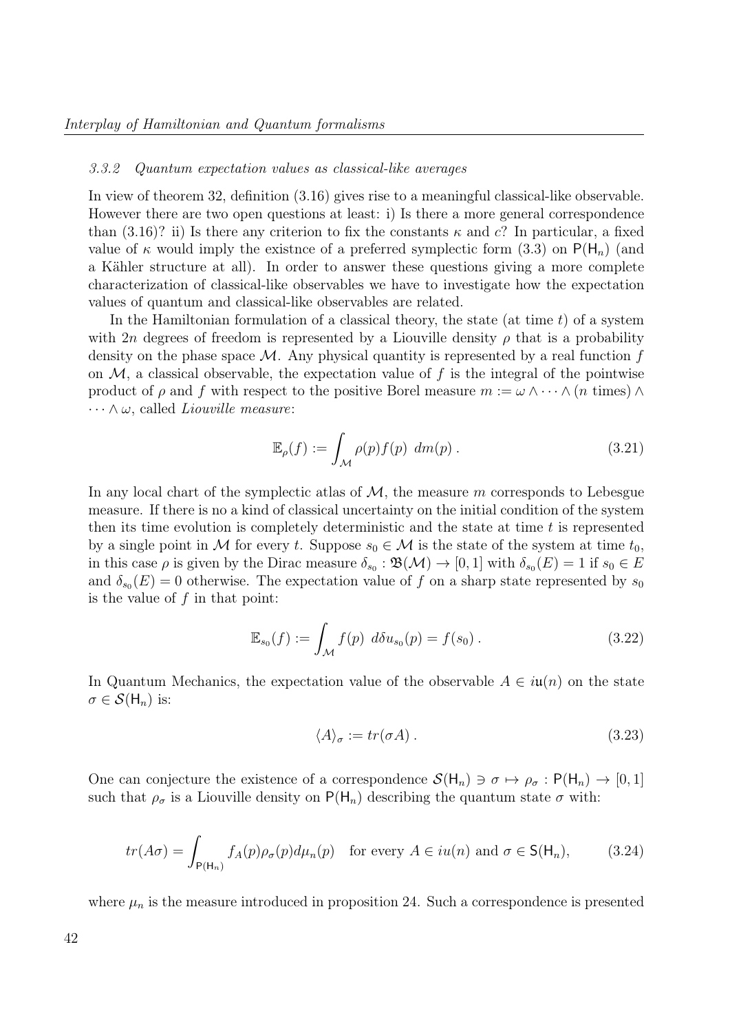### 3.3.2 Quantum expectation values as classical-like averages

In view of theorem 32, definition (3.16) gives rise to a meaningful classical-like observable. However there are two open questions at least: i) Is there a more general correspondence than (3.16)? ii) Is there any criterion to fix the constants $\kappa$ and $c$? In particular, a fixed value of $\kappa$ would imply the existnce of a preferred symplectic form (3.3) on $\mathsf{P}(\mathsf{H}_n)$ (and a Kähler structure at all). In order to answer these questions giving a more complete characterization of classical-like observables we have to investigate how the expectation values of quantum and classical-like observables are related.

In the Hamiltonian formulation of a classical theory, the state (at time $t$) of a system with $2n$ degrees of freedom is represented by a Liouville density $\rho$ that is a probability density on the phase space $\mathcal{M}$. Any physical quantity is represented by a real function $f$ on $\mathcal{M}$, a classical observable, the expectation value of $f$ is the integral of the pointwise product of $\rho$ and $f$ with respect to the positive Borel measure $m := \omega \wedge \cdots \wedge (n \text{ times}) \wedge \cdots \wedge \omega$, called *Liouville measure*:

$$\mathbb{E}_\rho(f) := \int_{\mathcal{M}} \rho(p) f(p) \; dm(p) \,. \tag{3.21}$$

In any local chart of the symplectic atlas of $\mathcal{M}$, the measure $m$ corresponds to Lebesgue measure. If there is no a kind of classical uncertainty on the initial condition of the system then its time evolution is completely deterministic and the state at time $t$ is represented by a single point in $\mathcal{M}$ for every $t$. Suppose $s_0 \in \mathcal{M}$ is the state of the system at time $t_0$, in this case $\rho$ is given by the Dirac measure $\delta_{s_0} : \mathfrak{B}(\mathcal{M}) \to [0,1]$ with $\delta_{s_0}(E) = 1$ if $s_0 \in E$ and $\delta_{s_0}(E) = 0$ otherwise. The expectation value of $f$ on a sharp state represented by $s_0$ is the value of $f$ in that point:

$$\mathbb{E}_{s_0}(f) := \int_{\mathcal{M}} f(p) \; d\delta u_{s_0}(p) = f(s_0) \,. \tag{3.22}$$

In Quantum Mechanics, the expectation value of the observable $A \in i\mathfrak{u}(n)$ on the state $\sigma \in \mathcal{S}(\mathsf{H}_n)$ is:

$$\langle A \rangle_\sigma := tr(\sigma A) \,. \tag{3.23}$$

One can conjecture the existence of a correspondence $\mathcal{S}(\mathsf{H}_n) \ni \sigma \mapsto \rho_\sigma : \mathsf{P}(\mathsf{H}_n) \to [0,1]$ such that $\rho_\sigma$ is a Liouville density on $\mathsf{P}(\mathsf{H}_n)$ describing the quantum state $\sigma$ with:

$$tr(A\sigma) = \int_{\mathsf{P}(\mathsf{H}_n)} f_A(p) \rho_\sigma(p) d\mu_n(p) \quad \text{for every } A \in iu(n) \text{ and } \sigma \in \mathsf{S}(\mathsf{H}_n), \tag{3.24}$$

where $\mu_n$ is the measure introduced in proposition 24. Such a correspondence is presented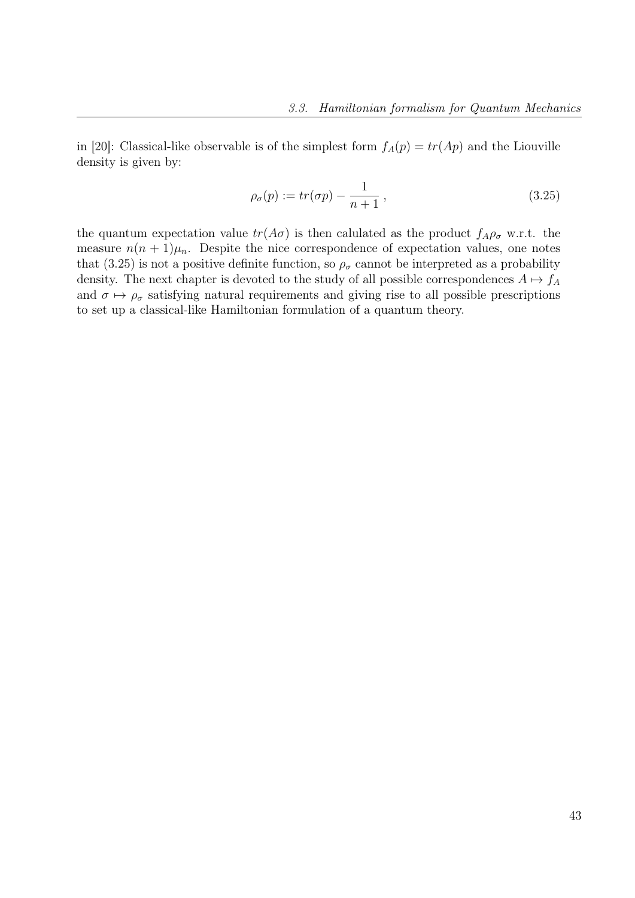in [20]: Classical-like observable is of the simplest form $f_A(p) = tr(Ap)$ and the Liouville density is given by:

$$\rho_\sigma(p) := tr(\sigma p) - \frac{1}{n+1} \,, \tag{3.25}$$

the quantum expectation value $tr(A\sigma)$ is then calulated as the product $f_A \rho_\sigma$ w.r.t. the measure $n(n+1)\mu_n$. Despite the nice correspondence of expectation values, one notes that (3.25) is not a positive definite function, so $\rho_\sigma$ cannot be interpreted as a probability density. The next chapter is devoted to the study of all possible correspondences $A \mapsto f_A$ and $\sigma \mapsto \rho_\sigma$ satisfying natural requirements and giving rise to all possible prescriptions to set up a classical-like Hamiltonian formulation of a quantum theory.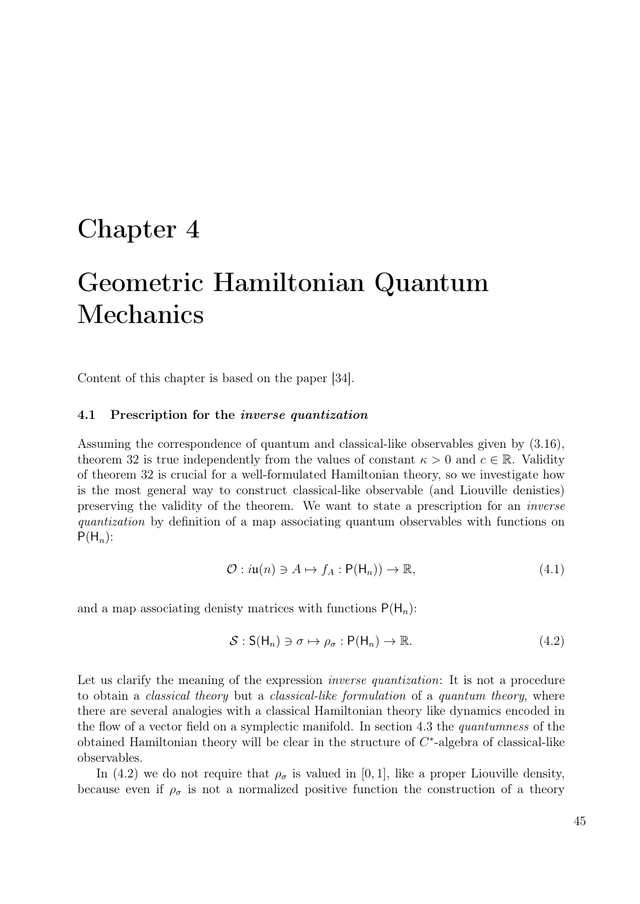# Chapter 4

# Geometric Hamiltonian Quantum Mechanics

Content of this chapter is based on the paper [34].

### 4.1 Prescription for the *inverse quantization*

Assuming the correspondence of quantum and classical-like observables given by (3.16), theorem 32 is true independently from the values of constant $\kappa > 0$ and $c \in \mathbb{R}$. Validity of theorem 32 is crucial for a well-formulated Hamiltonian theory, so we investigate how is the most general way to construct classical-like observable (and Liouville denisties) preserving the validity of the theorem. We want to state a prescription for an *inverse quantization* by definition of a map associating quantum observables with functions on $\mathsf{P}(\mathsf{H}_n)$:

$$\mathcal{O} : i\mathfrak{u}(n) \ni A \mapsto f_A : \mathsf{P}(\mathsf{H}_n)) \to \mathbb{R}, \tag{4.1}$$

and a map associating denisty matrices with functions $\mathsf{P}(\mathsf{H}_n)$:

$$\mathcal{S} : \mathsf{S}(\mathsf{H}_n) \ni \sigma \mapsto \rho_\sigma : \mathsf{P}(\mathsf{H}_n) \to \mathbb{R}. \tag{4.2}$$

Let us clarify the meaning of the expression *inverse quantization*: It is not a procedure to obtain a *classical theory* but a *classical-like formulation* of a *quantum theory*, where there are several analogies with a classical Hamiltonian theory like dynamics encoded in the flow of a vector field on a symplectic manifold. In section 4.3 the *quantumness* of the obtained Hamiltonian theory will be clear in the structure of $C^*$-algebra of classical-like observables.

In (4.2) we do not require that $\rho_\sigma$ is valued in $[0, 1]$, like a proper Liouville density, because even if $\rho_\sigma$ is not a normalized positive function the construction of a theory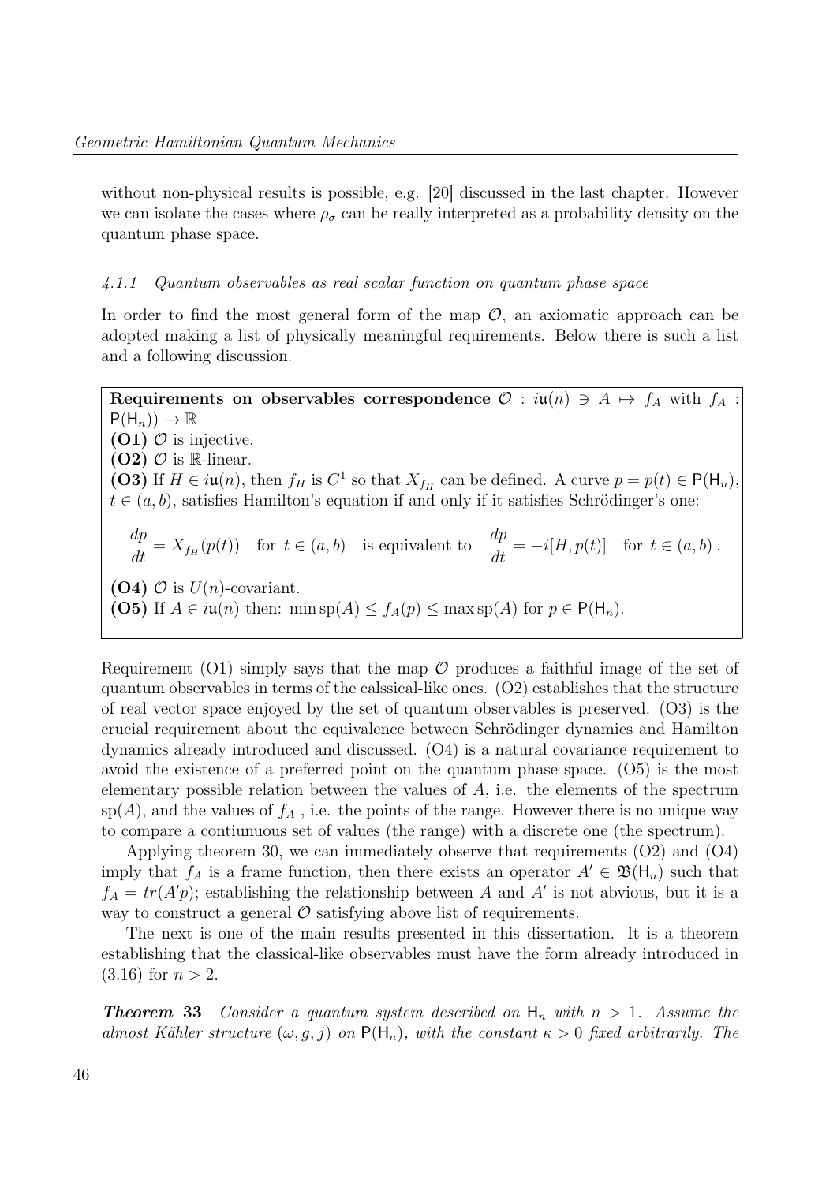without non-physical results is possible, e.g. [20] discussed in the last chapter. However we can isolate the cases where $\rho_\sigma$ can be really interpreted as a probability density on the quantum phase space.

#### *4.1.1 Quantum observables as real scalar function on quantum phase space*

In order to find the most general form of the map $\mathcal{O}$, an axiomatic approach can be adopted making a list of physically meaningful requirements. Below there is such a list and a following discussion.

**Requirements on observables correspondence** $\mathcal{O} : i\mathfrak{u}(n) \ni A \mapsto f_A$ **with** $f_A : \mathsf{P}(\mathsf{H}_n)) \to \mathbb{R}$

**(O1)** $\mathcal{O}$ is injective.

**(O2)** $\mathcal{O}$ is $\mathbb{R}$-linear.

**(O3)** If $H \in i\mathfrak{u}(n)$, then $f_H$ is $C^1$ so that $X_{f_H}$ can be defined. A curve $p = p(t) \in \mathsf{P}(\mathsf{H}_n)$, $t \in (a,b)$, satisfies Hamilton's equation if and only if it satisfies Schrödinger's one:

$$\frac{dp}{dt} = X_{f_H}(p(t)) \quad \text{for } t \in (a,b) \quad \text{is equivalent to} \quad \frac{dp}{dt} = -i[H, p(t)] \quad \text{for } t \in (a,b)\,.$$

**(O4)** $\mathcal{O}$ is $U(n)$-covariant.

**(O5)** If $A \in i\mathfrak{u}(n)$ then: $\min \operatorname{sp}(A) \leq f_A(p) \leq \max \operatorname{sp}(A)$ for $p \in \mathsf{P}(\mathsf{H}_n)$.

Requirement (O1) simply says that the map $\mathcal{O}$ produces a faithful image of the set of quantum observables in terms of the calssical-like ones. (O2) establishes that the structure of real vector space enjoyed by the set of quantum observables is preserved. (O3) is the crucial requirement about the equivalence between Schrödinger dynamics and Hamilton dynamics already introduced and discussed. (O4) is a natural covariance requirement to avoid the existence of a preferred point on the quantum phase space. (O5) is the most elementary possible relation between the values of $A$, i.e. the elements of the spectrum $\operatorname{sp}(A)$, and the values of $f_A$ , i.e. the points of the range. However there is no unique way to compare a contiunuous set of values (the range) with a discrete one (the spectrum).

Applying theorem 30, we can immediately observe that requirements (O2) and (O4) imply that $f_A$ is a frame function, then there exists an operator $A' \in \mathfrak{B}(\mathsf{H}_n)$ such that $f_A = tr(A'p)$; establishing the relationship between $A$ and $A'$ is not abvious, but it is a way to construct a general $\mathcal{O}$ satisfying above list of requirements.

The next is one of the main results presented in this dissertation. It is a theorem establishing that the classical-like observables must have the form already introduced in (3.16) for $n > 2$.

***Theorem 33*** *Consider a quantum system described on* $\mathsf{H}_n$ *with* $n > 1$*. Assume the almost Kähler structure* $(\omega, g, j)$ *on* $\mathsf{P}(\mathsf{H}_n)$*, with the constant* $\kappa > 0$ *fixed arbitrarily. The*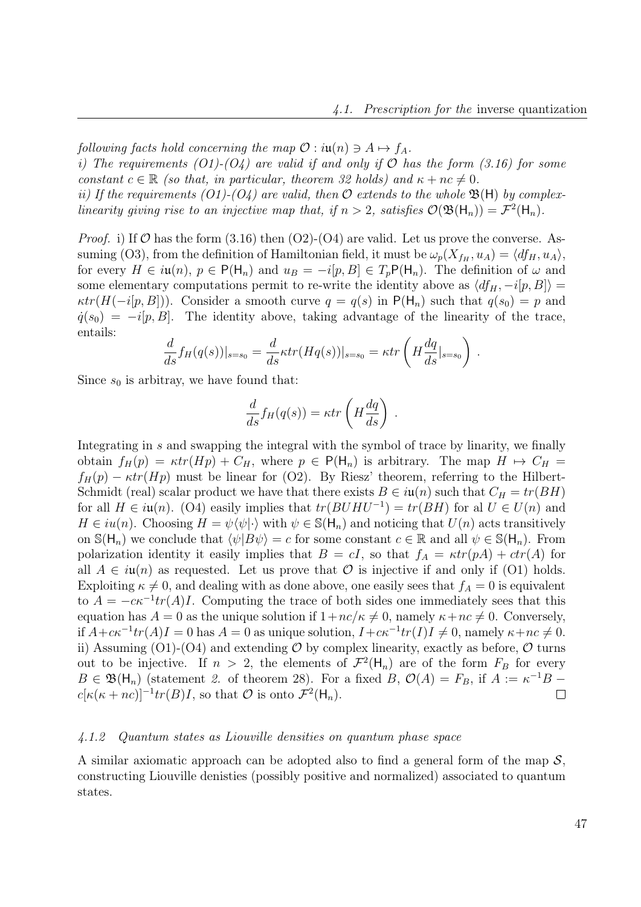*following facts hold concerning the map $\mathcal{O} : i\mathfrak{u}(n) \ni A \mapsto f_A$.*
*i) The requirements (O1)-(O4) are valid if and only if $\mathcal{O}$ has the form (3.16) for some constant $c \in \mathbb{R}$ (so that, in particular, theorem 32 holds) and $\kappa + nc \neq 0$.*
*ii) If the requirements (O1)-(O4) are valid, then $\mathcal{O}$ extends to the whole $\mathfrak{B}(\mathsf{H})$ by complex-linearity giving rise to an injective map that, if $n > 2$, satisfies $\mathcal{O}(\mathfrak{B}(\mathsf{H}_n)) = \mathcal{F}^2(\mathsf{H}_n)$.*

*Proof.* i) If $\mathcal{O}$ has the form (3.16) then (O2)-(O4) are valid. Let us prove the converse. Assuming (O3), from the definition of Hamiltonian field, it must be $\omega_p(X_{f_H}, u_A) = \langle df_H, u_A \rangle$, for every $H \in i\mathfrak{u}(n)$, $p \in \mathsf{P}(\mathsf{H}_n)$ and $u_B = -i[p, B] \in T_p\mathsf{P}(\mathsf{H}_n)$. The definition of $\omega$ and some elementary computations permit to re-write the identity above as $\langle df_H, -i[p, B] \rangle = \kappa tr(H(-i[p, B]))$. Consider a smooth curve $q = q(s)$ in $\mathsf{P}(\mathsf{H}_n)$ such that $q(s_0) = p$ and $\dot{q}(s_0) = -i[p, B]$. The identity above, taking advantage of the linearity of the trace, entails:

$$\frac{d}{ds} f_H(q(s))|_{s=s_0} = \frac{d}{ds} \kappa tr(Hq(s))|_{s=s_0} = \kappa tr\left(H \frac{dq}{ds}|_{s=s_0}\right) .$$

Since $s_0$ is arbitray, we have found that:

$$\frac{d}{ds} f_H(q(s)) = \kappa tr\left(H \frac{dq}{ds}\right) .$$

Integrating in $s$ and swapping the integral with the symbol of trace by linarity, we finally obtain $f_H(p) = \kappa tr(Hp) + C_H$, where $p \in \mathsf{P}(\mathsf{H}_n)$ is arbitrary. The map $H \mapsto C_H = f_H(p) - \kappa tr(Hp)$ must be linear for (O2). By Riesz' theorem, referring to the Hilbert-Schmidt (real) scalar product we have that there exists $B \in i\mathfrak{u}(n)$ such that $C_H = tr(BH)$ for all $H \in i\mathfrak{u}(n)$. (O4) easily implies that $tr(BUHU^{-1}) = tr(BH)$ for al $U \in U(n)$ and $H \in iu(n)$. Choosing $H = \psi\langle\psi|\cdot\rangle$ with $\psi \in \mathbb{S}(\mathsf{H}_n)$ and noticing that $U(n)$ acts transitively on $\mathbb{S}(\mathsf{H}_n)$ we conclude that $\langle\psi|B\psi\rangle = c$ for some constant $c \in \mathbb{R}$ and all $\psi \in \mathbb{S}(\mathsf{H}_n)$. From polarization identity it easily implies that $B = cI$, so that $f_A = \kappa tr(pA) + ctr(A)$ for all $A \in i\mathfrak{u}(n)$ as requested. Let us prove that $\mathcal{O}$ is injective if and only if (O1) holds. Exploiting $\kappa \neq 0$, and dealing with as done above, one easily sees that $f_A = 0$ is equivalent to $A = -c\kappa^{-1}tr(A)I$. Computing the trace of both sides one immediately sees that this equation has $A = 0$ as the unique solution if $1 + nc/\kappa \neq 0$, namely $\kappa + nc \neq 0$. Conversely, if $A + c\kappa^{-1}tr(A)I = 0$ has $A = 0$ as unique solution, $I + c\kappa^{-1}tr(I)I \neq 0$, namely $\kappa + nc \neq 0$.
ii) Assuming (O1)-(O4) and extending $\mathcal{O}$ by complex linearity, exactly as before, $\mathcal{O}$ turns out to be injective. If $n > 2$, the elements of $\mathcal{F}^2(\mathsf{H}_n)$ are of the form $F_B$ for every $B \in \mathfrak{B}(\mathsf{H}_n)$ (statement *2.* of theorem 28). For a fixed $B$, $\mathcal{O}(A) = F_B$, if $A := \kappa^{-1}B - c[\kappa(\kappa + nc)]^{-1}tr(B)I$, so that $\mathcal{O}$ is onto $\mathcal{F}^2(\mathsf{H}_n)$. $\square$

#### *4.1.2 Quantum states as Liouville densities on quantum phase space*

A similar axiomatic approach can be adopted also to find a general form of the map $\mathcal{S}$, constructing Liouville denisties (possibly positive and normalized) associated to quantum states.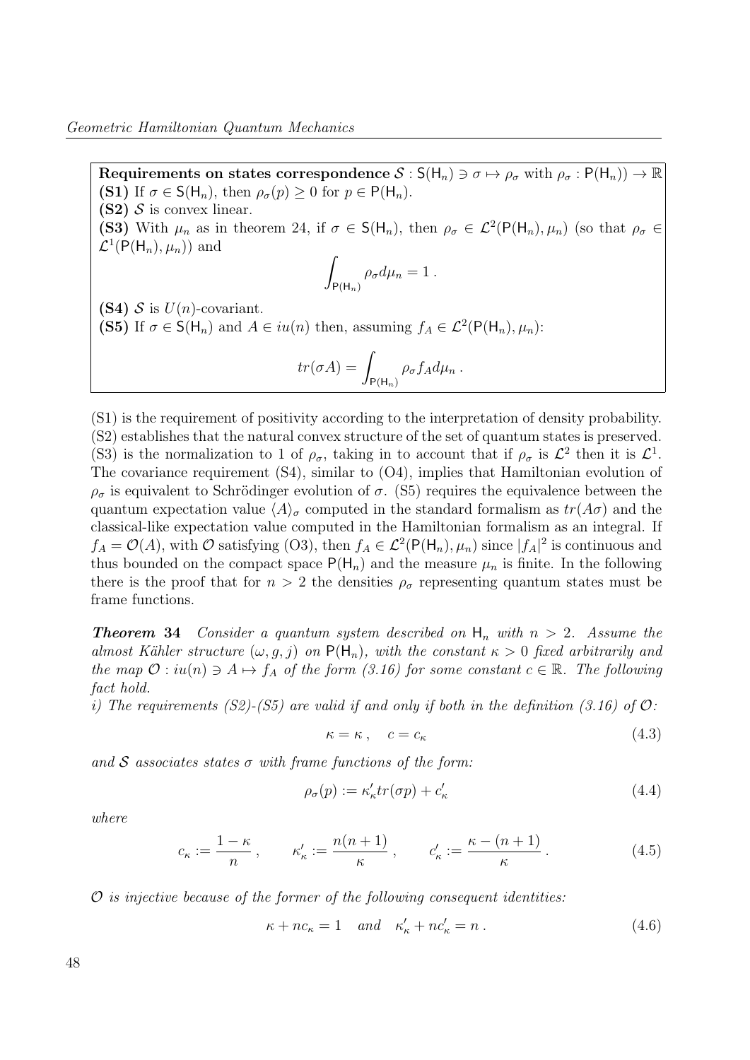**Requirements on states correspondence** $\mathcal{S} : \mathsf{S}(\mathsf{H}_n) \ni \sigma \mapsto \rho_\sigma$ with $\rho_\sigma : \mathsf{P}(\mathsf{H}_n)) \to \mathbb{R}$

**(S1)** If $\sigma \in \mathsf{S}(\mathsf{H}_n)$, then $\rho_\sigma(p) \geq 0$ for $p \in \mathsf{P}(\mathsf{H}_n)$.

**(S2)** $\mathcal{S}$ is convex linear.

**(S3)** With $\mu_n$ as in theorem 24, if $\sigma \in \mathsf{S}(\mathsf{H}_n)$, then $\rho_\sigma \in \mathcal{L}^2(\mathsf{P}(\mathsf{H}_n), \mu_n)$ (so that $\rho_\sigma \in \mathcal{L}^1(\mathsf{P}(\mathsf{H}_n), \mu_n)$) and

$$\int_{\mathsf{P}(\mathsf{H}_n)} \rho_\sigma d\mu_n = 1 \, .$$

**(S4)** $\mathcal{S}$ is $U(n)$-covariant.

**(S5)** If $\sigma \in \mathsf{S}(\mathsf{H}_n)$ and $A \in iu(n)$ then, assuming $f_A \in \mathcal{L}^2(\mathsf{P}(\mathsf{H}_n), \mu_n)$:

$$tr(\sigma A) = \int_{\mathsf{P}(\mathsf{H}_n)} \rho_\sigma f_A d\mu_n \, .$$

(S1) is the requirement of positivity according to the interpretation of density probability. (S2) establishes that the natural convex structure of the set of quantum states is preserved. (S3) is the normalization to 1 of $\rho_\sigma$, taking in to account that if $\rho_\sigma$ is $\mathcal{L}^2$ then it is $\mathcal{L}^1$. The covariance requirement (S4), similar to (O4), implies that Hamiltonian evolution of $\rho_\sigma$ is equivalent to Schrödinger evolution of $\sigma$. (S5) requires the equivalence between the quantum expectation value $\langle A \rangle_\sigma$ computed in the standard formalism as $tr(A\sigma)$ and the classical-like expectation value computed in the Hamiltonian formalism as an integral. If $f_A = \mathcal{O}(A)$, with $\mathcal{O}$ satisfying (O3), then $f_A \in \mathcal{L}^2(\mathsf{P}(\mathsf{H}_n), \mu_n)$ since $|f_A|^2$ is continuous and thus bounded on the compact space $\mathsf{P}(\mathsf{H}_n)$ and the measure $\mu_n$ is finite. In the following there is the proof that for $n > 2$ the densities $\rho_\sigma$ representing quantum states must be frame functions.

***Theorem 34*** *Consider a quantum system described on $\mathsf{H}_n$ with $n > 2$. Assume the almost Kähler structure $(\omega, g, j)$ on $\mathsf{P}(\mathsf{H}_n)$, with the constant $\kappa > 0$ fixed arbitrarily and the map $\mathcal{O} : iu(n) \ni A \mapsto f_A$ of the form (3.16) for some constant $c \in \mathbb{R}$. The following fact hold.*

*i) The requirements (S2)-(S5) are valid if and only if both in the definition (3.16) of $\mathcal{O}$:*

$$\kappa = \kappa \, , \quad c = c_\kappa \tag{4.3}$$

*and $\mathcal{S}$ associates states $\sigma$ with frame functions of the form:*

$$\rho_\sigma(p) := \kappa'_\kappa tr(\sigma p) + c'_\kappa \tag{4.4}$$

*where*

$$c_\kappa := \frac{1-\kappa}{n} \, , \qquad \kappa'_\kappa := \frac{n(n+1)}{\kappa} \, , \qquad c'_\kappa := \frac{\kappa - (n+1)}{\kappa} \, . \tag{4.5}$$

*$\mathcal{O}$ is injective because of the former of the following consequent identities:*

$$\kappa + nc_\kappa = 1 \quad and \quad \kappa'_\kappa + nc'_\kappa = n \, . \tag{4.6}$$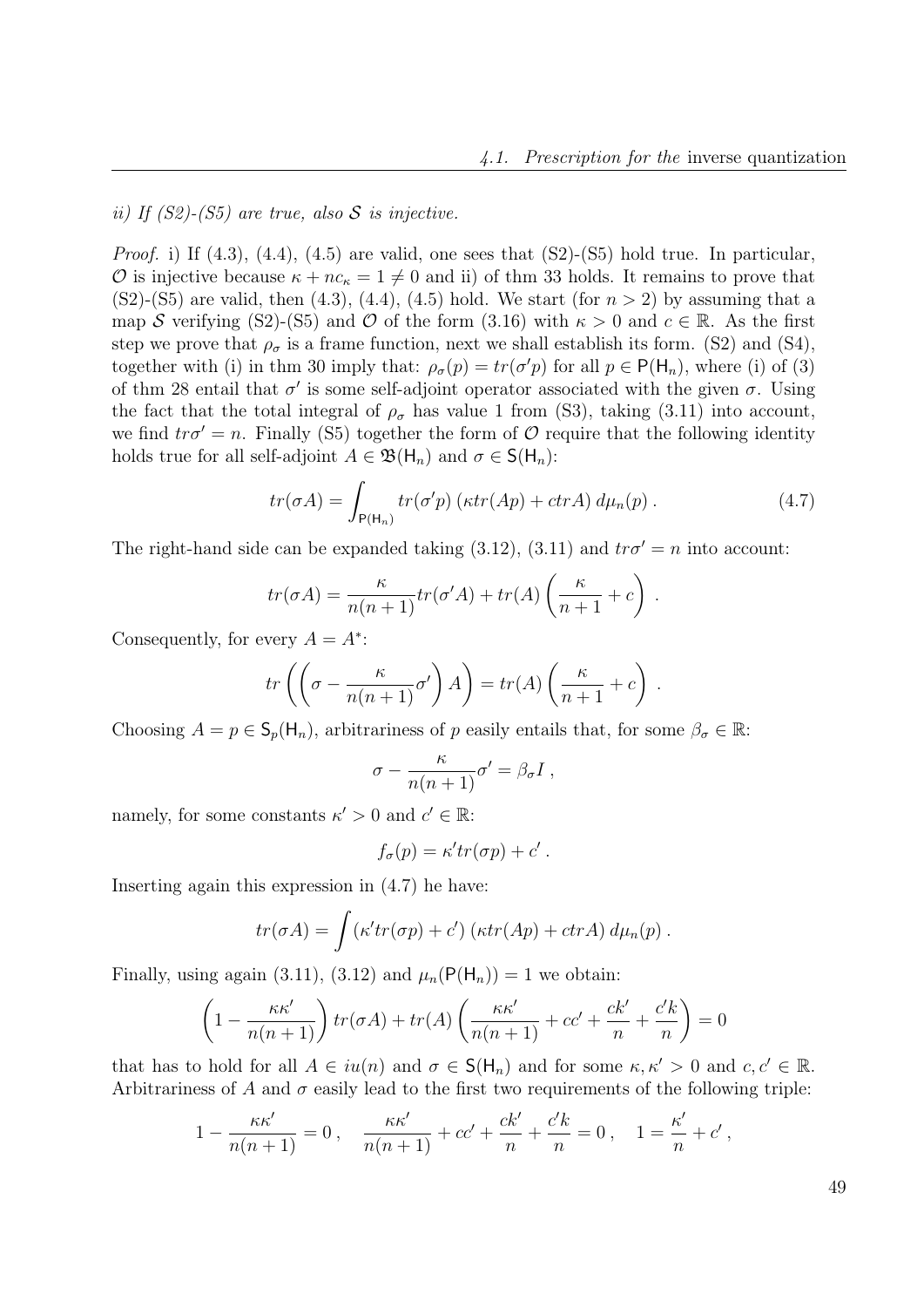*ii) If (S2)-(S5) are true, also $\mathcal{S}$ is injective.*

*Proof.* i) If (4.3), (4.4), (4.5) are valid, one sees that (S2)-(S5) hold true. In particular, $\mathcal{O}$ is injective because $\kappa + nc_\kappa = 1 \neq 0$ and ii) of thm 33 holds. It remains to prove that (S2)-(S5) are valid, then (4.3), (4.4), (4.5) hold. We start (for $n > 2$) by assuming that a map $\mathcal{S}$ verifying (S2)-(S5) and $\mathcal{O}$ of the form (3.16) with $\kappa > 0$ and $c \in \mathbb{R}$. As the first step we prove that $\rho_\sigma$ is a frame function, next we shall establish its form. (S2) and (S4), together with (i) in thm 30 imply that: $\rho_\sigma(p) = tr(\sigma' p)$ for all $p \in \mathsf{P}(\mathsf{H}_n)$, where (i) of (3) of thm 28 entail that $\sigma'$ is some self-adjoint operator associated with the given $\sigma$. Using the fact that the total integral of $\rho_\sigma$ has value 1 from (S3), taking (3.11) into account, we find $tr\sigma' = n$. Finally (S5) together the form of $\mathcal{O}$ require that the following identity holds true for all self-adjoint $A \in \mathfrak{B}(\mathsf{H}_n)$ and $\sigma \in \mathsf{S}(\mathsf{H}_n)$:

$$tr(\sigma A) = \int_{\mathsf{P}(\mathsf{H}_n)} tr(\sigma' p) \left( \kappa tr(Ap) + c tr A \right) d\mu_n(p) \,. \tag{4.7}$$

The right-hand side can be expanded taking (3.12), (3.11) and $tr\sigma' = n$ into account:

$$tr(\sigma A) = \frac{\kappa}{n(n+1)} tr(\sigma' A) + tr(A) \left( \frac{\kappa}{n+1} + c \right) \,.$$

Consequently, for every $A = A^*$:

$$tr\left( \left( \sigma - \frac{\kappa}{n(n+1)} \sigma' \right) A \right) = tr(A) \left( \frac{\kappa}{n+1} + c \right) \,.$$

Choosing $A = p \in \mathsf{S}_p(\mathsf{H}_n)$, arbitrariness of $p$ easily entails that, for some $\beta_\sigma \in \mathbb{R}$:

$$\sigma - \frac{\kappa}{n(n+1)} \sigma' = \beta_\sigma I \,,$$

namely, for some constants $\kappa' > 0$ and $c' \in \mathbb{R}$:

$$f_\sigma(p) = \kappa' tr(\sigma p) + c' \,.$$

Inserting again this expression in (4.7) he have:

$$tr(\sigma A) = \int \left( \kappa' tr(\sigma p) + c' \right) \left( \kappa tr(Ap) + c tr A \right) d\mu_n(p) \,.$$

Finally, using again (3.11), (3.12) and $\mu_n(\mathsf{P}(\mathsf{H}_n)) = 1$ we obtain:

$$\left( 1 - \frac{\kappa \kappa'}{n(n+1)} \right) tr(\sigma A) + tr(A) \left( \frac{\kappa \kappa'}{n(n+1)} + cc' + \frac{ck'}{n} + \frac{c'k}{n} \right) = 0$$

that has to hold for all $A \in iu(n)$ and $\sigma \in \mathsf{S}(\mathsf{H}_n)$ and for some $\kappa, \kappa' > 0$ and $c, c' \in \mathbb{R}$. Arbitrariness of $A$ and $\sigma$ easily lead to the first two requirements of the following triple:

$$1 - \frac{\kappa \kappa'}{n(n+1)} = 0 \,, \quad \frac{\kappa \kappa'}{n(n+1)} + cc' + \frac{ck'}{n} + \frac{c'k}{n} = 0 \,, \quad 1 = \frac{\kappa'}{n} + c' \,,$$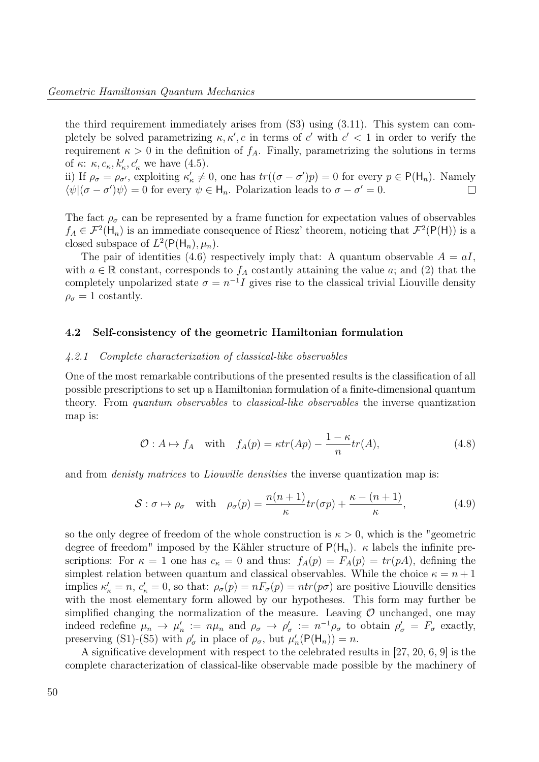the third requirement immediately arises from (S3) using (3.11). This system can completely be solved parametrizing $\kappa, \kappa', c$ in terms of $c'$ with $c' < 1$ in order to verify the requirement $\kappa > 0$ in the definition of $f_A$. Finally, parametrizing the solutions in terms of $\kappa$: $\kappa, c_\kappa, k'_\kappa, c'_\kappa$ we have (4.5).

ii) If $\rho_\sigma = \rho_{\sigma'}$, exploiting $\kappa'_\kappa \neq 0$, one has $tr((\sigma - \sigma')p) = 0$ for every $p \in \mathsf{P}(\mathsf{H}_n)$. Namely $\langle \psi | (\sigma - \sigma')\psi \rangle = 0$ for every $\psi \in \mathsf{H}_n$. Polarization leads to $\sigma - \sigma' = 0$. □

The fact $\rho_\sigma$ can be represented by a frame function for expectation values of observables $f_A \in \mathcal{F}^2(\mathsf{H}_n)$ is an immediate consequence of Riesz' theorem, noticing that $\mathcal{F}^2(\mathsf{P}(\mathsf{H}))$ is a closed subspace of $L^2(\mathsf{P}(\mathsf{H}_n), \mu_n)$.

The pair of identities (4.6) respectively imply that: A quantum observable $A = aI$, with $a \in \mathbb{R}$ constant, corresponds to $f_A$ costantly attaining the value $a$; and (2) that the completely unpolarized state $\sigma = n^{-1}I$ gives rise to the classical trivial Liouville density $\rho_\sigma = 1$ costantly.

### 4.2 Self-consistency of the geometric Hamiltonian formulation

#### *4.2.1 Complete characterization of classical-like observables*

One of the most remarkable contributions of the presented results is the classification of all possible prescriptions to set up a Hamiltonian formulation of a finite-dimensional quantum theory. From *quantum observables* to *classical-like observables* the inverse quantization map is:

$$\mathcal{O} : A \mapsto f_A \quad \text{with} \quad f_A(p) = \kappa tr(Ap) - \frac{1-\kappa}{n} tr(A), \tag{4.8}$$

and from *denisty matrices* to *Liouville densities* the inverse quantization map is:

$$\mathcal{S} : \sigma \mapsto \rho_\sigma \quad \text{with} \quad \rho_\sigma(p) = \frac{n(n+1)}{\kappa} tr(\sigma p) + \frac{\kappa - (n+1)}{\kappa}, \tag{4.9}$$

so the only degree of freedom of the whole construction is $\kappa > 0$, which is the "geometric degree of freedom" imposed by the Kähler structure of $\mathsf{P}(\mathsf{H}_n)$. $\kappa$ labels the infinite prescriptions: For $\kappa = 1$ one has $c_\kappa = 0$ and thus: $f_A(p) = F_A(p) = tr(pA)$, defining the simplest relation between quantum and classical observables. While the choice $\kappa = n+1$ implies $\kappa'_\kappa = n$, $c'_\kappa = 0$, so that: $\rho_\sigma(p) = nF_\sigma(p) = ntr(p\sigma)$ are positive Liouville densities with the most elementary form allowed by our hypotheses. This form may further be simplified changing the normalization of the measure. Leaving $\mathcal{O}$ unchanged, one may indeed redefine $\mu_n \to \mu'_n := n\mu_n$ and $\rho_\sigma \to \rho'_\sigma := n^{-1}\rho_\sigma$ to obtain $\rho'_\sigma = F_\sigma$ exactly, preserving (S1)-(S5) with $\rho'_\sigma$ in place of $\rho_\sigma$, but $\mu'_n(\mathsf{P}(\mathsf{H}_n)) = n$.

A significative development with respect to the celebrated results in [27, 20, 6, 9] is the complete characterization of classical-like observable made possible by the machinery of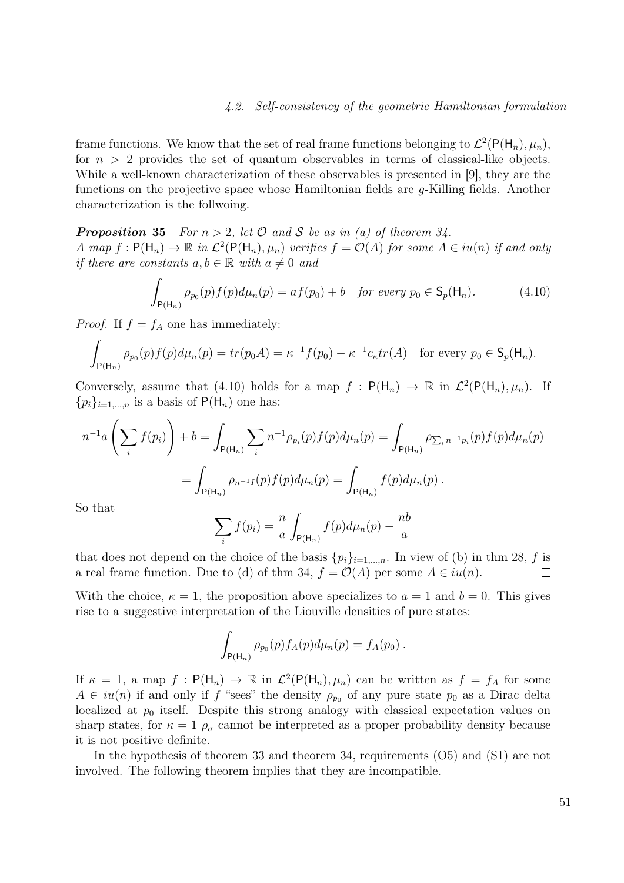frame functions. We know that the set of real frame functions belonging to $\mathcal{L}^2(\mathsf{P}(\mathsf{H}_n), \mu_n)$, for $n > 2$ provides the set of quantum observables in terms of classical-like objects. While a well-known characterization of these observables is presented in [9], they are the functions on the projective space whose Hamiltonian fields are $g$-Killing fields. Another characterization is the follwoing.

**Proposition 35** *For $n > 2$, let $\mathcal{O}$ and $\mathcal{S}$ be as in (a) of theorem 34.*
*A map $f : \mathsf{P}(\mathsf{H}_n) \to \mathbb{R}$ in $\mathcal{L}^2(\mathsf{P}(\mathsf{H}_n), \mu_n)$ verifies $f = \mathcal{O}(A)$ for some $A \in iu(n)$ if and only if there are constants $a, b \in \mathbb{R}$ with $a \neq 0$ and*

$$\int_{\mathsf{P}(\mathsf{H}_n)} \rho_{p_0}(p) f(p) d\mu_n(p) = a f(p_0) + b \quad \textit{for every } p_0 \in \mathsf{S}_p(\mathsf{H}_n). \tag{4.10}$$

*Proof.* If $f = f_A$ one has immediately:

$$\int_{\mathsf{P}(\mathsf{H}_n)} \rho_{p_0}(p) f(p) d\mu_n(p) = tr(p_0 A) = \kappa^{-1} f(p_0) - \kappa^{-1} c_\kappa tr(A) \quad \text{for every } p_0 \in \mathsf{S}_p(\mathsf{H}_n).$$

Conversely, assume that (4.10) holds for a map $f : \mathsf{P}(\mathsf{H}_n) \to \mathbb{R}$ in $\mathcal{L}^2(\mathsf{P}(\mathsf{H}_n), \mu_n)$. If $\{p_i\}_{i=1,\ldots,n}$ is a basis of $\mathsf{P}(\mathsf{H}_n)$ one has:

$$n^{-1} a \left( \sum_i f(p_i) \right) + b = \int_{\mathsf{P}(\mathsf{H}_n)} \sum_i n^{-1} \rho_{p_i}(p) f(p) d\mu_n(p) = \int_{\mathsf{P}(\mathsf{H}_n)} \rho_{\sum_i n^{-1} p_i}(p) f(p) d\mu_n(p)$$

$$= \int_{\mathsf{P}(\mathsf{H}_n)} \rho_{n^{-1} I}(p) f(p) d\mu_n(p) = \int_{\mathsf{P}(\mathsf{H}_n)} f(p) d\mu_n(p) \,.$$

So that

$$\sum_i f(p_i) = \frac{n}{a} \int_{\mathsf{P}(\mathsf{H}_n)} f(p) d\mu_n(p) - \frac{nb}{a}$$

that does not depend on the choice of the basis $\{p_i\}_{i=1,\ldots,n}$. In view of (b) in thm 28, $f$ is a real frame function. Due to (d) of thm 34, $f = \mathcal{O}(A)$ per some $A \in iu(n)$. $\square$

With the choice, $\kappa = 1$, the proposition above specializes to $a = 1$ and $b = 0$. This gives rise to a suggestive interpretation of the Liouville densities of pure states:

$$\int_{\mathsf{P}(\mathsf{H}_n)} \rho_{p_0}(p) f_A(p) d\mu_n(p) = f_A(p_0) \,.$$

If $\kappa = 1$, a map $f : \mathsf{P}(\mathsf{H}_n) \to \mathbb{R}$ in $\mathcal{L}^2(\mathsf{P}(\mathsf{H}_n), \mu_n)$ can be written as $f = f_A$ for some $A \in iu(n)$ if and only if $f$ "sees" the density $\rho_{p_0}$ of any pure state $p_0$ as a Dirac delta localized at $p_0$ itself. Despite this strong analogy with classical expectation values on sharp states, for $\kappa = 1$ $\rho_\sigma$ cannot be interpreted as a proper probability density because it is not positive definite.

In the hypothesis of theorem 33 and theorem 34, requirements (O5) and (S1) are not involved. The following theorem implies that they are incompatible.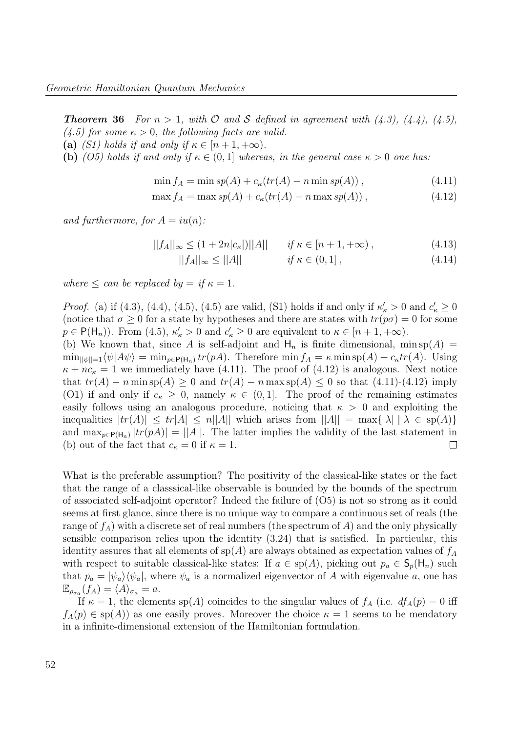**Theorem 36** *For $n > 1$, with $\mathcal{O}$ and $\mathcal{S}$ defined in agreement with (4.3), (4.4), (4.5), (4.5) for some $\kappa > 0$, the following facts are valid.*

**(a)** *(S1) holds if and only if $\kappa \in [n+1, +\infty)$.*

**(b)** *(O5) holds if and only if $\kappa \in (0, 1]$ whereas, in the general case $\kappa > 0$ one has:*

$$\min f_A = \min sp(A) + c_\kappa(tr(A) - n \min sp(A)) , \tag{4.11}$$

$$\max f_A = \max sp(A) + c_\kappa(tr(A) - n \max sp(A)) , \tag{4.12}$$

*and furthermore, for $A = iu(n)$:*

$$||f_A||_\infty \leq (1 + 2n|c_\kappa|)||A|| \qquad \text{if } \kappa \in [n+1, +\infty) , \tag{4.13}$$

$$||f_A||_\infty \leq ||A|| \qquad \text{if } \kappa \in (0, 1] , \tag{4.14}$$

*where $\leq$ can be replaced by $=$ if $\kappa = 1$.*

*Proof.* (a) if (4.3), (4.4), (4.5), (4.5) are valid, (S1) holds if and only if $\kappa'_\kappa > 0$ and $c'_\kappa \geq 0$ (notice that $\sigma \geq 0$ for a state by hypotheses and there are states with $tr(p\sigma) = 0$ for some $p \in \mathsf{P}(\mathsf{H}_n)$). From (4.5), $\kappa'_\kappa > 0$ and $c'_\kappa \geq 0$ are equivalent to $\kappa \in [n+1, +\infty)$.

(b) We known that, since $A$ is self-adjoint and $\mathsf{H}_n$ is finite dimensional, $\min \mathrm{sp}(A) = \min_{||\psi||=1}\langle\psi|A\psi\rangle = \min_{p\in\mathsf{P}(\mathsf{H}_n)} tr(pA)$. Therefore $\min f_A = \kappa \min \mathrm{sp}(A) + c_\kappa tr(A)$. Using $\kappa + nc_\kappa = 1$ we immediately have (4.11). The proof of (4.12) is analogous. Next notice that $tr(A) - n \min \mathrm{sp}(A) \geq 0$ and $tr(A) - n \max \mathrm{sp}(A) \leq 0$ so that (4.11)-(4.12) imply (O1) if and only if $c_\kappa \geq 0$, namely $\kappa \in (0, 1]$. The proof of the remaining estimates easily follows using an analogous procedure, noticing that $\kappa > 0$ and exploiting the inequalities $|tr(A)| \leq tr|A| \leq n||A||$ which arises from $||A|| = \max\{|\lambda| \mid \lambda \in \mathrm{sp}(A)\}$ and $\max_{p\in\mathsf{P}(\mathsf{H}_n)} |tr(pA)| = ||A||$. The latter implies the validity of the last statement in (b) out of the fact that $c_\kappa = 0$ if $\kappa = 1$. $\square$

What is the preferable assumption? The positivity of the classical-like states or the fact that the range of a classsical-like observable is bounded by the bounds of the spectrum of associated self-adjoint operator? Indeed the failure of (O5) is not so strong as it could seems at first glance, since there is no unique way to compare a continuous set of reals (the range of $f_A$) with a discrete set of real numbers (the spectrum of $A$) and the only physically sensible comparison relies upon the identity (3.24) that is satisfied. In particular, this identity assures that all elements of $\mathrm{sp}(A)$ are always obtained as expectation values of $f_A$ with respect to suitable classical-like states: If $a \in \mathrm{sp}(A)$, picking out $p_a \in \mathsf{S}_p(\mathsf{H}_n)$ such that $p_a = |\psi_a\rangle\langle\psi_a|$, where $\psi_a$ is a normalized eigenvector of $A$ with eigenvalue $a$, one has $\mathbb{E}_{\rho_{\sigma_a}}(f_A) = \langle A\rangle_{\sigma_a} = a$.

If $\kappa = 1$, the elements $\mathrm{sp}(A)$ coincides to the singular values of $f_A$ (i.e. $df_A(p) = 0$ iff $f_A(p) \in \mathrm{sp}(A)$) as one easily proves. Moreover the choice $\kappa = 1$ seems to be mendatory in a infinite-dimensional extension of the Hamiltonian formulation.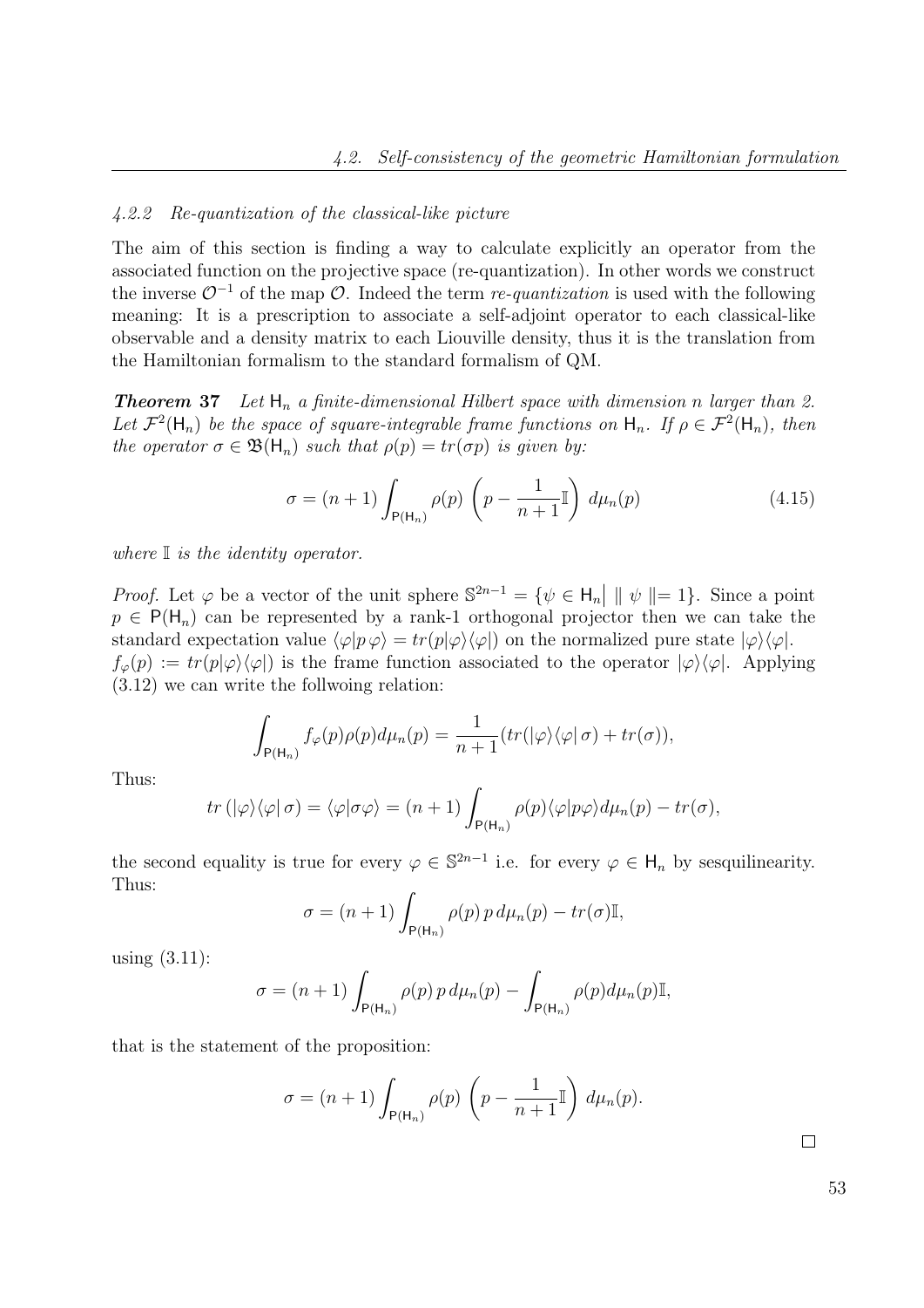### 4.2.2 Re-quantization of the classical-like picture

The aim of this section is finding a way to calculate explicitly an operator from the associated function on the projective space (re-quantization). In other words we construct the inverse $\mathcal{O}^{-1}$ of the map $\mathcal{O}$. Indeed the term *re-quantization* is used with the following meaning: It is a prescription to associate a self-adjoint operator to each classical-like observable and a density matrix to each Liouville density, thus it is the translation from the Hamiltonian formalism to the standard formalism of QM.

***Theorem 37*** *Let $\mathsf{H}_n$ a finite-dimensional Hilbert space with dimension $n$ larger than 2. Let $\mathcal{F}^2(\mathsf{H}_n)$ be the space of square-integrable frame functions on $\mathsf{H}_n$. If $\rho \in \mathcal{F}^2(\mathsf{H}_n)$, then the operator $\sigma \in \mathfrak{B}(\mathsf{H}_n)$ such that $\rho(p) = tr(\sigma p)$ is given by:*

$$\sigma = (n+1) \int_{\mathsf{P}(\mathsf{H}_n)} \rho(p) \left( p - \frac{1}{n+1} \mathbb{I} \right) d\mu_n(p) \tag{4.15}$$

*where $\mathbb{I}$ is the identity operator.*

*Proof.* Let $\varphi$ be a vector of the unit sphere $\mathbb{S}^{2n-1} = \{\psi \in \mathsf{H}_n \big| \parallel \psi \parallel = 1\}$. Since a point $p \in \mathsf{P}(\mathsf{H}_n)$ can be represented by a rank-1 orthogonal projector then we can take the standard expectation value $\langle \varphi | p \, \varphi \rangle = tr(p | \varphi \rangle \langle \varphi |)$ on the normalized pure state $|\varphi\rangle\langle\varphi|$.
$f_\varphi(p) := tr(p|\varphi\rangle\langle\varphi|)$ is the frame function associated to the operator $|\varphi\rangle\langle\varphi|$. Applying (3.12) we can write the follwoing relation:

$$\int_{\mathsf{P}(\mathsf{H}_n)} f_\varphi(p) \rho(p) d\mu_n(p) = \frac{1}{n+1} (tr(|\varphi\rangle\langle\varphi| \, \sigma) + tr(\sigma)),$$

Thus:

$$tr\left(|\varphi\rangle\langle\varphi| \, \sigma\right) = \langle \varphi | \sigma \varphi \rangle = (n+1) \int_{\mathsf{P}(\mathsf{H}_n)} \rho(p) \langle \varphi | p \varphi \rangle d\mu_n(p) - tr(\sigma),$$

the second equality is true for every $\varphi \in \mathbb{S}^{2n-1}$ i.e. for every $\varphi \in \mathsf{H}_n$ by sesquilinearity. Thus:

$$\sigma = (n+1) \int_{\mathsf{P}(\mathsf{H}_n)} \rho(p) \, p \, d\mu_n(p) - tr(\sigma) \mathbb{I},$$

using (3.11):

$$\sigma = (n+1) \int_{\mathsf{P}(\mathsf{H}_n)} \rho(p) \, p \, d\mu_n(p) - \int_{\mathsf{P}(\mathsf{H}_n)} \rho(p) d\mu_n(p) \mathbb{I},$$

that is the statement of the proposition:

$$\sigma = (n+1) \int_{\mathsf{P}(\mathsf{H}_n)} \rho(p) \left( p - \frac{1}{n+1} \mathbb{I} \right) d\mu_n(p).$$

$\square$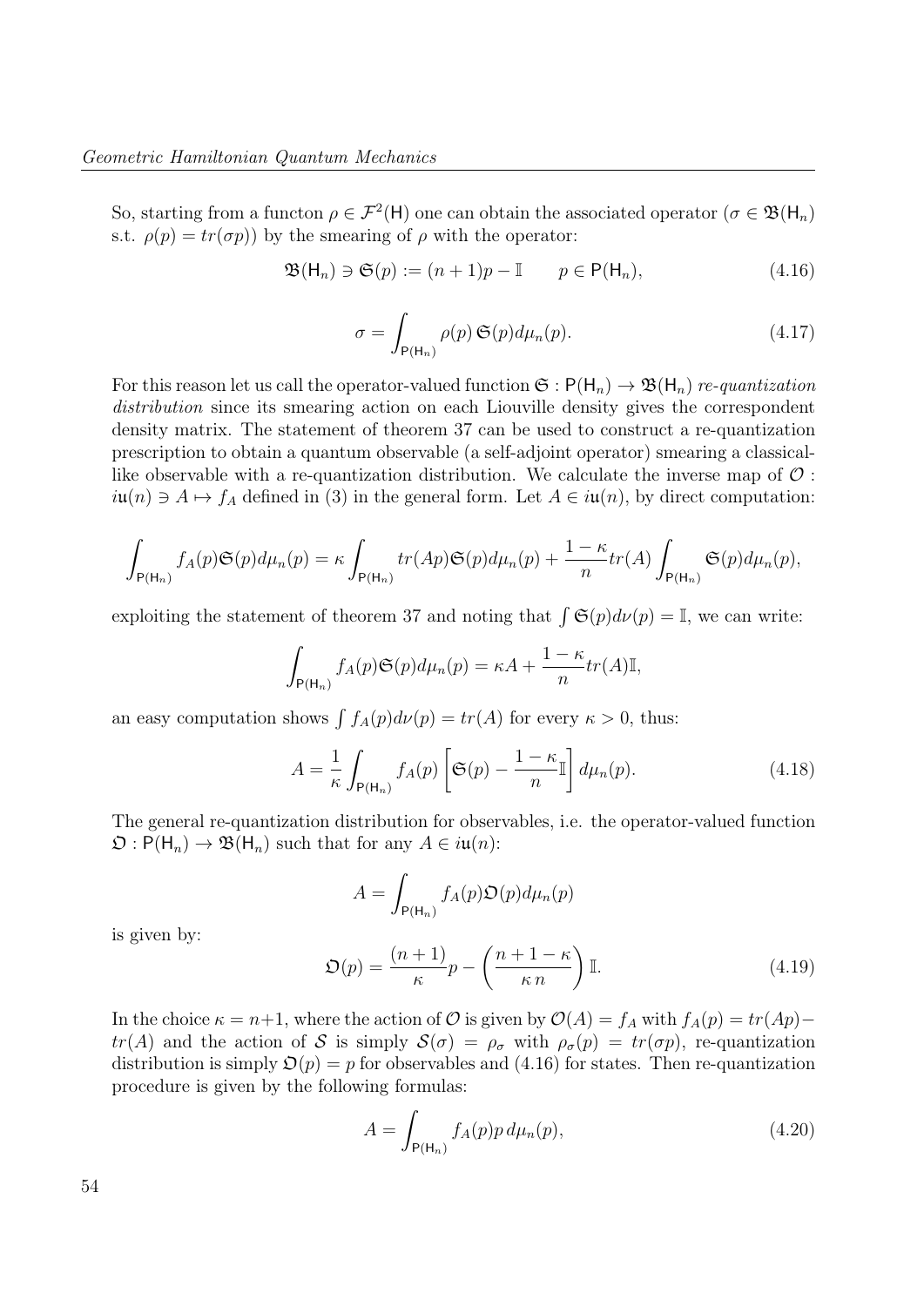So, starting from a functon $\rho \in \mathcal{F}^2(\mathsf{H})$ one can obtain the associated operator ($\sigma \in \mathfrak{B}(\mathsf{H}_n)$ s.t. $\rho(p) = tr(\sigma p)$) by the smearing of $\rho$ with the operator:

$$\mathfrak{B}(\mathsf{H}_n) \ni \mathfrak{S}(p) := (n+1)p - \mathbb{I} \qquad p \in \mathsf{P}(\mathsf{H}_n), \tag{4.16}$$

$$\sigma = \int_{\mathsf{P}(\mathsf{H}_n)} \rho(p)\, \mathfrak{S}(p) d\mu_n(p). \tag{4.17}$$

For this reason let us call the operator-valued function $\mathfrak{S} : \mathsf{P}(\mathsf{H}_n) \to \mathfrak{B}(\mathsf{H}_n)$ *re-quantization distribution* since its smearing action on each Liouville density gives the correspondent density matrix. The statement of theorem 37 can be used to construct a re-quantization prescription to obtain a quantum observable (a self-adjoint operator) smearing a classical-like observable with a re-quantization distribution. We calculate the inverse map of $\mathcal{O}$ : $i\mathfrak{u}(n) \ni A \mapsto f_A$ defined in (3) in the general form. Let $A \in i\mathfrak{u}(n)$, by direct computation:

$$\int_{\mathsf{P}(\mathsf{H}_n)} f_A(p) \mathfrak{S}(p) d\mu_n(p) = \kappa \int_{\mathsf{P}(\mathsf{H}_n)} tr(Ap) \mathfrak{S}(p) d\mu_n(p) + \frac{1-\kappa}{n} tr(A) \int_{\mathsf{P}(\mathsf{H}_n)} \mathfrak{S}(p) d\mu_n(p),$$

exploiting the statement of theorem 37 and noting that $\int \mathfrak{S}(p) d\nu(p) = \mathbb{I}$, we can write:

$$\int_{\mathsf{P}(\mathsf{H}_n)} f_A(p) \mathfrak{S}(p) d\mu_n(p) = \kappa A + \frac{1-\kappa}{n} tr(A) \mathbb{I},$$

an easy computation shows $\int f_A(p) d\nu(p) = tr(A)$ for every $\kappa > 0$, thus:

$$A = \frac{1}{\kappa} \int_{\mathsf{P}(\mathsf{H}_n)} f_A(p) \left[ \mathfrak{S}(p) - \frac{1-\kappa}{n} \mathbb{I} \right] d\mu_n(p). \tag{4.18}$$

The general re-quantization distribution for observables, i.e. the operator-valued function $\mathfrak{O} : \mathsf{P}(\mathsf{H}_n) \to \mathfrak{B}(\mathsf{H}_n)$ such that for any $A \in i\mathfrak{u}(n)$:

$$A = \int_{\mathsf{P}(\mathsf{H}_n)} f_A(p) \mathfrak{O}(p) d\mu_n(p)$$

is given by:

$$\mathfrak{O}(p) = \frac{(n+1)}{\kappa} p - \left( \frac{n+1-\kappa}{\kappa\, n} \right) \mathbb{I}. \tag{4.19}$$

In the choice $\kappa = n+1$, where the action of $\mathcal{O}$ is given by $\mathcal{O}(A) = f_A$ with $f_A(p) = tr(Ap) - tr(A)$ and the action of $\mathcal{S}$ is simply $\mathcal{S}(\sigma) = \rho_\sigma$ with $\rho_\sigma(p) = tr(\sigma p)$, re-quantization distribution is simply $\mathfrak{O}(p) = p$ for observables and (4.16) for states. Then re-quantization procedure is given by the following formulas:

$$A = \int_{\mathsf{P}(\mathsf{H}_n)} f_A(p) p \, d\mu_n(p), \tag{4.20}$$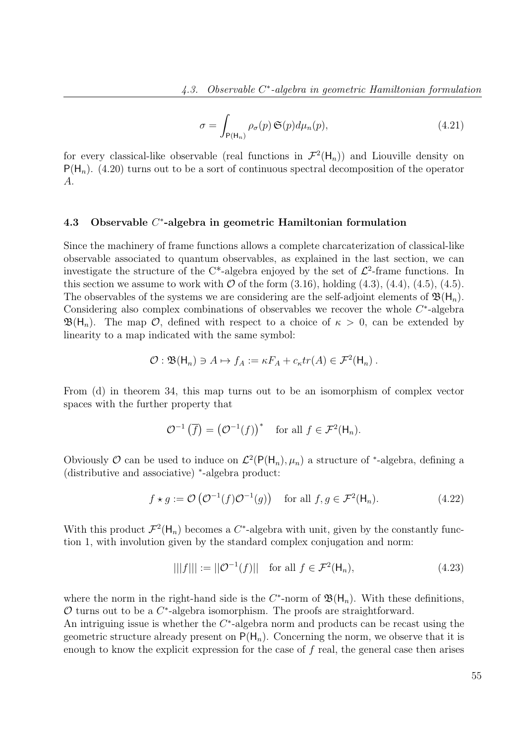$$\sigma = \int_{\mathsf{P}(\mathsf{H}_n)} \rho_\sigma(p)\, \mathfrak{S}(p) d\mu_n(p), \tag{4.21}$$

for every classical-like observable (real functions in $\mathcal{F}^2(\mathsf{H}_n)$) and Liouville density on $\mathsf{P}(\mathsf{H}_n)$. (4.20) turns out to be a sort of continuous spectral decomposition of the operator $A$.

### 4.3 Observable $C^*$-algebra in geometric Hamiltonian formulation

Since the machinery of frame functions allows a complete charcaterization of classical-like observable associated to quantum observables, as explained in the last section, we can investigate the structure of the C*-algebra enjoyed by the set of $\mathcal{L}^2$-frame functions. In this section we assume to work with $\mathcal{O}$ of the form (3.16), holding (4.3), (4.4), (4.5), (4.5). The observables of the systems we are considering are the self-adjoint elements of $\mathfrak{B}(\mathsf{H}_n)$. Considering also complex combinations of observables we recover the whole $C^*$-algebra $\mathfrak{B}(\mathsf{H}_n)$. The map $\mathcal{O}$, defined with respect to a choice of $\kappa > 0$, can be extended by linearity to a map indicated with the same symbol:

$$\mathcal{O} : \mathfrak{B}(\mathsf{H}_n) \ni A \mapsto f_A := \kappa F_A + c_\kappa tr(A) \in \mathcal{F}^2(\mathsf{H}_n)\,.$$

From (d) in theorem 34, this map turns out to be an isomorphism of complex vector spaces with the further property that

$$\mathcal{O}^{-1}\left(\overline{f}\right) = \left(\mathcal{O}^{-1}(f)\right)^* \quad \text{for all } f \in \mathcal{F}^2(\mathsf{H}_n).$$

Obviously $\mathcal{O}$ can be used to induce on $\mathcal{L}^2(\mathsf{P}(\mathsf{H}_n), \mu_n)$ a structure of $^*$-algebra, defining a (distributive and associative) $^*$-algebra product:

$$f \star g := \mathcal{O}\left(\mathcal{O}^{-1}(f)\mathcal{O}^{-1}(g)\right) \quad \text{for all } f, g \in \mathcal{F}^2(\mathsf{H}_n). \tag{4.22}$$

With this product $\mathcal{F}^2(\mathsf{H}_n)$ becomes a $C^*$-algebra with unit, given by the constantly function 1, with involution given by the standard complex conjugation and norm:

$$|||f||| := ||\mathcal{O}^{-1}(f)|| \quad \text{for all } f \in \mathcal{F}^2(\mathsf{H}_n), \tag{4.23}$$

where the norm in the right-hand side is the $C^*$-norm of $\mathfrak{B}(\mathsf{H}_n)$. With these definitions, $\mathcal{O}$ turns out to be a $C^*$-algebra isomorphism. The proofs are straightforward.
An intriguing issue is whether the $C^*$-algebra norm and products can be recast using the geometric structure already present on $\mathsf{P}(\mathsf{H}_n)$. Concerning the norm, we observe that it is enough to know the explicit expression for the case of $f$ real, the general case then arises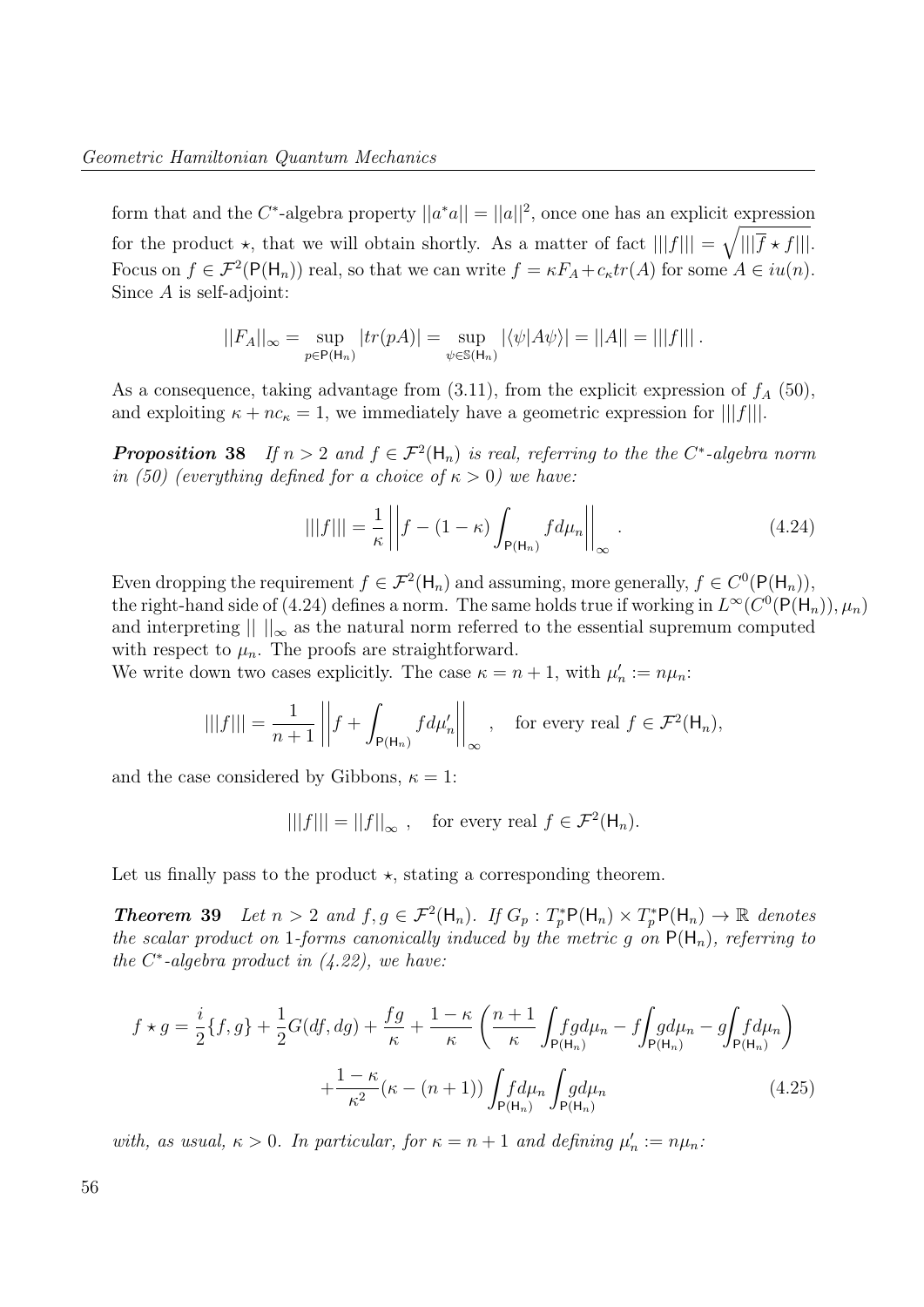form that and the $C^*$-algebra property $||a^*a|| = ||a||^2$, once one has an explicit expression for the product $\star$, that we will obtain shortly. As a matter of fact $|||f||| = \sqrt{|||\overline{f} \star f|||}$. Focus on $f \in \mathcal{F}^2(\mathsf{P}(\mathsf{H}_n))$ real, so that we can write $f = \kappa F_A + c_\kappa tr(A)$ for some $A \in iu(n)$. Since $A$ is self-adjoint:

$$||F_A||_\infty = \sup_{p \in \mathsf{P}(\mathsf{H}_n)} |tr(pA)| = \sup_{\psi \in \mathbb{S}(\mathsf{H}_n)} |\langle \psi | A \psi \rangle| = ||A|| = |||f||| \, .$$

As a consequence, taking advantage from (3.11), from the explicit expression of $f_A$ (50), and exploiting $\kappa + nc_\kappa = 1$, we immediately have a geometric expression for $|||f|||$.

***Proposition 38*** *If $n > 2$ and $f \in \mathcal{F}^2(\mathsf{H}_n)$ is real, referring to the the $C^*$-algebra norm in (50) (everything defined for a choice of $\kappa > 0$) we have:*

$$|||f||| = \frac{1}{\kappa} \left| \left| f - (1-\kappa) \int_{\mathsf{P}(\mathsf{H}_n)} f d\mu_n \right| \right|_\infty . \tag{4.24}$$

Even dropping the requirement $f \in \mathcal{F}^2(\mathsf{H}_n)$ and assuming, more generally, $f \in C^0(\mathsf{P}(\mathsf{H}_n))$, the right-hand side of (4.24) defines a norm. The same holds true if working in $L^\infty(C^0(\mathsf{P}(\mathsf{H}_n)), \mu_n)$ and interpreting $|| \; ||_\infty$ as the natural norm referred to the essential supremum computed with respect to $\mu_n$. The proofs are straightforward.
We write down two cases explicitly. The case $\kappa = n+1$, with $\mu'_n := n\mu_n$:

$$|||f||| = \frac{1}{n+1} \left| \left| f + \int_{\mathsf{P}(\mathsf{H}_n)} f d\mu'_n \right| \right|_\infty , \quad \text{for every real } f \in \mathcal{F}^2(\mathsf{H}_n),$$

and the case considered by Gibbons, $\kappa = 1$:

$$|||f||| = ||f||_\infty , \quad \text{for every real } f \in \mathcal{F}^2(\mathsf{H}_n).$$

Let us finally pass to the product $\star$, stating a corresponding theorem.

***Theorem 39*** *Let $n > 2$ and $f, g \in \mathcal{F}^2(\mathsf{H}_n)$. If $G_p : T_p^*\mathsf{P}(\mathsf{H}_n) \times T_p^*\mathsf{P}(\mathsf{H}_n) \to \mathbb{R}$ denotes the scalar product on 1-forms canonically induced by the metric $g$ on $\mathsf{P}(\mathsf{H}_n)$, referring to the $C^*$-algebra product in (4.22), we have:*

$$f \star g = \frac{i}{2}\{f, g\} + \frac{1}{2}G(df, dg) + \frac{fg}{\kappa} + \frac{1-\kappa}{\kappa}\left( \frac{n+1}{\kappa} \int_{\mathsf{P}(\mathsf{H}_n)} fg d\mu_n - f \int_{\mathsf{P}(\mathsf{H}_n)} g d\mu_n - g \int_{\mathsf{P}(\mathsf{H}_n)} f d\mu_n \right)$$
$$+ \frac{1-\kappa}{\kappa^2}(\kappa - (n+1)) \int_{\mathsf{P}(\mathsf{H}_n)} f d\mu_n \int_{\mathsf{P}(\mathsf{H}_n)} g d\mu_n \tag{4.25}$$

*with, as usual, $\kappa > 0$. In particular, for $\kappa = n+1$ and defining $\mu'_n := n\mu_n$:*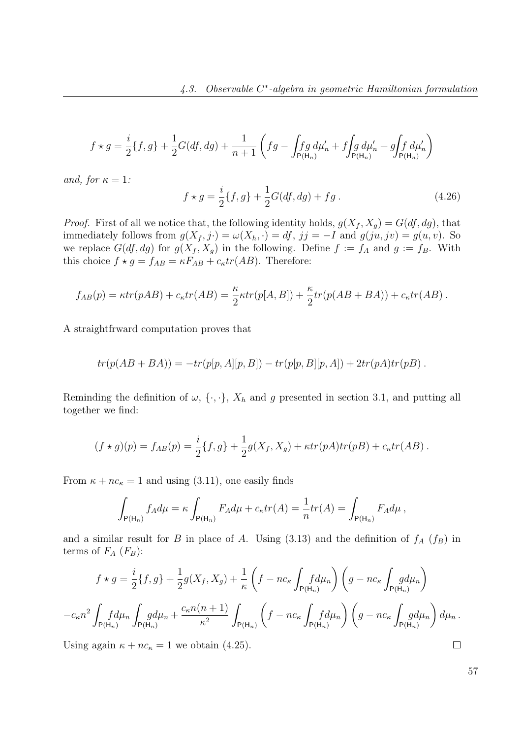$$f \star g = \frac{i}{2}\{f,g\} + \frac{1}{2}G(df,dg) + \frac{1}{n+1}\left(fg - \int_{\mathsf{P}(\mathsf{H}_n)} fg\, d\mu_n' + f\int_{\mathsf{P}(\mathsf{H}_n)} g\, d\mu_n' + g\int_{\mathsf{P}(\mathsf{H}_n)} f\, d\mu_n'\right)$$

*and, for* $\kappa = 1$*:*

$$f \star g = \frac{i}{2}\{f,g\} + \frac{1}{2}G(df,dg) + fg\,. \tag{4.26}$$

*Proof.* First of all we notice that, the following identity holds, $g(X_f, X_g) = G(df, dg)$, that immediately follows from $g(X_f, j\cdot) = \omega(X_h, \cdot) = df$, $jj = -I$ and $g(ju, jv) = g(u, v)$. So we replace $G(df, dg)$ for $g(X_f, X_g)$ in the following. Define $f := f_A$ and $g := f_B$. With this choice $f \star g = f_{AB} = \kappa F_{AB} + c_\kappa tr(AB)$. Therefore:

$$f_{AB}(p) = \kappa tr(pAB) + c_\kappa tr(AB) = \frac{\kappa}{2}\kappa tr(p[A,B]) + \frac{\kappa}{2}tr(p(AB+BA)) + c_\kappa tr(AB)\,.$$

A straightfrward computation proves that

$$tr(p(AB+BA)) = -tr(p[p,A][p,B]) - tr(p[p,B][p,A]) + 2tr(pA)tr(pB)\,.$$

Reminding the definition of $\omega$, $\{\cdot,\cdot\}$, $X_h$ and $g$ presented in section 3.1, and putting all together we find:

$$(f \star g)(p) = f_{AB}(p) = \frac{i}{2}\{f,g\} + \frac{1}{2}g(X_f, X_g) + \kappa tr(pA)tr(pB) + c_\kappa tr(AB)\,.$$

From $\kappa + nc_\kappa = 1$ and using (3.11), one easily finds

$$\int_{\mathsf{P}(\mathsf{H}_n)} f_A d\mu = \kappa \int_{\mathsf{P}(\mathsf{H}_n)} F_A d\mu + c_\kappa tr(A) = \frac{1}{n}tr(A) = \int_{\mathsf{P}(\mathsf{H}_n)} F_A d\mu\,,$$

and a similar result for $B$ in place of $A$. Using (3.13) and the definition of $f_A$ ($f_B$) in terms of $F_A$ ($F_B$):

$$f \star g = \frac{i}{2}\{f,g\} + \frac{1}{2}g(X_f,X_g) + \frac{1}{\kappa}\left(f - nc_\kappa \int_{\mathsf{P}(\mathsf{H}_n)} f d\mu_n\right)\left(g - nc_\kappa \int_{\mathsf{P}(\mathsf{H}_n)} g d\mu_n\right)$$

$$-c_\kappa n^2 \int_{\mathsf{P}(\mathsf{H}_n)} f d\mu_n \int_{\mathsf{P}(\mathsf{H}_n)} g d\mu_n + \frac{c_\kappa n(n+1)}{\kappa^2}\int_{\mathsf{P}(\mathsf{H}_n)}\left(f - nc_\kappa \int_{\mathsf{P}(\mathsf{H}_n)} f d\mu_n\right)\left(g - nc_\kappa \int_{\mathsf{P}(\mathsf{H}_n)} g d\mu_n\right) d\mu_n\,.$$

Using again $\kappa + nc_\kappa = 1$ we obtain (4.25). $\square$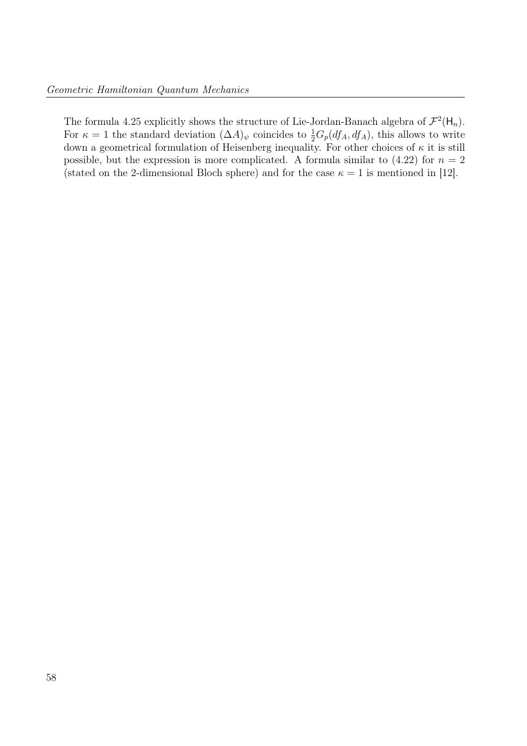The formula 4.25 explicitly shows the structure of Lie-Jordan-Banach algebra of $\mathcal{F}^2(\mathsf{H}_n)$. For $\kappa = 1$ the standard deviation $(\Delta A)_\psi$ coincides to $\frac{1}{2}G_p(df_A, df_A)$, this allows to write down a geometrical formulation of Heisenberg inequality. For other choices of $\kappa$ it is still possible, but the expression is more complicated. A formula similar to (4.22) for $n = 2$ (stated on the 2-dimensional Bloch sphere) and for the case $\kappa = 1$ is mentioned in [12].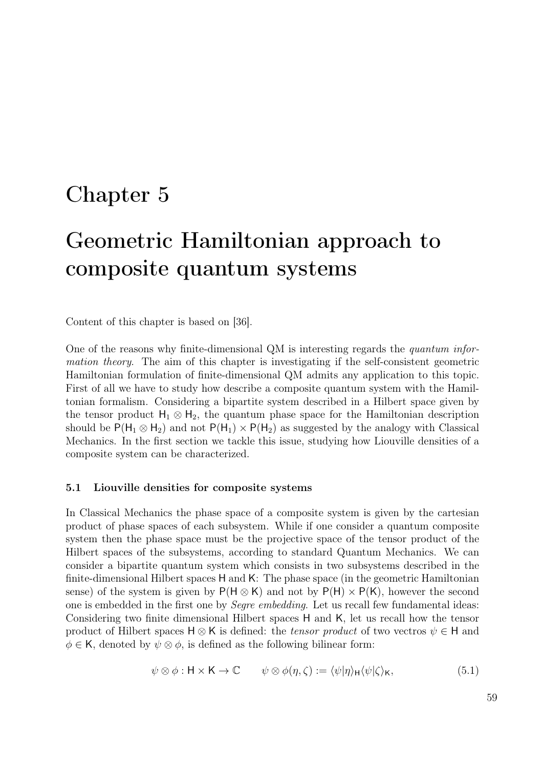# Chapter 5

# Geometric Hamiltonian approach to composite quantum systems

Content of this chapter is based on [36].

One of the reasons why finite-dimensional QM is interesting regards the *quantum information theory*. The aim of this chapter is investigating if the self-consistent geometric Hamiltonian formulation of finite-dimensional QM admits any application to this topic. First of all we have to study how describe a composite quantum system with the Hamiltonian formalism. Considering a bipartite system described in a Hilbert space given by the tensor product $\mathsf{H}_1 \otimes \mathsf{H}_2$, the quantum phase space for the Hamiltonian description should be $\mathsf{P}(\mathsf{H}_1 \otimes \mathsf{H}_2)$ and not $\mathsf{P}(\mathsf{H}_1) \times \mathsf{P}(\mathsf{H}_2)$ as suggested by the analogy with Classical Mechanics. In the first section we tackle this issue, studying how Liouville densities of a composite system can be characterized.

### 5.1 Liouville densities for composite systems

In Classical Mechanics the phase space of a composite system is given by the cartesian product of phase spaces of each subsystem. While if one consider a quantum composite system then the phase space must be the projective space of the tensor product of the Hilbert spaces of the subsystems, according to standard Quantum Mechanics. We can consider a bipartite quantum system which consists in two subsystems described in the finite-dimensional Hilbert spaces $\mathsf{H}$ and $\mathsf{K}$: The phase space (in the geometric Hamiltonian sense) of the system is given by $\mathsf{P}(\mathsf{H} \otimes \mathsf{K})$ and not by $\mathsf{P}(\mathsf{H}) \times \mathsf{P}(\mathsf{K})$, however the second one is embedded in the first one by *Segre embedding*. Let us recall few fundamental ideas: Considering two finite dimensional Hilbert spaces $\mathsf{H}$ and $\mathsf{K}$, let us recall how the tensor product of Hilbert spaces $\mathsf{H} \otimes \mathsf{K}$ is defined: the *tensor product* of two vectros $\psi \in \mathsf{H}$ and $\phi \in \mathsf{K}$, denoted by $\psi \otimes \phi$, is defined as the following bilinear form:

$$\psi \otimes \phi : \mathsf{H} \times \mathsf{K} \to \mathbb{C} \qquad \psi \otimes \phi(\eta, \zeta) := \langle \psi | \eta \rangle_{\mathsf{H}} \langle \psi | \zeta \rangle_{\mathsf{K}}, \tag{5.1}$$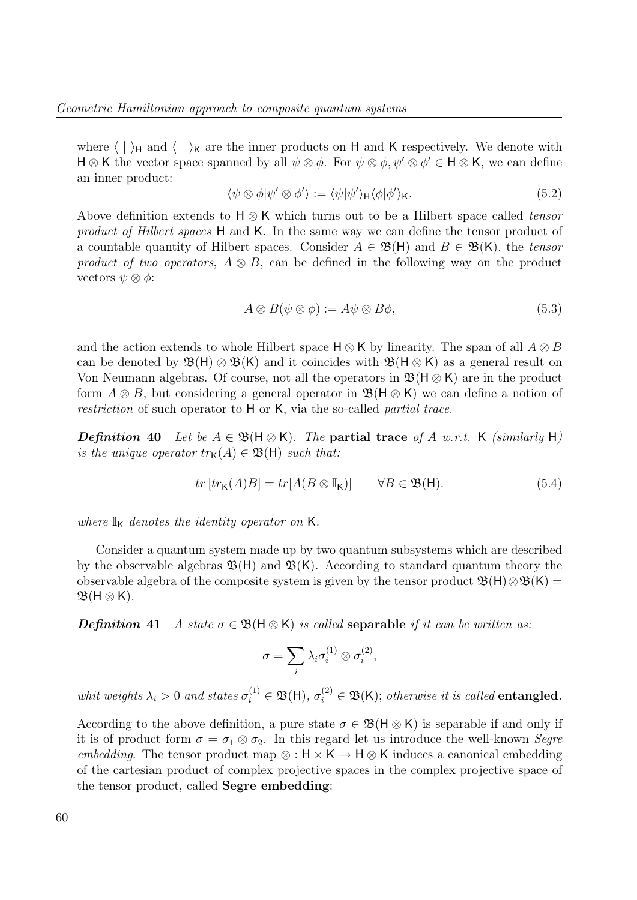where $\langle \ | \ \rangle_{\mathsf{H}}$ and $\langle \ | \ \rangle_{\mathsf{K}}$ are the inner products on $\mathsf{H}$ and $\mathsf{K}$ respectively. We denote with $\mathsf{H} \otimes \mathsf{K}$ the vector space spanned by all $\psi \otimes \phi$. For $\psi \otimes \phi, \psi' \otimes \phi' \in \mathsf{H} \otimes \mathsf{K}$, we can define an inner product:

$$\langle \psi \otimes \phi | \psi' \otimes \phi' \rangle := \langle \psi | \psi' \rangle_{\mathsf{H}} \langle \phi | \phi' \rangle_{\mathsf{K}}. \tag{5.2}$$

Above definition extends to $\mathsf{H} \otimes \mathsf{K}$ which turns out to be a Hilbert space called *tensor product of Hilbert spaces* $\mathsf{H}$ and $\mathsf{K}$. In the same way we can define the tensor product of a countable quantity of Hilbert spaces. Consider $A \in \mathfrak{B}(\mathsf{H})$ and $B \in \mathfrak{B}(\mathsf{K})$, the *tensor product of two operators*, $A \otimes B$, can be defined in the following way on the product vectors $\psi \otimes \phi$:

$$A \otimes B(\psi \otimes \phi) := A\psi \otimes B\phi, \tag{5.3}$$

and the action extends to whole Hilbert space $\mathsf{H} \otimes \mathsf{K}$ by linearity. The span of all $A \otimes B$ can be denoted by $\mathfrak{B}(\mathsf{H}) \otimes \mathfrak{B}(\mathsf{K})$ and it coincides with $\mathfrak{B}(\mathsf{H} \otimes \mathsf{K})$ as a general result on Von Neumann algebras. Of course, not all the operators in $\mathfrak{B}(\mathsf{H} \otimes \mathsf{K})$ are in the product form $A \otimes B$, but considering a general operator in $\mathfrak{B}(\mathsf{H} \otimes \mathsf{K})$ we can define a notion of *restriction* of such operator to $\mathsf{H}$ or $\mathsf{K}$, via the so-called *partial trace*.

***Definition* 40** *Let be $A \in \mathfrak{B}(\mathsf{H} \otimes \mathsf{K})$. The* **partial trace** *of $A$ w.r.t. $\mathsf{K}$ (similarly $\mathsf{H}$) is the unique operator $tr_{\mathsf{K}}(A) \in \mathfrak{B}(\mathsf{H})$ such that:*

$$tr\,[tr_{\mathsf{K}}(A)B] = tr[A(B \otimes \mathbb{I}_{\mathsf{K}})] \qquad \forall B \in \mathfrak{B}(\mathsf{H}). \tag{5.4}$$

*where $\mathbb{I}_{\mathsf{K}}$ denotes the identity operator on $\mathsf{K}$.*

Consider a quantum system made up by two quantum subsystems which are described by the observable algebras $\mathfrak{B}(\mathsf{H})$ and $\mathfrak{B}(\mathsf{K})$. According to standard quantum theory the observable algebra of the composite system is given by the tensor product $\mathfrak{B}(\mathsf{H}) \otimes \mathfrak{B}(\mathsf{K}) = \mathfrak{B}(\mathsf{H} \otimes \mathsf{K})$.

***Definition* 41** *A state $\sigma \in \mathfrak{B}(\mathsf{H} \otimes \mathsf{K})$ is called* **separable** *if it can be written as:*

$$\sigma = \sum_i \lambda_i \sigma_i^{(1)} \otimes \sigma_i^{(2)},$$

*whit weights $\lambda_i > 0$ and states $\sigma_i^{(1)} \in \mathfrak{B}(\mathsf{H})$, $\sigma_i^{(2)} \in \mathfrak{B}(\mathsf{K})$; otherwise it is called* **entangled**.

According to the above definition, a pure state $\sigma \in \mathfrak{B}(\mathsf{H} \otimes \mathsf{K})$ is separable if and only if it is of product form $\sigma = \sigma_1 \otimes \sigma_2$. In this regard let us introduce the well-known *Segre embedding*. The tensor product map $\otimes : \mathsf{H} \times \mathsf{K} \to \mathsf{H} \otimes \mathsf{K}$ induces a canonical embedding of the cartesian product of complex projective spaces in the complex projective space of the tensor product, called **Segre embedding**: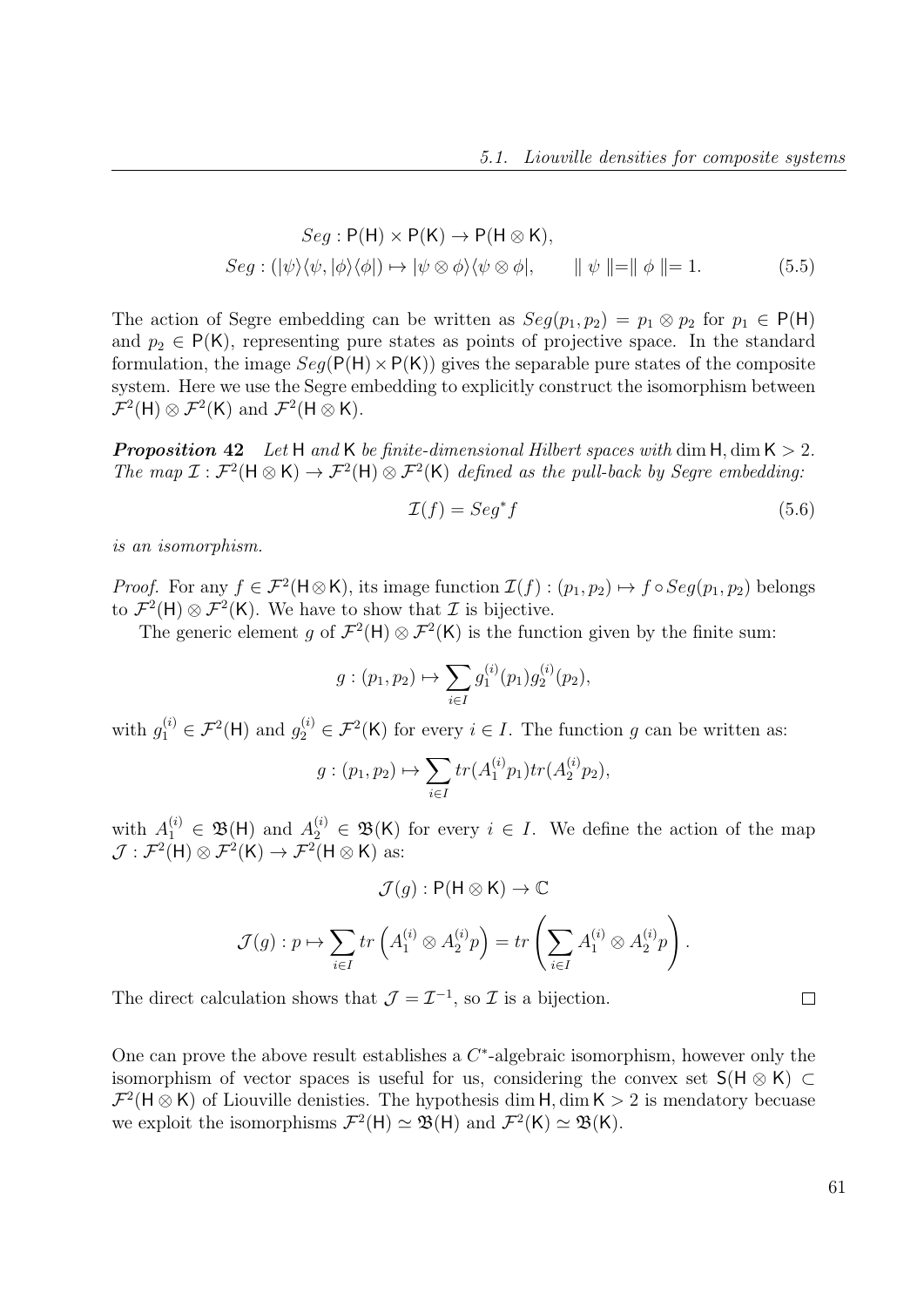$$Seg : \mathsf{P}(\mathsf{H}) \times \mathsf{P}(\mathsf{K}) \to \mathsf{P}(\mathsf{H} \otimes \mathsf{K}),$$
$$Seg : (|\psi\rangle\langle\psi, |\phi\rangle\langle\phi|) \mapsto |\psi \otimes \phi\rangle\langle\psi \otimes \phi|, \qquad \| \psi \| = \| \phi \| = 1. \tag{5.5}$$

The action of Segre embedding can be written as $Seg(p_1, p_2) = p_1 \otimes p_2$ for $p_1 \in \mathsf{P}(\mathsf{H})$ and $p_2 \in \mathsf{P}(\mathsf{K})$, representing pure states as points of projective space. In the standard formulation, the image $Seg(\mathsf{P}(\mathsf{H}) \times \mathsf{P}(\mathsf{K}))$ gives the separable pure states of the composite system. Here we use the Segre embedding to explicitly construct the isomorphism between $\mathcal{F}^2(\mathsf{H}) \otimes \mathcal{F}^2(\mathsf{K})$ and $\mathcal{F}^2(\mathsf{H} \otimes \mathsf{K})$.

***Proposition 42*** *Let* $\mathsf{H}$ *and* $\mathsf{K}$ *be finite-dimensional Hilbert spaces with* $\dim \mathsf{H}, \dim \mathsf{K} > 2$. *The map* $\mathcal{I} : \mathcal{F}^2(\mathsf{H} \otimes \mathsf{K}) \to \mathcal{F}^2(\mathsf{H}) \otimes \mathcal{F}^2(\mathsf{K})$ *defined as the pull-back by Segre embedding:*

$$\mathcal{I}(f) = Seg^* f \tag{5.6}$$

*is an isomorphism.*

*Proof.* For any $f \in \mathcal{F}^2(\mathsf{H} \otimes \mathsf{K})$, its image function $\mathcal{I}(f) : (p_1, p_2) \mapsto f \circ Seg(p_1, p_2)$ belongs to $\mathcal{F}^2(\mathsf{H}) \otimes \mathcal{F}^2(\mathsf{K})$. We have to show that $\mathcal{I}$ is bijective.

The generic element $g$ of $\mathcal{F}^2(\mathsf{H}) \otimes \mathcal{F}^2(\mathsf{K})$ is the function given by the finite sum:

$$g : (p_1, p_2) \mapsto \sum_{i \in I} g_1^{(i)}(p_1) g_2^{(i)}(p_2),$$

with $g_1^{(i)} \in \mathcal{F}^2(\mathsf{H})$ and $g_2^{(i)} \in \mathcal{F}^2(\mathsf{K})$ for every $i \in I$. The function $g$ can be written as:

$$g : (p_1, p_2) \mapsto \sum_{i \in I} tr(A_1^{(i)} p_1) tr(A_2^{(i)} p_2),$$

with $A_1^{(i)} \in \mathfrak{B}(\mathsf{H})$ and $A_2^{(i)} \in \mathfrak{B}(\mathsf{K})$ for every $i \in I$. We define the action of the map $\mathcal{J} : \mathcal{F}^2(\mathsf{H}) \otimes \mathcal{F}^2(\mathsf{K}) \to \mathcal{F}^2(\mathsf{H} \otimes \mathsf{K})$ as:

$$\mathcal{J}(g) : \mathsf{P}(\mathsf{H} \otimes \mathsf{K}) \to \mathbb{C}$$

$$\mathcal{J}(g) : p \mapsto \sum_{i \in I} tr\left(A_1^{(i)} \otimes A_2^{(i)} p\right) = tr\left(\sum_{i \in I} A_1^{(i)} \otimes A_2^{(i)} p\right).$$

The direct calculation shows that $\mathcal{J} = \mathcal{I}^{-1}$, so $\mathcal{I}$ is a bijection. $\square$

One can prove the above result establishes a $C^*$-algebraic isomorphism, however only the isomorphism of vector spaces is useful for us, considering the convex set $\mathsf{S}(\mathsf{H} \otimes \mathsf{K}) \subset \mathcal{F}^2(\mathsf{H} \otimes \mathsf{K})$ of Liouville denisties. The hypothesis $\dim \mathsf{H}, \dim \mathsf{K} > 2$ is mendatory becuase we exploit the isomorphisms $\mathcal{F}^2(\mathsf{H}) \simeq \mathfrak{B}(\mathsf{H})$ and $\mathcal{F}^2(\mathsf{K}) \simeq \mathfrak{B}(\mathsf{K})$.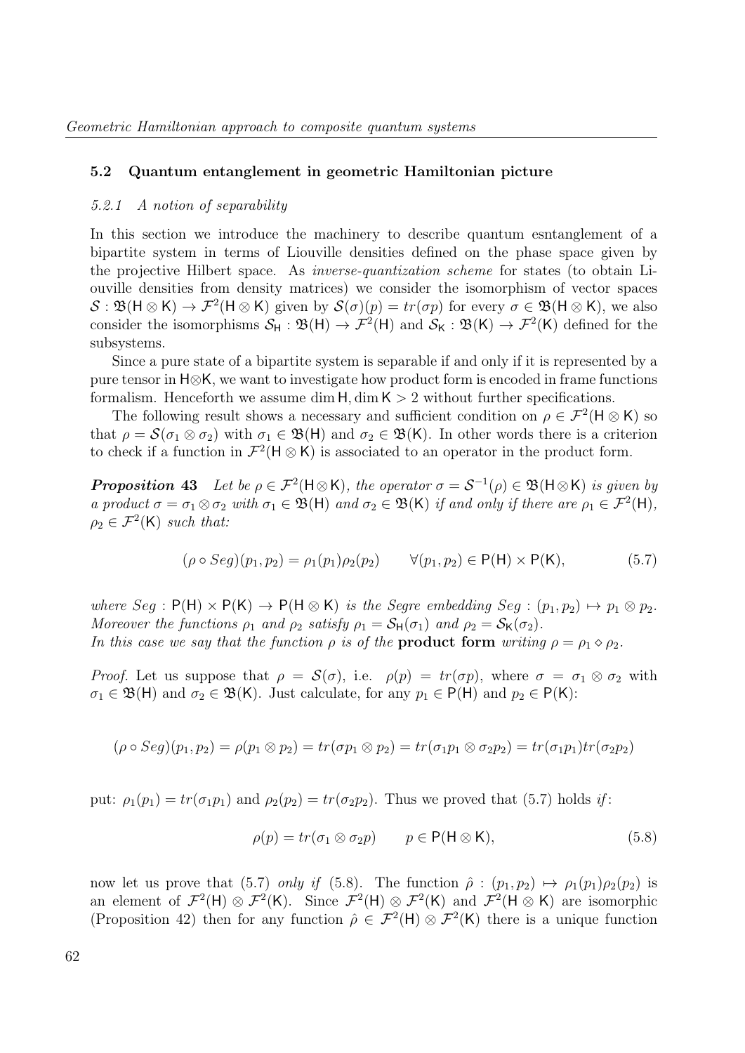## 5.2 Quantum entanglement in geometric Hamiltonian picture

### *5.2.1 A notion of separability*

In this section we introduce the machinery to describe quantum esntanglement of a bipartite system in terms of Liouville densities defined on the phase space given by the projective Hilbert space. As *inverse-quantization scheme* for states (to obtain Liouville densities from density matrices) we consider the isomorphism of vector spaces $\mathcal{S} : \mathfrak{B}(\mathsf{H} \otimes \mathsf{K}) \to \mathcal{F}^2(\mathsf{H} \otimes \mathsf{K})$ given by $\mathcal{S}(\sigma)(p) = tr(\sigma p)$ for every $\sigma \in \mathfrak{B}(\mathsf{H} \otimes \mathsf{K})$, we also consider the isomorphisms $\mathcal{S}_\mathsf{H} : \mathfrak{B}(\mathsf{H}) \to \mathcal{F}^2(\mathsf{H})$ and $\mathcal{S}_\mathsf{K} : \mathfrak{B}(\mathsf{K}) \to \mathcal{F}^2(\mathsf{K})$ defined for the subsystems.

Since a pure state of a bipartite system is separable if and only if it is represented by a pure tensor in $\mathsf{H} \otimes \mathsf{K}$, we want to investigate how product form is encoded in frame functions formalism. Henceforth we assume $\dim \mathsf{H}, \dim \mathsf{K} > 2$ without further specifications.

The following result shows a necessary and sufficient condition on $\rho \in \mathcal{F}^2(\mathsf{H} \otimes \mathsf{K})$ so that $\rho = \mathcal{S}(\sigma_1 \otimes \sigma_2)$ with $\sigma_1 \in \mathfrak{B}(\mathsf{H})$ and $\sigma_2 \in \mathfrak{B}(\mathsf{K})$. In other words there is a criterion to check if a function in $\mathcal{F}^2(\mathsf{H} \otimes \mathsf{K})$ is associated to an operator in the product form.

***Proposition 43*** *Let be $\rho \in \mathcal{F}^2(\mathsf{H} \otimes \mathsf{K})$, the operator $\sigma = \mathcal{S}^{-1}(\rho) \in \mathfrak{B}(\mathsf{H} \otimes \mathsf{K})$ is given by a product $\sigma = \sigma_1 \otimes \sigma_2$ with $\sigma_1 \in \mathfrak{B}(\mathsf{H})$ and $\sigma_2 \in \mathfrak{B}(\mathsf{K})$ if and only if there are $\rho_1 \in \mathcal{F}^2(\mathsf{H})$, $\rho_2 \in \mathcal{F}^2(\mathsf{K})$ such that:*

$$(\rho \circ Seg)(p_1, p_2) = \rho_1(p_1)\rho_2(p_2) \qquad \forall (p_1, p_2) \in \mathsf{P}(\mathsf{H}) \times \mathsf{P}(\mathsf{K}), \tag{5.7}$$

*where $Seg : \mathsf{P}(\mathsf{H}) \times \mathsf{P}(\mathsf{K}) \to \mathsf{P}(\mathsf{H} \otimes \mathsf{K})$ is the Segre embedding $Seg : (p_1, p_2) \mapsto p_1 \otimes p_2$. Moreover the functions $\rho_1$ and $\rho_2$ satisfy $\rho_1 = \mathcal{S}_\mathsf{H}(\sigma_1)$ and $\rho_2 = \mathcal{S}_\mathsf{K}(\sigma_2)$. In this case we say that the function $\rho$ is of the* **product form** *writing $\rho = \rho_1 \diamond \rho_2$.*

*Proof.* Let us suppose that $\rho = \mathcal{S}(\sigma)$, i.e. $\rho(p) = tr(\sigma p)$, where $\sigma = \sigma_1 \otimes \sigma_2$ with $\sigma_1 \in \mathfrak{B}(\mathsf{H})$ and $\sigma_2 \in \mathfrak{B}(\mathsf{K})$. Just calculate, for any $p_1 \in \mathsf{P}(\mathsf{H})$ and $p_2 \in \mathsf{P}(\mathsf{K})$:

$$(\rho \circ Seg)(p_1, p_2) = \rho(p_1 \otimes p_2) = tr(\sigma p_1 \otimes p_2) = tr(\sigma_1 p_1 \otimes \sigma_2 p_2) = tr(\sigma_1 p_1) tr(\sigma_2 p_2)$$

put: $\rho_1(p_1) = tr(\sigma_1 p_1)$ and $\rho_2(p_2) = tr(\sigma_2 p_2)$. Thus we proved that (5.7) holds *if*:

$$\rho(p) = tr(\sigma_1 \otimes \sigma_2 p) \qquad p \in \mathsf{P}(\mathsf{H} \otimes \mathsf{K}), \tag{5.8}$$

now let us prove that (5.7) *only if* (5.8). The function $\hat{\rho} : (p_1, p_2) \mapsto \rho_1(p_1)\rho_2(p_2)$ is an element of $\mathcal{F}^2(\mathsf{H}) \otimes \mathcal{F}^2(\mathsf{K})$. Since $\mathcal{F}^2(\mathsf{H}) \otimes \mathcal{F}^2(\mathsf{K})$ and $\mathcal{F}^2(\mathsf{H} \otimes \mathsf{K})$ are isomorphic (Proposition 42) then for any function $\hat{\rho} \in \mathcal{F}^2(\mathsf{H}) \otimes \mathcal{F}^2(\mathsf{K})$ there is a unique function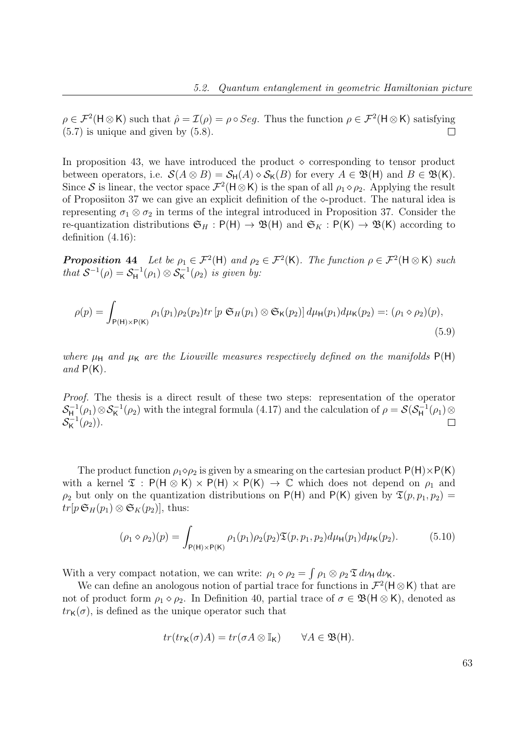$\rho \in \mathcal{F}^2(\mathsf{H} \otimes \mathsf{K})$ such that $\hat{\rho} = \mathcal{I}(\rho) = \rho \circ Seg$. Thus the function $\rho \in \mathcal{F}^2(\mathsf{H} \otimes \mathsf{K})$ satisfying (5.7) is unique and given by (5.8). $\square$

In proposition 43, we have introduced the product $\diamond$ corresponding to tensor product between operators, i.e. $\mathcal{S}(A \otimes B) = \mathcal{S}_{\mathsf{H}}(A) \diamond \mathcal{S}_{\mathsf{K}}(B)$ for every $A \in \mathfrak{B}(\mathsf{H})$ and $B \in \mathfrak{B}(\mathsf{K})$. Since $\mathcal{S}$ is linear, the vector space $\mathcal{F}^2(\mathsf{H} \otimes \mathsf{K})$ is the span of all $\rho_1 \diamond \rho_2$. Applying the result of Proposiiton 37 we can give an explicit definition of the $\diamond$-product. The natural idea is representing $\sigma_1 \otimes \sigma_2$ in terms of the integral introduced in Proposition 37. Consider the re-quantization distributions $\mathfrak{S}_H : \mathsf{P}(\mathsf{H}) \to \mathfrak{B}(\mathsf{H})$ and $\mathfrak{S}_K : \mathsf{P}(\mathsf{K}) \to \mathfrak{B}(\mathsf{K})$ according to definition (4.16):

***Proposition 44*** *Let be $\rho_1 \in \mathcal{F}^2(\mathsf{H})$ and $\rho_2 \in \mathcal{F}^2(\mathsf{K})$. The function $\rho \in \mathcal{F}^2(\mathsf{H} \otimes \mathsf{K})$ such that $\mathcal{S}^{-1}(\rho) = \mathcal{S}^{-1}_{\mathsf{H}}(\rho_1) \otimes \mathcal{S}^{-1}_{\mathsf{K}}(\rho_2)$ is given by:*

$$\rho(p) = \int_{\mathsf{P}(\mathsf{H}) \times \mathsf{P}(\mathsf{K})} \rho_1(p_1)\rho_2(p_2) tr\left[p \; \mathfrak{S}_H(p_1) \otimes \mathfrak{S}_{\mathsf{K}}(p_2)\right] d\mu_{\mathsf{H}}(p_1) d\mu_{\mathsf{K}}(p_2) =: (\rho_1 \diamond \rho_2)(p), \tag{5.9}$$

*where $\mu_{\mathsf{H}}$ and $\mu_{\mathsf{K}}$ are the Liouville measures respectively defined on the manifolds $\mathsf{P}(\mathsf{H})$ and $\mathsf{P}(\mathsf{K})$.*

*Proof.* The thesis is a direct result of these two steps: representation of the operator $\mathcal{S}^{-1}_{\mathsf{H}}(\rho_1) \otimes \mathcal{S}^{-1}_{\mathsf{K}}(\rho_2)$ with the integral formula (4.17) and the calculation of $\rho = \mathcal{S}(\mathcal{S}^{-1}_{\mathsf{H}}(\rho_1) \otimes \mathcal{S}^{-1}_{\mathsf{K}}(\rho_2))$. $\square$

The product function $\rho_1 \diamond \rho_2$ is given by a smearing on the cartesian product $\mathsf{P}(\mathsf{H}) \times \mathsf{P}(\mathsf{K})$ with a kernel $\mathfrak{T} : \mathsf{P}(\mathsf{H} \otimes \mathsf{K}) \times \mathsf{P}(\mathsf{H}) \times \mathsf{P}(\mathsf{K}) \to \mathbb{C}$ which does not depend on $\rho_1$ and $\rho_2$ but only on the quantization distributions on $\mathsf{P}(\mathsf{H})$ and $\mathsf{P}(\mathsf{K})$ given by $\mathfrak{T}(p, p_1, p_2) = tr[p \, \mathfrak{S}_H(p_1) \otimes \mathfrak{S}_K(p_2)]$, thus:

$$(\rho_1 \diamond \rho_2)(p) = \int_{\mathsf{P}(\mathsf{H}) \times \mathsf{P}(\mathsf{K})} \rho_1(p_1)\rho_2(p_2)\mathfrak{T}(p, p_1, p_2) d\mu_{\mathsf{H}}(p_1) d\mu_{\mathsf{K}}(p_2). \tag{5.10}$$

With a very compact notation, we can write: $\rho_1 \diamond \rho_2 = \int \rho_1 \otimes \rho_2 \, \mathfrak{T} \, d\nu_{\mathsf{H}} \, d\nu_{\mathsf{K}}$.

We can define an anologous notion of partial trace for functions in $\mathcal{F}^2(\mathsf{H} \otimes \mathsf{K})$ that are not of product form $\rho_1 \diamond \rho_2$. In Definition 40, partial trace of $\sigma \in \mathfrak{B}(\mathsf{H} \otimes \mathsf{K})$, denoted as $tr_{\mathsf{K}}(\sigma)$, is defined as the unique operator such that

$$tr(tr_{\mathsf{K}}(\sigma)A) = tr(\sigma A \otimes \mathbb{I}_{\mathsf{K}}) \qquad \forall A \in \mathfrak{B}(\mathsf{H}).$$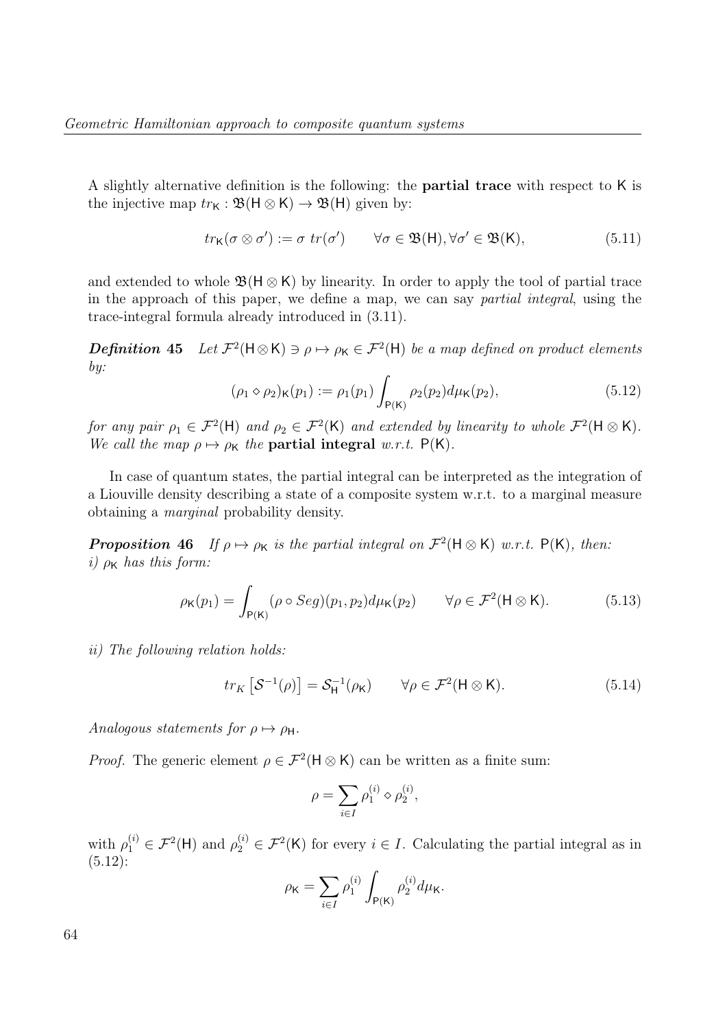A slightly alternative definition is the following: the **partial trace** with respect to $\mathsf{K}$ is the injective map $tr_{\mathsf{K}} : \mathfrak{B}(\mathsf{H} \otimes \mathsf{K}) \to \mathfrak{B}(\mathsf{H})$ given by:

$$tr_{\mathsf{K}}(\sigma \otimes \sigma') := \sigma \; tr(\sigma') \qquad \forall \sigma \in \mathfrak{B}(\mathsf{H}), \forall \sigma' \in \mathfrak{B}(\mathsf{K}), \tag{5.11}$$

and extended to whole $\mathfrak{B}(\mathsf{H} \otimes \mathsf{K})$ by linearity. In order to apply the tool of partial trace in the approach of this paper, we define a map, we can say *partial integral*, using the trace-integral formula already introduced in (3.11).

***Definition* 45** *Let $\mathcal{F}^2(\mathsf{H} \otimes \mathsf{K}) \ni \rho \mapsto \rho_{\mathsf{K}} \in \mathcal{F}^2(\mathsf{H})$ be a map defined on product elements by:*

$$(\rho_1 \diamond \rho_2)_{\mathsf{K}}(p_1) := \rho_1(p_1) \int_{\mathsf{P}(\mathsf{K})} \rho_2(p_2) d\mu_{\mathsf{K}}(p_2), \tag{5.12}$$

*for any pair $\rho_1 \in \mathcal{F}^2(\mathsf{H})$ and $\rho_2 \in \mathcal{F}^2(\mathsf{K})$ and extended by linearity to whole $\mathcal{F}^2(\mathsf{H} \otimes \mathsf{K})$. We call the map $\rho \mapsto \rho_{\mathsf{K}}$ the* **partial integral** *w.r.t. $\mathsf{P}(\mathsf{K})$.*

In case of quantum states, the partial integral can be interpreted as the integration of a Liouville density describing a state of a composite system w.r.t. to a marginal measure obtaining a *marginal* probability density.

***Proposition* 46** *If $\rho \mapsto \rho_{\mathsf{K}}$ is the partial integral on $\mathcal{F}^2(\mathsf{H} \otimes \mathsf{K})$ w.r.t. $\mathsf{P}(\mathsf{K})$, then:*
*i) $\rho_{\mathsf{K}}$ has this form:*

$$\rho_{\mathsf{K}}(p_1) = \int_{\mathsf{P}(\mathsf{K})} (\rho \circ Seg)(p_1, p_2) d\mu_{\mathsf{K}}(p_2) \qquad \forall \rho \in \mathcal{F}^2(\mathsf{H} \otimes \mathsf{K}). \tag{5.13}$$

*ii) The following relation holds:*

$$tr_K \left[ \mathcal{S}^{-1}(\rho) \right] = \mathcal{S}_{\mathsf{H}}^{-1}(\rho_{\mathsf{K}}) \qquad \forall \rho \in \mathcal{F}^2(\mathsf{H} \otimes \mathsf{K}). \tag{5.14}$$

*Analogous statements for $\rho \mapsto \rho_{\mathsf{H}}$.*

*Proof.* The generic element $\rho \in \mathcal{F}^2(\mathsf{H} \otimes \mathsf{K})$ can be written as a finite sum:

$$\rho = \sum_{i \in I} \rho_1^{(i)} \diamond \rho_2^{(i)},$$

with $\rho_1^{(i)} \in \mathcal{F}^2(\mathsf{H})$ and $\rho_2^{(i)} \in \mathcal{F}^2(\mathsf{K})$ for every $i \in I$. Calculating the partial integral as in (5.12):

$$\rho_{\mathsf{K}} = \sum_{i \in I} \rho_1^{(i)} \int_{\mathsf{P}(\mathsf{K})} \rho_2^{(i)} d\mu_{\mathsf{K}}.$$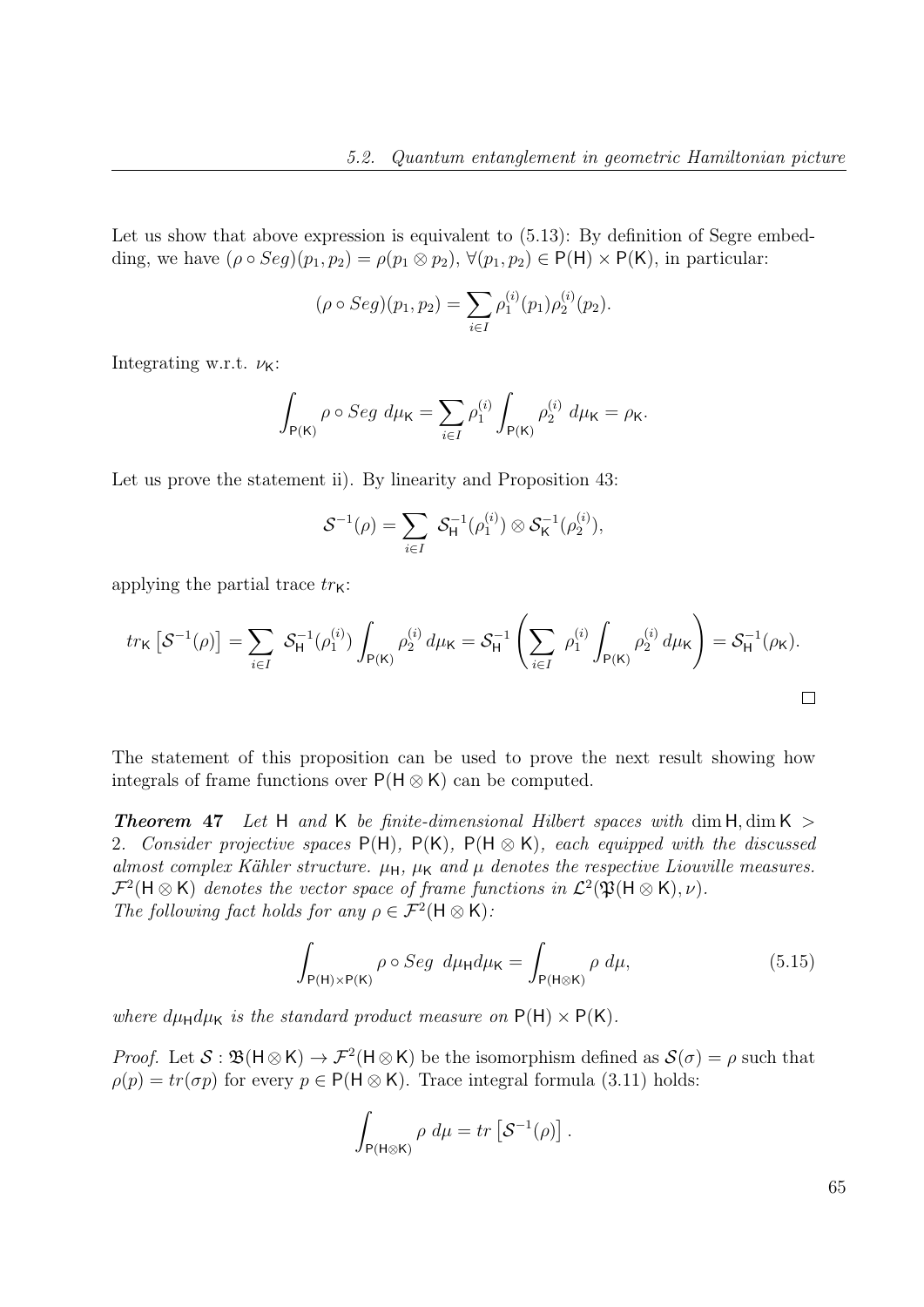Let us show that above expression is equivalent to (5.13): By definition of Segre embedding, we have $(\rho \circ Seg)(p_1, p_2) = \rho(p_1 \otimes p_2)$, $\forall (p_1, p_2) \in \mathsf{P}(\mathsf{H}) \times \mathsf{P}(\mathsf{K})$, in particular:

$$(\rho \circ Seg)(p_1, p_2) = \sum_{i \in I} \rho_1^{(i)}(p_1) \rho_2^{(i)}(p_2).$$

Integrating w.r.t. $\nu_{\mathsf{K}}$:

$$\int_{\mathsf{P}(\mathsf{K})} \rho \circ Seg \; d\mu_{\mathsf{K}} = \sum_{i \in I} \rho_1^{(i)} \int_{\mathsf{P}(\mathsf{K})} \rho_2^{(i)} \; d\mu_{\mathsf{K}} = \rho_{\mathsf{K}}.$$

Let us prove the statement ii). By linearity and Proposition 43:

$$\mathcal{S}^{-1}(\rho) = \sum_{i \in I} \; \mathcal{S}_{\mathsf{H}}^{-1}(\rho_1^{(i)}) \otimes \mathcal{S}_{\mathsf{K}}^{-1}(\rho_2^{(i)}),$$

applying the partial trace $tr_{\mathsf{K}}$:

$$tr_{\mathsf{K}} \left[ \mathcal{S}^{-1}(\rho) \right] = \sum_{i \in I} \; \mathcal{S}_{\mathsf{H}}^{-1}(\rho_1^{(i)}) \int_{\mathsf{P}(\mathsf{K})} \rho_2^{(i)} \, d\mu_{\mathsf{K}} = \mathcal{S}_{\mathsf{H}}^{-1} \left( \sum_{i \in I} \; \rho_1^{(i)} \int_{\mathsf{P}(\mathsf{K})} \rho_2^{(i)} \, d\mu_{\mathsf{K}} \right) = \mathcal{S}_{\mathsf{H}}^{-1}(\rho_{\mathsf{K}}).$$

□

The statement of this proposition can be used to prove the next result showing how integrals of frame functions over $\mathsf{P}(\mathsf{H} \otimes \mathsf{K})$ can be computed.

***Theorem 47*** *Let* $\mathsf{H}$ *and* $\mathsf{K}$ *be finite-dimensional Hilbert spaces with* $\dim \mathsf{H}, \dim \mathsf{K} > 2$*. Consider projective spaces* $\mathsf{P}(\mathsf{H})$*,* $\mathsf{P}(\mathsf{K})$*,* $\mathsf{P}(\mathsf{H} \otimes \mathsf{K})$*, each equipped with the discussed almost complex Kähler structure.* $\mu_{\mathsf{H}}$*,* $\mu_{\mathsf{K}}$ *and* $\mu$ *denotes the respective Liouville measures.* $\mathcal{F}^2(\mathsf{H} \otimes \mathsf{K})$ *denotes the vector space of frame functions in* $\mathcal{L}^2(\mathfrak{P}(\mathsf{H} \otimes \mathsf{K}), \nu)$*.*
*The following fact holds for any* $\rho \in \mathcal{F}^2(\mathsf{H} \otimes \mathsf{K})$*:*

$$\int_{\mathsf{P}(\mathsf{H}) \times \mathsf{P}(\mathsf{K})} \rho \circ Seg \;\; d\mu_{\mathsf{H}} d\mu_{\mathsf{K}} = \int_{\mathsf{P}(\mathsf{H} \otimes \mathsf{K})} \rho \; d\mu, \tag{5.15}$$

*where* $d\mu_{\mathsf{H}} d\mu_{\mathsf{K}}$ *is the standard product measure on* $\mathsf{P}(\mathsf{H}) \times \mathsf{P}(\mathsf{K})$*.*

*Proof.* Let $\mathcal{S} : \mathfrak{B}(\mathsf{H} \otimes \mathsf{K}) \to \mathcal{F}^2(\mathsf{H} \otimes \mathsf{K})$ be the isomorphism defined as $\mathcal{S}(\sigma) = \rho$ such that $\rho(p) = tr(\sigma p)$ for every $p \in \mathsf{P}(\mathsf{H} \otimes \mathsf{K})$. Trace integral formula (3.11) holds:

$$\int_{\mathsf{P}(\mathsf{H} \otimes \mathsf{K})} \rho \; d\mu = tr \left[ \mathcal{S}^{-1}(\rho) \right].$$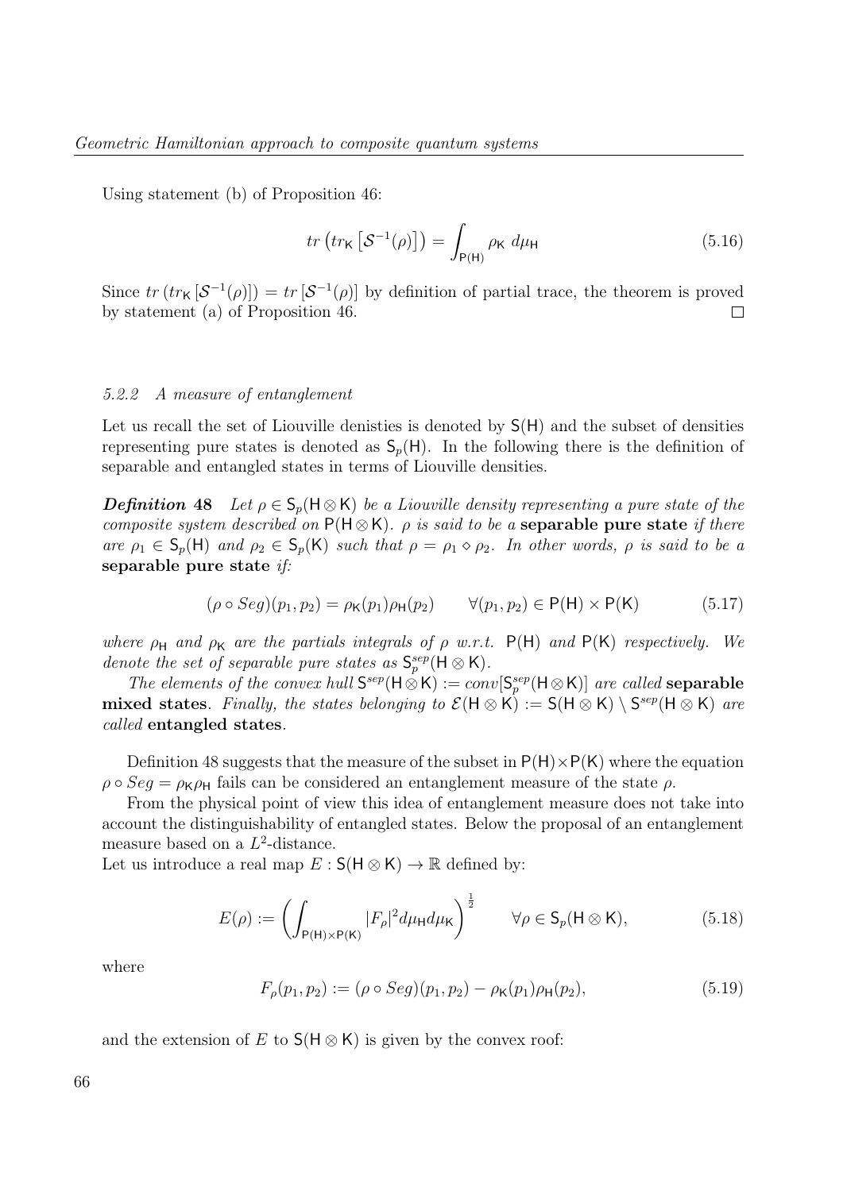Using statement (b) of Proposition 46:

$$tr\left(tr_{\mathsf{K}}\left[\mathcal{S}^{-1}(\rho)\right]\right) = \int_{\mathsf{P}(\mathsf{H})} \rho_{\mathsf{K}}\ d\mu_{\mathsf{H}} \tag{5.16}$$

Since $tr\left(tr_{\mathsf{K}}\left[\mathcal{S}^{-1}(\rho)\right]\right) = tr\left[\mathcal{S}^{-1}(\rho)\right]$ by definition of partial trace, the theorem is proved by statement (a) of Proposition 46. $\square$

### 5.2.2 A measure of entanglement

Let us recall the set of Liouville denisties is denoted by $\mathsf{S}(\mathsf{H})$ and the subset of densities representing pure states is denoted as $\mathsf{S}_p(\mathsf{H})$. In the following there is the definition of separable and entangled states in terms of Liouville densities.

***Definition 48*** *Let $\rho \in \mathsf{S}_p(\mathsf{H}\otimes\mathsf{K})$ be a Liouville density representing a pure state of the composite system described on $\mathsf{P}(\mathsf{H}\otimes\mathsf{K})$. $\rho$ is said to be a* **separable pure state** *if there are $\rho_1 \in \mathsf{S}_p(\mathsf{H})$ and $\rho_2 \in \mathsf{S}_p(\mathsf{K})$ such that $\rho = \rho_1 \diamond \rho_2$. In other words, $\rho$ is said to be a* **separable pure state** *if:*

$$(\rho \circ Seg)(p_1, p_2) = \rho_{\mathsf{K}}(p_1)\rho_{\mathsf{H}}(p_2) \qquad \forall (p_1, p_2) \in \mathsf{P}(\mathsf{H}) \times \mathsf{P}(\mathsf{K}) \tag{5.17}$$

*where $\rho_{\mathsf{H}}$ and $\rho_{\mathsf{K}}$ are the partials integrals of $\rho$ w.r.t. $\mathsf{P}(\mathsf{H})$ and $\mathsf{P}(\mathsf{K})$ respectively. We denote the set of separable pure states as $\mathsf{S}_p^{sep}(\mathsf{H}\otimes\mathsf{K})$.*

*The elements of the convex hull $\mathsf{S}^{sep}(\mathsf{H}\otimes\mathsf{K}) := conv[\mathsf{S}_p^{sep}(\mathsf{H}\otimes\mathsf{K})]$ are called* **separable mixed states**. *Finally, the states belonging to $\mathcal{E}(\mathsf{H}\otimes\mathsf{K}) := \mathsf{S}(\mathsf{H}\otimes\mathsf{K}) \setminus \mathsf{S}^{sep}(\mathsf{H}\otimes\mathsf{K})$ are called* **entangled states**.

Definition 48 suggests that the measure of the subset in $\mathsf{P}(\mathsf{H})\times\mathsf{P}(\mathsf{K})$ where the equation $\rho \circ Seg = \rho_{\mathsf{K}}\rho_{\mathsf{H}}$ fails can be considered an entanglement measure of the state $\rho$.

From the physical point of view this idea of entanglement measure does not take into account the distinguishability of entangled states. Below the proposal of an entanglement measure based on a $L^2$-distance.

Let us introduce a real map $E : \mathsf{S}(\mathsf{H}\otimes\mathsf{K}) \to \mathbb{R}$ defined by:

$$E(\rho) := \left(\int_{\mathsf{P}(\mathsf{H})\times\mathsf{P}(\mathsf{K})} |F_\rho|^2 d\mu_{\mathsf{H}} d\mu_{\mathsf{K}}\right)^{\frac{1}{2}} \qquad \forall \rho \in \mathsf{S}_p(\mathsf{H}\otimes\mathsf{K}), \tag{5.18}$$

where

$$F_\rho(p_1, p_2) := (\rho \circ Seg)(p_1, p_2) - \rho_{\mathsf{K}}(p_1)\rho_{\mathsf{H}}(p_2), \tag{5.19}$$

and the extension of $E$ to $\mathsf{S}(\mathsf{H}\otimes\mathsf{K})$ is given by the convex roof: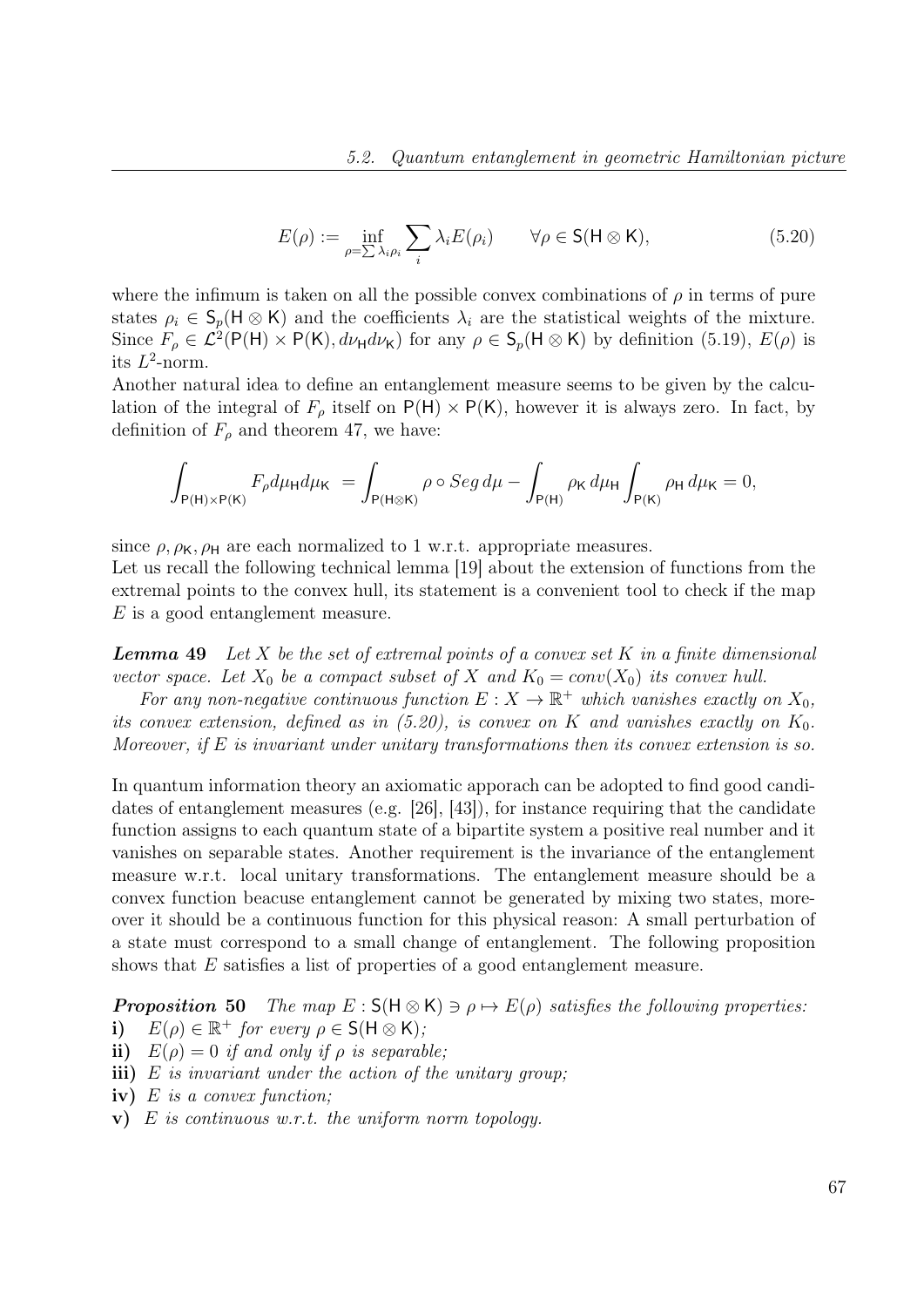$$E(\rho) := \inf_{\rho=\sum \lambda_i \rho_i} \sum_i \lambda_i E(\rho_i) \qquad \forall \rho \in \mathsf{S}(\mathsf{H} \otimes \mathsf{K}), \tag{5.20}$$

where the infimum is taken on all the possible convex combinations of $\rho$ in terms of pure states $\rho_i \in \mathsf{S}_p(\mathsf{H} \otimes \mathsf{K})$ and the coefficients $\lambda_i$ are the statistical weights of the mixture. Since $F_\rho \in \mathcal{L}^2(\mathsf{P}(\mathsf{H}) \times \mathsf{P}(\mathsf{K}), d\nu_{\mathsf{H}} d\nu_{\mathsf{K}})$ for any $\rho \in \mathsf{S}_p(\mathsf{H} \otimes \mathsf{K})$ by definition (5.19), $E(\rho)$ is its $L^2$-norm.
Another natural idea to define an entanglement measure seems to be given by the calculation of the integral of $F_\rho$ itself on $\mathsf{P}(\mathsf{H}) \times \mathsf{P}(\mathsf{K})$, however it is always zero. In fact, by definition of $F_\rho$ and theorem 47, we have:

$$\int_{\mathsf{P}(\mathsf{H})\times\mathsf{P}(\mathsf{K})} F_\rho d\mu_{\mathsf{H}} d\mu_{\mathsf{K}} = \int_{\mathsf{P}(\mathsf{H}\otimes\mathsf{K})} \rho \circ Seg \, d\mu - \int_{\mathsf{P}(\mathsf{H})} \rho_{\mathsf{K}} \, d\mu_{\mathsf{H}} \int_{\mathsf{P}(\mathsf{K})} \rho_{\mathsf{H}} \, d\mu_{\mathsf{K}} = 0,$$

since $\rho, \rho_{\mathsf{K}}, \rho_{\mathsf{H}}$ are each normalized to 1 w.r.t. appropriate measures.
Let us recall the following technical lemma [19] about the extension of functions from the extremal points to the convex hull, its statement is a convenient tool to check if the map $E$ is a good entanglement measure.

***Lemma* 49** *Let $X$ be the set of extremal points of a convex set $K$ in a finite dimensional vector space. Let $X_0$ be a compact subset of $X$ and $K_0 = conv(X_0)$ its convex hull.*

*For any non-negative continuous function $E : X \to \mathbb{R}^+$ which vanishes exactly on $X_0$, its convex extension, defined as in (5.20), is convex on $K$ and vanishes exactly on $K_0$. Moreover, if $E$ is invariant under unitary transformations then its convex extension is so.*

In quantum information theory an axiomatic apporach can be adopted to find good candidates of entanglement measures (e.g. [26], [43]), for instance requiring that the candidate function assigns to each quantum state of a bipartite system a positive real number and it vanishes on separable states. Another requirement is the invariance of the entanglement measure w.r.t. local unitary transformations. The entanglement measure should be a convex function beacuse entanglement cannot be generated by mixing two states, moreover it should be a continuous function for this physical reason: A small perturbation of a state must correspond to a small change of entanglement. The following proposition shows that $E$ satisfies a list of properties of a good entanglement measure.

***Proposition* 50** *The map $E : \mathsf{S}(\mathsf{H} \otimes \mathsf{K}) \ni \rho \mapsto E(\rho)$ satisfies the following properties:*

**i)** $E(\rho) \in \mathbb{R}^+$ *for every* $\rho \in \mathsf{S}(\mathsf{H} \otimes \mathsf{K})$*;*

**ii)** $E(\rho) = 0$ *if and only if* $\rho$ *is separable;*

**iii)** $E$ *is invariant under the action of the unitary group;*

**iv)** $E$ *is a convex function;*

**v)** $E$ *is continuous w.r.t. the uniform norm topology.*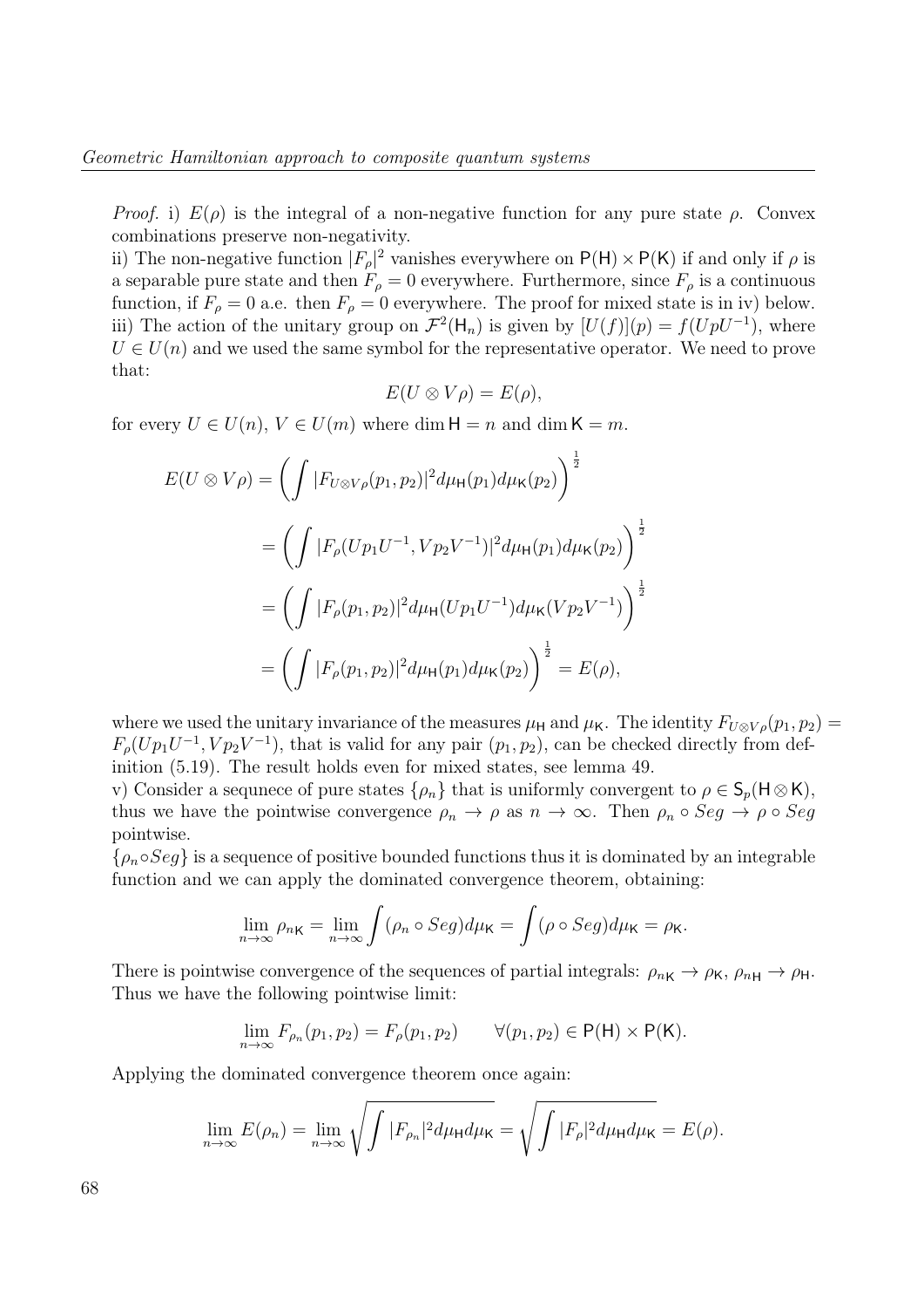*Proof.* i) $E(\rho)$ is the integral of a non-negative function for any pure state $\rho$. Convex combinations preserve non-negativity.
ii) The non-negative function $|F_\rho|^2$ vanishes everywhere on $\mathsf{P}(\mathsf{H}) \times \mathsf{P}(\mathsf{K})$ if and only if $\rho$ is a separable pure state and then $F_\rho = 0$ everywhere. Furthermore, since $F_\rho$ is a continuous function, if $F_\rho = 0$ a.e. then $F_\rho = 0$ everywhere. The proof for mixed state is in iv) below.
iii) The action of the unitary group on $\mathcal{F}^2(\mathsf{H}_n)$ is given by $[U(f)](p) = f(UpU^{-1})$, where $U \in U(n)$ and we used the same symbol for the representative operator. We need to prove that:

$$E(U \otimes V\rho) = E(\rho),$$

for every $U \in U(n)$, $V \in U(m)$ where $\dim \mathsf{H} = n$ and $\dim \mathsf{K} = m$.

$$\begin{aligned}
E(U \otimes V\rho) &= \left( \int |F_{U\otimes V\rho}(p_1,p_2)|^2 d\mu_{\mathsf{H}}(p_1) d\mu_{\mathsf{K}}(p_2) \right)^{\frac{1}{2}} \\
&= \left( \int |F_\rho(Up_1U^{-1}, Vp_2V^{-1})|^2 d\mu_{\mathsf{H}}(p_1) d\mu_{\mathsf{K}}(p_2) \right)^{\frac{1}{2}} \\
&= \left( \int |F_\rho(p_1,p_2)|^2 d\mu_{\mathsf{H}}(Up_1U^{-1}) d\mu_{\mathsf{K}}(Vp_2V^{-1}) \right)^{\frac{1}{2}} \\
&= \left( \int |F_\rho(p_1,p_2)|^2 d\mu_{\mathsf{H}}(p_1) d\mu_{\mathsf{K}}(p_2) \right)^{\frac{1}{2}} = E(\rho),
\end{aligned}$$

where we used the unitary invariance of the measures $\mu_{\mathsf{H}}$ and $\mu_{\mathsf{K}}$. The identity $F_{U\otimes V\rho}(p_1,p_2) = F_\rho(Up_1U^{-1}, Vp_2V^{-1})$, that is valid for any pair $(p_1,p_2)$, can be checked directly from definition (5.19). The result holds even for mixed states, see lemma 49.
v) Consider a sequnece of pure states $\{\rho_n\}$ that is uniformly convergent to $\rho \in \mathsf{S}_p(\mathsf{H}\otimes\mathsf{K})$, thus we have the pointwise convergence $\rho_n \to \rho$ as $n \to \infty$. Then $\rho_n \circ Seg \to \rho \circ Seg$ pointwise.
$\{\rho_n \circ Seg\}$ is a sequence of positive bounded functions thus it is dominated by an integrable function and we can apply the dominated convergence theorem, obtaining:

$$\lim_{n\to\infty} \rho_{n\mathsf{K}} = \lim_{n\to\infty} \int (\rho_n \circ Seg) d\mu_{\mathsf{K}} = \int (\rho \circ Seg) d\mu_{\mathsf{K}} = \rho_{\mathsf{K}}.$$

There is pointwise convergence of the sequences of partial integrals: $\rho_{n\mathsf{K}} \to \rho_{\mathsf{K}}$, $\rho_{n\mathsf{H}} \to \rho_{\mathsf{H}}$. Thus we have the following pointwise limit:

$$\lim_{n\to\infty} F_{\rho_n}(p_1,p_2) = F_\rho(p_1,p_2) \qquad \forall (p_1,p_2) \in \mathsf{P}(\mathsf{H}) \times \mathsf{P}(\mathsf{K}).$$

Applying the dominated convergence theorem once again:

$$\lim_{n\to\infty} E(\rho_n) = \lim_{n\to\infty} \sqrt{\int |F_{\rho_n}|^2 d\mu_{\mathsf{H}} d\mu_{\mathsf{K}}} = \sqrt{\int |F_\rho|^2 d\mu_{\mathsf{H}} d\mu_{\mathsf{K}}} = E(\rho).$$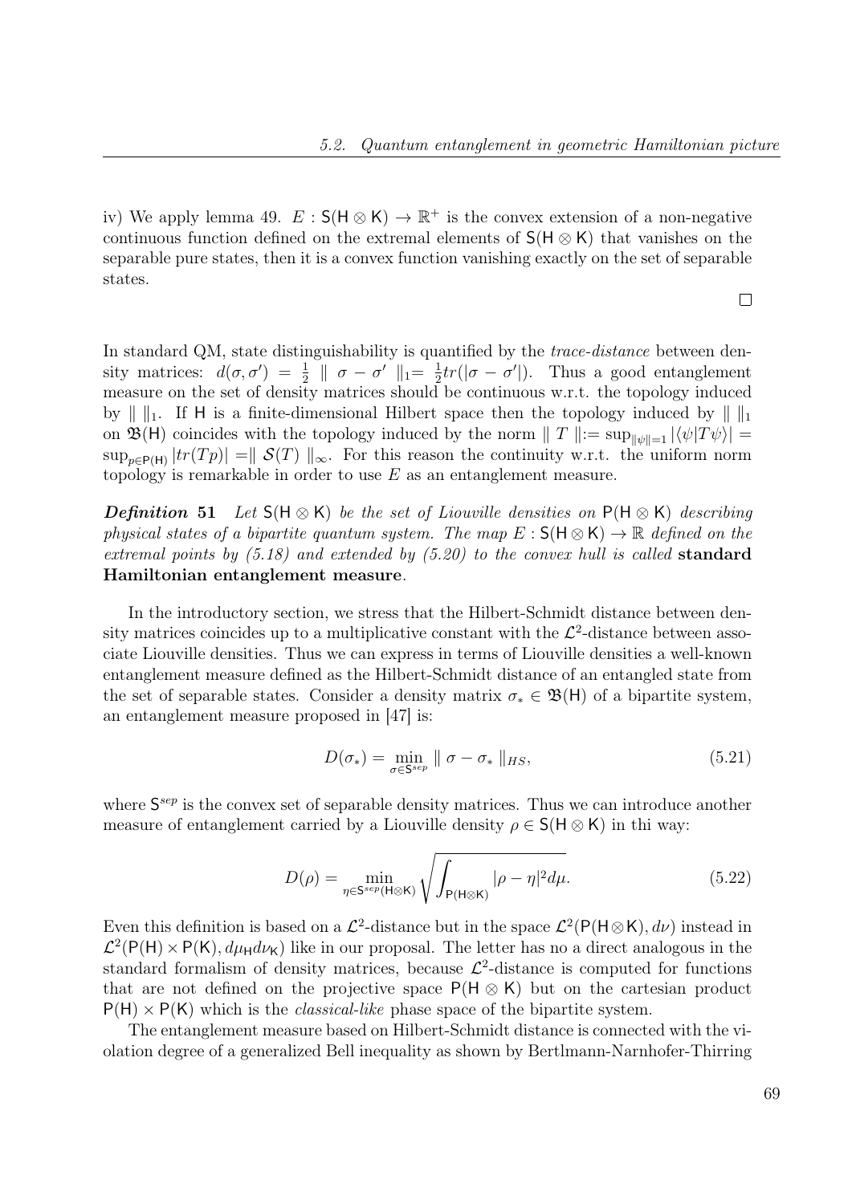iv) We apply lemma 49. $E : \mathsf{S}(\mathsf{H} \otimes \mathsf{K}) \to \mathbb{R}^+$ is the convex extension of a non-negative continuous function defined on the extremal elements of $\mathsf{S}(\mathsf{H} \otimes \mathsf{K})$ that vanishes on the separable pure states, then it is a convex function vanishing exactly on the set of separable states.

□

In standard QM, state distinguishability is quantified by the *trace-distance* between density matrices: $d(\sigma, \sigma') = \frac{1}{2} \parallel \sigma - \sigma' \parallel_1 = \frac{1}{2} tr(|\sigma - \sigma'|)$. Thus a good entanglement measure on the set of density matrices should be continuous w.r.t. the topology induced by $\parallel \parallel_1$. If $\mathsf{H}$ is a finite-dimensional Hilbert space then the topology induced by $\parallel \parallel_1$ on $\mathfrak{B}(\mathsf{H})$ coincides with the topology induced by the norm $\parallel T \parallel := \sup_{\|\psi\|=1} |\langle \psi | T \psi \rangle| = \sup_{p \in \mathsf{P}(\mathsf{H})} |tr(Tp)| = \parallel \mathcal{S}(T) \parallel_\infty$. For this reason the continuity w.r.t. the uniform norm topology is remarkable in order to use $E$ as an entanglement measure.

***Definition* 51** *Let $\mathsf{S}(\mathsf{H} \otimes \mathsf{K})$ be the set of Liouville densities on $\mathsf{P}(\mathsf{H} \otimes \mathsf{K})$ describing physical states of a bipartite quantum system. The map $E : \mathsf{S}(\mathsf{H} \otimes \mathsf{K}) \to \mathbb{R}$ defined on the extremal points by (5.18) and extended by (5.20) to the convex hull is called* **standard Hamiltonian entanglement measure**.

In the introductory section, we stress that the Hilbert-Schmidt distance between density matrices coincides up to a multiplicative constant with the $\mathcal{L}^2$-distance between associate Liouville densities. Thus we can express in terms of Liouville densities a well-known entanglement measure defined as the Hilbert-Schmidt distance of an entangled state from the set of separable states. Consider a density matrix $\sigma_* \in \mathfrak{B}(\mathsf{H})$ of a bipartite system, an entanglement measure proposed in [47] is:

$$D(\sigma_*) = \min_{\sigma \in \mathsf{S}^{sep}} \parallel \sigma - \sigma_* \parallel_{HS}, \tag{5.21}$$

where $\mathsf{S}^{sep}$ is the convex set of separable density matrices. Thus we can introduce another measure of entanglement carried by a Liouville density $\rho \in \mathsf{S}(\mathsf{H} \otimes \mathsf{K})$ in thi way:

$$D(\rho) = \min_{\eta \in \mathsf{S}^{sep}(\mathsf{H} \otimes \mathsf{K})} \sqrt{\int_{\mathsf{P}(\mathsf{H} \otimes \mathsf{K})} |\rho - \eta|^2 d\mu}. \tag{5.22}$$

Even this definition is based on a $\mathcal{L}^2$-distance but in the space $\mathcal{L}^2(\mathsf{P}(\mathsf{H} \otimes \mathsf{K}), d\nu)$ instead in $\mathcal{L}^2(\mathsf{P}(\mathsf{H}) \times \mathsf{P}(\mathsf{K}), d\mu_\mathsf{H} d\nu_\mathsf{K})$ like in our proposal. The letter has no a direct analogous in the standard formalism of density matrices, because $\mathcal{L}^2$-distance is computed for functions that are not defined on the projective space $\mathsf{P}(\mathsf{H} \otimes \mathsf{K})$ but on the cartesian product $\mathsf{P}(\mathsf{H}) \times \mathsf{P}(\mathsf{K})$ which is the *classical-like* phase space of the bipartite system.

The entanglement measure based on Hilbert-Schmidt distance is connected with the violation degree of a generalized Bell inequality as shown by Bertlmann-Narnhofer-Thirring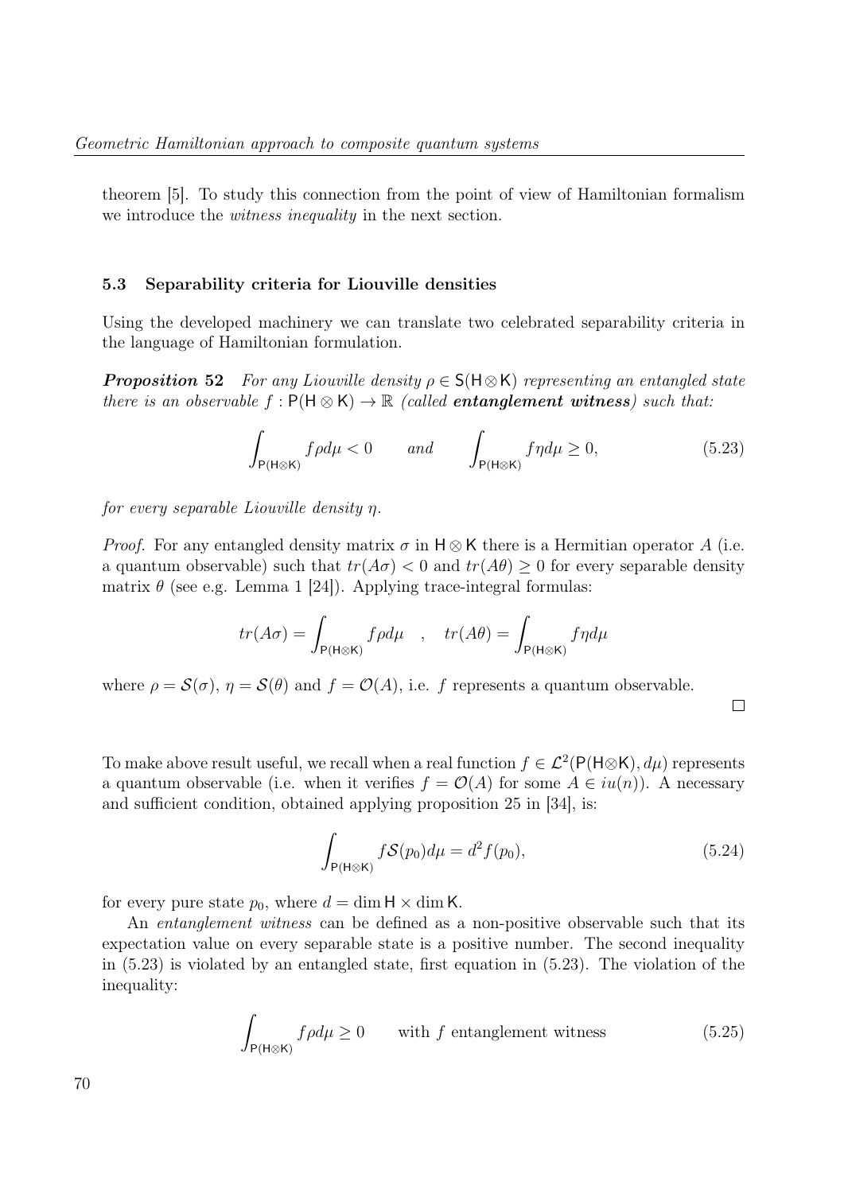theorem [5]. To study this connection from the point of view of Hamiltonian formalism we introduce the *witness inequality* in the next section.

### 5.3 Separability criteria for Liouville densities

Using the developed machinery we can translate two celebrated separability criteria in the language of Hamiltonian formulation.

***Proposition 52*** *For any Liouville density $\rho \in \mathsf{S}(\mathsf{H}\otimes\mathsf{K})$ representing an entangled state there is an observable $f : \mathsf{P}(\mathsf{H}\otimes\mathsf{K}) \to \mathbb{R}$ (called* ***entanglement witness****) such that:*

$$\int_{\mathsf{P}(\mathsf{H}\otimes\mathsf{K})} f\rho d\mu < 0 \qquad \textit{and} \qquad \int_{\mathsf{P}(\mathsf{H}\otimes\mathsf{K})} f\eta d\mu \geq 0, \tag{5.23}$$

*for every separable Liouville density $\eta$.*

*Proof.* For any entangled density matrix $\sigma$ in $\mathsf{H}\otimes\mathsf{K}$ there is a Hermitian operator $A$ (i.e. a quantum observable) such that $tr(A\sigma) < 0$ and $tr(A\theta) \geq 0$ for every separable density matrix $\theta$ (see e.g. Lemma 1 [24]). Applying trace-integral formulas:

$$tr(A\sigma) = \int_{\mathsf{P}(\mathsf{H}\otimes\mathsf{K})} f\rho d\mu \quad , \quad tr(A\theta) = \int_{\mathsf{P}(\mathsf{H}\otimes\mathsf{K})} f\eta d\mu$$

where $\rho = \mathcal{S}(\sigma)$, $\eta = \mathcal{S}(\theta)$ and $f = \mathcal{O}(A)$, i.e. $f$ represents a quantum observable.

□

To make above result useful, we recall when a real function $f \in \mathcal{L}^2(\mathsf{P}(\mathsf{H}\otimes\mathsf{K}), d\mu)$ represents a quantum observable (i.e. when it verifies $f = \mathcal{O}(A)$ for some $A \in iu(n)$). A necessary and sufficient condition, obtained applying proposition 25 in [34], is:

$$\int_{\mathsf{P}(\mathsf{H}\otimes\mathsf{K})} f\mathcal{S}(p_0) d\mu = d^2 f(p_0), \tag{5.24}$$

for every pure state $p_0$, where $d = \dim\mathsf{H} \times \dim\mathsf{K}$.

An *entanglement witness* can be defined as a non-positive observable such that its expectation value on every separable state is a positive number. The second inequality in (5.23) is violated by an entangled state, first equation in (5.23). The violation of the inequality:

$$\int_{\mathsf{P}(\mathsf{H}\otimes\mathsf{K})} f\rho d\mu \geq 0 \qquad \text{with } f \text{ entanglement witness} \tag{5.25}$$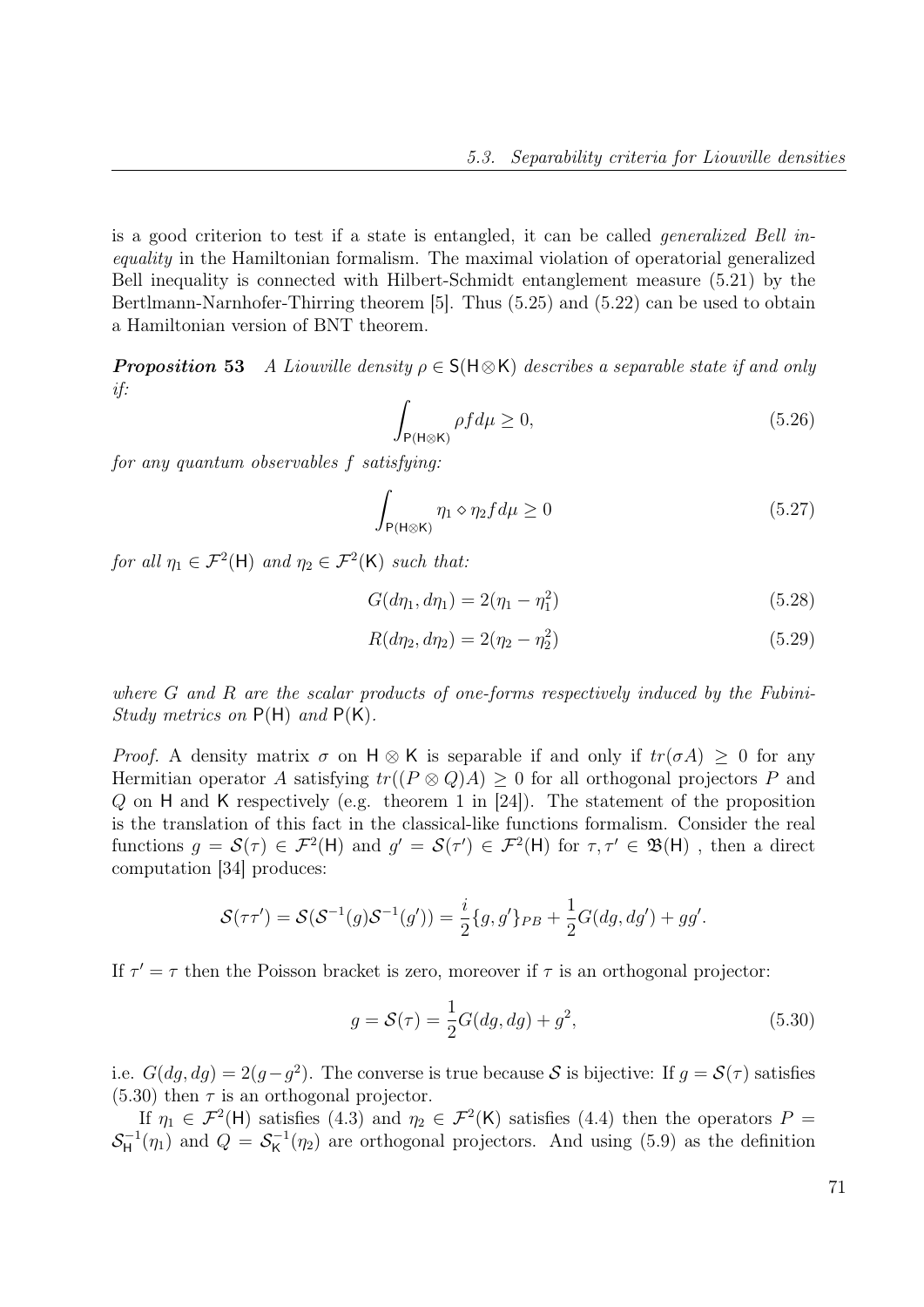is a good criterion to test if a state is entangled, it can be called *generalized Bell inequality* in the Hamiltonian formalism. The maximal violation of operatorial generalized Bell inequality is connected with Hilbert-Schmidt entanglement measure (5.21) by the Bertlmann-Narnhofer-Thirring theorem [5]. Thus (5.25) and (5.22) can be used to obtain a Hamiltonian version of BNT theorem.

***Proposition 53*** *A Liouville density $\rho \in \mathsf{S}(\mathsf{H}\otimes\mathsf{K})$ describes a separable state if and only if:*

$$\int_{\mathsf{P}(\mathsf{H}\otimes\mathsf{K})} \rho f d\mu \geq 0, \tag{5.26}$$

*for any quantum observables $f$ satisfying:*

$$\int_{\mathsf{P}(\mathsf{H}\otimes\mathsf{K})} \eta_1 \diamond \eta_2 f d\mu \geq 0 \tag{5.27}$$

*for all $\eta_1 \in \mathcal{F}^2(\mathsf{H})$ and $\eta_2 \in \mathcal{F}^2(\mathsf{K})$ such that:*

$$G(d\eta_1, d\eta_1) = 2(\eta_1 - \eta_1^2) \tag{5.28}$$

$$R(d\eta_2, d\eta_2) = 2(\eta_2 - \eta_2^2) \tag{5.29}$$

*where $G$ and $R$ are the scalar products of one-forms respectively induced by the Fubini-Study metrics on $\mathsf{P}(\mathsf{H})$ and $\mathsf{P}(\mathsf{K})$.*

*Proof.* A density matrix $\sigma$ on $\mathsf{H}\otimes\mathsf{K}$ is separable if and only if $tr(\sigma A) \geq 0$ for any Hermitian operator $A$ satisfying $tr((P\otimes Q)A) \geq 0$ for all orthogonal projectors $P$ and $Q$ on $\mathsf{H}$ and $\mathsf{K}$ respectively (e.g. theorem 1 in [24]). The statement of the proposition is the translation of this fact in the classical-like functions formalism. Consider the real functions $g = \mathcal{S}(\tau) \in \mathcal{F}^2(\mathsf{H})$ and $g' = \mathcal{S}(\tau') \in \mathcal{F}^2(\mathsf{H})$ for $\tau, \tau' \in \mathfrak{B}(\mathsf{H})$ , then a direct computation [34] produces:

$$\mathcal{S}(\tau\tau') = \mathcal{S}(\mathcal{S}^{-1}(g)\mathcal{S}^{-1}(g')) = \frac{i}{2}\{g, g'\}_{PB} + \frac{1}{2}G(dg, dg') + gg'.$$

If $\tau' = \tau$ then the Poisson bracket is zero, moreover if $\tau$ is an orthogonal projector:

$$g = \mathcal{S}(\tau) = \frac{1}{2}G(dg, dg) + g^2, \tag{5.30}$$

i.e. $G(dg, dg) = 2(g - g^2)$. The converse is true because $\mathcal{S}$ is bijective: If $g = \mathcal{S}(\tau)$ satisfies (5.30) then $\tau$ is an orthogonal projector.

If $\eta_1 \in \mathcal{F}^2(\mathsf{H})$ satisfies (4.3) and $\eta_2 \in \mathcal{F}^2(\mathsf{K})$ satisfies (4.4) then the operators $P = \mathcal{S}_{\mathsf{H}}^{-1}(\eta_1)$ and $Q = \mathcal{S}_{\mathsf{K}}^{-1}(\eta_2)$ are orthogonal projectors. And using (5.9) as the definition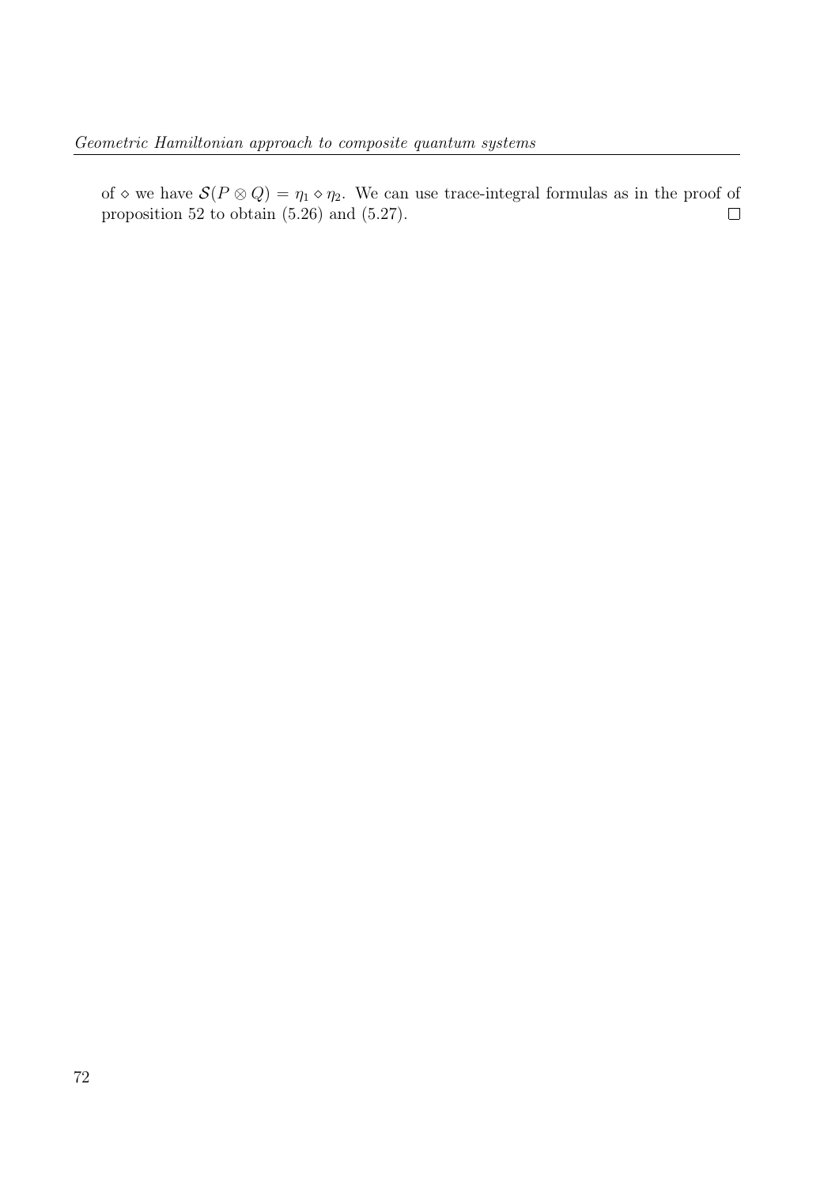of $\diamond$ we have $\mathcal{S}(P \otimes Q) = \eta_1 \diamond \eta_2$. We can use trace-integral formulas as in the proof of proposition 52 to obtain (5.26) and (5.27). $\square$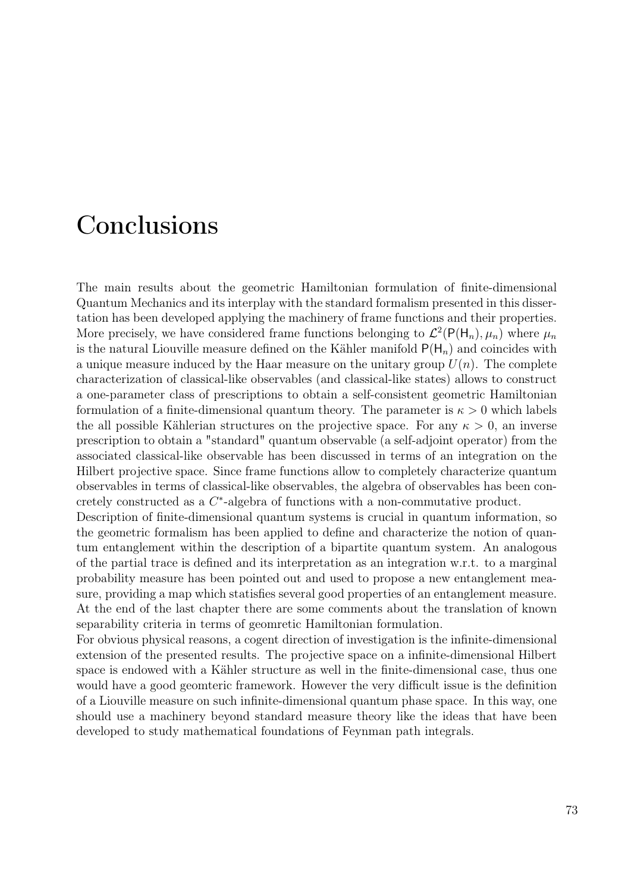# Conclusions

The main results about the geometric Hamiltonian formulation of finite-dimensional Quantum Mechanics and its interplay with the standard formalism presented in this dissertation has been developed applying the machinery of frame functions and their properties. More precisely, we have considered frame functions belonging to $\mathcal{L}^2(\mathsf{P}(\mathsf{H}_n), \mu_n)$ where $\mu_n$ is the natural Liouville measure defined on the Kähler manifold $\mathsf{P}(\mathsf{H}_n)$ and coincides with a unique measure induced by the Haar measure on the unitary group $U(n)$. The complete characterization of classical-like observables (and classical-like states) allows to construct a one-parameter class of prescriptions to obtain a self-consistent geometric Hamiltonian formulation of a finite-dimensional quantum theory. The parameter is $\kappa > 0$ which labels the all possible Kählerian structures on the projective space. For any $\kappa > 0$, an inverse prescription to obtain a "standard" quantum observable (a self-adjoint operator) from the associated classical-like observable has been discussed in terms of an integration on the Hilbert projective space. Since frame functions allow to completely characterize quantum observables in terms of classical-like observables, the algebra of observables has been concretely constructed as a $C^*$-algebra of functions with a non-commutative product.

Description of finite-dimensional quantum systems is crucial in quantum information, so the geometric formalism has been applied to define and characterize the notion of quantum entanglement within the description of a bipartite quantum system. An analogous of the partial trace is defined and its interpretation as an integration w.r.t. to a marginal probability measure has been pointed out and used to propose a new entanglement measure, providing a map which statisfies several good properties of an entanglement measure. At the end of the last chapter there are some comments about the translation of known separability criteria in terms of geomretic Hamiltonian formulation.

For obvious physical reasons, a cogent direction of investigation is the infinite-dimensional extension of the presented results. The projective space on a infinite-dimensional Hilbert space is endowed with a Kähler structure as well in the finite-dimensional case, thus one would have a good geomteric framework. However the very difficult issue is the definition of a Liouville measure on such infinite-dimensional quantum phase space. In this way, one should use a machinery beyond standard measure theory like the ideas that have been developed to study mathematical foundations of Feynman path integrals.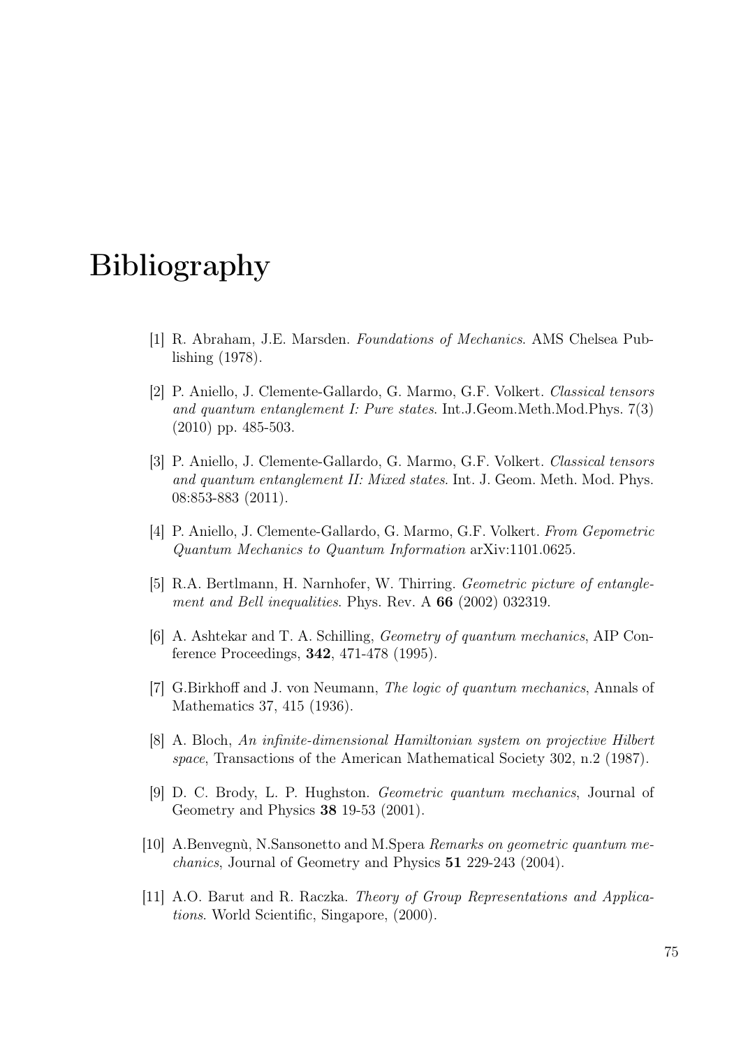# Bibliography

[1] R. Abraham, J.E. Marsden. *Foundations of Mechanics*. AMS Chelsea Publishing (1978).

[2] P. Aniello, J. Clemente-Gallardo, G. Marmo, G.F. Volkert. *Classical tensors and quantum entanglement I: Pure states*. Int.J.Geom.Meth.Mod.Phys. 7(3) (2010) pp. 485-503.

[3] P. Aniello, J. Clemente-Gallardo, G. Marmo, G.F. Volkert. *Classical tensors and quantum entanglement II: Mixed states*. Int. J. Geom. Meth. Mod. Phys. 08:853-883 (2011).

[4] P. Aniello, J. Clemente-Gallardo, G. Marmo, G.F. Volkert. *From Gepometric Quantum Mechanics to Quantum Information* arXiv:1101.0625.

[5] R.A. Bertlmann, H. Narnhofer, W. Thirring. *Geometric picture of entanglement and Bell inequalities*. Phys. Rev. A **66** (2002) 032319.

[6] A. Ashtekar and T. A. Schilling, *Geometry of quantum mechanics*, AIP Conference Proceedings, **342**, 471-478 (1995).

[7] G.Birkhoff and J. von Neumann, *The logic of quantum mechanics*, Annals of Mathematics 37, 415 (1936).

[8] A. Bloch, *An infinite-dimensional Hamiltonian system on projective Hilbert space*, Transactions of the American Mathematical Society 302, n.2 (1987).

[9] D. C. Brody, L. P. Hughston. *Geometric quantum mechanics*, Journal of Geometry and Physics **38** 19-53 (2001).

[10] A.Benvegnù, N.Sansonetto and M.Spera *Remarks on geometric quantum mechanics*, Journal of Geometry and Physics **51** 229-243 (2004).

[11] A.O. Barut and R. Raczka. *Theory of Group Representations and Applications*. World Scientific, Singapore, (2000).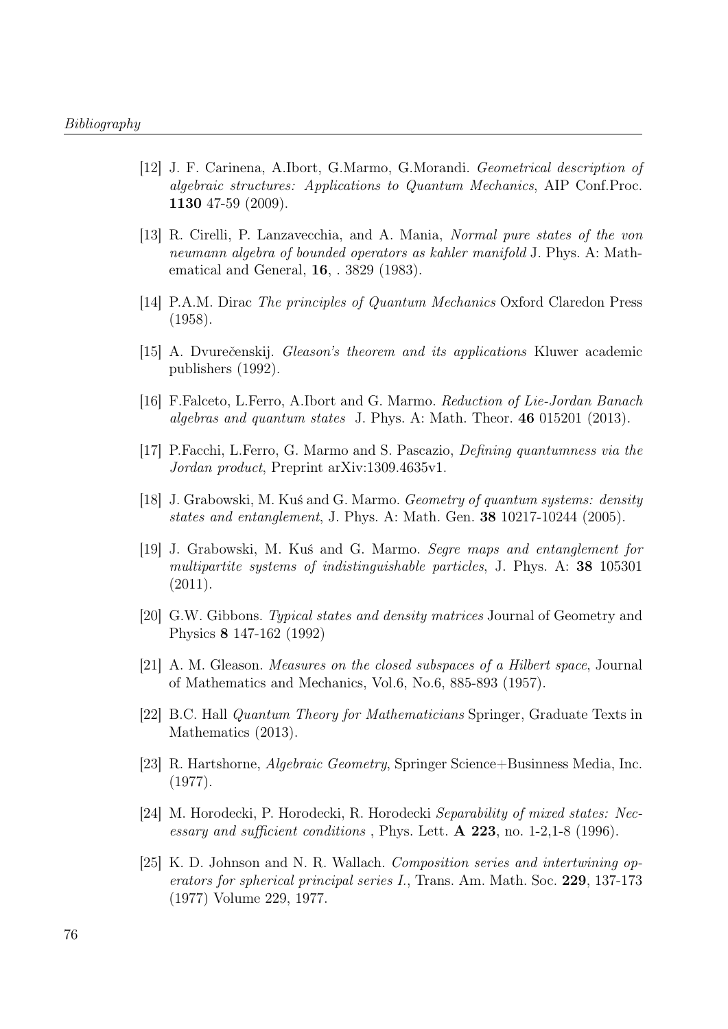[12] J. F. Carinena, A.Ibort, G.Marmo, G.Morandi. *Geometrical description of algebraic structures: Applications to Quantum Mechanics*, AIP Conf.Proc. **1130** 47-59 (2009).

[13] R. Cirelli, P. Lanzavecchia, and A. Mania, *Normal pure states of the von neumann algebra of bounded operators as kahler manifold* J. Phys. A: Mathematical and General, **16**, . 3829 (1983).

[14] P.A.M. Dirac *The principles of Quantum Mechanics* Oxford Claredon Press (1958).

[15] A. Dvurečenskij. *Gleason's theorem and its applications* Kluwer academic publishers (1992).

[16] F.Falceto, L.Ferro, A.Ibort and G. Marmo. *Reduction of Lie-Jordan Banach algebras and quantum states* J. Phys. A: Math. Theor. **46** 015201 (2013).

[17] P.Facchi, L.Ferro, G. Marmo and S. Pascazio, *Defining quantumness via the Jordan product*, Preprint arXiv:1309.4635v1.

[18] J. Grabowski, M. Kuś and G. Marmo. *Geometry of quantum systems: density states and entanglement*, J. Phys. A: Math. Gen. **38** 10217-10244 (2005).

[19] J. Grabowski, M. Kuś and G. Marmo. *Segre maps and entanglement for multipartite systems of indistinguishable particles*, J. Phys. A: **38** 105301 (2011).

[20] G.W. Gibbons. *Typical states and density matrices* Journal of Geometry and Physics **8** 147-162 (1992)

[21] A. M. Gleason. *Measures on the closed subspaces of a Hilbert space*, Journal of Mathematics and Mechanics, Vol.6, No.6, 885-893 (1957).

[22] B.C. Hall *Quantum Theory for Mathematicians* Springer, Graduate Texts in Mathematics (2013).

[23] R. Hartshorne, *Algebraic Geometry*, Springer Science+Businness Media, Inc. (1977).

[24] M. Horodecki, P. Horodecki, R. Horodecki *Separability of mixed states: Necessary and sufficient conditions* , Phys. Lett. **A 223**, no. 1-2,1-8 (1996).

[25] K. D. Johnson and N. R. Wallach. *Composition series and intertwining operators for spherical principal series I.*, Trans. Am. Math. Soc. **229**, 137-173 (1977) Volume 229, 1977.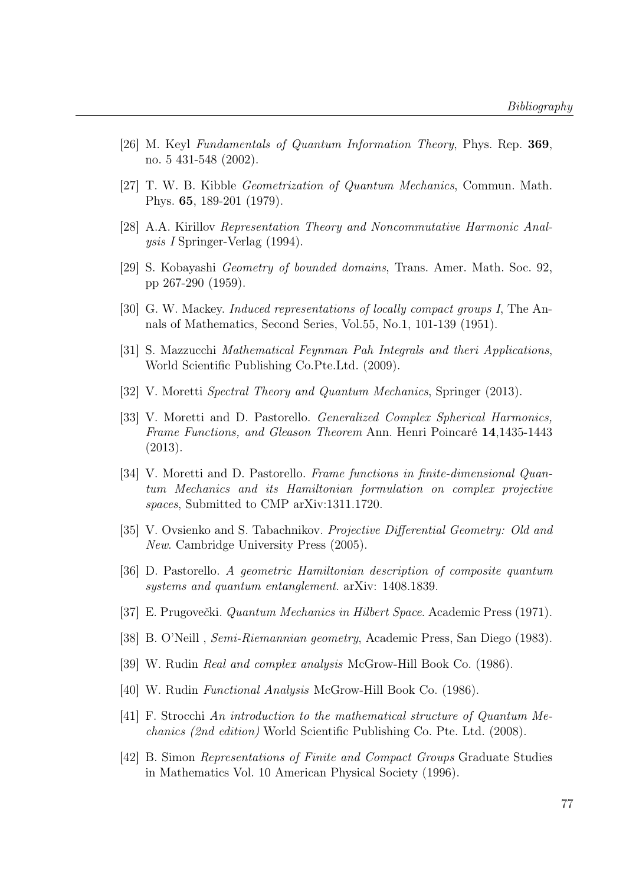[26] M. Keyl *Fundamentals of Quantum Information Theory*, Phys. Rep. **369**, no. 5 431-548 (2002).

[27] T. W. B. Kibble *Geometrization of Quantum Mechanics*, Commun. Math. Phys. **65**, 189-201 (1979).

[28] A.A. Kirillov *Representation Theory and Noncommutative Harmonic Analysis I* Springer-Verlag (1994).

[29] S. Kobayashi *Geometry of bounded domains*, Trans. Amer. Math. Soc. 92, pp 267-290 (1959).

[30] G. W. Mackey. *Induced representations of locally compact groups I*, The Annals of Mathematics, Second Series, Vol.55, No.1, 101-139 (1951).

[31] S. Mazzucchi *Mathematical Feynman Pah Integrals and theri Applications*, World Scientific Publishing Co.Pte.Ltd. (2009).

[32] V. Moretti *Spectral Theory and Quantum Mechanics*, Springer (2013).

[33] V. Moretti and D. Pastorello. *Generalized Complex Spherical Harmonics, Frame Functions, and Gleason Theorem* Ann. Henri Poincaré **14**,1435-1443 (2013).

[34] V. Moretti and D. Pastorello. *Frame functions in finite-dimensional Quantum Mechanics and its Hamiltonian formulation on complex projective spaces*, Submitted to CMP arXiv:1311.1720.

[35] V. Ovsienko and S. Tabachnikov. *Projective Differential Geometry: Old and New*. Cambridge University Press (2005).

[36] D. Pastorello. *A geometric Hamiltonian description of composite quantum systems and quantum entanglement*. arXiv: 1408.1839.

[37] E. Prugovečki. *Quantum Mechanics in Hilbert Space*. Academic Press (1971).

[38] B. O'Neill , *Semi-Riemannian geometry*, Academic Press, San Diego (1983).

[39] W. Rudin *Real and complex analysis* McGrow-Hill Book Co. (1986).

[40] W. Rudin *Functional Analysis* McGrow-Hill Book Co. (1986).

[41] F. Strocchi *An introduction to the mathematical structure of Quantum Mechanics (2nd edition)* World Scientific Publishing Co. Pte. Ltd. (2008).

[42] B. Simon *Representations of Finite and Compact Groups* Graduate Studies in Mathematics Vol. 10 American Physical Society (1996).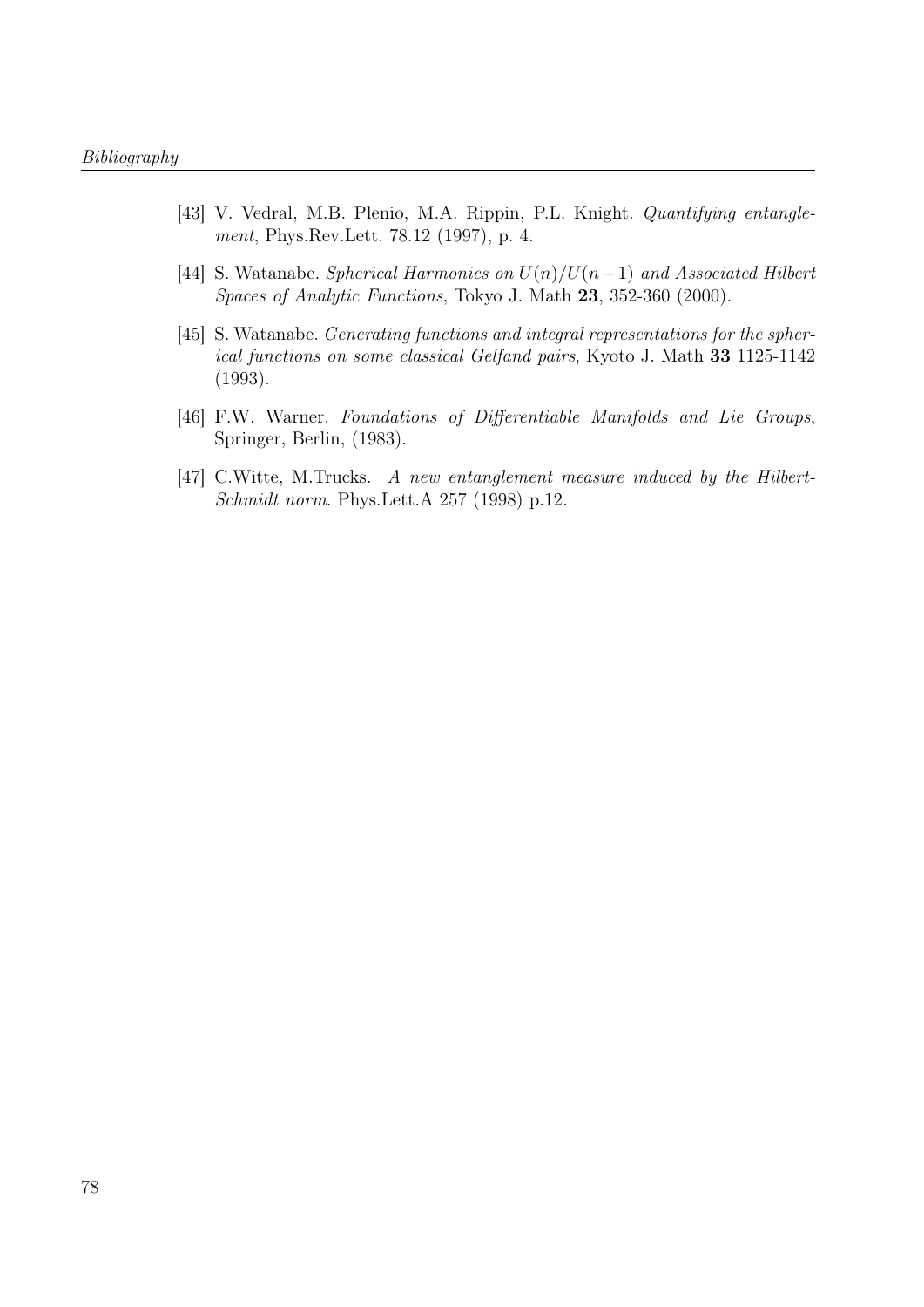[43] V. Vedral, M.B. Plenio, M.A. Rippin, P.L. Knight. *Quantifying entanglement*, Phys.Rev.Lett. 78.12 (1997), p. 4.

[44] S. Watanabe. *Spherical Harmonics on $U(n)/U(n-1)$ and Associated Hilbert Spaces of Analytic Functions*, Tokyo J. Math **23**, 352-360 (2000).

[45] S. Watanabe. *Generating functions and integral representations for the spherical functions on some classical Gelfand pairs*, Kyoto J. Math **33** 1125-1142 (1993).

[46] F.W. Warner. *Foundations of Differentiable Manifolds and Lie Groups*, Springer, Berlin, (1983).

[47] C.Witte, M.Trucks. *A new entanglement measure induced by the Hilbert-Schmidt norm*. Phys.Lett.A 257 (1998) p.12.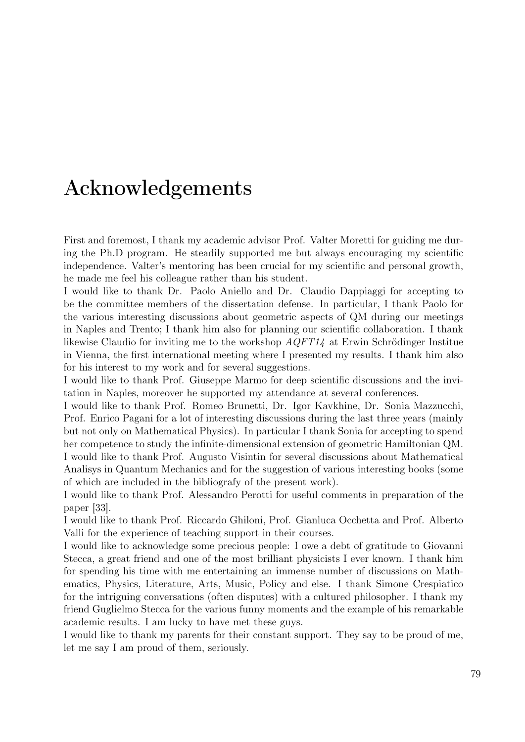# Acknowledgements

First and foremost, I thank my academic advisor Prof. Valter Moretti for guiding me during the Ph.D program. He steadily supported me but always encouraging my scientific independence. Valter's mentoring has been crucial for my scientific and personal growth, he made me feel his colleague rather than his student.
I would like to thank Dr. Paolo Aniello and Dr. Claudio Dappiaggi for accepting to be the committee members of the dissertation defense. In particular, I thank Paolo for the various interesting discussions about geometric aspects of QM during our meetings in Naples and Trento; I thank him also for planning our scientific collaboration. I thank likewise Claudio for inviting me to the workshop *AQFT14* at Erwin Schrödinger Institue in Vienna, the first international meeting where I presented my results. I thank him also for his interest to my work and for several suggestions.
I would like to thank Prof. Giuseppe Marmo for deep scientific discussions and the invitation in Naples, moreover he supported my attendance at several conferences.
I would like to thank Prof. Romeo Brunetti, Dr. Igor Kavkhine, Dr. Sonia Mazzucchi, Prof. Enrico Pagani for a lot of interesting discussions during the last three years (mainly but not only on Mathematical Physics). In particular I thank Sonia for accepting to spend her competence to study the infinite-dimensional extension of geometric Hamiltonian QM.
I would like to thank Prof. Augusto Visintin for several discussions about Mathematical Analisys in Quantum Mechanics and for the suggestion of various interesting books (some of which are included in the bibliografy of the present work).
I would like to thank Prof. Alessandro Perotti for useful comments in preparation of the paper [33].
I would like to thank Prof. Riccardo Ghiloni, Prof. Gianluca Occhetta and Prof. Alberto Valli for the experience of teaching support in their courses.
I would like to acknowledge some precious people: I owe a debt of gratitude to Giovanni Stecca, a great friend and one of the most brilliant physicists I ever known. I thank him for spending his time with me entertaining an immense number of discussions on Mathematics, Physics, Literature, Arts, Music, Policy and else. I thank Simone Crespiatico for the intriguing conversations (often disputes) with a cultured philosopher. I thank my friend Guglielmo Stecca for the various funny moments and the example of his remarkable academic results. I am lucky to have met these guys.
I would like to thank my parents for their constant support. They say to be proud of me, let me say I am proud of them, seriously.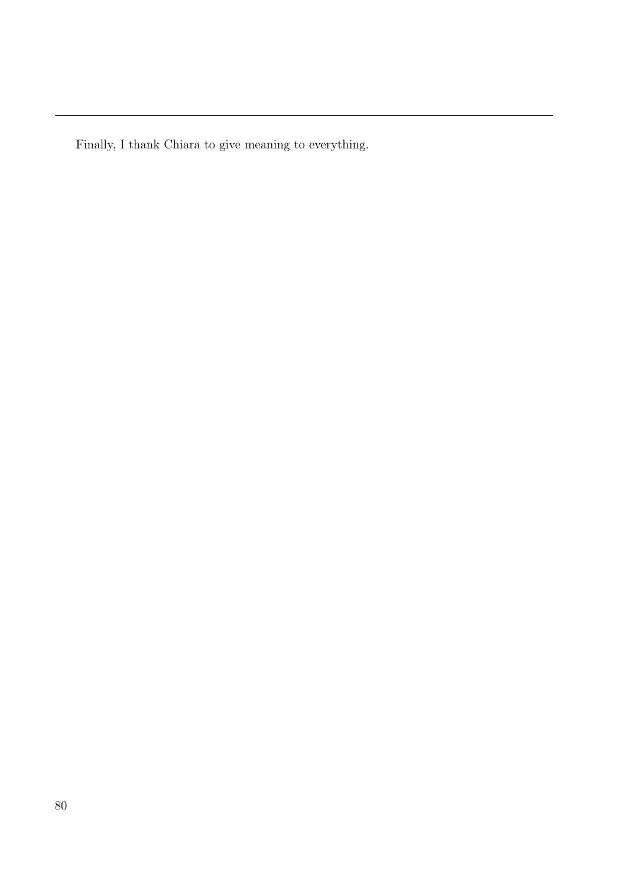Finally, I thank Chiara to give meaning to everything.